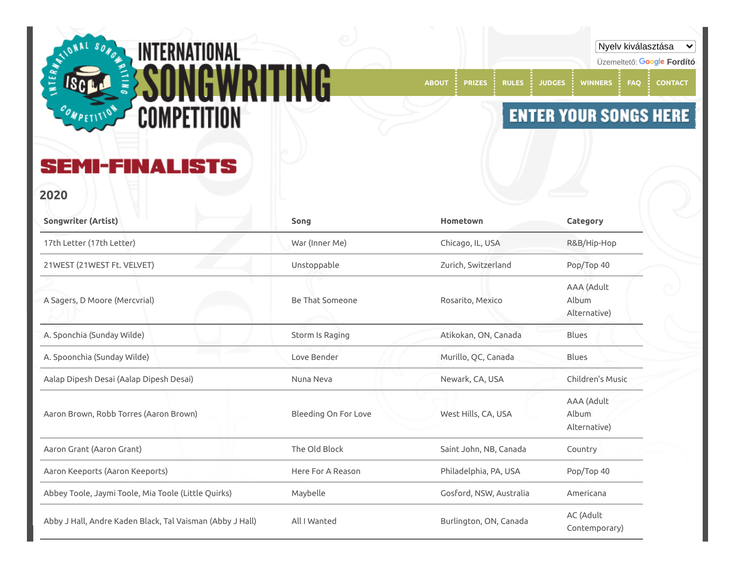INTERNATIONAL SONGWRITING COMPETITION

Nyelv kiválasztása

Üzemeltető: Google Fordító

ABOUT | PRIZES | RULES | JUDGES | WINNERS | FAQ | CONTACT

ENTER YOUR SONGS HERE

# SEMI-FINALISTS

## 2020

| Songwriter (Artist) | Song | Hometown | Category |
|---|---|---|---|
| 17th Letter (17th Letter) | War (Inner Me) | Chicago, IL, USA | R&B/Hip-Hop |
| 21WEST (21WEST Ft. VELVET) | Unstoppable | Zurich, Switzerland | Pop/Top 40 |
| A Sagers, D Moore (Mercvrial) | Be That Someone | Rosarito, Mexico | AAA (Adult Album Alternative) |
| A. Sponchia (Sunday Wilde) | Storm Is Raging | Atikokan, ON, Canada | Blues |
| A. Spoonchia (Sunday Wilde) | Love Bender | Murillo, QC, Canada | Blues |
| Aalap Dipesh Desai (Aalap Dipesh Desai) | Nuna Neva | Newark, CA, USA | Children's Music |
| Aaron Brown, Robb Torres (Aaron Brown) | Bleeding On For Love | West Hills, CA, USA | AAA (Adult Album Alternative) |
| Aaron Grant (Aaron Grant) | The Old Block | Saint John, NB, Canada | Country |
| Aaron Keeports (Aaron Keeports) | Here For A Reason | Philadelphia, PA, USA | Pop/Top 40 |
| Abbey Toole, Jaymi Toole, Mia Toole (Little Quirks) | Maybelle | Gosford, NSW, Australia | Americana |
| Abby J Hall, Andre Kaden Black, Tal Vaisman (Abby J Hall) | All I Wanted | Burlington, ON, Canada | AC (Adult Contemporary) |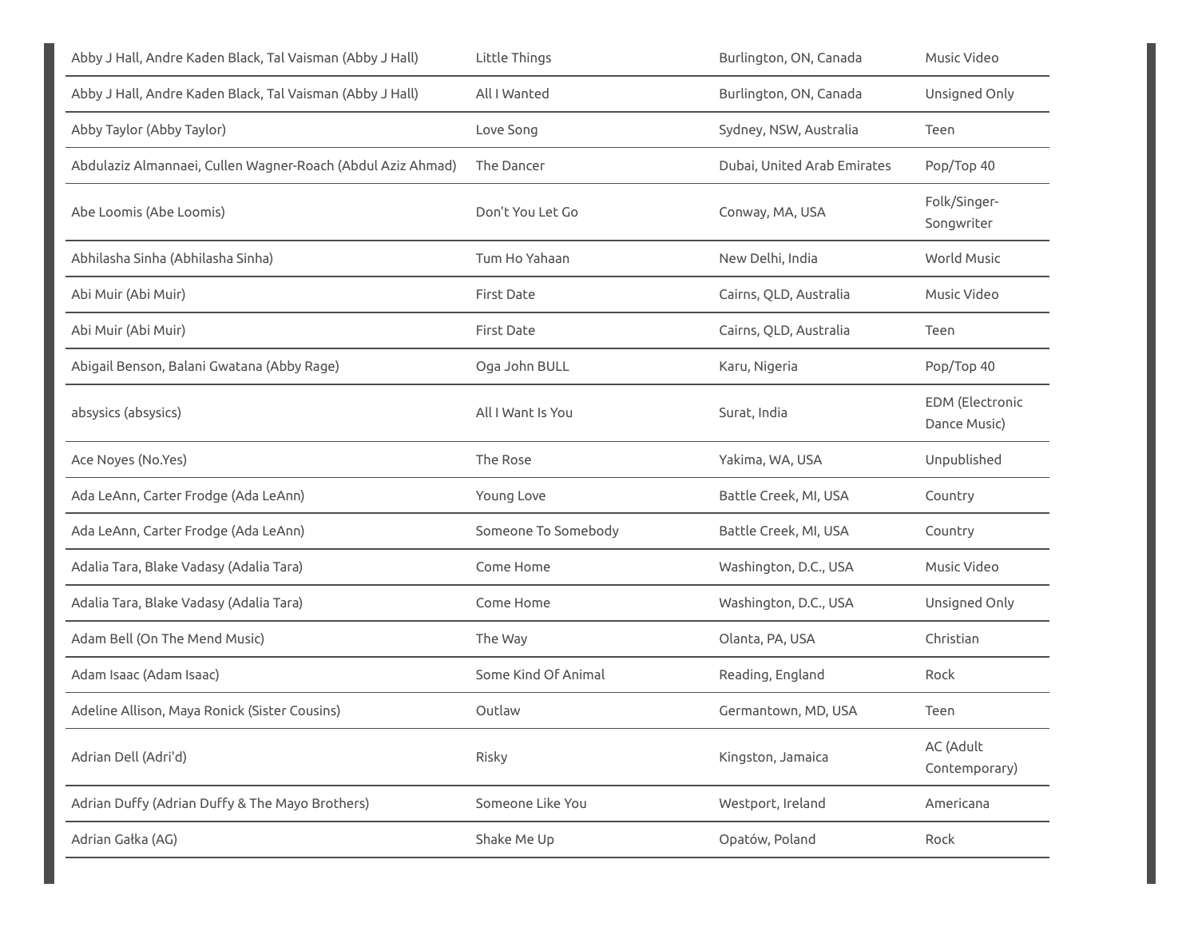| | | | |
|---|---|---|---|
| Abby J Hall, Andre Kaden Black, Tal Vaisman (Abby J Hall) | Little Things | Burlington, ON, Canada | Music Video |
| Abby J Hall, Andre Kaden Black, Tal Vaisman (Abby J Hall) | All I Wanted | Burlington, ON, Canada | Unsigned Only |
| Abby Taylor (Abby Taylor) | Love Song | Sydney, NSW, Australia | Teen |
| Abdulaziz Almannaei, Cullen Wagner-Roach (Abdul Aziz Ahmad) | The Dancer | Dubai, United Arab Emirates | Pop/Top 40 |
| Abe Loomis (Abe Loomis) | Don't You Let Go | Conway, MA, USA | Folk/Singer-Songwriter |
| Abhilasha Sinha (Abhilasha Sinha) | Tum Ho Yahaan | New Delhi, India | World Music |
| Abi Muir (Abi Muir) | First Date | Cairns, QLD, Australia | Music Video |
| Abi Muir (Abi Muir) | First Date | Cairns, QLD, Australia | Teen |
| Abigail Benson, Balani Gwatana (Abby Rage) | Oga John BULL | Karu, Nigeria | Pop/Top 40 |
| absysics (absysics) | All I Want Is You | Surat, India | EDM (Electronic Dance Music) |
| Ace Noyes (No.Yes) | The Rose | Yakima, WA, USA | Unpublished |
| Ada LeAnn, Carter Frodge (Ada LeAnn) | Young Love | Battle Creek, MI, USA | Country |
| Ada LeAnn, Carter Frodge (Ada LeAnn) | Someone To Somebody | Battle Creek, MI, USA | Country |
| Adalia Tara, Blake Vadasy (Adalia Tara) | Come Home | Washington, D.C., USA | Music Video |
| Adalia Tara, Blake Vadasy (Adalia Tara) | Come Home | Washington, D.C., USA | Unsigned Only |
| Adam Bell (On The Mend Music) | The Way | Olanta, PA, USA | Christian |
| Adam Isaac (Adam Isaac) | Some Kind Of Animal | Reading, England | Rock |
| Adeline Allison, Maya Ronick (Sister Cousins) | Outlaw | Germantown, MD, USA | Teen |
| Adrian Dell (Adri'd) | Risky | Kingston, Jamaica | AC (Adult Contemporary) |
| Adrian Duffy (Adrian Duffy & The Mayo Brothers) | Someone Like You | Westport, Ireland | Americana |
| Adrian Gałka (AG) | Shake Me Up | Opatów, Poland | Rock |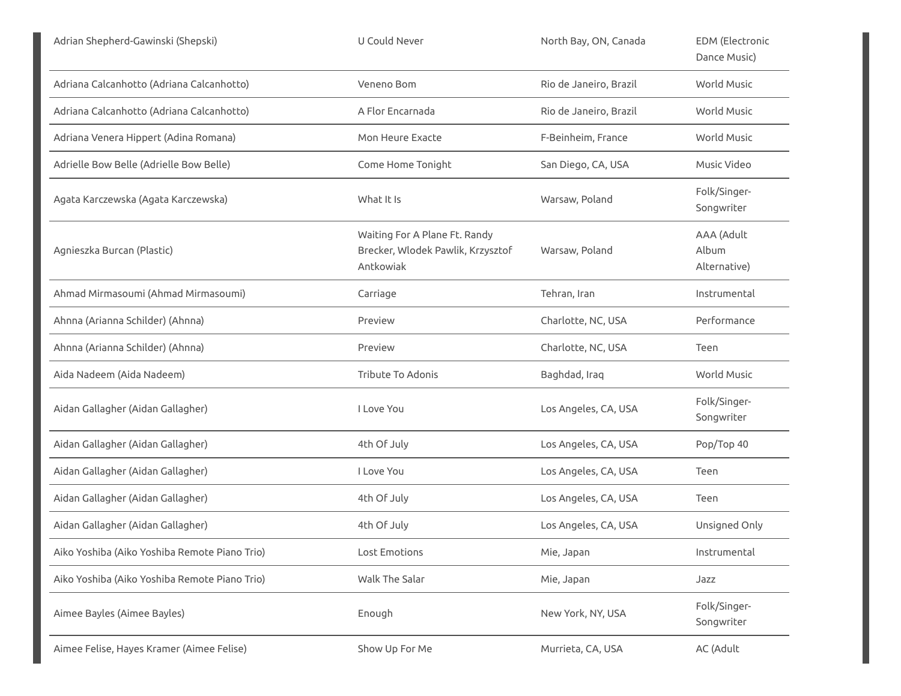| | | | |
|---|---|---|---|
| Adrian Shepherd-Gawinski (Shepski) | U Could Never | North Bay, ON, Canada | EDM (Electronic Dance Music) |
| Adriana Calcanhotto (Adriana Calcanhotto) | Veneno Bom | Rio de Janeiro, Brazil | World Music |
| Adriana Calcanhotto (Adriana Calcanhotto) | A Flor Encarnada | Rio de Janeiro, Brazil | World Music |
| Adriana Venera Hippert (Adina Romana) | Mon Heure Exacte | F-Beinheim, France | World Music |
| Adrielle Bow Belle (Adrielle Bow Belle) | Come Home Tonight | San Diego, CA, USA | Music Video |
| Agata Karczewska (Agata Karczewska) | What It Is | Warsaw, Poland | Folk/Singer-Songwriter |
| Agnieszka Burcan (Plastic) | Waiting For A Plane Ft. Randy Brecker, Wlodek Pawlik, Krzysztof Antkowiak | Warsaw, Poland | AAA (Adult Album Alternative) |
| Ahmad Mirmasoumi (Ahmad Mirmasoumi) | Carriage | Tehran, Iran | Instrumental |
| Ahnna (Arianna Schilder) (Ahnna) | Preview | Charlotte, NC, USA | Performance |
| Ahnna (Arianna Schilder) (Ahnna) | Preview | Charlotte, NC, USA | Teen |
| Aida Nadeem (Aida Nadeem) | Tribute To Adonis | Baghdad, Iraq | World Music |
| Aidan Gallagher (Aidan Gallagher) | I Love You | Los Angeles, CA, USA | Folk/Singer-Songwriter |
| Aidan Gallagher (Aidan Gallagher) | 4th Of July | Los Angeles, CA, USA | Pop/Top 40 |
| Aidan Gallagher (Aidan Gallagher) | I Love You | Los Angeles, CA, USA | Teen |
| Aidan Gallagher (Aidan Gallagher) | 4th Of July | Los Angeles, CA, USA | Teen |
| Aidan Gallagher (Aidan Gallagher) | 4th Of July | Los Angeles, CA, USA | Unsigned Only |
| Aiko Yoshiba (Aiko Yoshiba Remote Piano Trio) | Lost Emotions | Mie, Japan | Instrumental |
| Aiko Yoshiba (Aiko Yoshiba Remote Piano Trio) | Walk The Salar | Mie, Japan | Jazz |
| Aimee Bayles (Aimee Bayles) | Enough | New York, NY, USA | Folk/Singer-Songwriter |
| Aimee Felise, Hayes Kramer (Aimee Felise) | Show Up For Me | Murrieta, CA, USA | AC (Adult |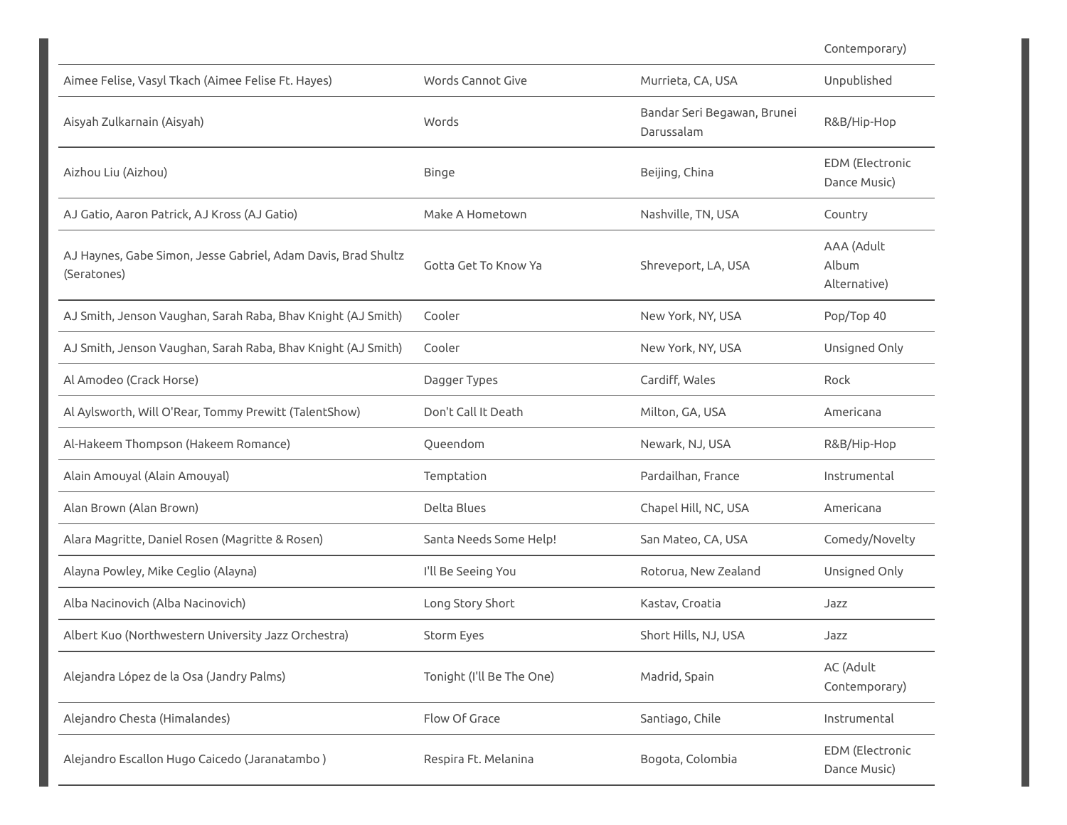| | | | |
|---|---|---|---|
| | | | Contemporary) |
| Aimee Felise, Vasyl Tkach (Aimee Felise Ft. Hayes) | Words Cannot Give | Murrieta, CA, USA | Unpublished |
| Aisyah Zulkarnain (Aisyah) | Words | Bandar Seri Begawan, Brunei Darussalam | R&B/Hip-Hop |
| Aizhou Liu (Aizhou) | Binge | Beijing, China | EDM (Electronic Dance Music) |
| AJ Gatio, Aaron Patrick, AJ Kross (AJ Gatio) | Make A Hometown | Nashville, TN, USA | Country |
| AJ Haynes, Gabe Simon, Jesse Gabriel, Adam Davis, Brad Shultz (Seratones) | Gotta Get To Know Ya | Shreveport, LA, USA | AAA (Adult Album Alternative) |
| AJ Smith, Jenson Vaughan, Sarah Raba, Bhav Knight (AJ Smith) | Cooler | New York, NY, USA | Pop/Top 40 |
| AJ Smith, Jenson Vaughan, Sarah Raba, Bhav Knight (AJ Smith) | Cooler | New York, NY, USA | Unsigned Only |
| Al Amodeo (Crack Horse) | Dagger Types | Cardiff, Wales | Rock |
| Al Aylsworth, Will O'Rear, Tommy Prewitt (TalentShow) | Don't Call It Death | Milton, GA, USA | Americana |
| Al-Hakeem Thompson (Hakeem Romance) | Queendom | Newark, NJ, USA | R&B/Hip-Hop |
| Alain Amouyal (Alain Amouyal) | Temptation | Pardailhan, France | Instrumental |
| Alan Brown (Alan Brown) | Delta Blues | Chapel Hill, NC, USA | Americana |
| Alara Magritte, Daniel Rosen (Magritte & Rosen) | Santa Needs Some Help! | San Mateo, CA, USA | Comedy/Novelty |
| Alayna Powley, Mike Ceglio (Alayna) | I'll Be Seeing You | Rotorua, New Zealand | Unsigned Only |
| Alba Nacinovich (Alba Nacinovich) | Long Story Short | Kastav, Croatia | Jazz |
| Albert Kuo (Northwestern University Jazz Orchestra) | Storm Eyes | Short Hills, NJ, USA | Jazz |
| Alejandra López de la Osa (Jandry Palms) | Tonight (I'll Be The One) | Madrid, Spain | AC (Adult Contemporary) |
| Alejandro Chesta (Himalandes) | Flow Of Grace | Santiago, Chile | Instrumental |
| Alejandro Escallon Hugo Caicedo (Jaranatambo ) | Respira Ft. Melanina | Bogota, Colombia | EDM (Electronic Dance Music) |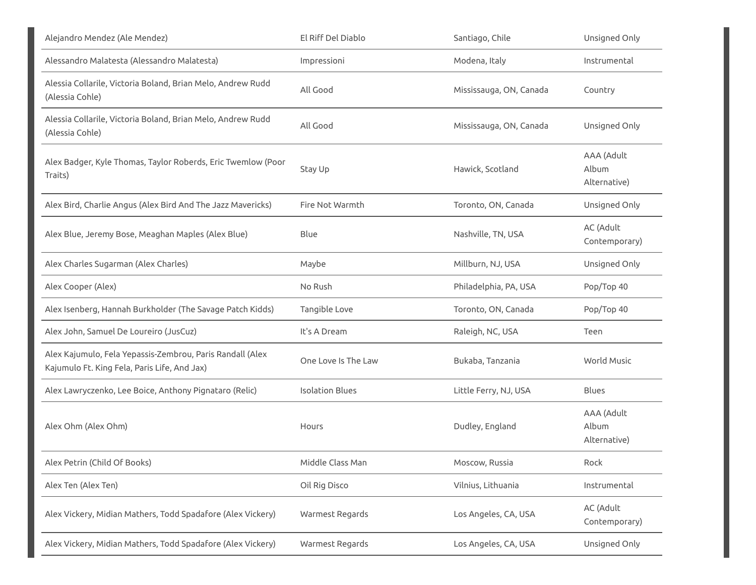| | | | |
|---|---|---|---|
| Alejandro Mendez (Ale Mendez) | El Riff Del Diablo | Santiago, Chile | Unsigned Only |
| Alessandro Malatesta (Alessandro Malatesta) | Impressioni | Modena, Italy | Instrumental |
| Alessia Collarile, Victoria Boland, Brian Melo, Andrew Rudd (Alessia Cohle) | All Good | Mississauga, ON, Canada | Country |
| Alessia Collarile, Victoria Boland, Brian Melo, Andrew Rudd (Alessia Cohle) | All Good | Mississauga, ON, Canada | Unsigned Only |
| Alex Badger, Kyle Thomas, Taylor Roberds, Eric Twemlow (Poor Traits) | Stay Up | Hawick, Scotland | AAA (Adult Album Alternative) |
| Alex Bird, Charlie Angus (Alex Bird And The Jazz Mavericks) | Fire Not Warmth | Toronto, ON, Canada | Unsigned Only |
| Alex Blue, Jeremy Bose, Meaghan Maples (Alex Blue) | Blue | Nashville, TN, USA | AC (Adult Contemporary) |
| Alex Charles Sugarman (Alex Charles) | Maybe | Millburn, NJ, USA | Unsigned Only |
| Alex Cooper (Alex) | No Rush | Philadelphia, PA, USA | Pop/Top 40 |
| Alex Isenberg, Hannah Burkholder (The Savage Patch Kidds) | Tangible Love | Toronto, ON, Canada | Pop/Top 40 |
| Alex John, Samuel De Loureiro (JusCuz) | It's A Dream | Raleigh, NC, USA | Teen |
| Alex Kajumulo, Fela Yepassis-Zembrou, Paris Randall (Alex Kajumulo Ft. King Fela, Paris Life, And Jax) | One Love Is The Law | Bukaba, Tanzania | World Music |
| Alex Lawryczenko, Lee Boice, Anthony Pignataro (Relic) | Isolation Blues | Little Ferry, NJ, USA | Blues |
| Alex Ohm (Alex Ohm) | Hours | Dudley, England | AAA (Adult Album Alternative) |
| Alex Petrin (Child Of Books) | Middle Class Man | Moscow, Russia | Rock |
| Alex Ten (Alex Ten) | Oil Rig Disco | Vilnius, Lithuania | Instrumental |
| Alex Vickery, Midian Mathers, Todd Spadafore (Alex Vickery) | Warmest Regards | Los Angeles, CA, USA | AC (Adult Contemporary) |
| Alex Vickery, Midian Mathers, Todd Spadafore (Alex Vickery) | Warmest Regards | Los Angeles, CA, USA | Unsigned Only |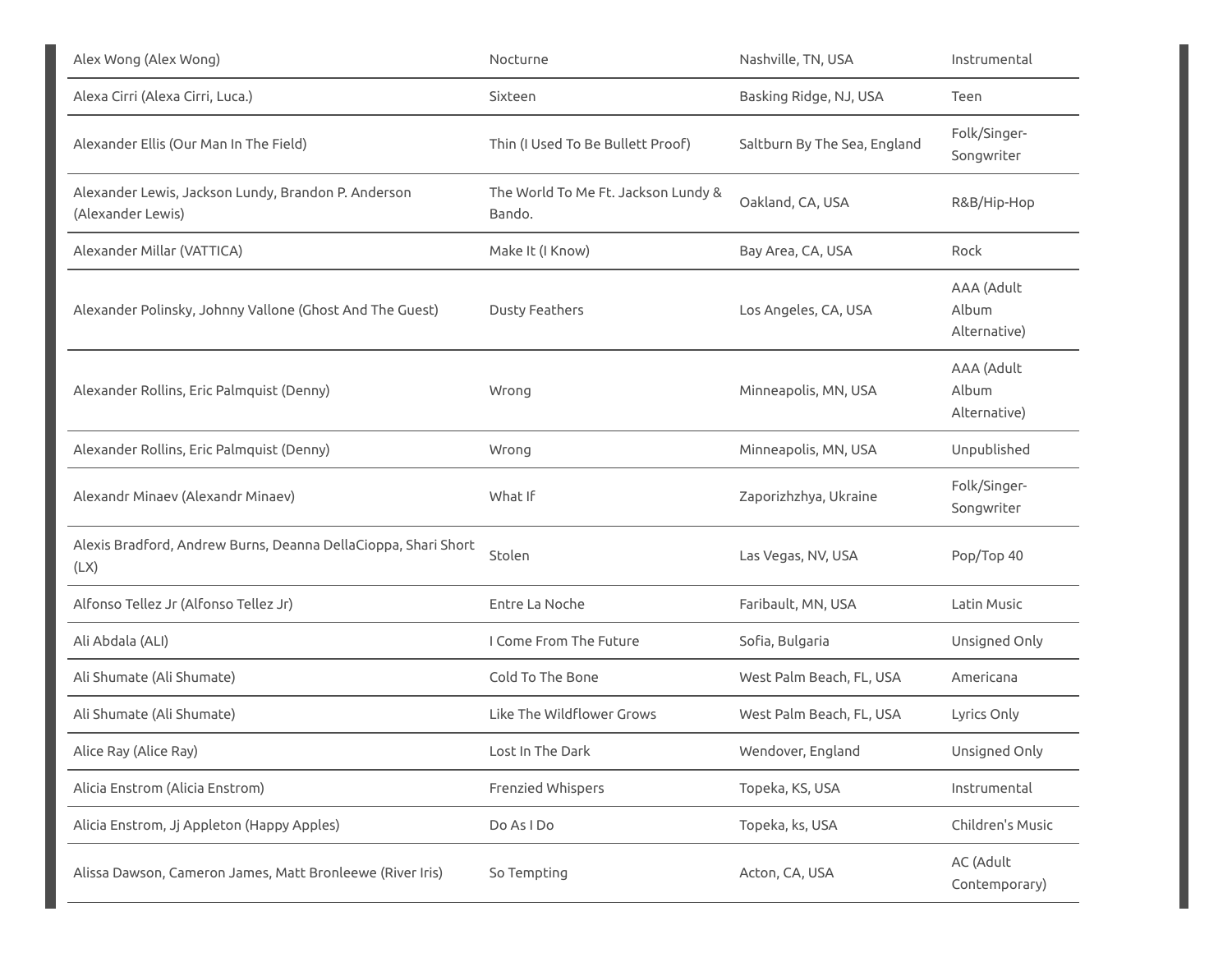| | | | |
|---|---|---|---|
| Alex Wong (Alex Wong) | Nocturne | Nashville, TN, USA | Instrumental |
| Alexa Cirri (Alexa Cirri, Luca.) | Sixteen | Basking Ridge, NJ, USA | Teen |
| Alexander Ellis (Our Man In The Field) | Thin (I Used To Be Bullett Proof) | Saltburn By The Sea, England | Folk/Singer-Songwriter |
| Alexander Lewis, Jackson Lundy, Brandon P. Anderson (Alexander Lewis) | The World To Me Ft. Jackson Lundy & Bando. | Oakland, CA, USA | R&B/Hip-Hop |
| Alexander Millar (VATTICA) | Make It (I Know) | Bay Area, CA, USA | Rock |
| Alexander Polinsky, Johnny Vallone (Ghost And The Guest) | Dusty Feathers | Los Angeles, CA, USA | AAA (Adult Album Alternative) |
| Alexander Rollins, Eric Palmquist (Denny) | Wrong | Minneapolis, MN, USA | AAA (Adult Album Alternative) |
| Alexander Rollins, Eric Palmquist (Denny) | Wrong | Minneapolis, MN, USA | Unpublished |
| Alexandr Minaev (Alexandr Minaev) | What If | Zaporizhzhya, Ukraine | Folk/Singer-Songwriter |
| Alexis Bradford, Andrew Burns, Deanna DellaCioppa, Shari Short (LX) | Stolen | Las Vegas, NV, USA | Pop/Top 40 |
| Alfonso Tellez Jr (Alfonso Tellez Jr) | Entre La Noche | Faribault, MN, USA | Latin Music |
| Ali Abdala (ALI) | I Come From The Future | Sofia, Bulgaria | Unsigned Only |
| Ali Shumate (Ali Shumate) | Cold To The Bone | West Palm Beach, FL, USA | Americana |
| Ali Shumate (Ali Shumate) | Like The Wildflower Grows | West Palm Beach, FL, USA | Lyrics Only |
| Alice Ray (Alice Ray) | Lost In The Dark | Wendover, England | Unsigned Only |
| Alicia Enstrom (Alicia Enstrom) | Frenzied Whispers | Topeka, KS, USA | Instrumental |
| Alicia Enstrom, Jj Appleton (Happy Apples) | Do As I Do | Topeka, ks, USA | Children's Music |
| Alissa Dawson, Cameron James, Matt Bronleewe (River Iris) | So Tempting | Acton, CA, USA | AC (Adult Contemporary) |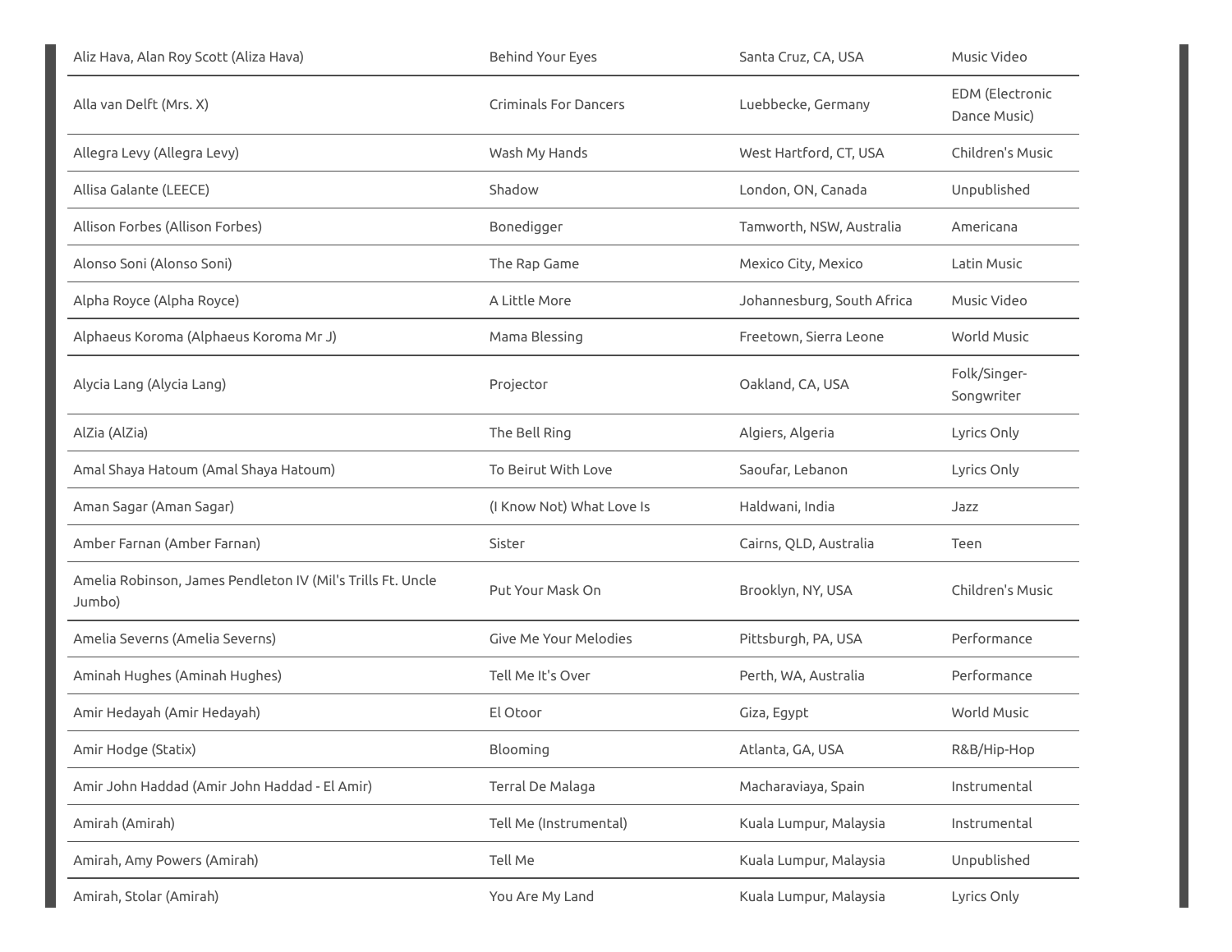| | | | |
|---|---|---|---|
| Aliz Hava, Alan Roy Scott (Aliza Hava) | Behind Your Eyes | Santa Cruz, CA, USA | Music Video |
| Alla van Delft (Mrs. X) | Criminals For Dancers | Luebbecke, Germany | EDM (Electronic Dance Music) |
| Allegra Levy (Allegra Levy) | Wash My Hands | West Hartford, CT, USA | Children's Music |
| Allisa Galante (LEECE) | Shadow | London, ON, Canada | Unpublished |
| Allison Forbes (Allison Forbes) | Bonedigger | Tamworth, NSW, Australia | Americana |
| Alonso Soni (Alonso Soni) | The Rap Game | Mexico City, Mexico | Latin Music |
| Alpha Royce (Alpha Royce) | A Little More | Johannesburg, South Africa | Music Video |
| Alphaeus Koroma (Alphaeus Koroma Mr J) | Mama Blessing | Freetown, Sierra Leone | World Music |
| Alycia Lang (Alycia Lang) | Projector | Oakland, CA, USA | Folk/Singer-Songwriter |
| AlZia (AlZia) | The Bell Ring | Algiers, Algeria | Lyrics Only |
| Amal Shaya Hatoum (Amal Shaya Hatoum) | To Beirut With Love | Saoufar, Lebanon | Lyrics Only |
| Aman Sagar (Aman Sagar) | (I Know Not) What Love Is | Haldwani, India | Jazz |
| Amber Farnan (Amber Farnan) | Sister | Cairns, QLD, Australia | Teen |
| Amelia Robinson, James Pendleton IV (Mil's Trills Ft. Uncle Jumbo) | Put Your Mask On | Brooklyn, NY, USA | Children's Music |
| Amelia Severns (Amelia Severns) | Give Me Your Melodies | Pittsburgh, PA, USA | Performance |
| Aminah Hughes (Aminah Hughes) | Tell Me It's Over | Perth, WA, Australia | Performance |
| Amir Hedayah (Amir Hedayah) | El Otoor | Giza, Egypt | World Music |
| Amir Hodge (Statix) | Blooming | Atlanta, GA, USA | R&B/Hip-Hop |
| Amir John Haddad (Amir John Haddad - El Amir) | Terral De Malaga | Macharaviaya, Spain | Instrumental |
| Amirah (Amirah) | Tell Me (Instrumental) | Kuala Lumpur, Malaysia | Instrumental |
| Amirah, Amy Powers (Amirah) | Tell Me | Kuala Lumpur, Malaysia | Unpublished |
| Amirah, Stolar (Amirah) | You Are My Land | Kuala Lumpur, Malaysia | Lyrics Only |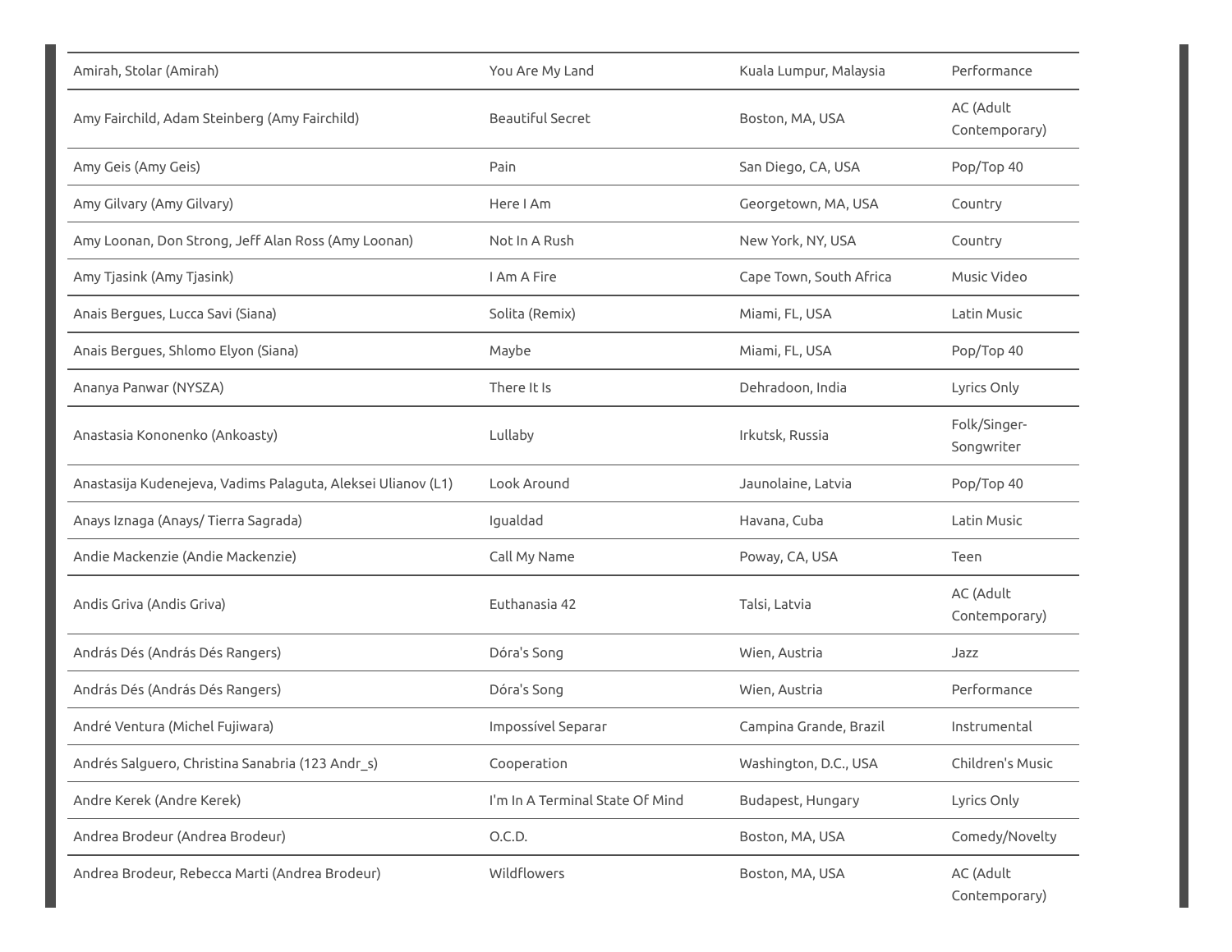| | | | |
|---|---|---|---|
| Amirah, Stolar (Amirah) | You Are My Land | Kuala Lumpur, Malaysia | Performance |
| Amy Fairchild, Adam Steinberg (Amy Fairchild) | Beautiful Secret | Boston, MA, USA | AC (Adult Contemporary) |
| Amy Geis (Amy Geis) | Pain | San Diego, CA, USA | Pop/Top 40 |
| Amy Gilvary (Amy Gilvary) | Here I Am | Georgetown, MA, USA | Country |
| Amy Loonan, Don Strong, Jeff Alan Ross (Amy Loonan) | Not In A Rush | New York, NY, USA | Country |
| Amy Tjasink (Amy Tjasink) | I Am A Fire | Cape Town, South Africa | Music Video |
| Anais Bergues, Lucca Savi (Siana) | Solita (Remix) | Miami, FL, USA | Latin Music |
| Anais Bergues, Shlomo Elyon (Siana) | Maybe | Miami, FL, USA | Pop/Top 40 |
| Ananya Panwar (NYSZA) | There It Is | Dehradoon, India | Lyrics Only |
| Anastasia Kononenko (Ankoasty) | Lullaby | Irkutsk, Russia | Folk/Singer-Songwriter |
| Anastasija Kudenejeva, Vadims Palaguta, Aleksei Ulianov (L1) | Look Around | Jaunolaine, Latvia | Pop/Top 40 |
| Anays Iznaga (Anays/ Tierra Sagrada) | Igualdad | Havana, Cuba | Latin Music |
| Andie Mackenzie (Andie Mackenzie) | Call My Name | Poway, CA, USA | Teen |
| Andis Griva (Andis Griva) | Euthanasia 42 | Talsi, Latvia | AC (Adult Contemporary) |
| András Dés (András Dés Rangers) | Dóra's Song | Wien, Austria | Jazz |
| András Dés (András Dés Rangers) | Dóra's Song | Wien, Austria | Performance |
| André Ventura (Michel Fujiwara) | Impossível Separar | Campina Grande, Brazil | Instrumental |
| Andrés Salguero, Christina Sanabria (123 Andr_s) | Cooperation | Washington, D.C., USA | Children's Music |
| Andre Kerek (Andre Kerek) | I'm In A Terminal State Of Mind | Budapest, Hungary | Lyrics Only |
| Andrea Brodeur (Andrea Brodeur) | O.C.D. | Boston, MA, USA | Comedy/Novelty |
| Andrea Brodeur, Rebecca Marti (Andrea Brodeur) | Wildflowers | Boston, MA, USA | AC (Adult Contemporary) |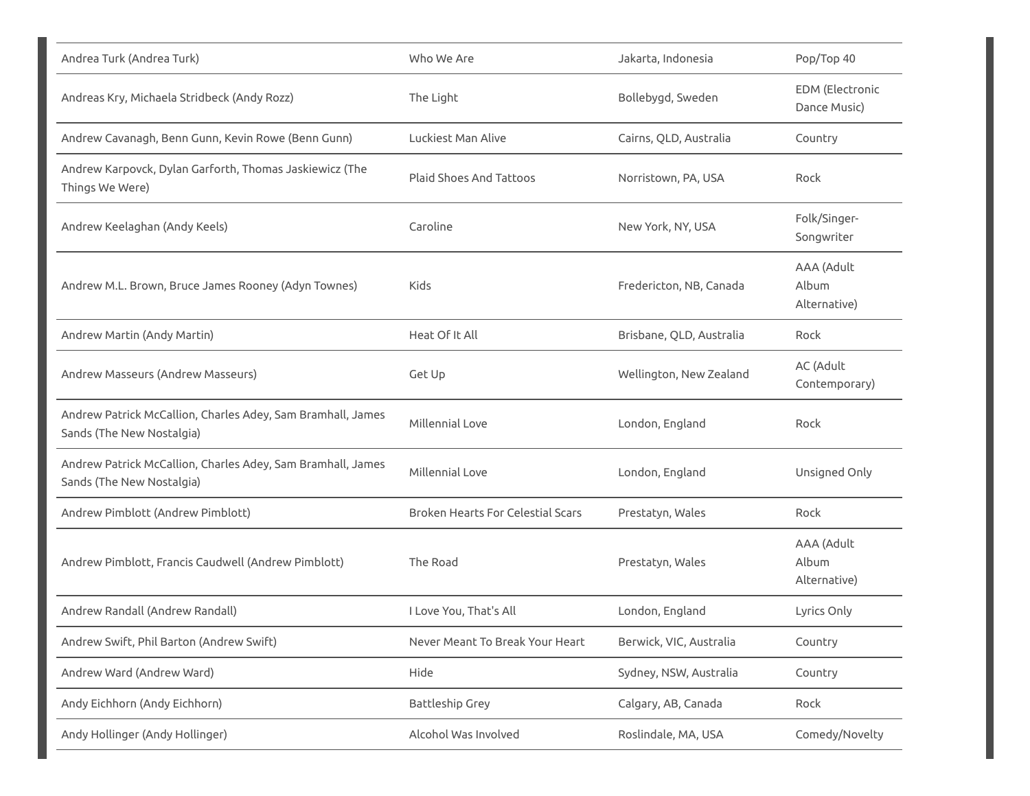| | | | |
|---|---|---|---|
| Andrea Turk (Andrea Turk) | Who We Are | Jakarta, Indonesia | Pop/Top 40 |
| Andreas Kry, Michaela Stridbeck (Andy Rozz) | The Light | Bollebygd, Sweden | EDM (Electronic Dance Music) |
| Andrew Cavanagh, Benn Gunn, Kevin Rowe (Benn Gunn) | Luckiest Man Alive | Cairns, QLD, Australia | Country |
| Andrew Karpovck, Dylan Garforth, Thomas Jaskiewicz (The Things We Were) | Plaid Shoes And Tattoos | Norristown, PA, USA | Rock |
| Andrew Keelaghan (Andy Keels) | Caroline | New York, NY, USA | Folk/Singer-Songwriter |
| Andrew M.L. Brown, Bruce James Rooney (Adyn Townes) | Kids | Fredericton, NB, Canada | AAA (Adult Album Alternative) |
| Andrew Martin (Andy Martin) | Heat Of It All | Brisbane, QLD, Australia | Rock |
| Andrew Masseurs (Andrew Masseurs) | Get Up | Wellington, New Zealand | AC (Adult Contemporary) |
| Andrew Patrick McCallion, Charles Adey, Sam Bramhall, James Sands (The New Nostalgia) | Millennial Love | London, England | Rock |
| Andrew Patrick McCallion, Charles Adey, Sam Bramhall, James Sands (The New Nostalgia) | Millennial Love | London, England | Unsigned Only |
| Andrew Pimblott (Andrew Pimblott) | Broken Hearts For Celestial Scars | Prestatyn, Wales | Rock |
| Andrew Pimblott, Francis Caudwell (Andrew Pimblott) | The Road | Prestatyn, Wales | AAA (Adult Album Alternative) |
| Andrew Randall (Andrew Randall) | I Love You, That's All | London, England | Lyrics Only |
| Andrew Swift, Phil Barton (Andrew Swift) | Never Meant To Break Your Heart | Berwick, VIC, Australia | Country |
| Andrew Ward (Andrew Ward) | Hide | Sydney, NSW, Australia | Country |
| Andy Eichhorn (Andy Eichhorn) | Battleship Grey | Calgary, AB, Canada | Rock |
| Andy Hollinger (Andy Hollinger) | Alcohol Was Involved | Roslindale, MA, USA | Comedy/Novelty |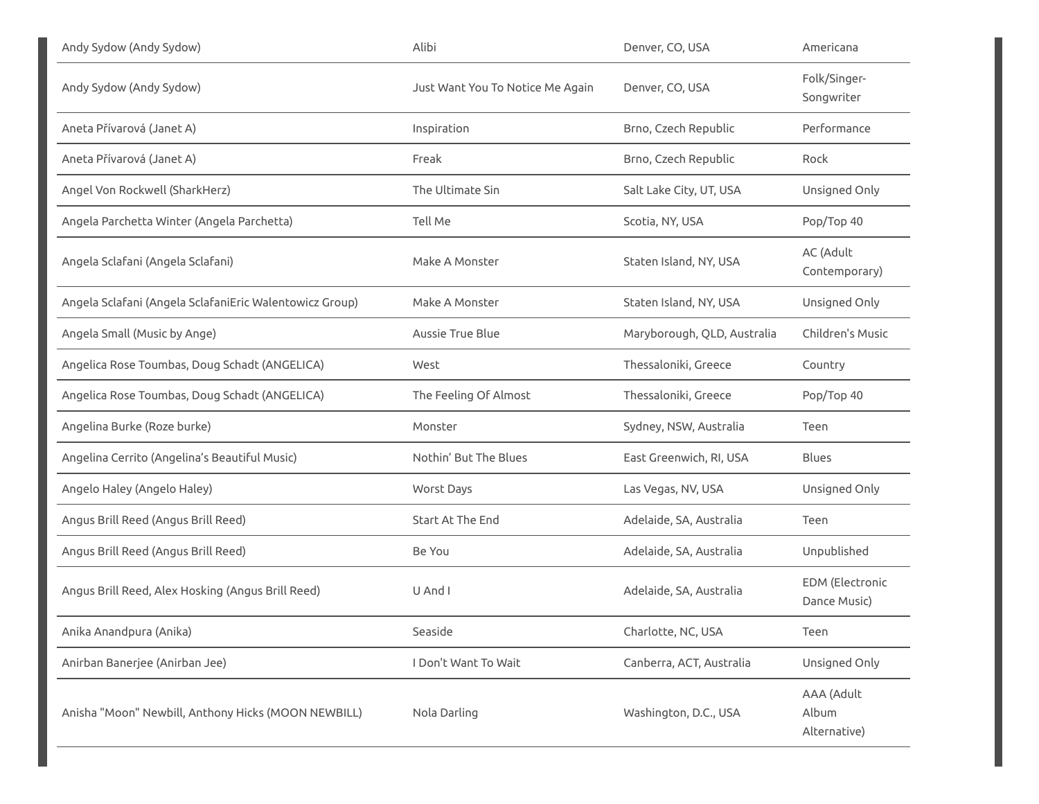| | | | |
|---|---|---|---|
| Andy Sydow (Andy Sydow) | Alibi | Denver, CO, USA | Americana |
| Andy Sydow (Andy Sydow) | Just Want You To Notice Me Again | Denver, CO, USA | Folk/Singer-Songwriter |
| Aneta Přívarová (Janet A) | Inspiration | Brno, Czech Republic | Performance |
| Aneta Přívarová (Janet A) | Freak | Brno, Czech Republic | Rock |
| Angel Von Rockwell (SharkHerz) | The Ultimate Sin | Salt Lake City, UT, USA | Unsigned Only |
| Angela Parchetta Winter (Angela Parchetta) | Tell Me | Scotia, NY, USA | Pop/Top 40 |
| Angela Sclafani (Angela Sclafani) | Make A Monster | Staten Island, NY, USA | AC (Adult Contemporary) |
| Angela Sclafani (Angela SclafaniEric Walentowicz Group) | Make A Monster | Staten Island, NY, USA | Unsigned Only |
| Angela Small (Music by Ange) | Aussie True Blue | Maryborough, QLD, Australia | Children's Music |
| Angelica Rose Toumbas, Doug Schadt (ANGELICA) | West | Thessaloniki, Greece | Country |
| Angelica Rose Toumbas, Doug Schadt (ANGELICA) | The Feeling Of Almost | Thessaloniki, Greece | Pop/Top 40 |
| Angelina Burke (Roze burke) | Monster | Sydney, NSW, Australia | Teen |
| Angelina Cerrito (Angelina's Beautiful Music) | Nothin' But The Blues | East Greenwich, RI, USA | Blues |
| Angelo Haley (Angelo Haley) | Worst Days | Las Vegas, NV, USA | Unsigned Only |
| Angus Brill Reed (Angus Brill Reed) | Start At The End | Adelaide, SA, Australia | Teen |
| Angus Brill Reed (Angus Brill Reed) | Be You | Adelaide, SA, Australia | Unpublished |
| Angus Brill Reed, Alex Hosking (Angus Brill Reed) | U And I | Adelaide, SA, Australia | EDM (Electronic Dance Music) |
| Anika Anandpura (Anika) | Seaside | Charlotte, NC, USA | Teen |
| Anirban Banerjee (Anirban Jee) | I Don't Want To Wait | Canberra, ACT, Australia | Unsigned Only |
| Anisha "Moon" Newbill, Anthony Hicks (MOON NEWBILL) | Nola Darling | Washington, D.C., USA | AAA (Adult Album Alternative) |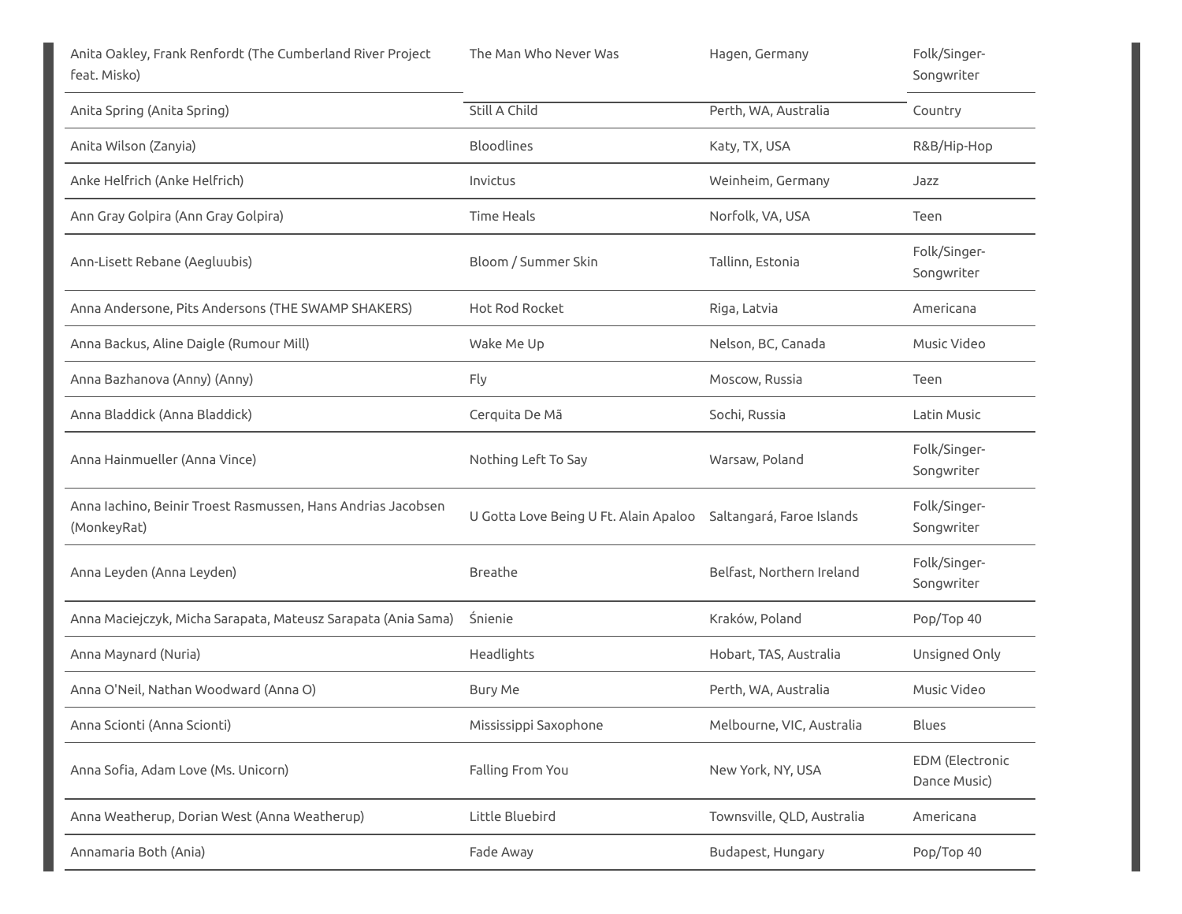| | | | |
|---|---|---|---|
| Anita Oakley, Frank Renfordt (The Cumberland River Project feat. Misko) | The Man Who Never Was | Hagen, Germany | Folk/Singer-Songwriter |
| Anita Spring (Anita Spring) | Still A Child | Perth, WA, Australia | Country |
| Anita Wilson (Zanyia) | Bloodlines | Katy, TX, USA | R&B/Hip-Hop |
| Anke Helfrich (Anke Helfrich) | Invictus | Weinheim, Germany | Jazz |
| Ann Gray Golpira (Ann Gray Golpira) | Time Heals | Norfolk, VA, USA | Teen |
| Ann-Lisett Rebane (Aegluubis) | Bloom / Summer Skin | Tallinn, Estonia | Folk/Singer-Songwriter |
| Anna Andersone, Pits Andersons (THE SWAMP SHAKERS) | Hot Rod Rocket | Riga, Latvia | Americana |
| Anna Backus, Aline Daigle (Rumour Mill) | Wake Me Up | Nelson, BC, Canada | Music Video |
| Anna Bazhanova (Anny) (Anny) | Fly | Moscow, Russia | Teen |
| Anna Bladdick (Anna Bladdick) | Cerquita De Mã | Sochi, Russia | Latin Music |
| Anna Hainmueller (Anna Vince) | Nothing Left To Say | Warsaw, Poland | Folk/Singer-Songwriter |
| Anna Iachino, Beinir Troest Rasmussen, Hans Andrias Jacobsen (MonkeyRat) | U Gotta Love Being U Ft. Alain Apaloo | Saltangará, Faroe Islands | Folk/Singer-Songwriter |
| Anna Leyden (Anna Leyden) | Breathe | Belfast, Northern Ireland | Folk/Singer-Songwriter |
| Anna Maciejczyk, Micha Sarapata, Mateusz Sarapata (Ania Sama) | Śnienie | Kraków, Poland | Pop/Top 40 |
| Anna Maynard (Nuria) | Headlights | Hobart, TAS, Australia | Unsigned Only |
| Anna O'Neil, Nathan Woodward (Anna O) | Bury Me | Perth, WA, Australia | Music Video |
| Anna Scionti (Anna Scionti) | Mississippi Saxophone | Melbourne, VIC, Australia | Blues |
| Anna Sofia, Adam Love (Ms. Unicorn) | Falling From You | New York, NY, USA | EDM (Electronic Dance Music) |
| Anna Weatherup, Dorian West (Anna Weatherup) | Little Bluebird | Townsville, QLD, Australia | Americana |
| Annamaria Both (Ania) | Fade Away | Budapest, Hungary | Pop/Top 40 |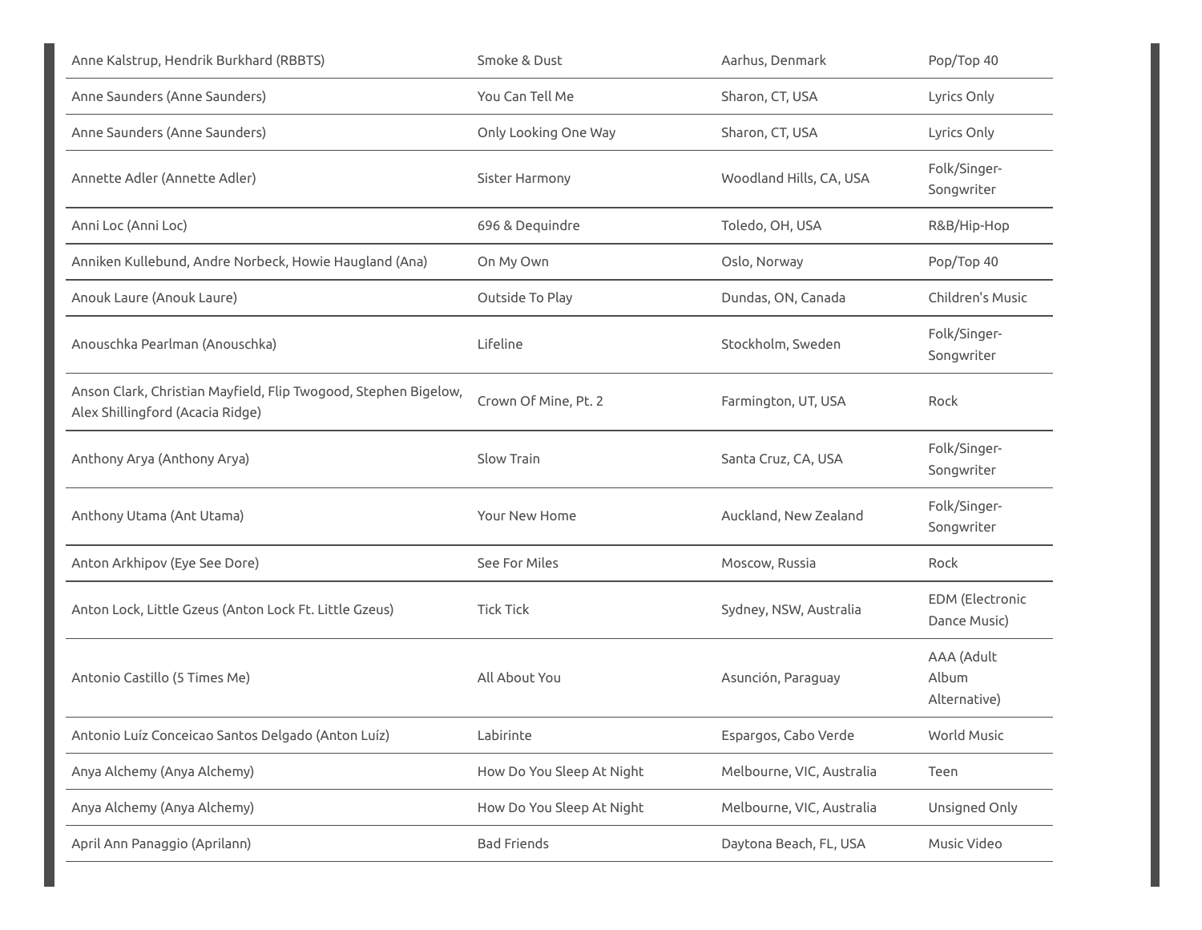| | | | |
|---|---|---|---|
| Anne Kalstrup, Hendrik Burkhard (RBBTS) | Smoke & Dust | Aarhus, Denmark | Pop/Top 40 |
| Anne Saunders (Anne Saunders) | You Can Tell Me | Sharon, CT, USA | Lyrics Only |
| Anne Saunders (Anne Saunders) | Only Looking One Way | Sharon, CT, USA | Lyrics Only |
| Annette Adler (Annette Adler) | Sister Harmony | Woodland Hills, CA, USA | Folk/Singer-Songwriter |
| Anni Loc (Anni Loc) | 696 & Dequindre | Toledo, OH, USA | R&B/Hip-Hop |
| Anniken Kullebund, Andre Norbeck, Howie Haugland (Ana) | On My Own | Oslo, Norway | Pop/Top 40 |
| Anouk Laure (Anouk Laure) | Outside To Play | Dundas, ON, Canada | Children's Music |
| Anouschka Pearlman (Anouschka) | Lifeline | Stockholm, Sweden | Folk/Singer-Songwriter |
| Anson Clark, Christian Mayfield, Flip Twogood, Stephen Bigelow, Alex Shillingford (Acacia Ridge) | Crown Of Mine, Pt. 2 | Farmington, UT, USA | Rock |
| Anthony Arya (Anthony Arya) | Slow Train | Santa Cruz, CA, USA | Folk/Singer-Songwriter |
| Anthony Utama (Ant Utama) | Your New Home | Auckland, New Zealand | Folk/Singer-Songwriter |
| Anton Arkhipov (Eye See Dore) | See For Miles | Moscow, Russia | Rock |
| Anton Lock, Little Gzeus (Anton Lock Ft. Little Gzeus) | Tick Tick | Sydney, NSW, Australia | EDM (Electronic Dance Music) |
| Antonio Castillo (5 Times Me) | All About You | Asunción, Paraguay | AAA (Adult Album Alternative) |
| Antonio Luíz Conceicao Santos Delgado (Anton Luíz) | Labirinte | Espargos, Cabo Verde | World Music |
| Anya Alchemy (Anya Alchemy) | How Do You Sleep At Night | Melbourne, VIC, Australia | Teen |
| Anya Alchemy (Anya Alchemy) | How Do You Sleep At Night | Melbourne, VIC, Australia | Unsigned Only |
| April Ann Panaggio (Aprilann) | Bad Friends | Daytona Beach, FL, USA | Music Video |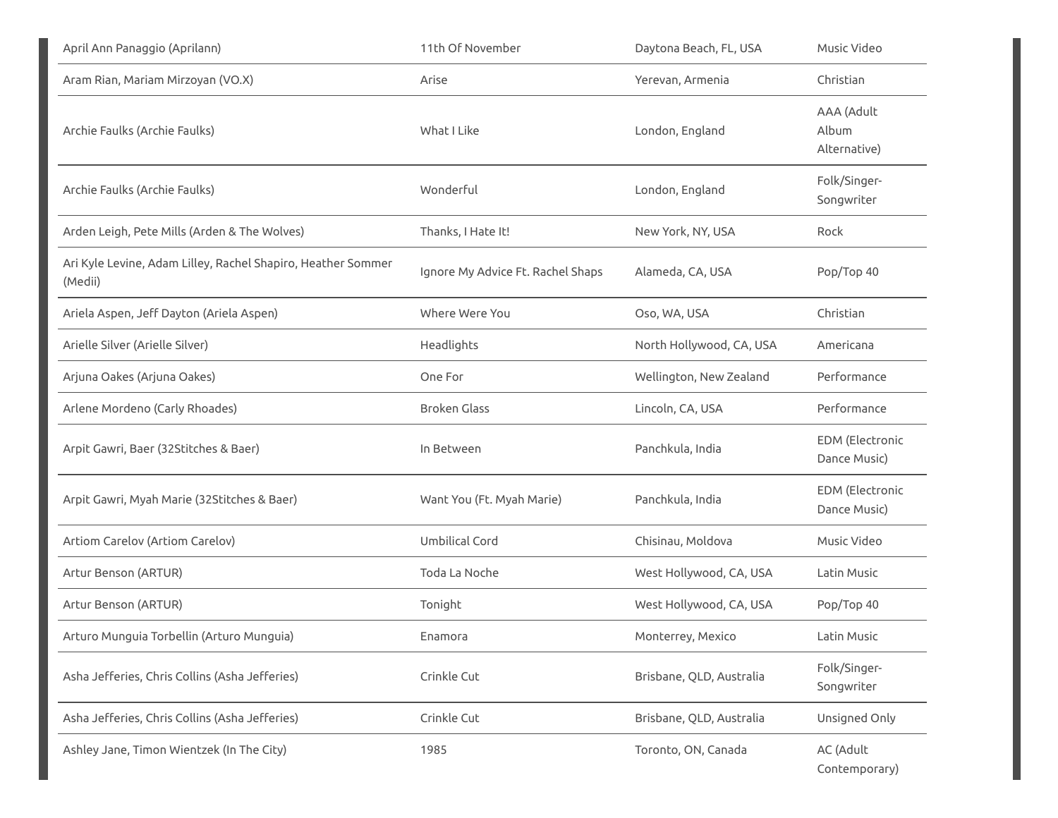| | | | |
|---|---|---|---|
| April Ann Panaggio (Aprilann) | 11th Of November | Daytona Beach, FL, USA | Music Video |
| Aram Rian, Mariam Mirzoyan (VO.X) | Arise | Yerevan, Armenia | Christian |
| Archie Faulks (Archie Faulks) | What I Like | London, England | AAA (Adult Album Alternative) |
| Archie Faulks (Archie Faulks) | Wonderful | London, England | Folk/Singer-Songwriter |
| Arden Leigh, Pete Mills (Arden & The Wolves) | Thanks, I Hate It! | New York, NY, USA | Rock |
| Ari Kyle Levine, Adam Lilley, Rachel Shapiro, Heather Sommer (Medii) | Ignore My Advice Ft. Rachel Shaps | Alameda, CA, USA | Pop/Top 40 |
| Ariela Aspen, Jeff Dayton (Ariela Aspen) | Where Were You | Oso, WA, USA | Christian |
| Arielle Silver (Arielle Silver) | Headlights | North Hollywood, CA, USA | Americana |
| Arjuna Oakes (Arjuna Oakes) | One For | Wellington, New Zealand | Performance |
| Arlene Mordeno (Carly Rhoades) | Broken Glass | Lincoln, CA, USA | Performance |
| Arpit Gawri, Baer (32Stitches & Baer) | In Between | Panchkula, India | EDM (Electronic Dance Music) |
| Arpit Gawri, Myah Marie (32Stitches & Baer) | Want You (Ft. Myah Marie) | Panchkula, India | EDM (Electronic Dance Music) |
| Artiom Carelov (Artiom Carelov) | Umbilical Cord | Chisinau, Moldova | Music Video |
| Artur Benson (ARTUR) | Toda La Noche | West Hollywood, CA, USA | Latin Music |
| Artur Benson (ARTUR) | Tonight | West Hollywood, CA, USA | Pop/Top 40 |
| Arturo Munguia Torbellin (Arturo Munguia) | Enamora | Monterrey, Mexico | Latin Music |
| Asha Jefferies, Chris Collins (Asha Jefferies) | Crinkle Cut | Brisbane, QLD, Australia | Folk/Singer-Songwriter |
| Asha Jefferies, Chris Collins (Asha Jefferies) | Crinkle Cut | Brisbane, QLD, Australia | Unsigned Only |
| Ashley Jane, Timon Wientzek (In The City) | 1985 | Toronto, ON, Canada | AC (Adult Contemporary) |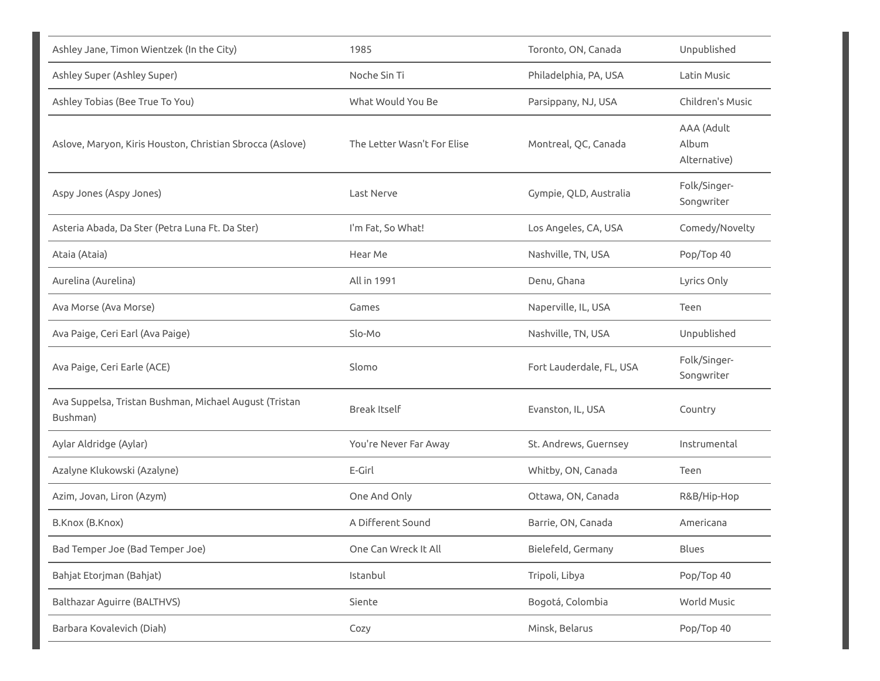| | | | |
|---|---|---|---|
| Ashley Jane, Timon Wientzek (In the City) | 1985 | Toronto, ON, Canada | Unpublished |
| Ashley Super (Ashley Super) | Noche Sin Ti | Philadelphia, PA, USA | Latin Music |
| Ashley Tobias (Bee True To You) | What Would You Be | Parsippany, NJ, USA | Children's Music |
| Aslove, Maryon, Kiris Houston, Christian Sbrocca (Aslove) | The Letter Wasn't For Elise | Montreal, QC, Canada | AAA (Adult Album Alternative) |
| Aspy Jones (Aspy Jones) | Last Nerve | Gympie, QLD, Australia | Folk/Singer-Songwriter |
| Asteria Abada, Da Ster (Petra Luna Ft. Da Ster) | I'm Fat, So What! | Los Angeles, CA, USA | Comedy/Novelty |
| Ataia (Ataia) | Hear Me | Nashville, TN, USA | Pop/Top 40 |
| Aurelina (Aurelina) | All in 1991 | Denu, Ghana | Lyrics Only |
| Ava Morse (Ava Morse) | Games | Naperville, IL, USA | Teen |
| Ava Paige, Ceri Earl (Ava Paige) | Slo-Mo | Nashville, TN, USA | Unpublished |
| Ava Paige, Ceri Earle (ACE) | Slomo | Fort Lauderdale, FL, USA | Folk/Singer-Songwriter |
| Ava Suppelsa, Tristan Bushman, Michael August (Tristan Bushman) | Break Itself | Evanston, IL, USA | Country |
| Aylar Aldridge (Aylar) | You're Never Far Away | St. Andrews, Guernsey | Instrumental |
| Azalyne Klukowski (Azalyne) | E-Girl | Whitby, ON, Canada | Teen |
| Azim, Jovan, Liron (Azym) | One And Only | Ottawa, ON, Canada | R&B/Hip-Hop |
| B.Knox (B.Knox) | A Different Sound | Barrie, ON, Canada | Americana |
| Bad Temper Joe (Bad Temper Joe) | One Can Wreck It All | Bielefeld, Germany | Blues |
| Bahjat Etorjman (Bahjat) | Istanbul | Tripoli, Libya | Pop/Top 40 |
| Balthazar Aguirre (BALTHVS) | Siente | Bogotá, Colombia | World Music |
| Barbara Kovalevich (Diah) | Cozy | Minsk, Belarus | Pop/Top 40 |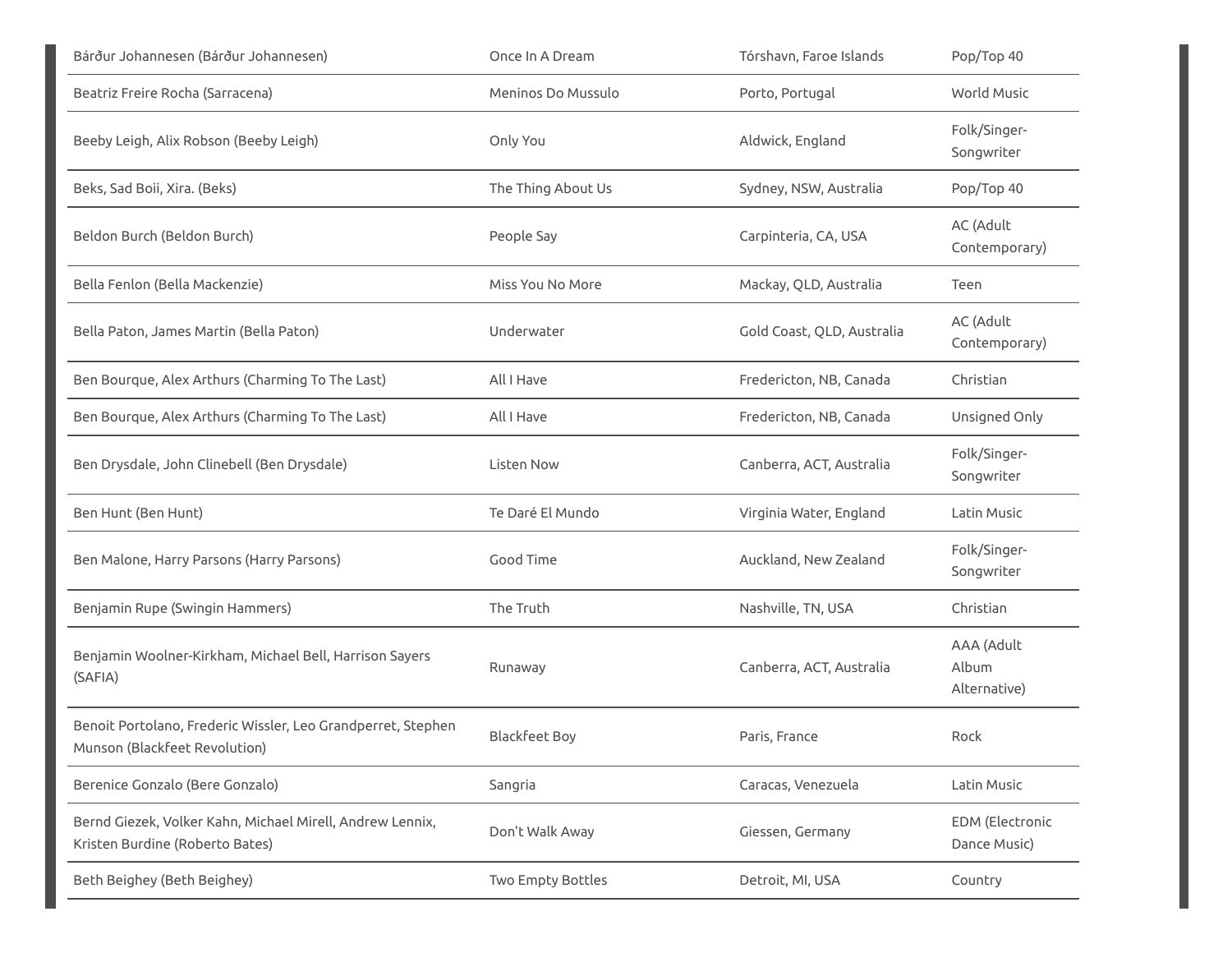| | | | |
|---|---|---|---|
| Bárður Johannesen (Bárður Johannesen) | Once In A Dream | Tórshavn, Faroe Islands | Pop/Top 40 |
| Beatriz Freire Rocha (Sarracena) | Meninos Do Mussulo | Porto, Portugal | World Music |
| Beeby Leigh, Alix Robson (Beeby Leigh) | Only You | Aldwick, England | Folk/Singer-Songwriter |
| Beks, Sad Boii, Xira. (Beks) | The Thing About Us | Sydney, NSW, Australia | Pop/Top 40 |
| Beldon Burch (Beldon Burch) | People Say | Carpinteria, CA, USA | AC (Adult Contemporary) |
| Bella Fenlon (Bella Mackenzie) | Miss You No More | Mackay, QLD, Australia | Teen |
| Bella Paton, James Martin (Bella Paton) | Underwater | Gold Coast, QLD, Australia | AC (Adult Contemporary) |
| Ben Bourque, Alex Arthurs (Charming To The Last) | All I Have | Fredericton, NB, Canada | Christian |
| Ben Bourque, Alex Arthurs (Charming To The Last) | All I Have | Fredericton, NB, Canada | Unsigned Only |
| Ben Drysdale, John Clinebell (Ben Drysdale) | Listen Now | Canberra, ACT, Australia | Folk/Singer-Songwriter |
| Ben Hunt (Ben Hunt) | Te Daré El Mundo | Virginia Water, England | Latin Music |
| Ben Malone, Harry Parsons (Harry Parsons) | Good Time | Auckland, New Zealand | Folk/Singer-Songwriter |
| Benjamin Rupe (Swingin Hammers) | The Truth | Nashville, TN, USA | Christian |
| Benjamin Woolner-Kirkham, Michael Bell, Harrison Sayers (SAFIA) | Runaway | Canberra, ACT, Australia | AAA (Adult Album Alternative) |
| Benoit Portolano, Frederic Wissler, Leo Grandperret, Stephen Munson (Blackfeet Revolution) | Blackfeet Boy | Paris, France | Rock |
| Berenice Gonzalo (Bere Gonzalo) | Sangria | Caracas, Venezuela | Latin Music |
| Bernd Giezek, Volker Kahn, Michael Mirell, Andrew Lennix, Kristen Burdine (Roberto Bates) | Don't Walk Away | Giessen, Germany | EDM (Electronic Dance Music) |
| Beth Beighey (Beth Beighey) | Two Empty Bottles | Detroit, MI, USA | Country |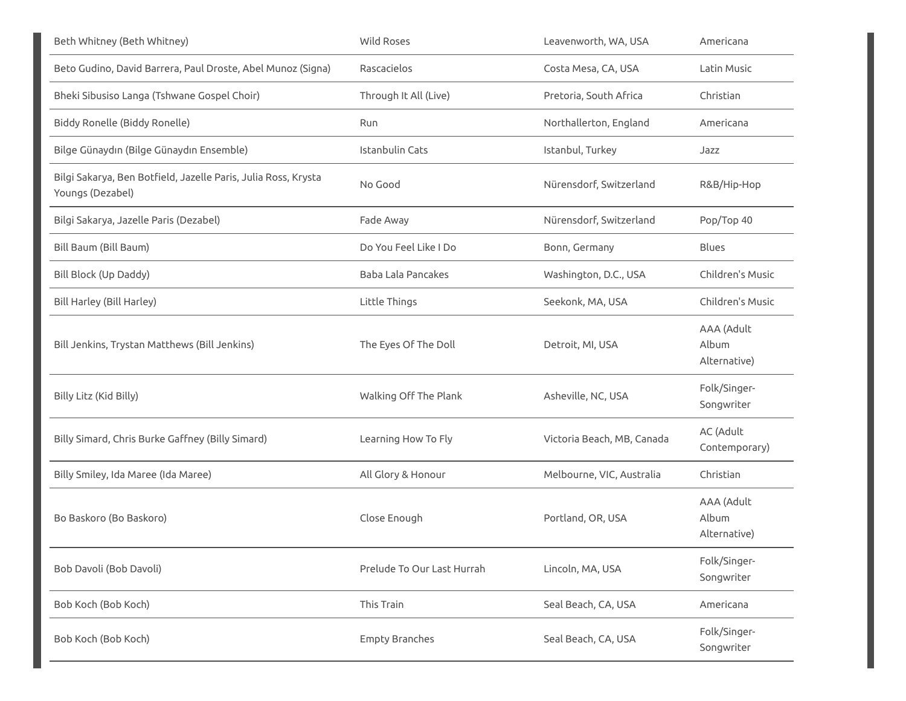| | | | |
|---|---|---|---|
| Beth Whitney (Beth Whitney) | Wild Roses | Leavenworth, WA, USA | Americana |
| Beto Gudino, David Barrera, Paul Droste, Abel Munoz (Signa) | Rascacielos | Costa Mesa, CA, USA | Latin Music |
| Bheki Sibusiso Langa (Tshwane Gospel Choir) | Through It All (Live) | Pretoria, South Africa | Christian |
| Biddy Ronelle (Biddy Ronelle) | Run | Northallerton, England | Americana |
| Bilge Günaydın (Bilge Günaydın Ensemble) | Istanbulin Cats | Istanbul, Turkey | Jazz |
| Bilgi Sakarya, Ben Botfield, Jazelle Paris, Julia Ross, Krysta Youngs (Dezabel) | No Good | Nürensdorf, Switzerland | R&B/Hip-Hop |
| Bilgi Sakarya, Jazelle Paris (Dezabel) | Fade Away | Nürensdorf, Switzerland | Pop/Top 40 |
| Bill Baum (Bill Baum) | Do You Feel Like I Do | Bonn, Germany | Blues |
| Bill Block (Up Daddy) | Baba Lala Pancakes | Washington, D.C., USA | Children's Music |
| Bill Harley (Bill Harley) | Little Things | Seekonk, MA, USA | Children's Music |
| Bill Jenkins, Trystan Matthews (Bill Jenkins) | The Eyes Of The Doll | Detroit, MI, USA | AAA (Adult Album Alternative) |
| Billy Litz (Kid Billy) | Walking Off The Plank | Asheville, NC, USA | Folk/Singer-Songwriter |
| Billy Simard, Chris Burke Gaffney (Billy Simard) | Learning How To Fly | Victoria Beach, MB, Canada | AC (Adult Contemporary) |
| Billy Smiley, Ida Maree (Ida Maree) | All Glory & Honour | Melbourne, VIC, Australia | Christian |
| Bo Baskoro (Bo Baskoro) | Close Enough | Portland, OR, USA | AAA (Adult Album Alternative) |
| Bob Davoli (Bob Davoli) | Prelude To Our Last Hurrah | Lincoln, MA, USA | Folk/Singer-Songwriter |
| Bob Koch (Bob Koch) | This Train | Seal Beach, CA, USA | Americana |
| Bob Koch (Bob Koch) | Empty Branches | Seal Beach, CA, USA | Folk/Singer-Songwriter |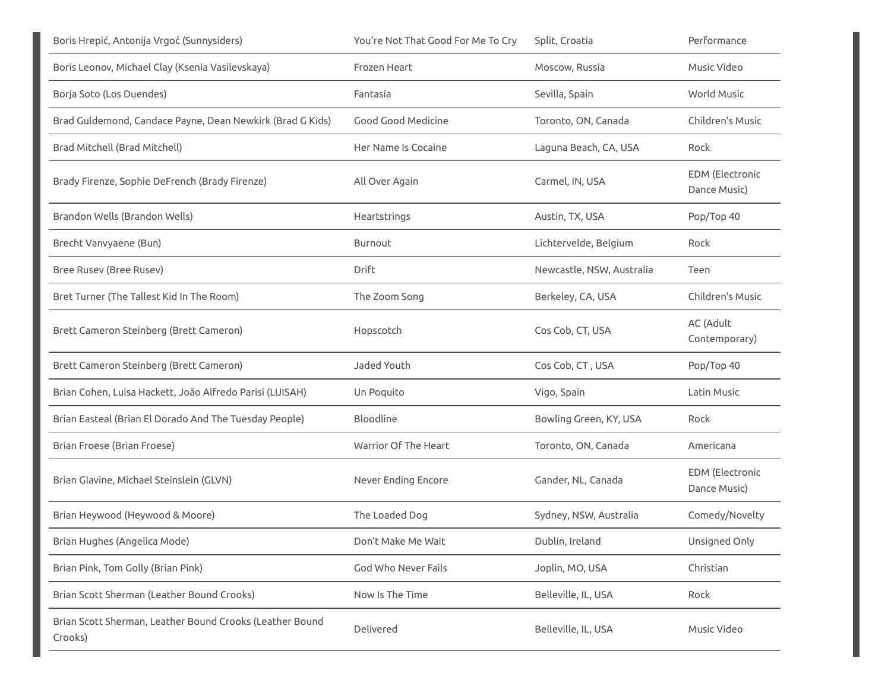| | | | |
|---|---|---|---|
| Boris Hrepić, Antonija Vrgoč (Sunnysiders) | You're Not That Good For Me To Cry | Split, Croatia | Performance |
| Boris Leonov, Michael Clay (Ksenia Vasilevskaya) | Frozen Heart | Moscow, Russia | Music Video |
| Borja Soto (Los Duendes) | Fantasía | Sevilla, Spain | World Music |
| Brad Guldemond, Candace Payne, Dean Newkirk (Brad G Kids) | Good Good Medicine | Toronto, ON, Canada | Children's Music |
| Brad Mitchell (Brad Mitchell) | Her Name Is Cocaine | Laguna Beach, CA, USA | Rock |
| Brady Firenze, Sophie DeFrench (Brady Firenze) | All Over Again | Carmel, IN, USA | EDM (Electronic Dance Music) |
| Brandon Wells (Brandon Wells) | Heartstrings | Austin, TX, USA | Pop/Top 40 |
| Brecht Vanvyaene (Bun) | Burnout | Lichtervelde, Belgium | Rock |
| Bree Rusev (Bree Rusev) | Drift | Newcastle, NSW, Australia | Teen |
| Bret Turner (The Tallest Kid In The Room) | The Zoom Song | Berkeley, CA, USA | Children's Music |
| Brett Cameron Steinberg (Brett Cameron) | Hopscotch | Cos Cob, CT, USA | AC (Adult Contemporary) |
| Brett Cameron Steinberg (Brett Cameron) | Jaded Youth | Cos Cob, CT , USA | Pop/Top 40 |
| Brian Cohen, Luisa Hackett, João Alfredo Parisi (LUISAH) | Un Poquito | Vigo, Spain | Latin Music |
| Brian Easteal (Brian El Dorado And The Tuesday People) | Bloodline | Bowling Green, KY, USA | Rock |
| Brian Froese (Brian Froese) | Warrior Of The Heart | Toronto, ON, Canada | Americana |
| Brian Glavine, Michael Steinslein (GLVN) | Never Ending Encore | Gander, NL, Canada | EDM (Electronic Dance Music) |
| Brian Heywood (Heywood & Moore) | The Loaded Dog | Sydney, NSW, Australia | Comedy/Novelty |
| Brian Hughes (Angelica Mode) | Don't Make Me Wait | Dublin, Ireland | Unsigned Only |
| Brian Pink, Tom Golly (Brian Pink) | God Who Never Fails | Joplin, MO, USA | Christian |
| Brian Scott Sherman (Leather Bound Crooks) | Now Is The Time | Belleville, IL, USA | Rock |
| Brian Scott Sherman, Leather Bound Crooks (Leather Bound Crooks) | Delivered | Belleville, IL, USA | Music Video |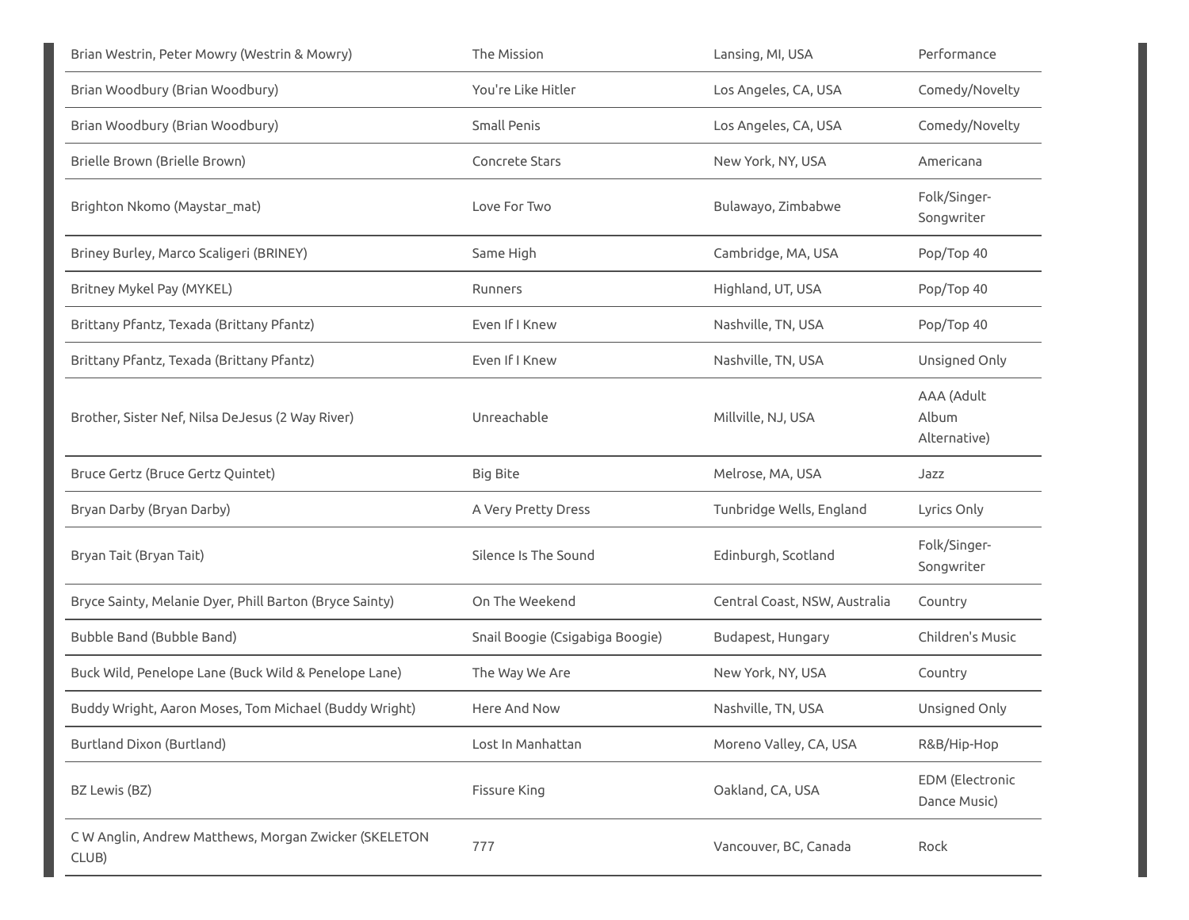| | | | |
|---|---|---|---|
| Brian Westrin, Peter Mowry (Westrin & Mowry) | The Mission | Lansing, MI, USA | Performance |
| Brian Woodbury (Brian Woodbury) | You're Like Hitler | Los Angeles, CA, USA | Comedy/Novelty |
| Brian Woodbury (Brian Woodbury) | Small Penis | Los Angeles, CA, USA | Comedy/Novelty |
| Brielle Brown (Brielle Brown) | Concrete Stars | New York, NY, USA | Americana |
| Brighton Nkomo (Maystar_mat) | Love For Two | Bulawayo, Zimbabwe | Folk/Singer-Songwriter |
| Briney Burley, Marco Scaligeri (BRINEY) | Same High | Cambridge, MA, USA | Pop/Top 40 |
| Britney Mykel Pay (MYKEL) | Runners | Highland, UT, USA | Pop/Top 40 |
| Brittany Pfantz, Texada (Brittany Pfantz) | Even If I Knew | Nashville, TN, USA | Pop/Top 40 |
| Brittany Pfantz, Texada (Brittany Pfantz) | Even If I Knew | Nashville, TN, USA | Unsigned Only |
| Brother, Sister Nef, Nilsa DeJesus (2 Way River) | Unreachable | Millville, NJ, USA | AAA (Adult Album Alternative) |
| Bruce Gertz (Bruce Gertz Quintet) | Big Bite | Melrose, MA, USA | Jazz |
| Bryan Darby (Bryan Darby) | A Very Pretty Dress | Tunbridge Wells, England | Lyrics Only |
| Bryan Tait (Bryan Tait) | Silence Is The Sound | Edinburgh, Scotland | Folk/Singer-Songwriter |
| Bryce Sainty, Melanie Dyer, Phill Barton (Bryce Sainty) | On The Weekend | Central Coast, NSW, Australia | Country |
| Bubble Band (Bubble Band) | Snail Boogie (Csigabiga Boogie) | Budapest, Hungary | Children's Music |
| Buck Wild, Penelope Lane (Buck Wild & Penelope Lane) | The Way We Are | New York, NY, USA | Country |
| Buddy Wright, Aaron Moses, Tom Michael (Buddy Wright) | Here And Now | Nashville, TN, USA | Unsigned Only |
| Burtland Dixon (Burtland) | Lost In Manhattan | Moreno Valley, CA, USA | R&B/Hip-Hop |
| BZ Lewis (BZ) | Fissure King | Oakland, CA, USA | EDM (Electronic Dance Music) |
| C W Anglin, Andrew Matthews, Morgan Zwicker (SKELETON CLUB) | 777 | Vancouver, BC, Canada | Rock |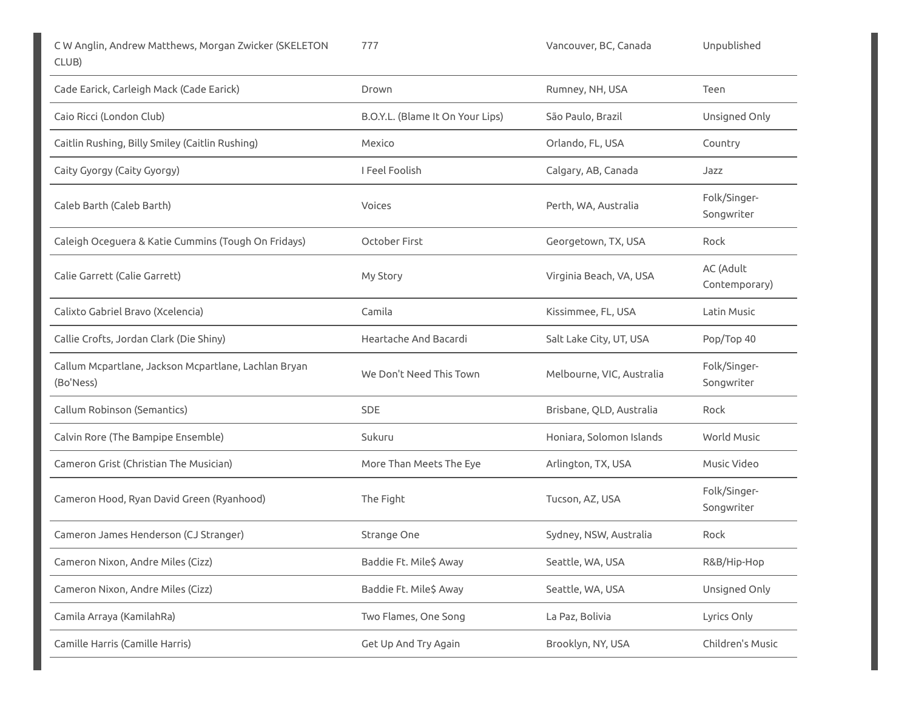| | | | |
|---|---|---|---|
| C W Anglin, Andrew Matthews, Morgan Zwicker (SKELETON CLUB) | 777 | Vancouver, BC, Canada | Unpublished |
| Cade Earick, Carleigh Mack (Cade Earick) | Drown | Rumney, NH, USA | Teen |
| Caio Ricci (London Club) | B.O.Y.L. (Blame It On Your Lips) | São Paulo, Brazil | Unsigned Only |
| Caitlin Rushing, Billy Smiley (Caitlin Rushing) | Mexico | Orlando, FL, USA | Country |
| Caity Gyorgy (Caity Gyorgy) | I Feel Foolish | Calgary, AB, Canada | Jazz |
| Caleb Barth (Caleb Barth) | Voices | Perth, WA, Australia | Folk/Singer-Songwriter |
| Caleigh Oceguera & Katie Cummins (Tough On Fridays) | October First | Georgetown, TX, USA | Rock |
| Calie Garrett (Calie Garrett) | My Story | Virginia Beach, VA, USA | AC (Adult Contemporary) |
| Calixto Gabriel Bravo (Xcelencia) | Camila | Kissimmee, FL, USA | Latin Music |
| Callie Crofts, Jordan Clark (Die Shiny) | Heartache And Bacardi | Salt Lake City, UT, USA | Pop/Top 40 |
| Callum Mcpartlane, Jackson Mcpartlane, Lachlan Bryan (Bo'Ness) | We Don't Need This Town | Melbourne, VIC, Australia | Folk/Singer-Songwriter |
| Callum Robinson (Semantics) | SDE | Brisbane, QLD, Australia | Rock |
| Calvin Rore (The Bampipe Ensemble) | Sukuru | Honiara, Solomon Islands | World Music |
| Cameron Grist (Christian The Musician) | More Than Meets The Eye | Arlington, TX, USA | Music Video |
| Cameron Hood, Ryan David Green (Ryanhood) | The Fight | Tucson, AZ, USA | Folk/Singer-Songwriter |
| Cameron James Henderson (CJ Stranger) | Strange One | Sydney, NSW, Australia | Rock |
| Cameron Nixon, Andre Miles (Cizz) | Baddie Ft. Mile$ Away | Seattle, WA, USA | R&B/Hip-Hop |
| Cameron Nixon, Andre Miles (Cizz) | Baddie Ft. Mile$ Away | Seattle, WA, USA | Unsigned Only |
| Camila Arraya (KamilahRa) | Two Flames, One Song | La Paz, Bolivia | Lyrics Only |
| Camille Harris (Camille Harris) | Get Up And Try Again | Brooklyn, NY, USA | Children's Music |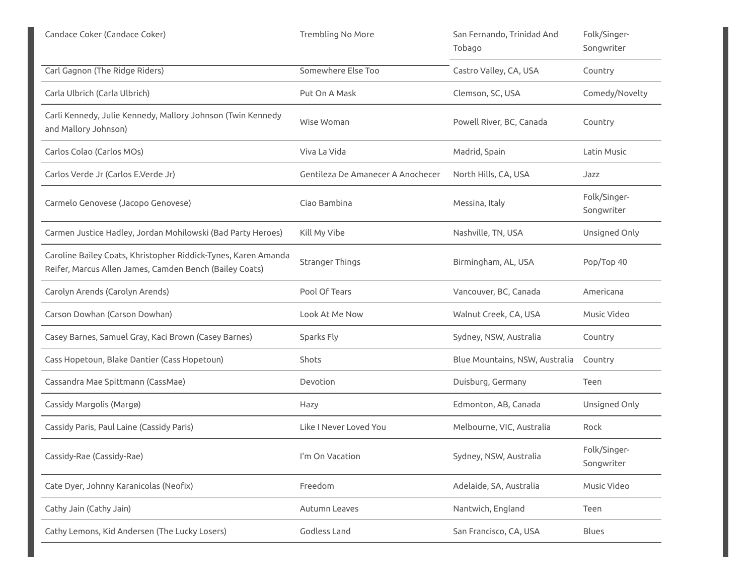| | | | |
|---|---|---|---|
| Candace Coker (Candace Coker) | Trembling No More | San Fernando, Trinidad And Tobago | Folk/Singer-Songwriter |
| Carl Gagnon (The Ridge Riders) | Somewhere Else Too | Castro Valley, CA, USA | Country |
| Carla Ulbrich (Carla Ulbrich) | Put On A Mask | Clemson, SC, USA | Comedy/Novelty |
| Carli Kennedy, Julie Kennedy, Mallory Johnson (Twin Kennedy and Mallory Johnson) | Wise Woman | Powell River, BC, Canada | Country |
| Carlos Colao (Carlos MOs) | Viva La Vida | Madrid, Spain | Latin Music |
| Carlos Verde Jr (Carlos E.Verde Jr) | Gentileza De Amanecer A Anochecer | North Hills, CA, USA | Jazz |
| Carmelo Genovese (Jacopo Genovese) | Ciao Bambina | Messina, Italy | Folk/Singer-Songwriter |
| Carmen Justice Hadley, Jordan Mohilowski (Bad Party Heroes) | Kill My Vibe | Nashville, TN, USA | Unsigned Only |
| Caroline Bailey Coats, Khristopher Riddick-Tynes, Karen Amanda Reifer, Marcus Allen James, Camden Bench (Bailey Coats) | Stranger Things | Birmingham, AL, USA | Pop/Top 40 |
| Carolyn Arends (Carolyn Arends) | Pool Of Tears | Vancouver, BC, Canada | Americana |
| Carson Dowhan (Carson Dowhan) | Look At Me Now | Walnut Creek, CA, USA | Music Video |
| Casey Barnes, Samuel Gray, Kaci Brown (Casey Barnes) | Sparks Fly | Sydney, NSW, Australia | Country |
| Cass Hopetoun, Blake Dantier (Cass Hopetoun) | Shots | Blue Mountains, NSW, Australia | Country |
| Cassandra Mae Spittmann (CassMae) | Devotion | Duisburg, Germany | Teen |
| Cassidy Margolis (Margø) | Hazy | Edmonton, AB, Canada | Unsigned Only |
| Cassidy Paris, Paul Laine (Cassidy Paris) | Like I Never Loved You | Melbourne, VIC, Australia | Rock |
| Cassidy-Rae (Cassidy-Rae) | I'm On Vacation | Sydney, NSW, Australia | Folk/Singer-Songwriter |
| Cate Dyer, Johnny Karanicolas (Neofix) | Freedom | Adelaide, SA, Australia | Music Video |
| Cathy Jain (Cathy Jain) | Autumn Leaves | Nantwich, England | Teen |
| Cathy Lemons, Kid Andersen (The Lucky Losers) | Godless Land | San Francisco, CA, USA | Blues |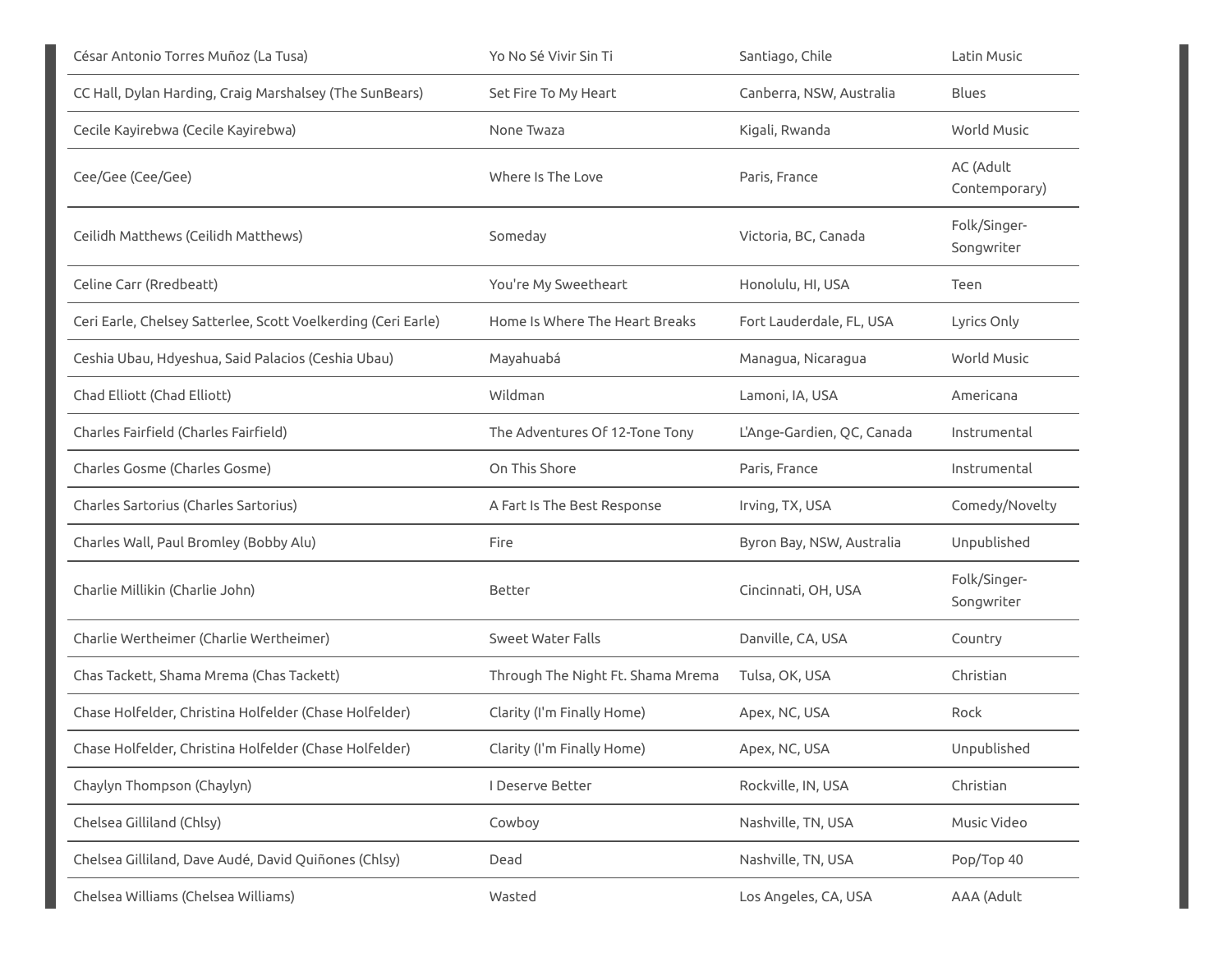| | | | |
|---|---|---|---|
| César Antonio Torres Muñoz (La Tusa) | Yo No Sé Vivir Sin Ti | Santiago, Chile | Latin Music |
| CC Hall, Dylan Harding, Craig Marshalsey (The SunBears) | Set Fire To My Heart | Canberra, NSW, Australia | Blues |
| Cecile Kayirebwa (Cecile Kayirebwa) | None Twaza | Kigali, Rwanda | World Music |
| Cee/Gee (Cee/Gee) | Where Is The Love | Paris, France | AC (Adult Contemporary) |
| Ceilidh Matthews (Ceilidh Matthews) | Someday | Victoria, BC, Canada | Folk/Singer-Songwriter |
| Celine Carr (Rredbeatt) | You're My Sweetheart | Honolulu, HI, USA | Teen |
| Ceri Earle, Chelsey Satterlee, Scott Voelkerding (Ceri Earle) | Home Is Where The Heart Breaks | Fort Lauderdale, FL, USA | Lyrics Only |
| Ceshia Ubau, Hdyeshua, Said Palacios (Ceshia Ubau) | Mayahuabá | Managua, Nicaragua | World Music |
| Chad Elliott (Chad Elliott) | Wildman | Lamoni, IA, USA | Americana |
| Charles Fairfield (Charles Fairfield) | The Adventures Of 12-Tone Tony | L'Ange-Gardien, QC, Canada | Instrumental |
| Charles Gosme (Charles Gosme) | On This Shore | Paris, France | Instrumental |
| Charles Sartorius (Charles Sartorius) | A Fart Is The Best Response | Irving, TX, USA | Comedy/Novelty |
| Charles Wall, Paul Bromley (Bobby Alu) | Fire | Byron Bay, NSW, Australia | Unpublished |
| Charlie Millikin (Charlie John) | Better | Cincinnati, OH, USA | Folk/Singer-Songwriter |
| Charlie Wertheimer (Charlie Wertheimer) | Sweet Water Falls | Danville, CA, USA | Country |
| Chas Tackett, Shama Mrema (Chas Tackett) | Through The Night Ft. Shama Mrema | Tulsa, OK, USA | Christian |
| Chase Holfelder, Christina Holfelder (Chase Holfelder) | Clarity (I'm Finally Home) | Apex, NC, USA | Rock |
| Chase Holfelder, Christina Holfelder (Chase Holfelder) | Clarity (I'm Finally Home) | Apex, NC, USA | Unpublished |
| Chaylyn Thompson (Chaylyn) | I Deserve Better | Rockville, IN, USA | Christian |
| Chelsea Gilliland (Chlsy) | Cowboy | Nashville, TN, USA | Music Video |
| Chelsea Gilliland, Dave Audé, David Quiñones (Chlsy) | Dead | Nashville, TN, USA | Pop/Top 40 |
| Chelsea Williams (Chelsea Williams) | Wasted | Los Angeles, CA, USA | AAA (Adult |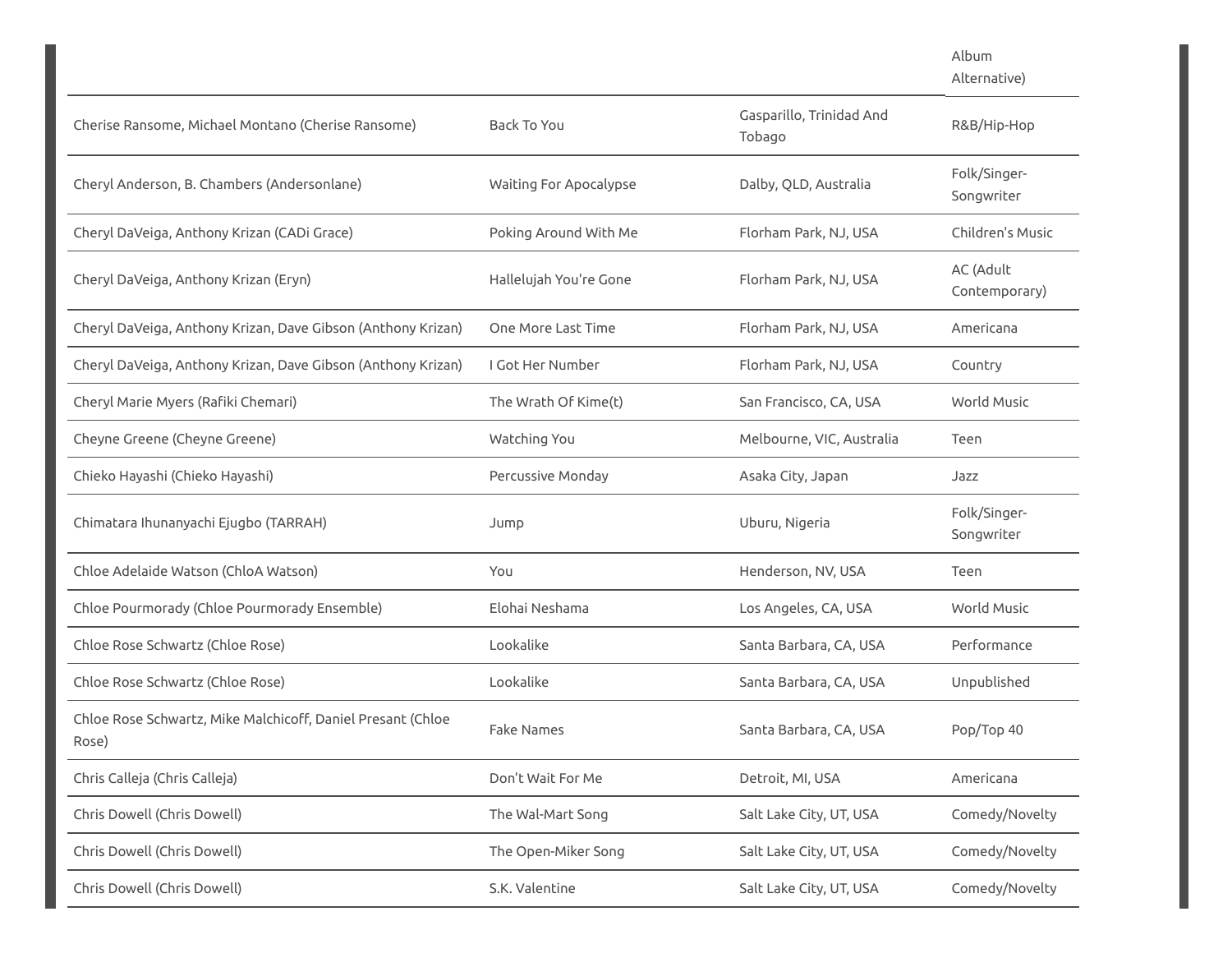| | | | Album Alternative) |
|---|---|---|---|
| Cherise Ransome, Michael Montano (Cherise Ransome) | Back To You | Gasparillo, Trinidad And Tobago | R&B/Hip-Hop |
| Cheryl Anderson, B. Chambers (Andersonlane) | Waiting For Apocalypse | Dalby, QLD, Australia | Folk/Singer-Songwriter |
| Cheryl DaVeiga, Anthony Krizan (CADi Grace) | Poking Around With Me | Florham Park, NJ, USA | Children's Music |
| Cheryl DaVeiga, Anthony Krizan (Eryn) | Hallelujah You're Gone | Florham Park, NJ, USA | AC (Adult Contemporary) |
| Cheryl DaVeiga, Anthony Krizan, Dave Gibson (Anthony Krizan) | One More Last Time | Florham Park, NJ, USA | Americana |
| Cheryl DaVeiga, Anthony Krizan, Dave Gibson (Anthony Krizan) | I Got Her Number | Florham Park, NJ, USA | Country |
| Cheryl Marie Myers (Rafiki Chemari) | The Wrath Of Kime(t) | San Francisco, CA, USA | World Music |
| Cheyne Greene (Cheyne Greene) | Watching You | Melbourne, VIC, Australia | Teen |
| Chieko Hayashi (Chieko Hayashi) | Percussive Monday | Asaka City, Japan | Jazz |
| Chimatara Ihunanyachi Ejugbo (TARRAH) | Jump | Uburu, Nigeria | Folk/Singer-Songwriter |
| Chloe Adelaide Watson (ChloA Watson) | You | Henderson, NV, USA | Teen |
| Chloe Pourmorady (Chloe Pourmorady Ensemble) | Elohai Neshama | Los Angeles, CA, USA | World Music |
| Chloe Rose Schwartz (Chloe Rose) | Lookalike | Santa Barbara, CA, USA | Performance |
| Chloe Rose Schwartz (Chloe Rose) | Lookalike | Santa Barbara, CA, USA | Unpublished |
| Chloe Rose Schwartz, Mike Malchicoff, Daniel Presant (Chloe Rose) | Fake Names | Santa Barbara, CA, USA | Pop/Top 40 |
| Chris Calleja (Chris Calleja) | Don't Wait For Me | Detroit, MI, USA | Americana |
| Chris Dowell (Chris Dowell) | The Wal-Mart Song | Salt Lake City, UT, USA | Comedy/Novelty |
| Chris Dowell (Chris Dowell) | The Open-Miker Song | Salt Lake City, UT, USA | Comedy/Novelty |
| Chris Dowell (Chris Dowell) | S.K. Valentine | Salt Lake City, UT, USA | Comedy/Novelty |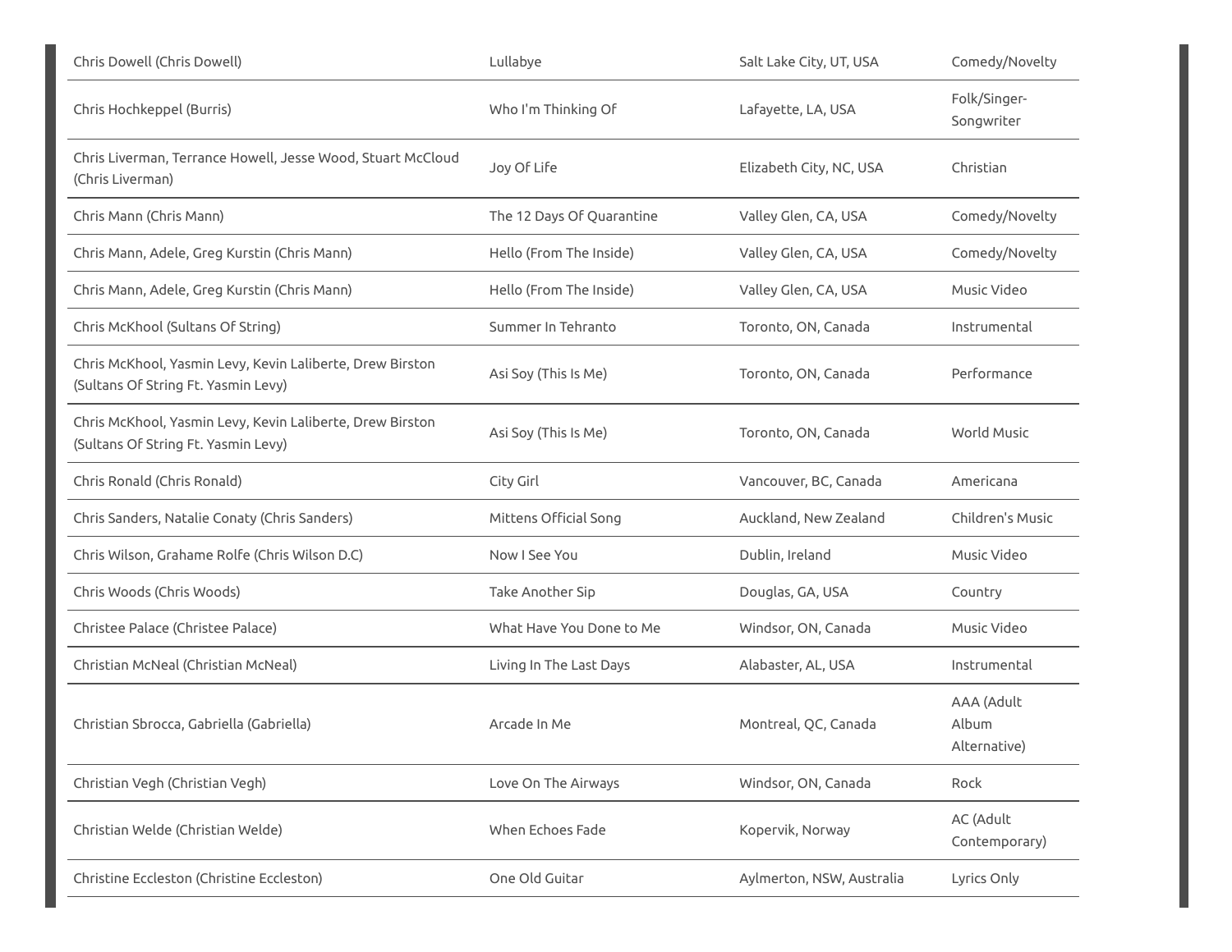| | | | |
|---|---|---|---|
| Chris Dowell (Chris Dowell) | Lullabye | Salt Lake City, UT, USA | Comedy/Novelty |
| Chris Hochkeppel (Burris) | Who I'm Thinking Of | Lafayette, LA, USA | Folk/Singer-Songwriter |
| Chris Liverman, Terrance Howell, Jesse Wood, Stuart McCloud (Chris Liverman) | Joy Of Life | Elizabeth City, NC, USA | Christian |
| Chris Mann (Chris Mann) | The 12 Days Of Quarantine | Valley Glen, CA, USA | Comedy/Novelty |
| Chris Mann, Adele, Greg Kurstin (Chris Mann) | Hello (From The Inside) | Valley Glen, CA, USA | Comedy/Novelty |
| Chris Mann, Adele, Greg Kurstin (Chris Mann) | Hello (From The Inside) | Valley Glen, CA, USA | Music Video |
| Chris McKhool (Sultans Of String) | Summer In Tehranto | Toronto, ON, Canada | Instrumental |
| Chris McKhool, Yasmin Levy, Kevin Laliberte, Drew Birston (Sultans Of String Ft. Yasmin Levy) | Asi Soy (This Is Me) | Toronto, ON, Canada | Performance |
| Chris McKhool, Yasmin Levy, Kevin Laliberte, Drew Birston (Sultans Of String Ft. Yasmin Levy) | Asi Soy (This Is Me) | Toronto, ON, Canada | World Music |
| Chris Ronald (Chris Ronald) | City Girl | Vancouver, BC, Canada | Americana |
| Chris Sanders, Natalie Conaty (Chris Sanders) | Mittens Official Song | Auckland, New Zealand | Children's Music |
| Chris Wilson, Grahame Rolfe (Chris Wilson D.C) | Now I See You | Dublin, Ireland | Music Video |
| Chris Woods (Chris Woods) | Take Another Sip | Douglas, GA, USA | Country |
| Christee Palace (Christee Palace) | What Have You Done to Me | Windsor, ON, Canada | Music Video |
| Christian McNeal (Christian McNeal) | Living In The Last Days | Alabaster, AL, USA | Instrumental |
| Christian Sbrocca, Gabriella (Gabriella) | Arcade In Me | Montreal, QC, Canada | AAA (Adult Album Alternative) |
| Christian Vegh (Christian Vegh) | Love On The Airways | Windsor, ON, Canada | Rock |
| Christian Welde (Christian Welde) | When Echoes Fade | Kopervik, Norway | AC (Adult Contemporary) |
| Christine Eccleston (Christine Eccleston) | One Old Guitar | Aylmerton, NSW, Australia | Lyrics Only |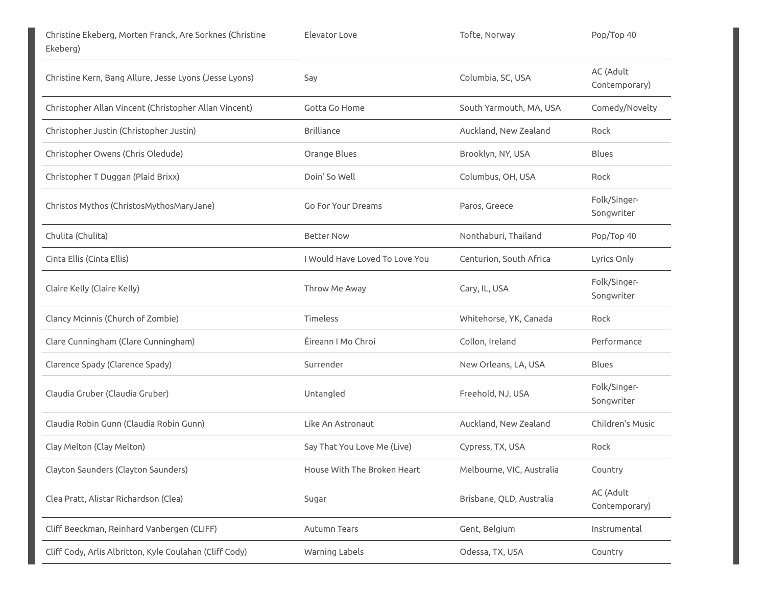| | | | |
|---|---|---|---|
| Christine Ekeberg, Morten Franck, Are Sorknes (Christine Ekeberg) | Elevator Love | Tofte, Norway | Pop/Top 40 |
| Christine Kern, Bang Allure, Jesse Lyons (Jesse Lyons) | Say | Columbia, SC, USA | AC (Adult Contemporary) |
| Christopher Allan Vincent (Christopher Allan Vincent) | Gotta Go Home | South Yarmouth, MA, USA | Comedy/Novelty |
| Christopher Justin (Christopher Justin) | Brilliance | Auckland, New Zealand | Rock |
| Christopher Owens (Chris Oledude) | Orange Blues | Brooklyn, NY, USA | Blues |
| Christopher T Duggan (Plaid Brixx) | Doin' So Well | Columbus, OH, USA | Rock |
| Christos Mythos (ChristosMythosMaryJane) | Go For Your Dreams | Paros, Greece | Folk/Singer-Songwriter |
| Chulita (Chulita) | Better Now | Nonthaburi, Thailand | Pop/Top 40 |
| Cinta Ellis (Cinta Ellis) | I Would Have Loved To Love You | Centurion, South Africa | Lyrics Only |
| Claire Kelly (Claire Kelly) | Throw Me Away | Cary, IL, USA | Folk/Singer-Songwriter |
| Clancy Mcinnis (Church of Zombie) | Timeless | Whitehorse, YK, Canada | Rock |
| Clare Cunningham (Clare Cunningham) | Éireann I Mo Chroí | Collon, Ireland | Performance |
| Clarence Spady (Clarence Spady) | Surrender | New Orleans, LA, USA | Blues |
| Claudia Gruber (Claudia Gruber) | Untangled | Freehold, NJ, USA | Folk/Singer-Songwriter |
| Claudia Robin Gunn (Claudia Robin Gunn) | Like An Astronaut | Auckland, New Zealand | Children's Music |
| Clay Melton (Clay Melton) | Say That You Love Me (Live) | Cypress, TX, USA | Rock |
| Clayton Saunders (Clayton Saunders) | House With The Broken Heart | Melbourne, VIC, Australia | Country |
| Clea Pratt, Alistar Richardson (Clea) | Sugar | Brisbane, QLD, Australia | AC (Adult Contemporary) |
| Cliff Beeckman, Reinhard Vanbergen (CLIFF) | Autumn Tears | Gent, Belgium | Instrumental |
| Cliff Cody, Arlis Albritton, Kyle Coulahan (Cliff Cody) | Warning Labels | Odessa, TX, USA | Country |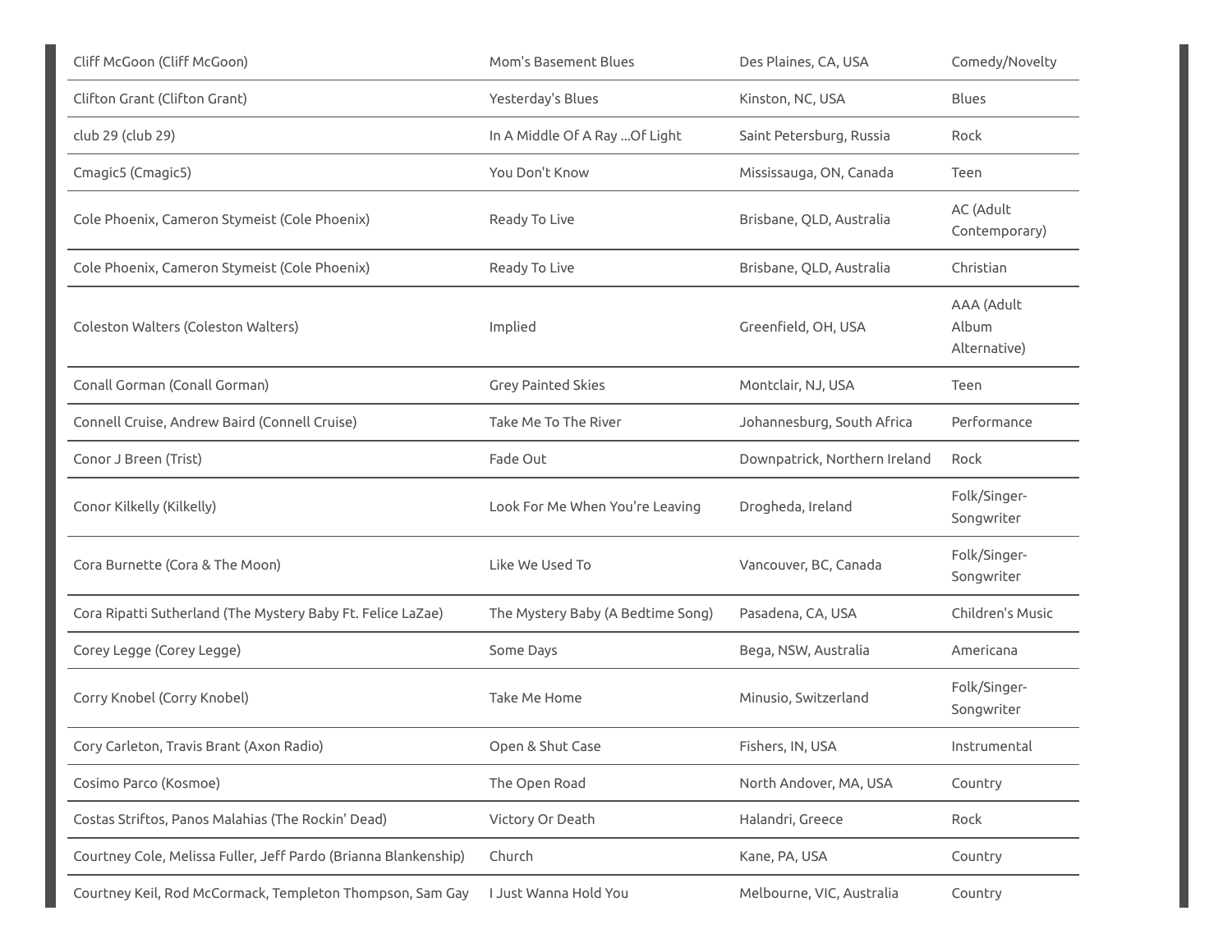| | | | |
|---|---|---|---|
| Cliff McGoon (Cliff McGoon) | Mom's Basement Blues | Des Plaines, CA, USA | Comedy/Novelty |
| Clifton Grant (Clifton Grant) | Yesterday's Blues | Kinston, NC, USA | Blues |
| club 29 (club 29) | In A Middle Of A Ray ...Of Light | Saint Petersburg, Russia | Rock |
| Cmagic5 (Cmagic5) | You Don't Know | Mississauga, ON, Canada | Teen |
| Cole Phoenix, Cameron Stymeist (Cole Phoenix) | Ready To Live | Brisbane, QLD, Australia | AC (Adult Contemporary) |
| Cole Phoenix, Cameron Stymeist (Cole Phoenix) | Ready To Live | Brisbane, QLD, Australia | Christian |
| Coleston Walters (Coleston Walters) | Implied | Greenfield, OH, USA | AAA (Adult Album Alternative) |
| Conall Gorman (Conall Gorman) | Grey Painted Skies | Montclair, NJ, USA | Teen |
| Connell Cruise, Andrew Baird (Connell Cruise) | Take Me To The River | Johannesburg, South Africa | Performance |
| Conor J Breen (Trist) | Fade Out | Downpatrick, Northern Ireland | Rock |
| Conor Kilkelly (Kilkelly) | Look For Me When You're Leaving | Drogheda, Ireland | Folk/Singer-Songwriter |
| Cora Burnette (Cora & The Moon) | Like We Used To | Vancouver, BC, Canada | Folk/Singer-Songwriter |
| Cora Ripatti Sutherland (The Mystery Baby Ft. Felice LaZae) | The Mystery Baby (A Bedtime Song) | Pasadena, CA, USA | Children's Music |
| Corey Legge (Corey Legge) | Some Days | Bega, NSW, Australia | Americana |
| Corry Knobel (Corry Knobel) | Take Me Home | Minusio, Switzerland | Folk/Singer-Songwriter |
| Cory Carleton, Travis Brant (Axon Radio) | Open & Shut Case | Fishers, IN, USA | Instrumental |
| Cosimo Parco (Kosmoe) | The Open Road | North Andover, MA, USA | Country |
| Costas Striftos, Panos Malahias (The Rockin' Dead) | Victory Or Death | Halandri, Greece | Rock |
| Courtney Cole, Melissa Fuller, Jeff Pardo (Brianna Blankenship) | Church | Kane, PA, USA | Country |
| Courtney Keil, Rod McCormack, Templeton Thompson, Sam Gay | I Just Wanna Hold You | Melbourne, VIC, Australia | Country |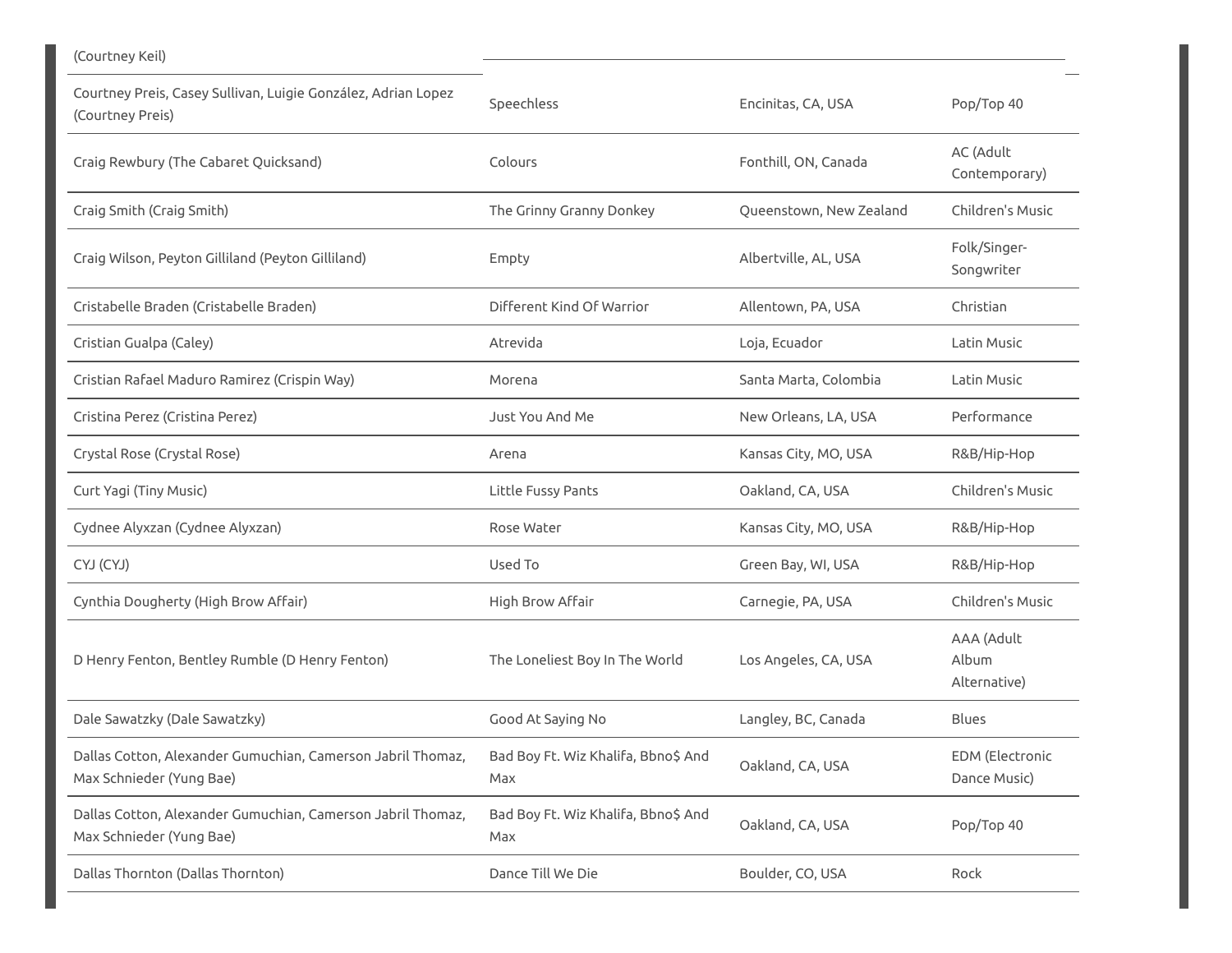| | | | |
|---|---|---|---|
| (Courtney Keil) | | | |
| Courtney Preis, Casey Sullivan, Luigie González, Adrian Lopez (Courtney Preis) | Speechless | Encinitas, CA, USA | Pop/Top 40 |
| Craig Rewbury (The Cabaret Quicksand) | Colours | Fonthill, ON, Canada | AC (Adult Contemporary) |
| Craig Smith (Craig Smith) | The Grinny Granny Donkey | Queenstown, New Zealand | Children's Music |
| Craig Wilson, Peyton Gilliland (Peyton Gilliland) | Empty | Albertville, AL, USA | Folk/Singer-Songwriter |
| Cristabelle Braden (Cristabelle Braden) | Different Kind Of Warrior | Allentown, PA, USA | Christian |
| Cristian Gualpa (Caley) | Atrevida | Loja, Ecuador | Latin Music |
| Cristian Rafael Maduro Ramirez (Crispin Way) | Morena | Santa Marta, Colombia | Latin Music |
| Cristina Perez (Cristina Perez) | Just You And Me | New Orleans, LA, USA | Performance |
| Crystal Rose (Crystal Rose) | Arena | Kansas City, MO, USA | R&B/Hip-Hop |
| Curt Yagi (Tiny Music) | Little Fussy Pants | Oakland, CA, USA | Children's Music |
| Cydnee Alyxzan (Cydnee Alyxzan) | Rose Water | Kansas City, MO, USA | R&B/Hip-Hop |
| CYJ (CYJ) | Used To | Green Bay, WI, USA | R&B/Hip-Hop |
| Cynthia Dougherty (High Brow Affair) | High Brow Affair | Carnegie, PA, USA | Children's Music |
| D Henry Fenton, Bentley Rumble (D Henry Fenton) | The Loneliest Boy In The World | Los Angeles, CA, USA | AAA (Adult Album Alternative) |
| Dale Sawatzky (Dale Sawatzky) | Good At Saying No | Langley, BC, Canada | Blues |
| Dallas Cotton, Alexander Gumuchian, Camerson Jabril Thomaz, Max Schnieder (Yung Bae) | Bad Boy Ft. Wiz Khalifa, Bbno$ And Max | Oakland, CA, USA | EDM (Electronic Dance Music) |
| Dallas Cotton, Alexander Gumuchian, Camerson Jabril Thomaz, Max Schnieder (Yung Bae) | Bad Boy Ft. Wiz Khalifa, Bbno$ And Max | Oakland, CA, USA | Pop/Top 40 |
| Dallas Thornton (Dallas Thornton) | Dance Till We Die | Boulder, CO, USA | Rock |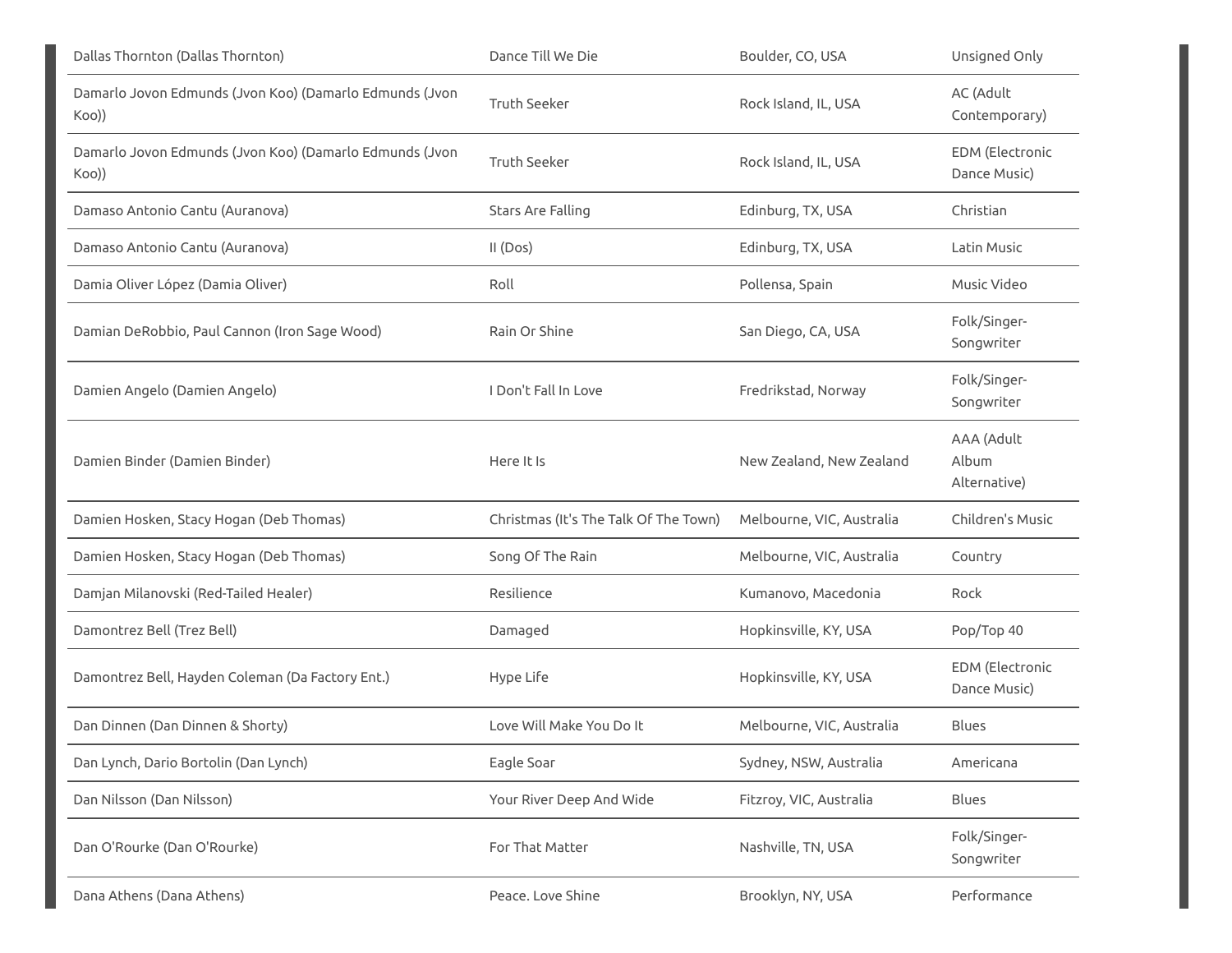| | | | |
|---|---|---|---|
| Dallas Thornton (Dallas Thornton) | Dance Till We Die | Boulder, CO, USA | Unsigned Only |
| Damarlo Jovon Edmunds (Jvon Koo) (Damarlo Edmunds (Jvon Koo)) | Truth Seeker | Rock Island, IL, USA | AC (Adult Contemporary) |
| Damarlo Jovon Edmunds (Jvon Koo) (Damarlo Edmunds (Jvon Koo)) | Truth Seeker | Rock Island, IL, USA | EDM (Electronic Dance Music) |
| Damaso Antonio Cantu (Auranova) | Stars Are Falling | Edinburg, TX, USA | Christian |
| Damaso Antonio Cantu (Auranova) | II (Dos) | Edinburg, TX, USA | Latin Music |
| Damia Oliver López (Damia Oliver) | Roll | Pollensa, Spain | Music Video |
| Damian DeRobbio, Paul Cannon (Iron Sage Wood) | Rain Or Shine | San Diego, CA, USA | Folk/Singer-Songwriter |
| Damien Angelo (Damien Angelo) | I Don't Fall In Love | Fredrikstad, Norway | Folk/Singer-Songwriter |
| Damien Binder (Damien Binder) | Here It Is | New Zealand, New Zealand | AAA (Adult Album Alternative) |
| Damien Hosken, Stacy Hogan (Deb Thomas) | Christmas (It's The Talk Of The Town) | Melbourne, VIC, Australia | Children's Music |
| Damien Hosken, Stacy Hogan (Deb Thomas) | Song Of The Rain | Melbourne, VIC, Australia | Country |
| Damjan Milanovski (Red-Tailed Healer) | Resilience | Kumanovo, Macedonia | Rock |
| Damontrez Bell (Trez Bell) | Damaged | Hopkinsville, KY, USA | Pop/Top 40 |
| Damontrez Bell, Hayden Coleman (Da Factory Ent.) | Hype Life | Hopkinsville, KY, USA | EDM (Electronic Dance Music) |
| Dan Dinnen (Dan Dinnen & Shorty) | Love Will Make You Do It | Melbourne, VIC, Australia | Blues |
| Dan Lynch, Dario Bortolin (Dan Lynch) | Eagle Soar | Sydney, NSW, Australia | Americana |
| Dan Nilsson (Dan Nilsson) | Your River Deep And Wide | Fitzroy, VIC, Australia | Blues |
| Dan O'Rourke (Dan O'Rourke) | For That Matter | Nashville, TN, USA | Folk/Singer-Songwriter |
| Dana Athens (Dana Athens) | Peace. Love Shine | Brooklyn, NY, USA | Performance |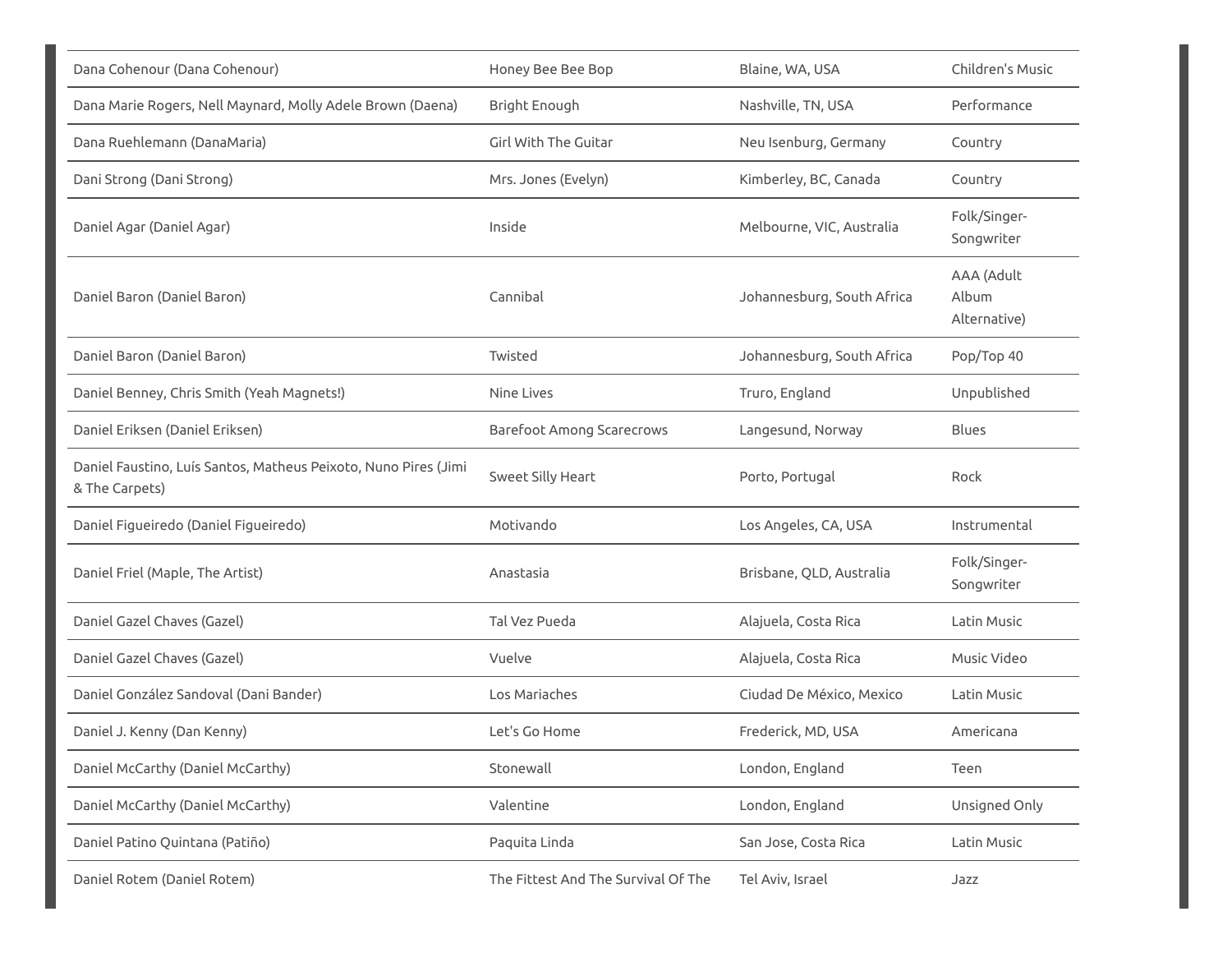| | | | |
|---|---|---|---|
| Dana Cohenour (Dana Cohenour) | Honey Bee Bee Bop | Blaine, WA, USA | Children's Music |
| Dana Marie Rogers, Nell Maynard, Molly Adele Brown (Daena) | Bright Enough | Nashville, TN, USA | Performance |
| Dana Ruehlemann (DanaMaria) | Girl With The Guitar | Neu Isenburg, Germany | Country |
| Dani Strong (Dani Strong) | Mrs. Jones (Evelyn) | Kimberley, BC, Canada | Country |
| Daniel Agar (Daniel Agar) | Inside | Melbourne, VIC, Australia | Folk/Singer-Songwriter |
| Daniel Baron (Daniel Baron) | Cannibal | Johannesburg, South Africa | AAA (Adult Album Alternative) |
| Daniel Baron (Daniel Baron) | Twisted | Johannesburg, South Africa | Pop/Top 40 |
| Daniel Benney, Chris Smith (Yeah Magnets!) | Nine Lives | Truro, England | Unpublished |
| Daniel Eriksen (Daniel Eriksen) | Barefoot Among Scarecrows | Langesund, Norway | Blues |
| Daniel Faustino, Luís Santos, Matheus Peixoto, Nuno Pires (Jimi & The Carpets) | Sweet Silly Heart | Porto, Portugal | Rock |
| Daniel Figueiredo (Daniel Figueiredo) | Motivando | Los Angeles, CA, USA | Instrumental |
| Daniel Friel (Maple, The Artist) | Anastasia | Brisbane, QLD, Australia | Folk/Singer-Songwriter |
| Daniel Gazel Chaves (Gazel) | Tal Vez Pueda | Alajuela, Costa Rica | Latin Music |
| Daniel Gazel Chaves (Gazel) | Vuelve | Alajuela, Costa Rica | Music Video |
| Daniel González Sandoval (Dani Bander) | Los Mariaches | Ciudad De México, Mexico | Latin Music |
| Daniel J. Kenny (Dan Kenny) | Let's Go Home | Frederick, MD, USA | Americana |
| Daniel McCarthy (Daniel McCarthy) | Stonewall | London, England | Teen |
| Daniel McCarthy (Daniel McCarthy) | Valentine | London, England | Unsigned Only |
| Daniel Patino Quintana (Patiño) | Paquita Linda | San Jose, Costa Rica | Latin Music |
| Daniel Rotem (Daniel Rotem) | The Fittest And The Survival Of The | Tel Aviv, Israel | Jazz |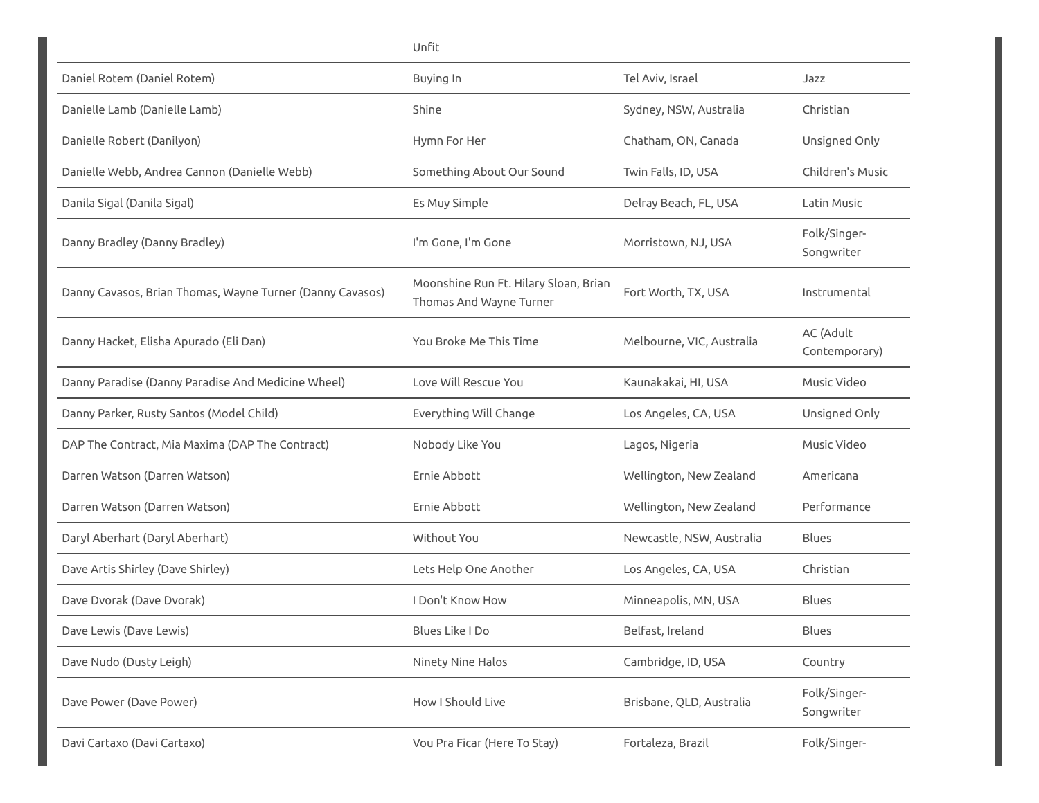| | Unfit | | |
|---|---|---|---|
| Daniel Rotem (Daniel Rotem) | Buying In | Tel Aviv, Israel | Jazz |
| Danielle Lamb (Danielle Lamb) | Shine | Sydney, NSW, Australia | Christian |
| Danielle Robert (Danilyon) | Hymn For Her | Chatham, ON, Canada | Unsigned Only |
| Danielle Webb, Andrea Cannon (Danielle Webb) | Something About Our Sound | Twin Falls, ID, USA | Children's Music |
| Danila Sigal (Danila Sigal) | Es Muy Simple | Delray Beach, FL, USA | Latin Music |
| Danny Bradley (Danny Bradley) | I'm Gone, I'm Gone | Morristown, NJ, USA | Folk/Singer-Songwriter |
| Danny Cavasos, Brian Thomas, Wayne Turner (Danny Cavasos) | Moonshine Run Ft. Hilary Sloan, Brian Thomas And Wayne Turner | Fort Worth, TX, USA | Instrumental |
| Danny Hacket, Elisha Apurado (Eli Dan) | You Broke Me This Time | Melbourne, VIC, Australia | AC (Adult Contemporary) |
| Danny Paradise (Danny Paradise And Medicine Wheel) | Love Will Rescue You | Kaunakakai, HI, USA | Music Video |
| Danny Parker, Rusty Santos (Model Child) | Everything Will Change | Los Angeles, CA, USA | Unsigned Only |
| DAP The Contract, Mia Maxima (DAP The Contract) | Nobody Like You | Lagos, Nigeria | Music Video |
| Darren Watson (Darren Watson) | Ernie Abbott | Wellington, New Zealand | Americana |
| Darren Watson (Darren Watson) | Ernie Abbott | Wellington, New Zealand | Performance |
| Daryl Aberhart (Daryl Aberhart) | Without You | Newcastle, NSW, Australia | Blues |
| Dave Artis Shirley (Dave Shirley) | Lets Help One Another | Los Angeles, CA, USA | Christian |
| Dave Dvorak (Dave Dvorak) | I Don't Know How | Minneapolis, MN, USA | Blues |
| Dave Lewis (Dave Lewis) | Blues Like I Do | Belfast, Ireland | Blues |
| Dave Nudo (Dusty Leigh) | Ninety Nine Halos | Cambridge, ID, USA | Country |
| Dave Power (Dave Power) | How I Should Live | Brisbane, QLD, Australia | Folk/Singer-Songwriter |
| Davi Cartaxo (Davi Cartaxo) | Vou Pra Ficar (Here To Stay) | Fortaleza, Brazil | Folk/Singer- |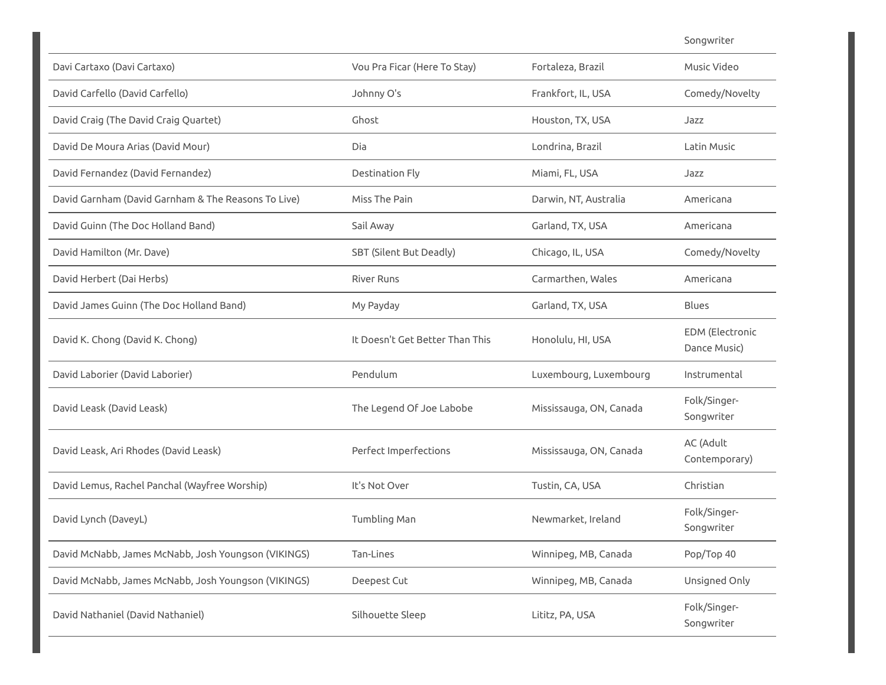| | | | Songwriter |
|---|---|---|---|
| Davi Cartaxo (Davi Cartaxo) | Vou Pra Ficar (Here To Stay) | Fortaleza, Brazil | Music Video |
| David Carfello (David Carfello) | Johnny O's | Frankfort, IL, USA | Comedy/Novelty |
| David Craig (The David Craig Quartet) | Ghost | Houston, TX, USA | Jazz |
| David De Moura Arias (David Mour) | Dia | Londrina, Brazil | Latin Music |
| David Fernandez (David Fernandez) | Destination Fly | Miami, FL, USA | Jazz |
| David Garnham (David Garnham & The Reasons To Live) | Miss The Pain | Darwin, NT, Australia | Americana |
| David Guinn (The Doc Holland Band) | Sail Away | Garland, TX, USA | Americana |
| David Hamilton (Mr. Dave) | SBT (Silent But Deadly) | Chicago, IL, USA | Comedy/Novelty |
| David Herbert (Dai Herbs) | River Runs | Carmarthen, Wales | Americana |
| David James Guinn (The Doc Holland Band) | My Payday | Garland, TX, USA | Blues |
| David K. Chong (David K. Chong) | It Doesn't Get Better Than This | Honolulu, HI, USA | EDM (Electronic Dance Music) |
| David Laborier (David Laborier) | Pendulum | Luxembourg, Luxembourg | Instrumental |
| David Leask (David Leask) | The Legend Of Joe Labobe | Mississauga, ON, Canada | Folk/Singer-Songwriter |
| David Leask, Ari Rhodes (David Leask) | Perfect Imperfections | Mississauga, ON, Canada | AC (Adult Contemporary) |
| David Lemus, Rachel Panchal (Wayfree Worship) | It's Not Over | Tustin, CA, USA | Christian |
| David Lynch (DaveyL) | Tumbling Man | Newmarket, Ireland | Folk/Singer-Songwriter |
| David McNabb, James McNabb, Josh Youngson (VIKINGS) | Tan-Lines | Winnipeg, MB, Canada | Pop/Top 40 |
| David McNabb, James McNabb, Josh Youngson (VIKINGS) | Deepest Cut | Winnipeg, MB, Canada | Unsigned Only |
| David Nathaniel (David Nathaniel) | Silhouette Sleep | Lititz, PA, USA | Folk/Singer-Songwriter |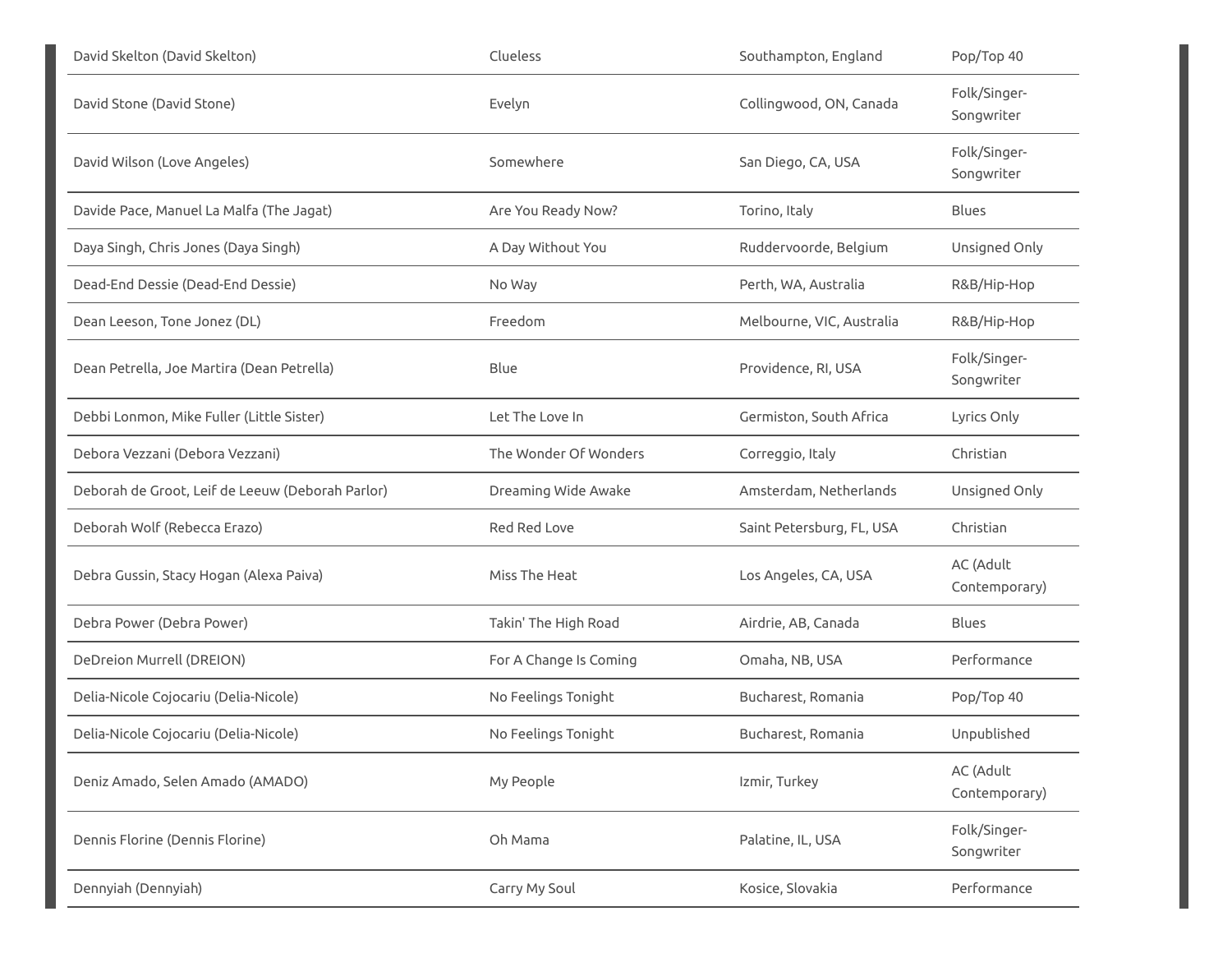| | | | |
|---|---|---|---|
| David Skelton (David Skelton) | Clueless | Southampton, England | Pop/Top 40 |
| David Stone (David Stone) | Evelyn | Collingwood, ON, Canada | Folk/Singer-Songwriter |
| David Wilson (Love Angeles) | Somewhere | San Diego, CA, USA | Folk/Singer-Songwriter |
| Davide Pace, Manuel La Malfa (The Jagat) | Are You Ready Now? | Torino, Italy | Blues |
| Daya Singh, Chris Jones (Daya Singh) | A Day Without You | Ruddervoorde, Belgium | Unsigned Only |
| Dead-End Dessie (Dead-End Dessie) | No Way | Perth, WA, Australia | R&B/Hip-Hop |
| Dean Leeson, Tone Jonez (DL) | Freedom | Melbourne, VIC, Australia | R&B/Hip-Hop |
| Dean Petrella, Joe Martira (Dean Petrella) | Blue | Providence, RI, USA | Folk/Singer-Songwriter |
| Debbi Lonmon, Mike Fuller (Little Sister) | Let The Love In | Germiston, South Africa | Lyrics Only |
| Debora Vezzani (Debora Vezzani) | The Wonder Of Wonders | Correggio, Italy | Christian |
| Deborah de Groot, Leif de Leeuw (Deborah Parlor) | Dreaming Wide Awake | Amsterdam, Netherlands | Unsigned Only |
| Deborah Wolf (Rebecca Erazo) | Red Red Love | Saint Petersburg, FL, USA | Christian |
| Debra Gussin, Stacy Hogan (Alexa Paiva) | Miss The Heat | Los Angeles, CA, USA | AC (Adult Contemporary) |
| Debra Power (Debra Power) | Takin' The High Road | Airdrie, AB, Canada | Blues |
| DeDreion Murrell (DREION) | For A Change Is Coming | Omaha, NB, USA | Performance |
| Delia-Nicole Cojocariu (Delia-Nicole) | No Feelings Tonight | Bucharest, Romania | Pop/Top 40 |
| Delia-Nicole Cojocariu (Delia-Nicole) | No Feelings Tonight | Bucharest, Romania | Unpublished |
| Deniz Amado, Selen Amado (AMADO) | My People | Izmir, Turkey | AC (Adult Contemporary) |
| Dennis Florine (Dennis Florine) | Oh Mama | Palatine, IL, USA | Folk/Singer-Songwriter |
| Dennyiah (Dennyiah) | Carry My Soul | Kosice, Slovakia | Performance |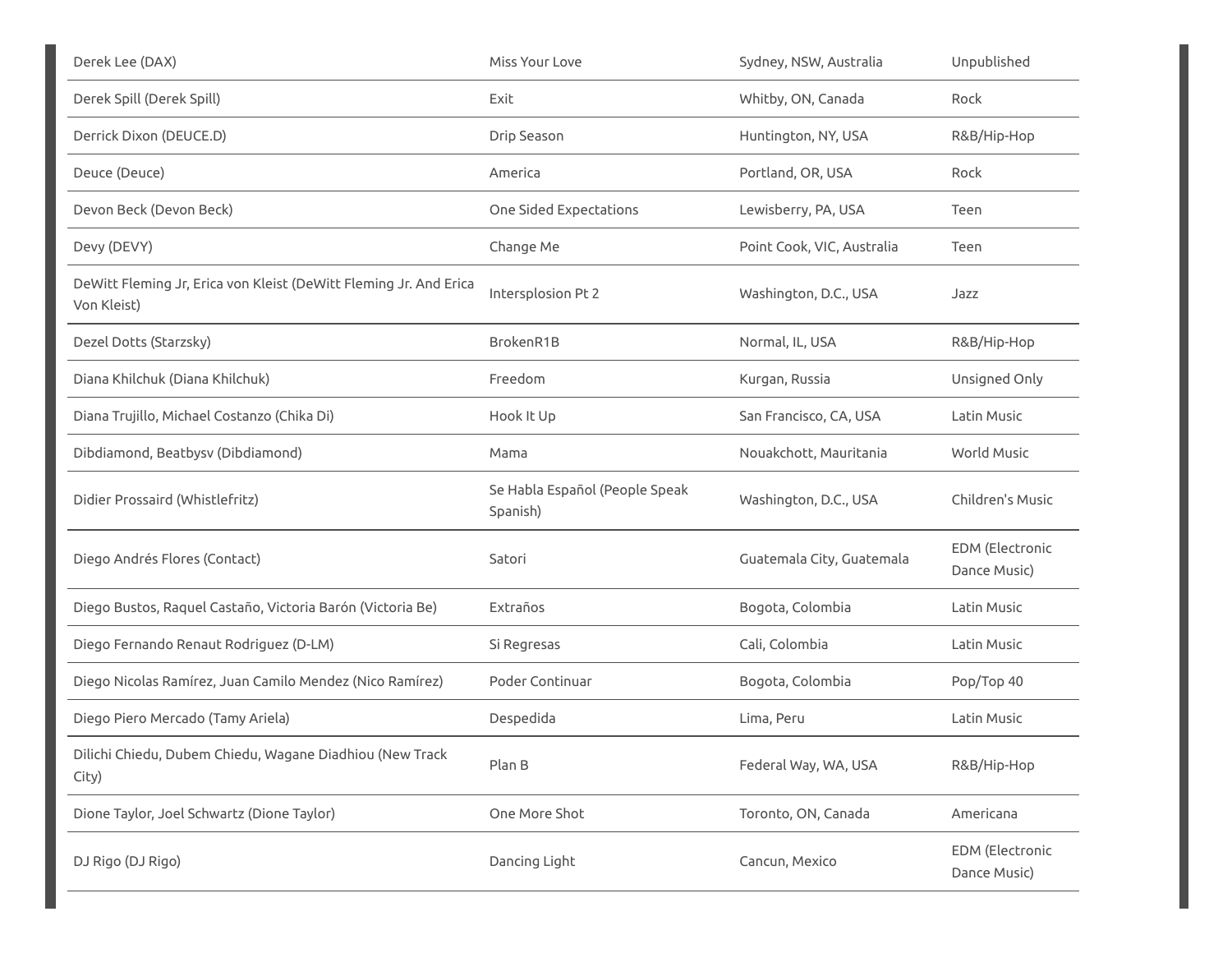| | | | |
|---|---|---|---|
| Derek Lee (DAX) | Miss Your Love | Sydney, NSW, Australia | Unpublished |
| Derek Spill (Derek Spill) | Exit | Whitby, ON, Canada | Rock |
| Derrick Dixon (DEUCE.D) | Drip Season | Huntington, NY, USA | R&B/Hip-Hop |
| Deuce (Deuce) | America | Portland, OR, USA | Rock |
| Devon Beck (Devon Beck) | One Sided Expectations | Lewisberry, PA, USA | Teen |
| Devy (DEVY) | Change Me | Point Cook, VIC, Australia | Teen |
| DeWitt Fleming Jr, Erica von Kleist (DeWitt Fleming Jr. And Erica Von Kleist) | Intersplosion Pt 2 | Washington, D.C., USA | Jazz |
| Dezel Dotts (Starzsky) | BrokenR1B | Normal, IL, USA | R&B/Hip-Hop |
| Diana Khilchuk (Diana Khilchuk) | Freedom | Kurgan, Russia | Unsigned Only |
| Diana Trujillo, Michael Costanzo (Chika Di) | Hook It Up | San Francisco, CA, USA | Latin Music |
| Dibdiamond, Beatbysv (Dibdiamond) | Mama | Nouakchott, Mauritania | World Music |
| Didier Prossaird (Whistlefritz) | Se Habla Español (People Speak Spanish) | Washington, D.C., USA | Children's Music |
| Diego Andrés Flores (Contact) | Satori | Guatemala City, Guatemala | EDM (Electronic Dance Music) |
| Diego Bustos, Raquel Castaño, Victoria Barón (Victoria Be) | Extraños | Bogota, Colombia | Latin Music |
| Diego Fernando Renaut Rodriguez (D-LM) | Si Regresas | Cali, Colombia | Latin Music |
| Diego Nicolas Ramírez, Juan Camilo Mendez (Nico Ramírez) | Poder Continuar | Bogota, Colombia | Pop/Top 40 |
| Diego Piero Mercado (Tamy Ariela) | Despedida | Lima, Peru | Latin Music |
| Dilichi Chiedu, Dubem Chiedu, Wagane Diadhiou (New Track City) | Plan B | Federal Way, WA, USA | R&B/Hip-Hop |
| Dione Taylor, Joel Schwartz (Dione Taylor) | One More Shot | Toronto, ON, Canada | Americana |
| DJ Rigo (DJ Rigo) | Dancing Light | Cancun, Mexico | EDM (Electronic Dance Music) |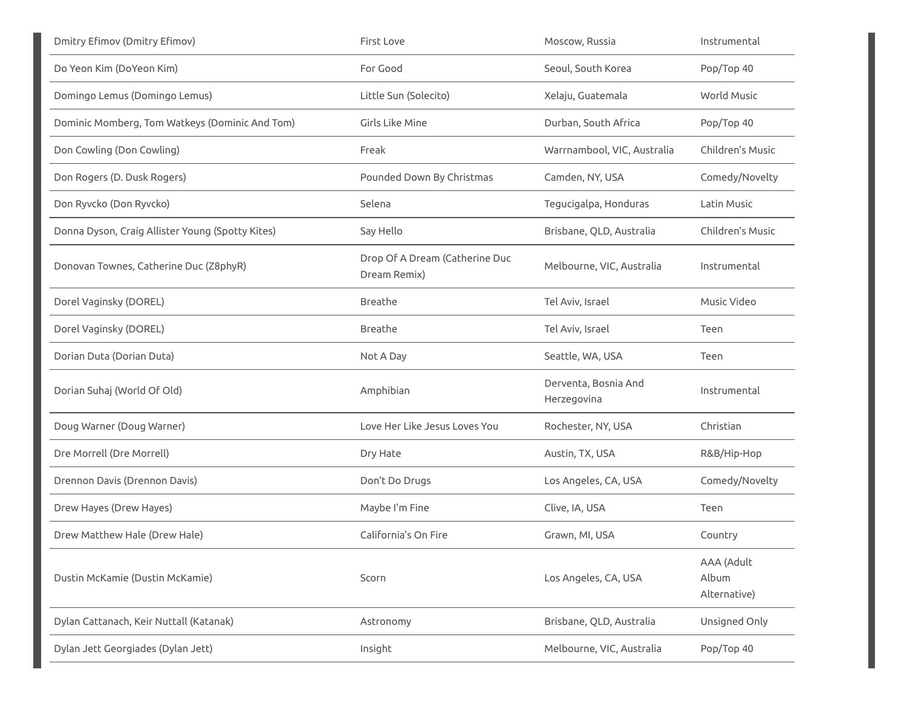| | | | |
|---|---|---|---|
| Dmitry Efimov (Dmitry Efimov) | First Love | Moscow, Russia | Instrumental |
| Do Yeon Kim (DoYeon Kim) | For Good | Seoul, South Korea | Pop/Top 40 |
| Domingo Lemus (Domingo Lemus) | Little Sun (Solecito) | Xelaju, Guatemala | World Music |
| Dominic Momberg, Tom Watkeys (Dominic And Tom) | Girls Like Mine | Durban, South Africa | Pop/Top 40 |
| Don Cowling (Don Cowling) | Freak | Warrnambool, VIC, Australia | Children's Music |
| Don Rogers (D. Dusk Rogers) | Pounded Down By Christmas | Camden, NY, USA | Comedy/Novelty |
| Don Ryvcko (Don Ryvcko) | Selena | Tegucigalpa, Honduras | Latin Music |
| Donna Dyson, Craig Allister Young (Spotty Kites) | Say Hello | Brisbane, QLD, Australia | Children's Music |
| Donovan Townes, Catherine Duc (Z8phyR) | Drop Of A Dream (Catherine Duc Dream Remix) | Melbourne, VIC, Australia | Instrumental |
| Dorel Vaginsky (DOREL) | Breathe | Tel Aviv, Israel | Music Video |
| Dorel Vaginsky (DOREL) | Breathe | Tel Aviv, Israel | Teen |
| Dorian Duta (Dorian Duta) | Not A Day | Seattle, WA, USA | Teen |
| Dorian Suhaj (World Of Old) | Amphibian | Derventa, Bosnia And Herzegovina | Instrumental |
| Doug Warner (Doug Warner) | Love Her Like Jesus Loves You | Rochester, NY, USA | Christian |
| Dre Morrell (Dre Morrell) | Dry Hate | Austin, TX, USA | R&B/Hip-Hop |
| Drennon Davis (Drennon Davis) | Don't Do Drugs | Los Angeles, CA, USA | Comedy/Novelty |
| Drew Hayes (Drew Hayes) | Maybe I'm Fine | Clive, IA, USA | Teen |
| Drew Matthew Hale (Drew Hale) | California's On Fire | Grawn, MI, USA | Country |
| Dustin McKamie (Dustin McKamie) | Scorn | Los Angeles, CA, USA | AAA (Adult Album Alternative) |
| Dylan Cattanach, Keir Nuttall (Katanak) | Astronomy | Brisbane, QLD, Australia | Unsigned Only |
| Dylan Jett Georgiades (Dylan Jett) | Insight | Melbourne, VIC, Australia | Pop/Top 40 |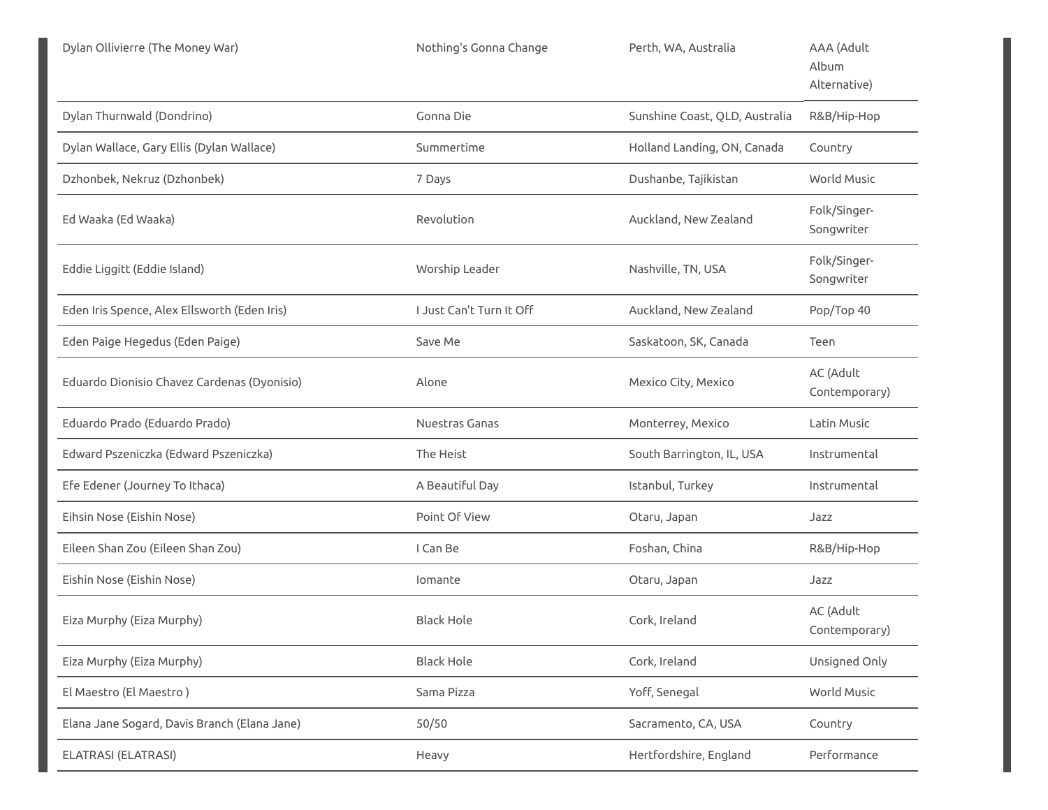| | | | |
|---|---|---|---|
| Dylan Ollivierre (The Money War) | Nothing's Gonna Change | Perth, WA, Australia | AAA (Adult Album Alternative) |
| Dylan Thurnwald (Dondrino) | Gonna Die | Sunshine Coast, QLD, Australia | R&B/Hip-Hop |
| Dylan Wallace, Gary Ellis (Dylan Wallace) | Summertime | Holland Landing, ON, Canada | Country |
| Dzhonbek, Nekruz (Dzhonbek) | 7 Days | Dushanbe, Tajikistan | World Music |
| Ed Waaka (Ed Waaka) | Revolution | Auckland, New Zealand | Folk/Singer-Songwriter |
| Eddie Liggitt (Eddie Island) | Worship Leader | Nashville, TN, USA | Folk/Singer-Songwriter |
| Eden Iris Spence, Alex Ellsworth (Eden Iris) | I Just Can't Turn It Off | Auckland, New Zealand | Pop/Top 40 |
| Eden Paige Hegedus (Eden Paige) | Save Me | Saskatoon, SK, Canada | Teen |
| Eduardo Dionisio Chavez Cardenas (Dyonisio) | Alone | Mexico City, Mexico | AC (Adult Contemporary) |
| Eduardo Prado (Eduardo Prado) | Nuestras Ganas | Monterrey, Mexico | Latin Music |
| Edward Pszeniczka (Edward Pszeniczka) | The Heist | South Barrington, IL, USA | Instrumental |
| Efe Edener (Journey To Ithaca) | A Beautiful Day | Istanbul, Turkey | Instrumental |
| Eihsin Nose (Eishin Nose) | Point Of View | Otaru, Japan | Jazz |
| Eileen Shan Zou (Eileen Shan Zou) | I Can Be | Foshan, China | R&B/Hip-Hop |
| Eishin Nose (Eishin Nose) | Iomante | Otaru, Japan | Jazz |
| Eiza Murphy (Eiza Murphy) | Black Hole | Cork, Ireland | AC (Adult Contemporary) |
| Eiza Murphy (Eiza Murphy) | Black Hole | Cork, Ireland | Unsigned Only |
| El Maestro (El Maestro ) | Sama Pizza | Yoff, Senegal | World Music |
| Elana Jane Sogard, Davis Branch (Elana Jane) | 50/50 | Sacramento, CA, USA | Country |
| ELATRASI (ELATRASI) | Heavy | Hertfordshire, England | Performance |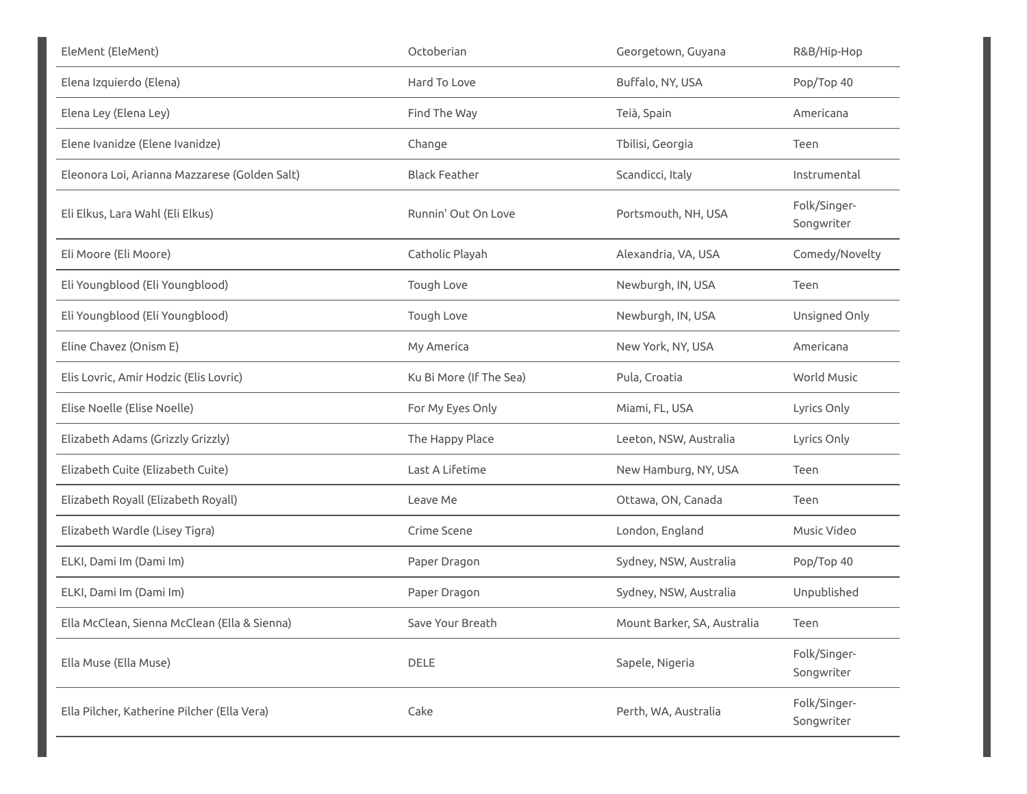| | | | |
|---|---|---|---|
| EleMent (EleMent) | Octoberian | Georgetown, Guyana | R&B/Hip-Hop |
| Elena Izquierdo (Elena) | Hard To Love | Buffalo, NY, USA | Pop/Top 40 |
| Elena Ley (Elena Ley) | Find The Way | Teià, Spain | Americana |
| Elene Ivanidze (Elene Ivanidze) | Change | Tbilisi, Georgia | Teen |
| Eleonora Loi, Arianna Mazzarese (Golden Salt) | Black Feather | Scandicci, Italy | Instrumental |
| Eli Elkus, Lara Wahl (Eli Elkus) | Runnin' Out On Love | Portsmouth, NH, USA | Folk/Singer-Songwriter |
| Eli Moore (Eli Moore) | Catholic Playah | Alexandria, VA, USA | Comedy/Novelty |
| Eli Youngblood (Eli Youngblood) | Tough Love | Newburgh, IN, USA | Teen |
| Eli Youngblood (Eli Youngblood) | Tough Love | Newburgh, IN, USA | Unsigned Only |
| Eline Chavez (Onism E) | My America | New York, NY, USA | Americana |
| Elis Lovric, Amir Hodzic (Elis Lovric) | Ku Bi More (If The Sea) | Pula, Croatia | World Music |
| Elise Noelle (Elise Noelle) | For My Eyes Only | Miami, FL, USA | Lyrics Only |
| Elizabeth Adams (Grizzly Grizzly) | The Happy Place | Leeton, NSW, Australia | Lyrics Only |
| Elizabeth Cuite (Elizabeth Cuite) | Last A Lifetime | New Hamburg, NY, USA | Teen |
| Elizabeth Royall (Elizabeth Royall) | Leave Me | Ottawa, ON, Canada | Teen |
| Elizabeth Wardle (Lisey Tigra) | Crime Scene | London, England | Music Video |
| ELKI, Dami Im (Dami Im) | Paper Dragon | Sydney, NSW, Australia | Pop/Top 40 |
| ELKI, Dami Im (Dami Im) | Paper Dragon | Sydney, NSW, Australia | Unpublished |
| Ella McClean, Sienna McClean (Ella & Sienna) | Save Your Breath | Mount Barker, SA, Australia | Teen |
| Ella Muse (Ella Muse) | DELE | Sapele, Nigeria | Folk/Singer-Songwriter |
| Ella Pilcher, Katherine Pilcher (Ella Vera) | Cake | Perth, WA, Australia | Folk/Singer-Songwriter |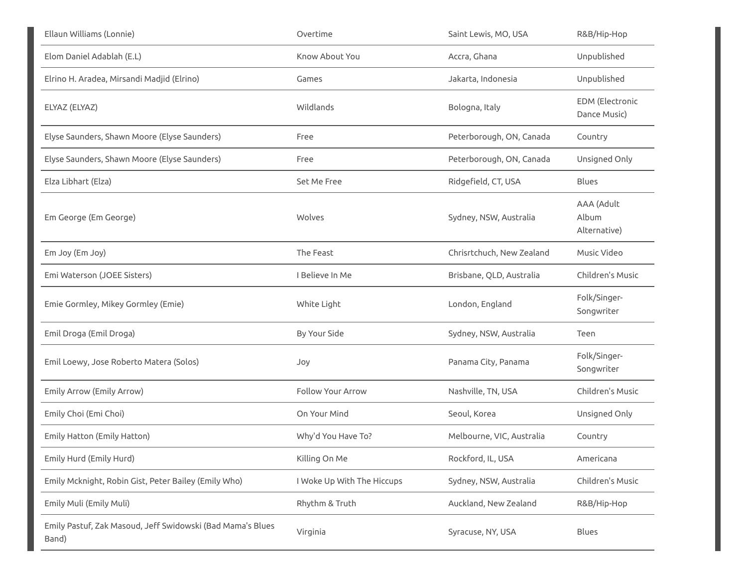| | | | |
|---|---|---|---|
| Ellaun Williams (Lonnie) | Overtime | Saint Lewis, MO, USA | R&B/Hip-Hop |
| Elom Daniel Adablah (E.L) | Know About You | Accra, Ghana | Unpublished |
| Elrino H. Aradea, Mirsandi Madjid (Elrino) | Games | Jakarta, Indonesia | Unpublished |
| ELYAZ (ELYAZ) | Wildlands | Bologna, Italy | EDM (Electronic Dance Music) |
| Elyse Saunders, Shawn Moore (Elyse Saunders) | Free | Peterborough, ON, Canada | Country |
| Elyse Saunders, Shawn Moore (Elyse Saunders) | Free | Peterborough, ON, Canada | Unsigned Only |
| Elza Libhart (Elza) | Set Me Free | Ridgefield, CT, USA | Blues |
| Em George (Em George) | Wolves | Sydney, NSW, Australia | AAA (Adult Album Alternative) |
| Em Joy (Em Joy) | The Feast | Chrisrtchuch, New Zealand | Music Video |
| Emi Waterson (JOEE Sisters) | I Believe In Me | Brisbane, QLD, Australia | Children's Music |
| Emie Gormley, Mikey Gormley (Emie) | White Light | London, England | Folk/Singer-Songwriter |
| Emil Droga (Emil Droga) | By Your Side | Sydney, NSW, Australia | Teen |
| Emil Loewy, Jose Roberto Matera (Solos) | Joy | Panama City, Panama | Folk/Singer-Songwriter |
| Emily Arrow (Emily Arrow) | Follow Your Arrow | Nashville, TN, USA | Children's Music |
| Emily Choi (Emi Choi) | On Your Mind | Seoul, Korea | Unsigned Only |
| Emily Hatton (Emily Hatton) | Why'd You Have To? | Melbourne, VIC, Australia | Country |
| Emily Hurd (Emily Hurd) | Killing On Me | Rockford, IL, USA | Americana |
| Emily Mcknight, Robin Gist, Peter Bailey (Emily Who) | I Woke Up With The Hiccups | Sydney, NSW, Australia | Children's Music |
| Emily Muli (Emily Muli) | Rhythm & Truth | Auckland, New Zealand | R&B/Hip-Hop |
| Emily Pastuf, Zak Masoud, Jeff Swidowski (Bad Mama's Blues Band) | Virginia | Syracuse, NY, USA | Blues |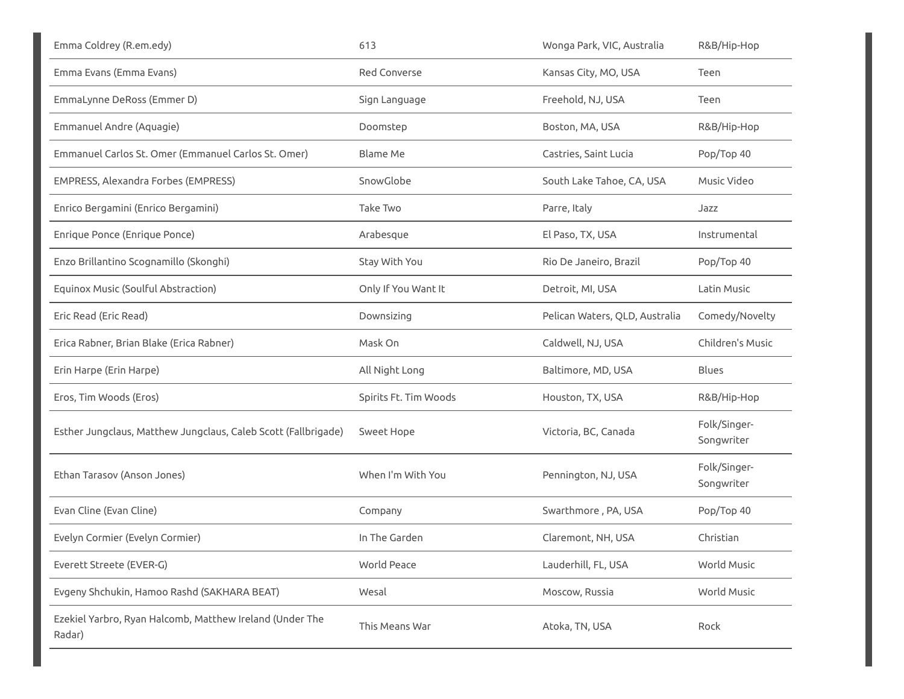| | | | |
|---|---|---|---|
| Emma Coldrey (R.em.edy) | 613 | Wonga Park, VIC, Australia | R&B/Hip-Hop |
| Emma Evans (Emma Evans) | Red Converse | Kansas City, MO, USA | Teen |
| EmmaLynne DeRoss (Emmer D) | Sign Language | Freehold, NJ, USA | Teen |
| Emmanuel Andre (Aquagie) | Doomstep | Boston, MA, USA | R&B/Hip-Hop |
| Emmanuel Carlos St. Omer (Emmanuel Carlos St. Omer) | Blame Me | Castries, Saint Lucia | Pop/Top 40 |
| EMPRESS, Alexandra Forbes (EMPRESS) | SnowGlobe | South Lake Tahoe, CA, USA | Music Video |
| Enrico Bergamini (Enrico Bergamini) | Take Two | Parre, Italy | Jazz |
| Enrique Ponce (Enrique Ponce) | Arabesque | El Paso, TX, USA | Instrumental |
| Enzo Brillantino Scognamillo (Skonghi) | Stay With You | Rio De Janeiro, Brazil | Pop/Top 40 |
| Equinox Music (Soulful Abstraction) | Only If You Want It | Detroit, MI, USA | Latin Music |
| Eric Read (Eric Read) | Downsizing | Pelican Waters, QLD, Australia | Comedy/Novelty |
| Erica Rabner, Brian Blake (Erica Rabner) | Mask On | Caldwell, NJ, USA | Children's Music |
| Erin Harpe (Erin Harpe) | All Night Long | Baltimore, MD, USA | Blues |
| Eros, Tim Woods (Eros) | Spirits Ft. Tim Woods | Houston, TX, USA | R&B/Hip-Hop |
| Esther Jungclaus, Matthew Jungclaus, Caleb Scott (Fallbrigade) | Sweet Hope | Victoria, BC, Canada | Folk/Singer-Songwriter |
| Ethan Tarasov (Anson Jones) | When I'm With You | Pennington, NJ, USA | Folk/Singer-Songwriter |
| Evan Cline (Evan Cline) | Company | Swarthmore , PA, USA | Pop/Top 40 |
| Evelyn Cormier (Evelyn Cormier) | In The Garden | Claremont, NH, USA | Christian |
| Everett Streete (EVER-G) | World Peace | Lauderhill, FL, USA | World Music |
| Evgeny Shchukin, Hamoo Rashd (SAKHARA BEAT) | Wesal | Moscow, Russia | World Music |
| Ezekiel Yarbro, Ryan Halcomb, Matthew Ireland (Under The Radar) | This Means War | Atoka, TN, USA | Rock |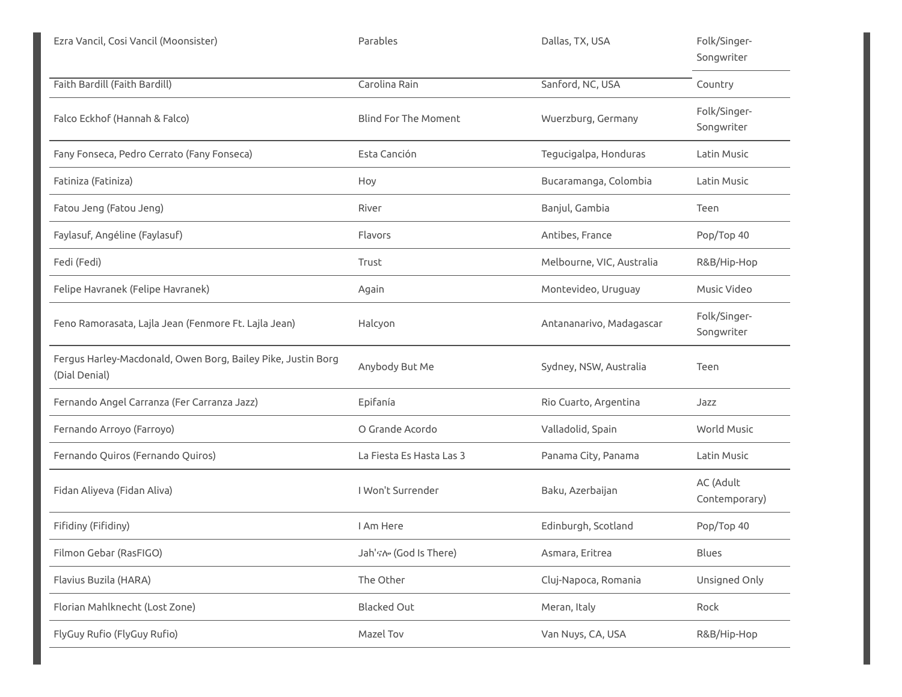| | | | |
|---|---|---|---|
| Ezra Vancil, Cosi Vancil (Moonsister) | Parables | Dallas, TX, USA | Folk/Singer-Songwriter |
| Faith Bardill (Faith Bardill) | Carolina Rain | Sanford, NC, USA | Country |
| Falco Eckhof (Hannah & Falco) | Blind For The Moment | Wuerzburg, Germany | Folk/Singer-Songwriter |
| Fany Fonseca, Pedro Cerrato (Fany Fonseca) | Esta Canción | Tegucigalpa, Honduras | Latin Music |
| Fatiniza (Fatiniza) | Hoy | Bucaramanga, Colombia | Latin Music |
| Fatou Jeng (Fatou Jeng) | River | Banjul, Gambia | Teen |
| Faylasuf, Angéline (Faylasuf) | Flavors | Antibes, France | Pop/Top 40 |
| Fedi (Fedi) | Trust | Melbourne, VIC, Australia | R&B/Hip-Hop |
| Felipe Havranek (Felipe Havranek) | Again | Montevideo, Uruguay | Music Video |
| Feno Ramorasata, Lajla Jean (Fenmore Ft. Lajla Jean) | Halcyon | Antananarivo, Madagascar | Folk/Singer-Songwriter |
| Fergus Harley-Macdonald, Owen Borg, Bailey Pike, Justin Borg (Dial Denial) | Anybody But Me | Sydney, NSW, Australia | Teen |
| Fernando Angel Carranza (Fer Carranza Jazz) | Epifanía | Rio Cuarto, Argentina | Jazz |
| Fernando Arroyo (Farroyo) | O Grande Acordo | Valladolid, Spain | World Music |
| Fernando Quiros (Fernando Quiros) | La Fiesta Es Hasta Las 3 | Panama City, Panama | Latin Music |
| Fidan Aliyeva (Fidan Aliva) | I Won't Surrender | Baku, Azerbaijan | AC (Adult Contemporary) |
| Fifidiny (Fifidiny) | I Am Here | Edinburgh, Scotland | Pop/Top 40 |
| Filmon Gebar (RasFIGO) | Jah'ኣሎ (God Is There) | Asmara, Eritrea | Blues |
| Flavius Buzila (HARA) | The Other | Cluj-Napoca, Romania | Unsigned Only |
| Florian Mahlknecht (Lost Zone) | Blacked Out | Meran, Italy | Rock |
| FlyGuy Rufio (FlyGuy Rufio) | Mazel Tov | Van Nuys, CA, USA | R&B/Hip-Hop |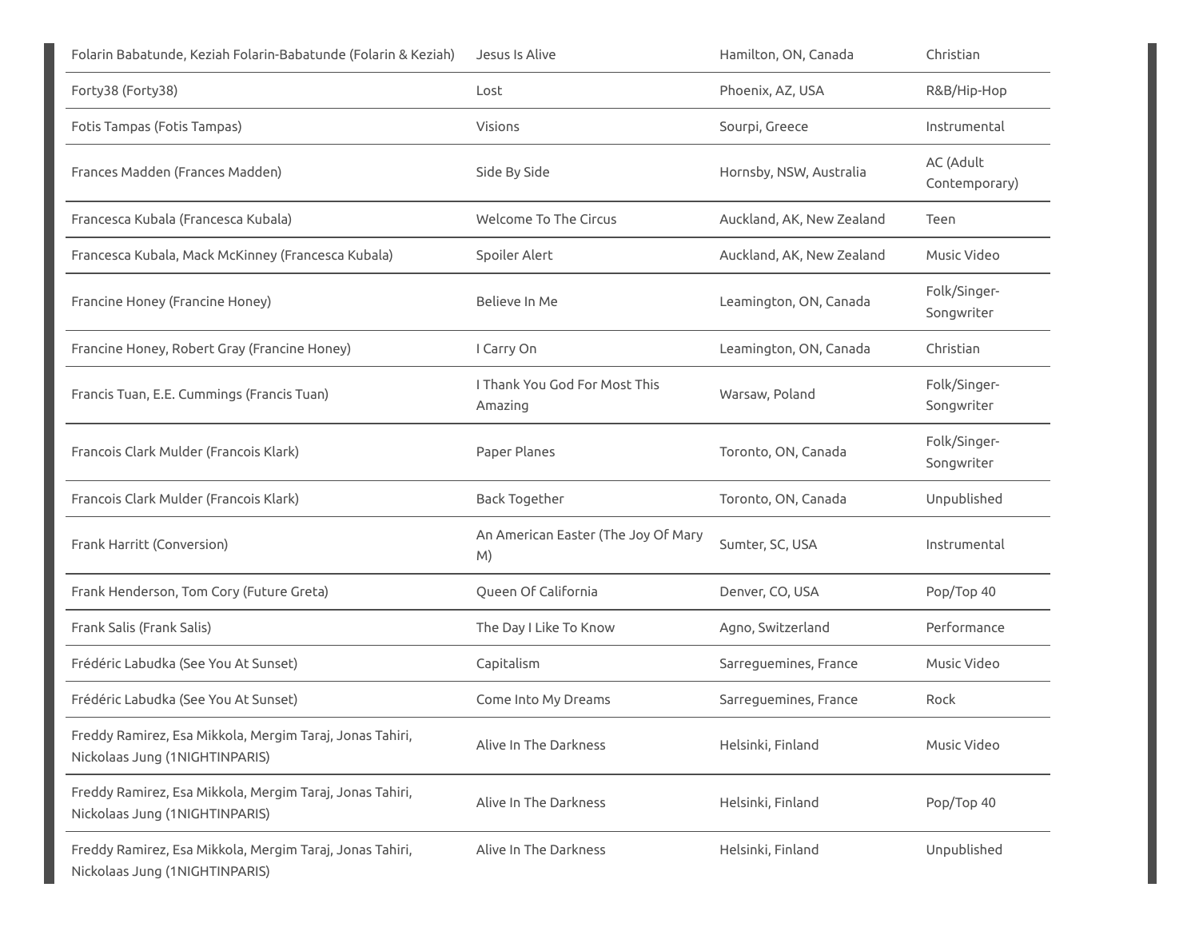| | | | |
|---|---|---|---|
| Folarin Babatunde, Keziah Folarin-Babatunde (Folarin & Keziah) | Jesus Is Alive | Hamilton, ON, Canada | Christian |
| Forty38 (Forty38) | Lost | Phoenix, AZ, USA | R&B/Hip-Hop |
| Fotis Tampas (Fotis Tampas) | Visions | Sourpi, Greece | Instrumental |
| Frances Madden (Frances Madden) | Side By Side | Hornsby, NSW, Australia | AC (Adult Contemporary) |
| Francesca Kubala (Francesca Kubala) | Welcome To The Circus | Auckland, AK, New Zealand | Teen |
| Francesca Kubala, Mack McKinney (Francesca Kubala) | Spoiler Alert | Auckland, AK, New Zealand | Music Video |
| Francine Honey (Francine Honey) | Believe In Me | Leamington, ON, Canada | Folk/Singer-Songwriter |
| Francine Honey, Robert Gray (Francine Honey) | I Carry On | Leamington, ON, Canada | Christian |
| Francis Tuan, E.E. Cummings (Francis Tuan) | I Thank You God For Most This Amazing | Warsaw, Poland | Folk/Singer-Songwriter |
| Francois Clark Mulder (Francois Klark) | Paper Planes | Toronto, ON, Canada | Folk/Singer-Songwriter |
| Francois Clark Mulder (Francois Klark) | Back Together | Toronto, ON, Canada | Unpublished |
| Frank Harritt (Conversion) | An American Easter (The Joy Of Mary M) | Sumter, SC, USA | Instrumental |
| Frank Henderson, Tom Cory (Future Greta) | Queen Of California | Denver, CO, USA | Pop/Top 40 |
| Frank Salis (Frank Salis) | The Day I Like To Know | Agno, Switzerland | Performance |
| Frédéric Labudka (See You At Sunset) | Capitalism | Sarreguemines, France | Music Video |
| Frédéric Labudka (See You At Sunset) | Come Into My Dreams | Sarreguemines, France | Rock |
| Freddy Ramirez, Esa Mikkola, Mergim Taraj, Jonas Tahiri, Nickolaas Jung (1NIGHTINPARIS) | Alive In The Darkness | Helsinki, Finland | Music Video |
| Freddy Ramirez, Esa Mikkola, Mergim Taraj, Jonas Tahiri, Nickolaas Jung (1NIGHTINPARIS) | Alive In The Darkness | Helsinki, Finland | Pop/Top 40 |
| Freddy Ramirez, Esa Mikkola, Mergim Taraj, Jonas Tahiri, Nickolaas Jung (1NIGHTINPARIS) | Alive In The Darkness | Helsinki, Finland | Unpublished |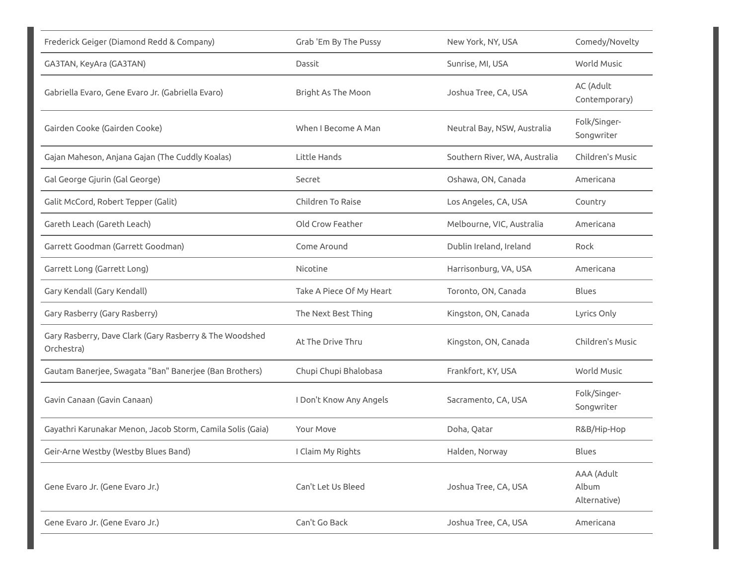| | | | |
|---|---|---|---|
| Frederick Geiger (Diamond Redd & Company) | Grab 'Em By The Pussy | New York, NY, USA | Comedy/Novelty |
| GA3TAN, KeyAra (GA3TAN) | Dassit | Sunrise, MI, USA | World Music |
| Gabriella Evaro, Gene Evaro Jr. (Gabriella Evaro) | Bright As The Moon | Joshua Tree, CA, USA | AC (Adult Contemporary) |
| Gairden Cooke (Gairden Cooke) | When I Become A Man | Neutral Bay, NSW, Australia | Folk/Singer-Songwriter |
| Gajan Maheson, Anjana Gajan (The Cuddly Koalas) | Little Hands | Southern River, WA, Australia | Children's Music |
| Gal George Gjurin (Gal George) | Secret | Oshawa, ON, Canada | Americana |
| Galit McCord, Robert Tepper (Galit) | Children To Raise | Los Angeles, CA, USA | Country |
| Gareth Leach (Gareth Leach) | Old Crow Feather | Melbourne, VIC, Australia | Americana |
| Garrett Goodman (Garrett Goodman) | Come Around | Dublin Ireland, Ireland | Rock |
| Garrett Long (Garrett Long) | Nicotine | Harrisonburg, VA, USA | Americana |
| Gary Kendall (Gary Kendall) | Take A Piece Of My Heart | Toronto, ON, Canada | Blues |
| Gary Rasberry (Gary Rasberry) | The Next Best Thing | Kingston, ON, Canada | Lyrics Only |
| Gary Rasberry, Dave Clark (Gary Rasberry & The Woodshed Orchestra) | At The Drive Thru | Kingston, ON, Canada | Children's Music |
| Gautam Banerjee, Swagata "Ban" Banerjee (Ban Brothers) | Chupi Chupi Bhalobasa | Frankfort, KY, USA | World Music |
| Gavin Canaan (Gavin Canaan) | I Don't Know Any Angels | Sacramento, CA, USA | Folk/Singer-Songwriter |
| Gayathri Karunakar Menon, Jacob Storm, Camila Solis (Gaia) | Your Move | Doha, Qatar | R&B/Hip-Hop |
| Geir-Arne Westby (Westby Blues Band) | I Claim My Rights | Halden, Norway | Blues |
| Gene Evaro Jr. (Gene Evaro Jr.) | Can't Let Us Bleed | Joshua Tree, CA, USA | AAA (Adult Album Alternative) |
| Gene Evaro Jr. (Gene Evaro Jr.) | Can't Go Back | Joshua Tree, CA, USA | Americana |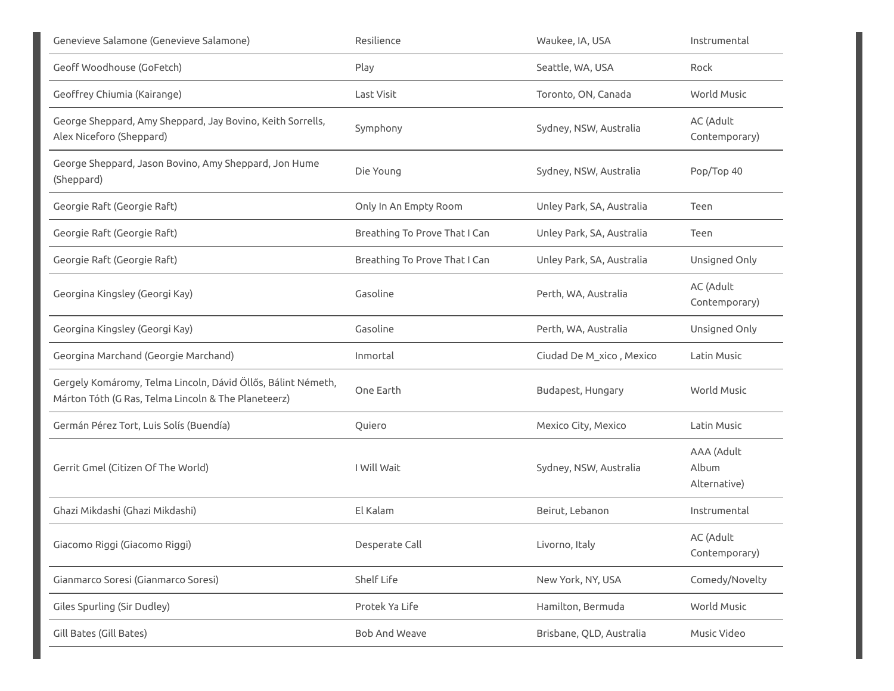| | | | |
|---|---|---|---|
| Genevieve Salamone (Genevieve Salamone) | Resilience | Waukee, IA, USA | Instrumental |
| Geoff Woodhouse (GoFetch) | Play | Seattle, WA, USA | Rock |
| Geoffrey Chiumia (Kairange) | Last Visit | Toronto, ON, Canada | World Music |
| George Sheppard, Amy Sheppard, Jay Bovino, Keith Sorrells, Alex Niceforo (Sheppard) | Symphony | Sydney, NSW, Australia | AC (Adult Contemporary) |
| George Sheppard, Jason Bovino, Amy Sheppard, Jon Hume (Sheppard) | Die Young | Sydney, NSW, Australia | Pop/Top 40 |
| Georgie Raft (Georgie Raft) | Only In An Empty Room | Unley Park, SA, Australia | Teen |
| Georgie Raft (Georgie Raft) | Breathing To Prove That I Can | Unley Park, SA, Australia | Teen |
| Georgie Raft (Georgie Raft) | Breathing To Prove That I Can | Unley Park, SA, Australia | Unsigned Only |
| Georgina Kingsley (Georgi Kay) | Gasoline | Perth, WA, Australia | AC (Adult Contemporary) |
| Georgina Kingsley (Georgi Kay) | Gasoline | Perth, WA, Australia | Unsigned Only |
| Georgina Marchand (Georgie Marchand) | Inmortal | Ciudad De M_xico , Mexico | Latin Music |
| Gergely Komáromy, Telma Lincoln, Dávid Öllős, Bálint Németh, Márton Tóth (G Ras, Telma Lincoln & The Planeteerz) | One Earth | Budapest, Hungary | World Music |
| Germán Pérez Tort, Luis Solís (Buendía) | Quiero | Mexico City, Mexico | Latin Music |
| Gerrit Gmel (Citizen Of The World) | I Will Wait | Sydney, NSW, Australia | AAA (Adult Album Alternative) |
| Ghazi Mikdashi (Ghazi Mikdashi) | El Kalam | Beirut, Lebanon | Instrumental |
| Giacomo Riggi (Giacomo Riggi) | Desperate Call | Livorno, Italy | AC (Adult Contemporary) |
| Gianmarco Soresi (Gianmarco Soresi) | Shelf Life | New York, NY, USA | Comedy/Novelty |
| Giles Spurling (Sir Dudley) | Protek Ya Life | Hamilton, Bermuda | World Music |
| Gill Bates (Gill Bates) | Bob And Weave | Brisbane, QLD, Australia | Music Video |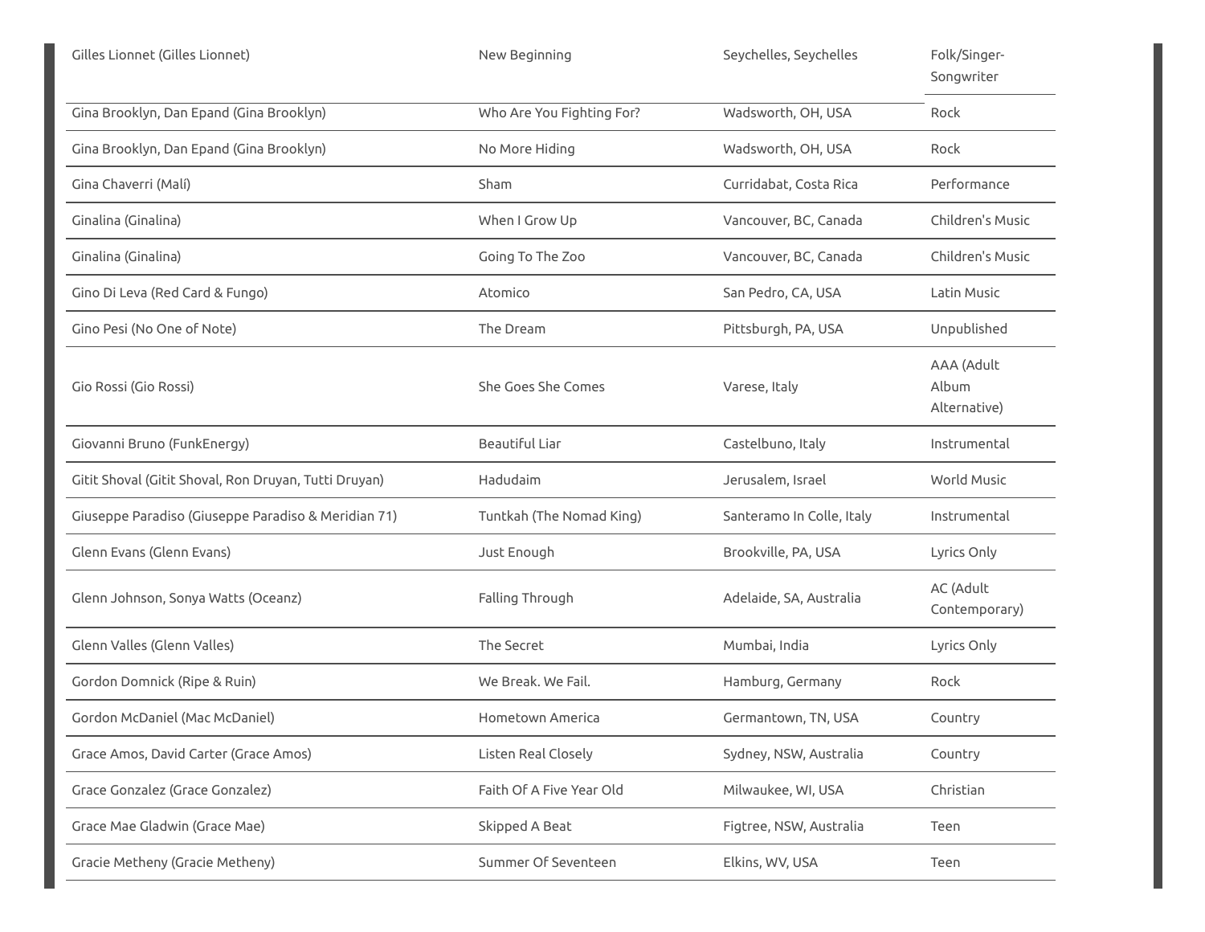| | | | |
|---|---|---|---|
| Gilles Lionnet (Gilles Lionnet) | New Beginning | Seychelles, Seychelles | Folk/Singer-Songwriter |
| Gina Brooklyn, Dan Epand (Gina Brooklyn) | Who Are You Fighting For? | Wadsworth, OH, USA | Rock |
| Gina Brooklyn, Dan Epand (Gina Brooklyn) | No More Hiding | Wadsworth, OH, USA | Rock |
| Gina Chaverri (Malí) | Sham | Curridabat, Costa Rica | Performance |
| Ginalina (Ginalina) | When I Grow Up | Vancouver, BC, Canada | Children's Music |
| Ginalina (Ginalina) | Going To The Zoo | Vancouver, BC, Canada | Children's Music |
| Gino Di Leva (Red Card & Fungo) | Atomico | San Pedro, CA, USA | Latin Music |
| Gino Pesi (No One of Note) | The Dream | Pittsburgh, PA, USA | Unpublished |
| Gio Rossi (Gio Rossi) | She Goes She Comes | Varese, Italy | AAA (Adult Album Alternative) |
| Giovanni Bruno (FunkEnergy) | Beautiful Liar | Castelbuno, Italy | Instrumental |
| Gitit Shoval (Gitit Shoval, Ron Druyan, Tutti Druyan) | Hadudaim | Jerusalem, Israel | World Music |
| Giuseppe Paradiso (Giuseppe Paradiso & Meridian 71) | Tuntkah (The Nomad King) | Santeramo In Colle, Italy | Instrumental |
| Glenn Evans (Glenn Evans) | Just Enough | Brookville, PA, USA | Lyrics Only |
| Glenn Johnson, Sonya Watts (Oceanz) | Falling Through | Adelaide, SA, Australia | AC (Adult Contemporary) |
| Glenn Valles (Glenn Valles) | The Secret | Mumbai, India | Lyrics Only |
| Gordon Domnick (Ripe & Ruin) | We Break. We Fail. | Hamburg, Germany | Rock |
| Gordon McDaniel (Mac McDaniel) | Hometown America | Germantown, TN, USA | Country |
| Grace Amos, David Carter (Grace Amos) | Listen Real Closely | Sydney, NSW, Australia | Country |
| Grace Gonzalez (Grace Gonzalez) | Faith Of A Five Year Old | Milwaukee, WI, USA | Christian |
| Grace Mae Gladwin (Grace Mae) | Skipped A Beat | Figtree, NSW, Australia | Teen |
| Gracie Metheny (Gracie Metheny) | Summer Of Seventeen | Elkins, WV, USA | Teen |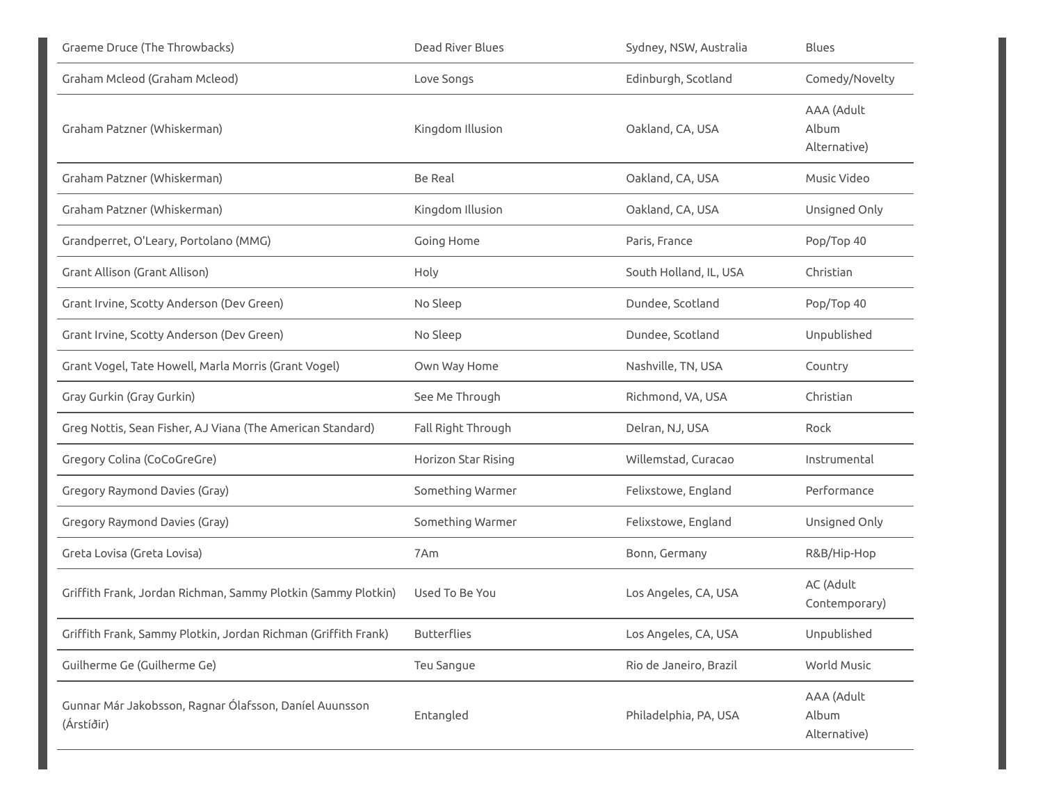| | | | |
|---|---|---|---|
| Graeme Druce (The Throwbacks) | Dead River Blues | Sydney, NSW, Australia | Blues |
| Graham Mcleod (Graham Mcleod) | Love Songs | Edinburgh, Scotland | Comedy/Novelty |
| Graham Patzner (Whiskerman) | Kingdom Illusion | Oakland, CA, USA | AAA (Adult Album Alternative) |
| Graham Patzner (Whiskerman) | Be Real | Oakland, CA, USA | Music Video |
| Graham Patzner (Whiskerman) | Kingdom Illusion | Oakland, CA, USA | Unsigned Only |
| Grandperret, O'Leary, Portolano (MMG) | Going Home | Paris, France | Pop/Top 40 |
| Grant Allison (Grant Allison) | Holy | South Holland, IL, USA | Christian |
| Grant Irvine, Scotty Anderson (Dev Green) | No Sleep | Dundee, Scotland | Pop/Top 40 |
| Grant Irvine, Scotty Anderson (Dev Green) | No Sleep | Dundee, Scotland | Unpublished |
| Grant Vogel, Tate Howell, Marla Morris (Grant Vogel) | Own Way Home | Nashville, TN, USA | Country |
| Gray Gurkin (Gray Gurkin) | See Me Through | Richmond, VA, USA | Christian |
| Greg Nottis, Sean Fisher, AJ Viana (The American Standard) | Fall Right Through | Delran, NJ, USA | Rock |
| Gregory Colina (CoCoGreGre) | Horizon Star Rising | Willemstad, Curacao | Instrumental |
| Gregory Raymond Davies (Gray) | Something Warmer | Felixstowe, England | Performance |
| Gregory Raymond Davies (Gray) | Something Warmer | Felixstowe, England | Unsigned Only |
| Greta Lovisa (Greta Lovisa) | 7Am | Bonn, Germany | R&B/Hip-Hop |
| Griffith Frank, Jordan Richman, Sammy Plotkin (Sammy Plotkin) | Used To Be You | Los Angeles, CA, USA | AC (Adult Contemporary) |
| Griffith Frank, Sammy Plotkin, Jordan Richman (Griffith Frank) | Butterflies | Los Angeles, CA, USA | Unpublished |
| Guilherme Ge (Guilherme Ge) | Teu Sangue | Rio de Janeiro, Brazil | World Music |
| Gunnar Már Jakobsson, Ragnar Ólafsson, Daníel Auunsson (Árstíðir) | Entangled | Philadelphia, PA, USA | AAA (Adult Album Alternative) |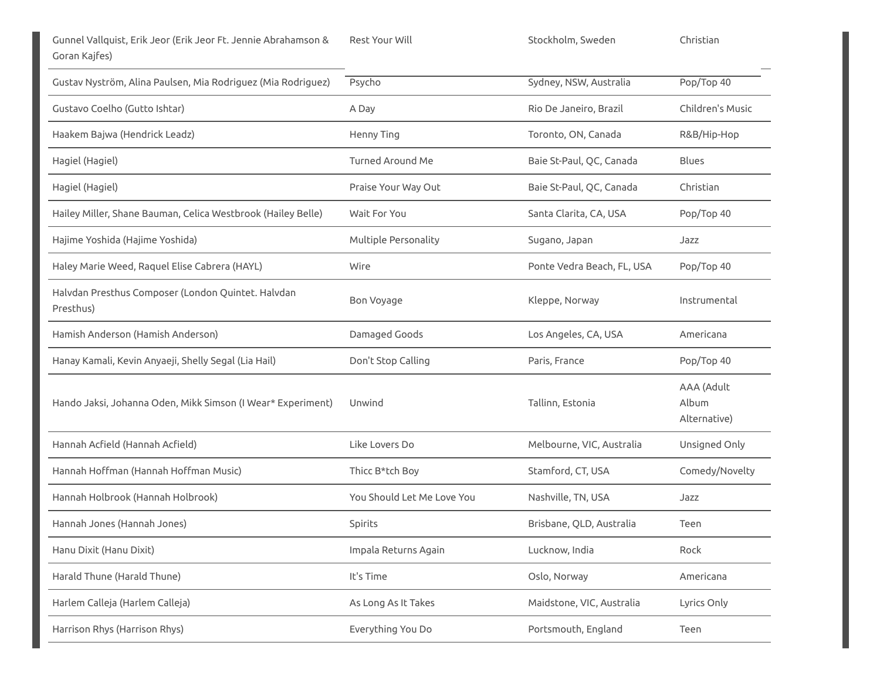| | | | |
|---|---|---|---|
| Gunnel Vallquist, Erik Jeor (Erik Jeor Ft. Jennie Abrahamson & Goran Kajfes) | Rest Your Will | Stockholm, Sweden | Christian |
| Gustav Nyström, Alina Paulsen, Mia Rodriguez (Mia Rodriguez) | Psycho | Sydney, NSW, Australia | Pop/Top 40 |
| Gustavo Coelho (Gutto Ishtar) | A Day | Rio De Janeiro, Brazil | Children's Music |
| Haakem Bajwa (Hendrick Leadz) | Henny Ting | Toronto, ON, Canada | R&B/Hip-Hop |
| Hagiel (Hagiel) | Turned Around Me | Baie St-Paul, QC, Canada | Blues |
| Hagiel (Hagiel) | Praise Your Way Out | Baie St-Paul, QC, Canada | Christian |
| Hailey Miller, Shane Bauman, Celica Westbrook (Hailey Belle) | Wait For You | Santa Clarita, CA, USA | Pop/Top 40 |
| Hajime Yoshida (Hajime Yoshida) | Multiple Personality | Sugano, Japan | Jazz |
| Haley Marie Weed, Raquel Elise Cabrera (HAYL) | Wire | Ponte Vedra Beach, FL, USA | Pop/Top 40 |
| Halvdan Presthus Composer (London Quintet. Halvdan Presthus) | Bon Voyage | Kleppe, Norway | Instrumental |
| Hamish Anderson (Hamish Anderson) | Damaged Goods | Los Angeles, CA, USA | Americana |
| Hanay Kamali, Kevin Anyaeji, Shelly Segal (Lia Hail) | Don't Stop Calling | Paris, France | Pop/Top 40 |
| Hando Jaksi, Johanna Oden, Mikk Simson (I Wear* Experiment) | Unwind | Tallinn, Estonia | AAA (Adult Album Alternative) |
| Hannah Acfield (Hannah Acfield) | Like Lovers Do | Melbourne, VIC, Australia | Unsigned Only |
| Hannah Hoffman (Hannah Hoffman Music) | Thicc B*tch Boy | Stamford, CT, USA | Comedy/Novelty |
| Hannah Holbrook (Hannah Holbrook) | You Should Let Me Love You | Nashville, TN, USA | Jazz |
| Hannah Jones (Hannah Jones) | Spirits | Brisbane, QLD, Australia | Teen |
| Hanu Dixit (Hanu Dixit) | Impala Returns Again | Lucknow, India | Rock |
| Harald Thune (Harald Thune) | It's Time | Oslo, Norway | Americana |
| Harlem Calleja (Harlem Calleja) | As Long As It Takes | Maidstone, VIC, Australia | Lyrics Only |
| Harrison Rhys (Harrison Rhys) | Everything You Do | Portsmouth, England | Teen |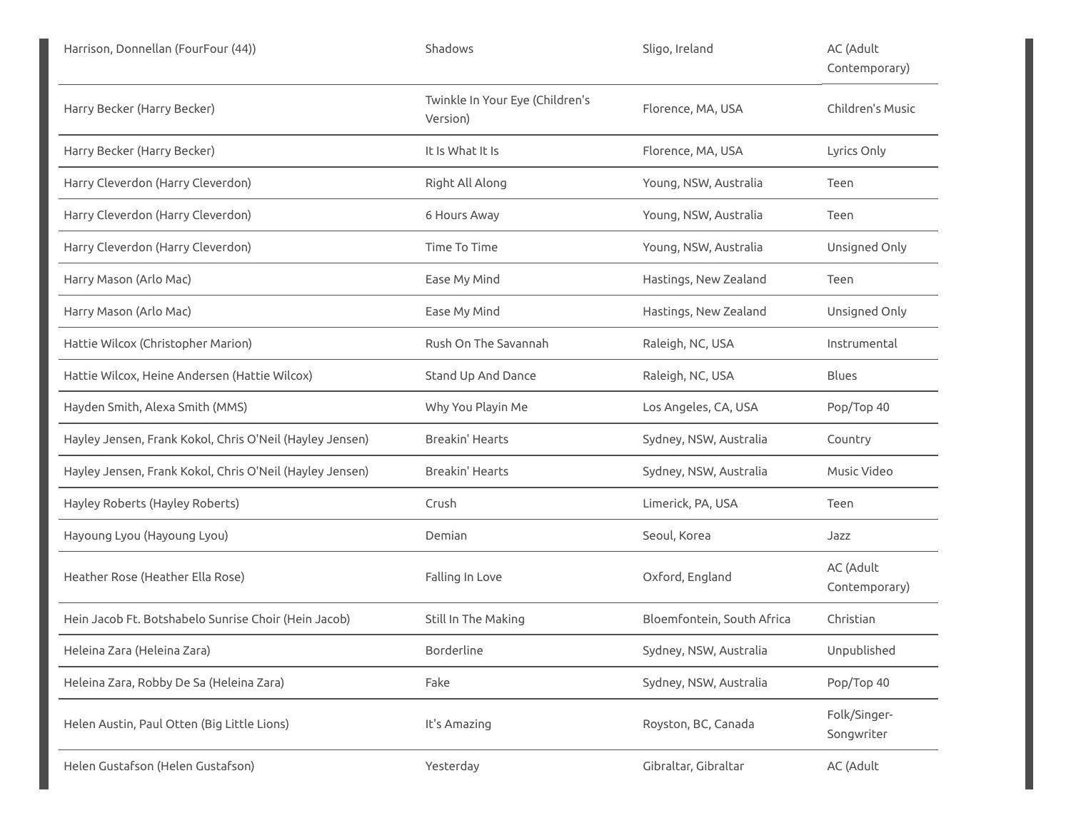| | | | |
|---|---|---|---|
| Harrison, Donnellan (FourFour (44)) | Shadows | Sligo, Ireland | AC (Adult Contemporary) |
| Harry Becker (Harry Becker) | Twinkle In Your Eye (Children's Version) | Florence, MA, USA | Children's Music |
| Harry Becker (Harry Becker) | It Is What It Is | Florence, MA, USA | Lyrics Only |
| Harry Cleverdon (Harry Cleverdon) | Right All Along | Young, NSW, Australia | Teen |
| Harry Cleverdon (Harry Cleverdon) | 6 Hours Away | Young, NSW, Australia | Teen |
| Harry Cleverdon (Harry Cleverdon) | Time To Time | Young, NSW, Australia | Unsigned Only |
| Harry Mason (Arlo Mac) | Ease My Mind | Hastings, New Zealand | Teen |
| Harry Mason (Arlo Mac) | Ease My Mind | Hastings, New Zealand | Unsigned Only |
| Hattie Wilcox (Christopher Marion) | Rush On The Savannah | Raleigh, NC, USA | Instrumental |
| Hattie Wilcox, Heine Andersen (Hattie Wilcox) | Stand Up And Dance | Raleigh, NC, USA | Blues |
| Hayden Smith, Alexa Smith (MMS) | Why You Playin Me | Los Angeles, CA, USA | Pop/Top 40 |
| Hayley Jensen, Frank Kokol, Chris O'Neil (Hayley Jensen) | Breakin' Hearts | Sydney, NSW, Australia | Country |
| Hayley Jensen, Frank Kokol, Chris O'Neil (Hayley Jensen) | Breakin' Hearts | Sydney, NSW, Australia | Music Video |
| Hayley Roberts (Hayley Roberts) | Crush | Limerick, PA, USA | Teen |
| Hayoung Lyou (Hayoung Lyou) | Demian | Seoul, Korea | Jazz |
| Heather Rose (Heather Ella Rose) | Falling In Love | Oxford, England | AC (Adult Contemporary) |
| Hein Jacob Ft. Botshabelo Sunrise Choir (Hein Jacob) | Still In The Making | Bloemfontein, South Africa | Christian |
| Heleina Zara (Heleina Zara) | Borderline | Sydney, NSW, Australia | Unpublished |
| Heleina Zara, Robby De Sa (Heleina Zara) | Fake | Sydney, NSW, Australia | Pop/Top 40 |
| Helen Austin, Paul Otten (Big Little Lions) | It's Amazing | Royston, BC, Canada | Folk/Singer-Songwriter |
| Helen Gustafson (Helen Gustafson) | Yesterday | Gibraltar, Gibraltar | AC (Adult |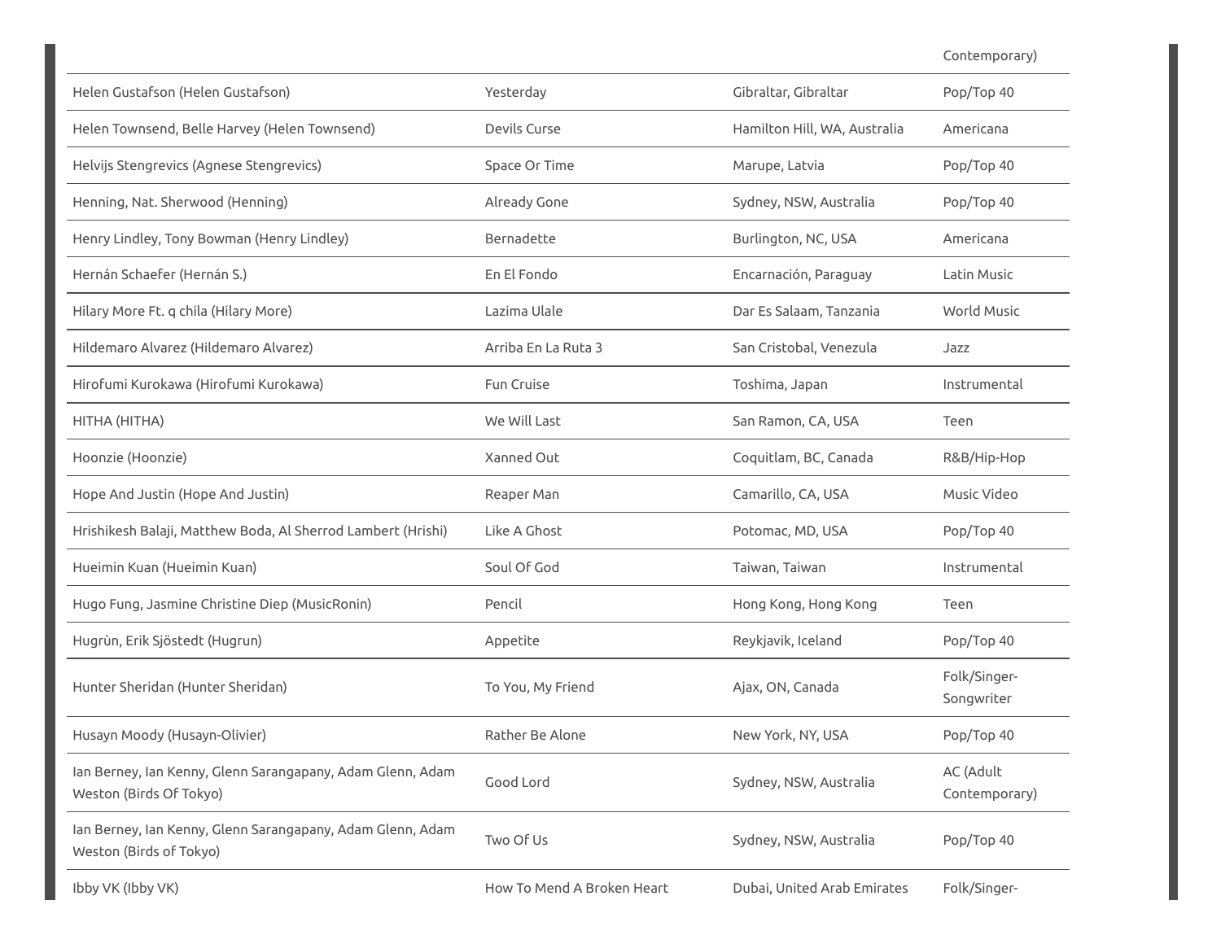| | | | Contemporary) |
|---|---|---|---|
| Helen Gustafson (Helen Gustafson) | Yesterday | Gibraltar, Gibraltar | Pop/Top 40 |
| Helen Townsend, Belle Harvey (Helen Townsend) | Devils Curse | Hamilton Hill, WA, Australia | Americana |
| Helvijs Stengrevics (Agnese Stengrevics) | Space Or Time | Marupe, Latvia | Pop/Top 40 |
| Henning, Nat. Sherwood (Henning) | Already Gone | Sydney, NSW, Australia | Pop/Top 40 |
| Henry Lindley, Tony Bowman (Henry Lindley) | Bernadette | Burlington, NC, USA | Americana |
| Hernán Schaefer (Hernán S.) | En El Fondo | Encarnación, Paraguay | Latin Music |
| Hilary More Ft. q chila (Hilary More) | Lazima Ulale | Dar Es Salaam, Tanzania | World Music |
| Hildemaro Alvarez (Hildemaro Alvarez) | Arriba En La Ruta 3 | San Cristobal, Venezula | Jazz |
| Hirofumi Kurokawa (Hirofumi Kurokawa) | Fun Cruise | Toshima, Japan | Instrumental |
| HITHA (HITHA) | We Will Last | San Ramon, CA, USA | Teen |
| Hoonzie (Hoonzie) | Xanned Out | Coquitlam, BC, Canada | R&B/Hip-Hop |
| Hope And Justin (Hope And Justin) | Reaper Man | Camarillo, CA, USA | Music Video |
| Hrishikesh Balaji, Matthew Boda, Al Sherrod Lambert (Hrishi) | Like A Ghost | Potomac, MD, USA | Pop/Top 40 |
| Hueimin Kuan (Hueimin Kuan) | Soul Of God | Taiwan, Taiwan | Instrumental |
| Hugo Fung, Jasmine Christine Diep (MusicRonin) | Pencil | Hong Kong, Hong Kong | Teen |
| Hugrùn, Erik Sjöstedt (Hugrun) | Appetite | Reykjavik, Iceland | Pop/Top 40 |
| Hunter Sheridan (Hunter Sheridan) | To You, My Friend | Ajax, ON, Canada | Folk/Singer-Songwriter |
| Husayn Moody (Husayn-Olivier) | Rather Be Alone | New York, NY, USA | Pop/Top 40 |
| Ian Berney, Ian Kenny, Glenn Sarangapany, Adam Glenn, Adam Weston (Birds Of Tokyo) | Good Lord | Sydney, NSW, Australia | AC (Adult Contemporary) |
| Ian Berney, Ian Kenny, Glenn Sarangapany, Adam Glenn, Adam Weston (Birds of Tokyo) | Two Of Us | Sydney, NSW, Australia | Pop/Top 40 |
| Ibby VK (Ibby VK) | How To Mend A Broken Heart | Dubai, United Arab Emirates | Folk/Singer- |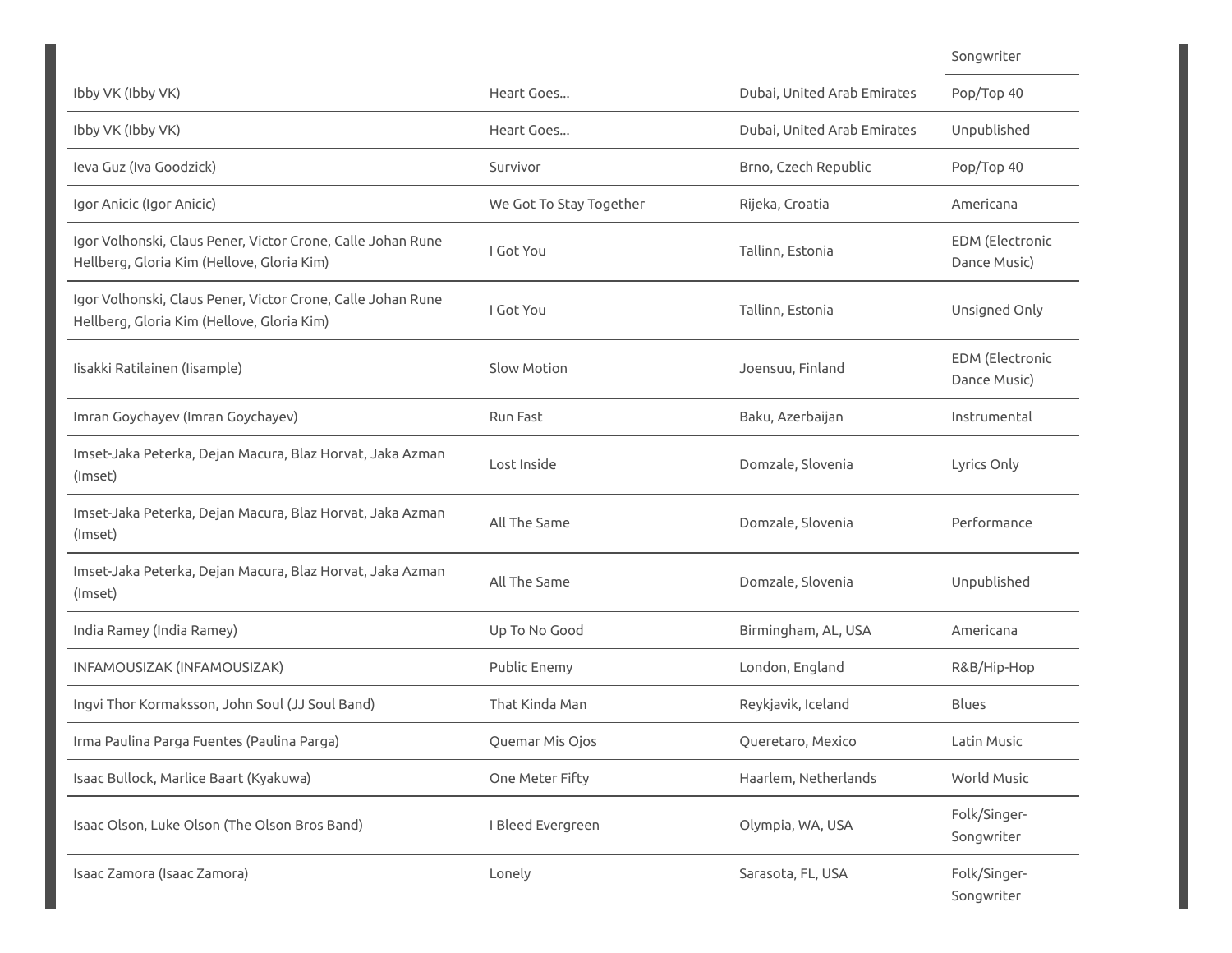| | | | Songwriter |
|---|---|---|---|
| Ibby VK (Ibby VK) | Heart Goes... | Dubai, United Arab Emirates | Pop/Top 40 |
| Ibby VK (Ibby VK) | Heart Goes... | Dubai, United Arab Emirates | Unpublished |
| Ieva Guz (Iva Goodzick) | Survivor | Brno, Czech Republic | Pop/Top 40 |
| Igor Anicic (Igor Anicic) | We Got To Stay Together | Rijeka, Croatia | Americana |
| Igor Volhonski, Claus Pener, Victor Crone, Calle Johan Rune Hellberg, Gloria Kim (Hellove, Gloria Kim) | I Got You | Tallinn, Estonia | EDM (Electronic Dance Music) |
| Igor Volhonski, Claus Pener, Victor Crone, Calle Johan Rune Hellberg, Gloria Kim (Hellove, Gloria Kim) | I Got You | Tallinn, Estonia | Unsigned Only |
| Iisakki Ratilainen (Iisample) | Slow Motion | Joensuu, Finland | EDM (Electronic Dance Music) |
| Imran Goychayev (Imran Goychayev) | Run Fast | Baku, Azerbaijan | Instrumental |
| Imset-Jaka Peterka, Dejan Macura, Blaz Horvat, Jaka Azman (Imset) | Lost Inside | Domzale, Slovenia | Lyrics Only |
| Imset-Jaka Peterka, Dejan Macura, Blaz Horvat, Jaka Azman (Imset) | All The Same | Domzale, Slovenia | Performance |
| Imset-Jaka Peterka, Dejan Macura, Blaz Horvat, Jaka Azman (Imset) | All The Same | Domzale, Slovenia | Unpublished |
| India Ramey (India Ramey) | Up To No Good | Birmingham, AL, USA | Americana |
| INFAMOUSIZAK (INFAMOUSIZAK) | Public Enemy | London, England | R&B/Hip-Hop |
| Ingvi Thor Kormaksson, John Soul (JJ Soul Band) | That Kinda Man | Reykjavik, Iceland | Blues |
| Irma Paulina Parga Fuentes (Paulina Parga) | Quemar Mis Ojos | Queretaro, Mexico | Latin Music |
| Isaac Bullock, Marlice Baart (Kyakuwa) | One Meter Fifty | Haarlem, Netherlands | World Music |
| Isaac Olson, Luke Olson (The Olson Bros Band) | I Bleed Evergreen | Olympia, WA, USA | Folk/Singer-Songwriter |
| Isaac Zamora (Isaac Zamora) | Lonely | Sarasota, FL, USA | Folk/Singer-Songwriter |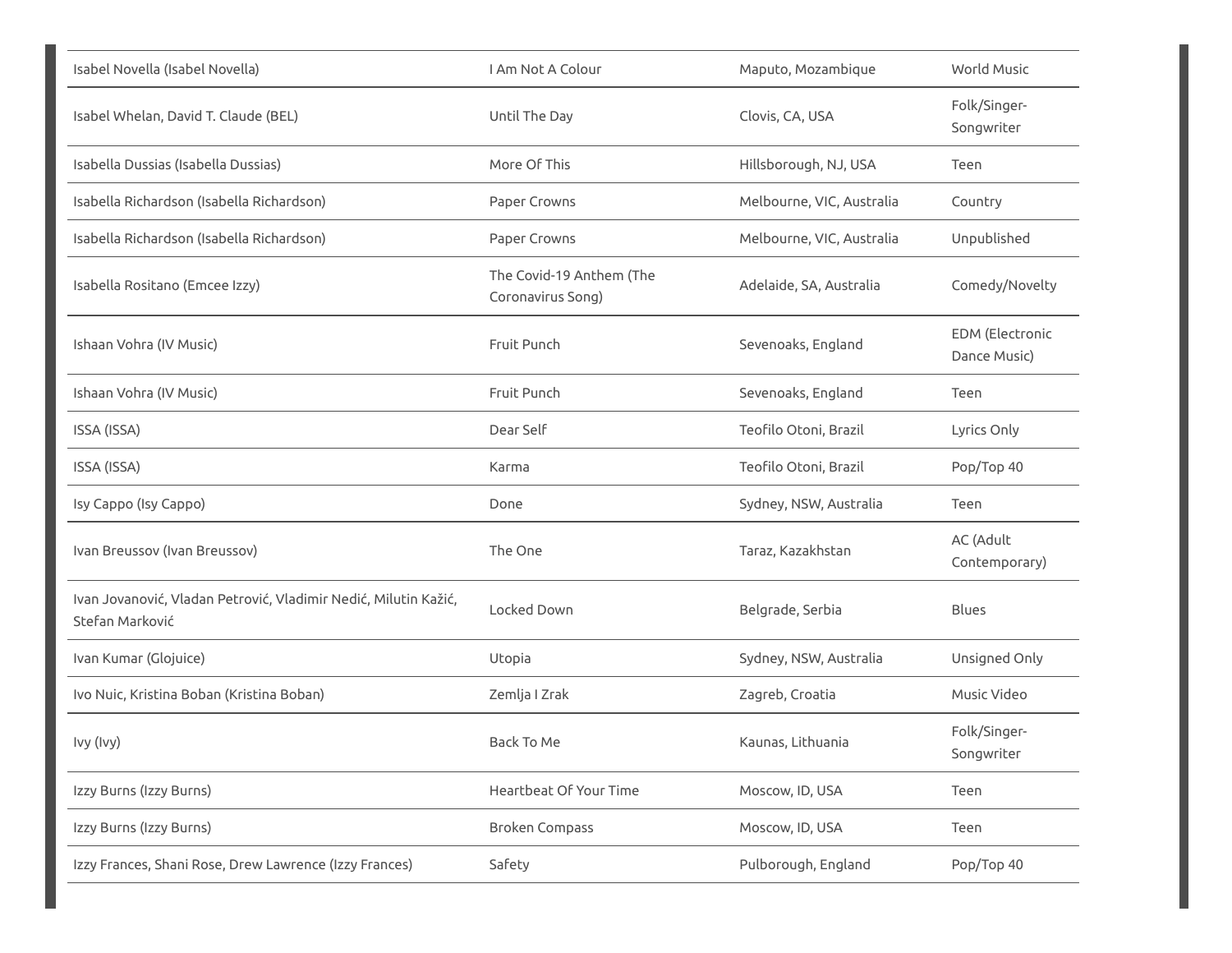| | | | |
|---|---|---|---|
| Isabel Novella (Isabel Novella) | I Am Not A Colour | Maputo, Mozambique | World Music |
| Isabel Whelan, David T. Claude (BEL) | Until The Day | Clovis, CA, USA | Folk/Singer-Songwriter |
| Isabella Dussias (Isabella Dussias) | More Of This | Hillsborough, NJ, USA | Teen |
| Isabella Richardson (Isabella Richardson) | Paper Crowns | Melbourne, VIC, Australia | Country |
| Isabella Richardson (Isabella Richardson) | Paper Crowns | Melbourne, VIC, Australia | Unpublished |
| Isabella Rositano (Emcee Izzy) | The Covid-19 Anthem (The Coronavirus Song) | Adelaide, SA, Australia | Comedy/Novelty |
| Ishaan Vohra (IV Music) | Fruit Punch | Sevenoaks, England | EDM (Electronic Dance Music) |
| Ishaan Vohra (IV Music) | Fruit Punch | Sevenoaks, England | Teen |
| ISSA (ISSA) | Dear Self | Teofilo Otoni, Brazil | Lyrics Only |
| ISSA (ISSA) | Karma | Teofilo Otoni, Brazil | Pop/Top 40 |
| Isy Cappo (Isy Cappo) | Done | Sydney, NSW, Australia | Teen |
| Ivan Breussov (Ivan Breussov) | The One | Taraz, Kazakhstan | AC (Adult Contemporary) |
| Ivan Jovanović, Vladan Petrović, Vladimir Nedić, Milutin Kažić, Stefan Marković | Locked Down | Belgrade, Serbia | Blues |
| Ivan Kumar (Glojuice) | Utopia | Sydney, NSW, Australia | Unsigned Only |
| Ivo Nuic, Kristina Boban (Kristina Boban) | Zemlja I Zrak | Zagreb, Croatia | Music Video |
| Ivy (Ivy) | Back To Me | Kaunas, Lithuania | Folk/Singer-Songwriter |
| Izzy Burns (Izzy Burns) | Heartbeat Of Your Time | Moscow, ID, USA | Teen |
| Izzy Burns (Izzy Burns) | Broken Compass | Moscow, ID, USA | Teen |
| Izzy Frances, Shani Rose, Drew Lawrence (Izzy Frances) | Safety | Pulborough, England | Pop/Top 40 |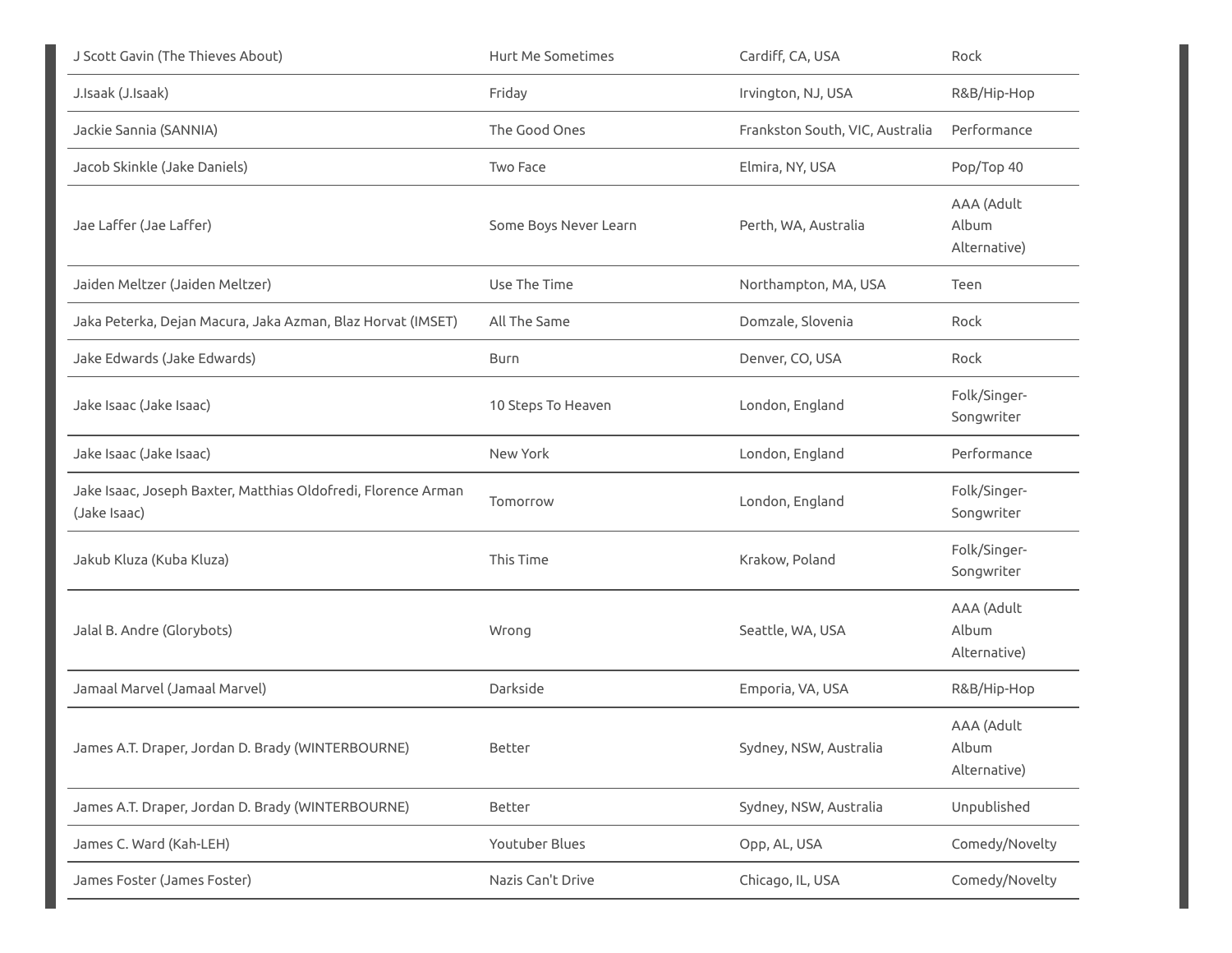| | | | |
|---|---|---|---|
| J Scott Gavin (The Thieves About) | Hurt Me Sometimes | Cardiff, CA, USA | Rock |
| J.Isaak (J.Isaak) | Friday | Irvington, NJ, USA | R&B/Hip-Hop |
| Jackie Sannia (SANNIA) | The Good Ones | Frankston South, VIC, Australia | Performance |
| Jacob Skinkle (Jake Daniels) | Two Face | Elmira, NY, USA | Pop/Top 40 |
| Jae Laffer (Jae Laffer) | Some Boys Never Learn | Perth, WA, Australia | AAA (Adult Album Alternative) |
| Jaiden Meltzer (Jaiden Meltzer) | Use The Time | Northampton, MA, USA | Teen |
| Jaka Peterka, Dejan Macura, Jaka Azman, Blaz Horvat (IMSET) | All The Same | Domzale, Slovenia | Rock |
| Jake Edwards (Jake Edwards) | Burn | Denver, CO, USA | Rock |
| Jake Isaac (Jake Isaac) | 10 Steps To Heaven | London, England | Folk/Singer-Songwriter |
| Jake Isaac (Jake Isaac) | New York | London, England | Performance |
| Jake Isaac, Joseph Baxter, Matthias Oldofredi, Florence Arman (Jake Isaac) | Tomorrow | London, England | Folk/Singer-Songwriter |
| Jakub Kluza (Kuba Kluza) | This Time | Krakow, Poland | Folk/Singer-Songwriter |
| Jalal B. Andre (Glorybots) | Wrong | Seattle, WA, USA | AAA (Adult Album Alternative) |
| Jamaal Marvel (Jamaal Marvel) | Darkside | Emporia, VA, USA | R&B/Hip-Hop |
| James A.T. Draper, Jordan D. Brady (WINTERBOURNE) | Better | Sydney, NSW, Australia | AAA (Adult Album Alternative) |
| James A.T. Draper, Jordan D. Brady (WINTERBOURNE) | Better | Sydney, NSW, Australia | Unpublished |
| James C. Ward (Kah-LEH) | Youtuber Blues | Opp, AL, USA | Comedy/Novelty |
| James Foster (James Foster) | Nazis Can't Drive | Chicago, IL, USA | Comedy/Novelty |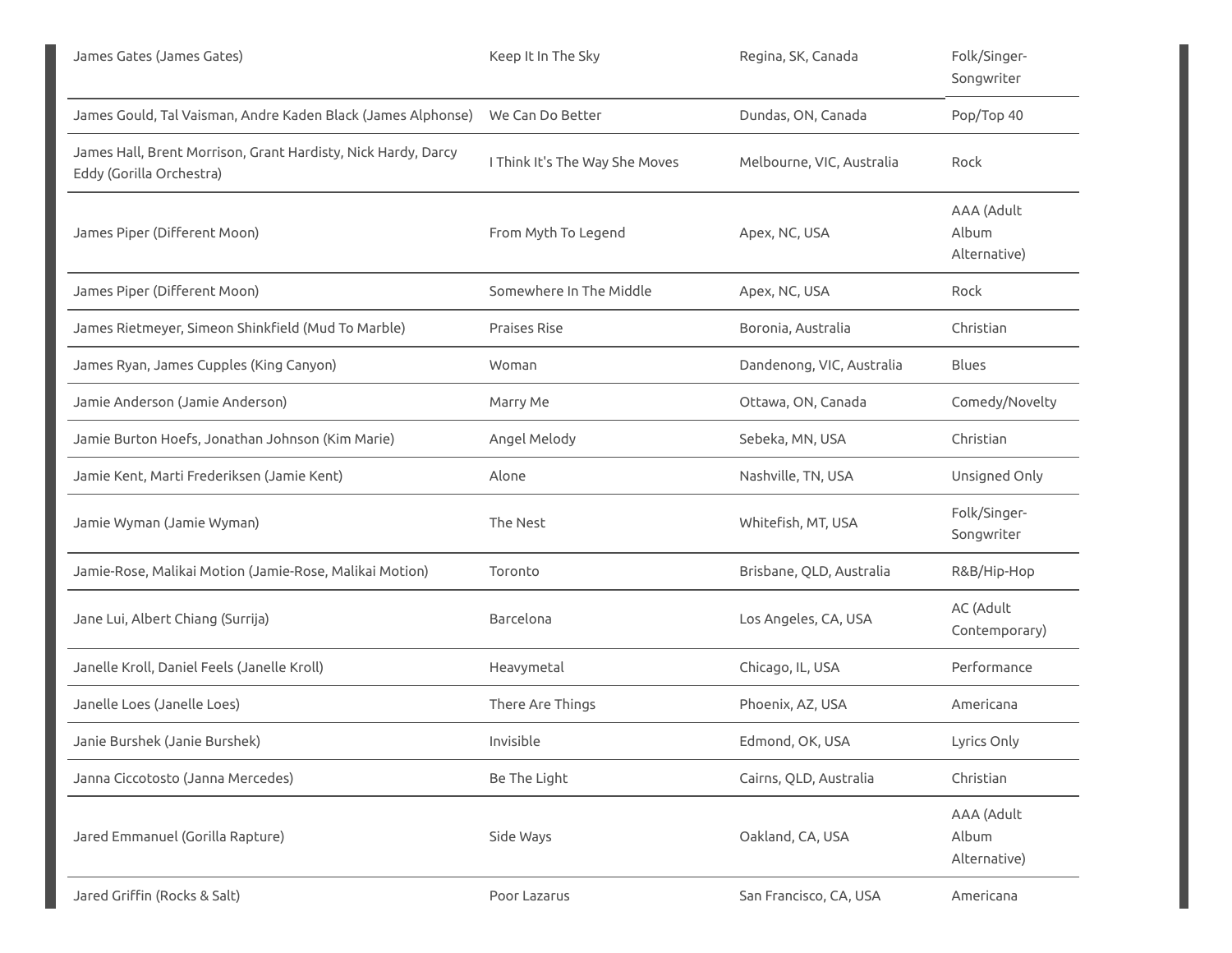| | | | |
|---|---|---|---|
| James Gates (James Gates) | Keep It In The Sky | Regina, SK, Canada | Folk/Singer-Songwriter |
| James Gould, Tal Vaisman, Andre Kaden Black (James Alphonse) | We Can Do Better | Dundas, ON, Canada | Pop/Top 40 |
| James Hall, Brent Morrison, Grant Hardisty, Nick Hardy, Darcy Eddy (Gorilla Orchestra) | I Think It's The Way She Moves | Melbourne, VIC, Australia | Rock |
| James Piper (Different Moon) | From Myth To Legend | Apex, NC, USA | AAA (Adult Album Alternative) |
| James Piper (Different Moon) | Somewhere In The Middle | Apex, NC, USA | Rock |
| James Rietmeyer, Simeon Shinkfield (Mud To Marble) | Praises Rise | Boronia, Australia | Christian |
| James Ryan, James Cupples (King Canyon) | Woman | Dandenong, VIC, Australia | Blues |
| Jamie Anderson (Jamie Anderson) | Marry Me | Ottawa, ON, Canada | Comedy/Novelty |
| Jamie Burton Hoefs, Jonathan Johnson (Kim Marie) | Angel Melody | Sebeka, MN, USA | Christian |
| Jamie Kent, Marti Frederiksen (Jamie Kent) | Alone | Nashville, TN, USA | Unsigned Only |
| Jamie Wyman (Jamie Wyman) | The Nest | Whitefish, MT, USA | Folk/Singer-Songwriter |
| Jamie-Rose, Malikai Motion (Jamie-Rose, Malikai Motion) | Toronto | Brisbane, QLD, Australia | R&B/Hip-Hop |
| Jane Lui, Albert Chiang (Surrija) | Barcelona | Los Angeles, CA, USA | AC (Adult Contemporary) |
| Janelle Kroll, Daniel Feels (Janelle Kroll) | Heavymetal | Chicago, IL, USA | Performance |
| Janelle Loes (Janelle Loes) | There Are Things | Phoenix, AZ, USA | Americana |
| Janie Burshek (Janie Burshek) | Invisible | Edmond, OK, USA | Lyrics Only |
| Janna Ciccotosto (Janna Mercedes) | Be The Light | Cairns, QLD, Australia | Christian |
| Jared Emmanuel (Gorilla Rapture) | Side Ways | Oakland, CA, USA | AAA (Adult Album Alternative) |
| Jared Griffin (Rocks & Salt) | Poor Lazarus | San Francisco, CA, USA | Americana |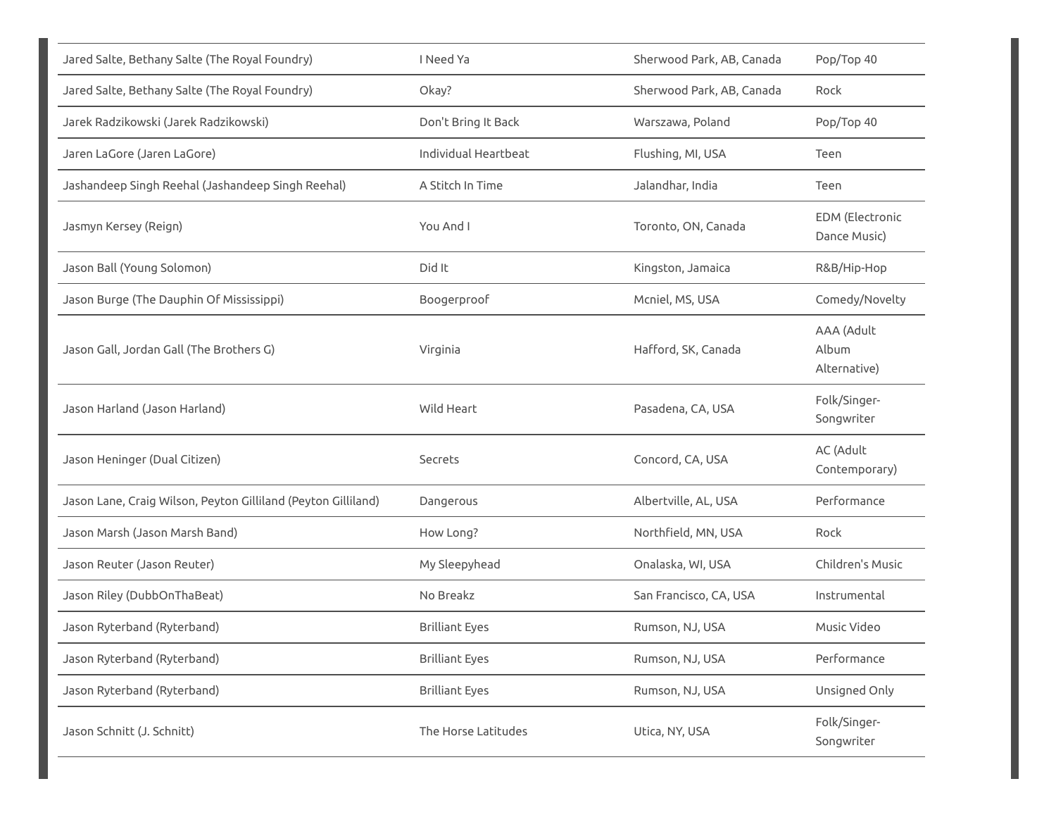| | | | |
|---|---|---|---|
| Jared Salte, Bethany Salte (The Royal Foundry) | I Need Ya | Sherwood Park, AB, Canada | Pop/Top 40 |
| Jared Salte, Bethany Salte (The Royal Foundry) | Okay? | Sherwood Park, AB, Canada | Rock |
| Jarek Radzikowski (Jarek Radzikowski) | Don't Bring It Back | Warszawa, Poland | Pop/Top 40 |
| Jaren LaGore (Jaren LaGore) | Individual Heartbeat | Flushing, MI, USA | Teen |
| Jashandeep Singh Reehal (Jashandeep Singh Reehal) | A Stitch In Time | Jalandhar, India | Teen |
| Jasmyn Kersey (Reign) | You And I | Toronto, ON, Canada | EDM (Electronic Dance Music) |
| Jason Ball (Young Solomon) | Did It | Kingston, Jamaica | R&B/Hip-Hop |
| Jason Burge (The Dauphin Of Mississippi) | Boogerproof | Mcniel, MS, USA | Comedy/Novelty |
| Jason Gall, Jordan Gall (The Brothers G) | Virginia | Hafford, SK, Canada | AAA (Adult Album Alternative) |
| Jason Harland (Jason Harland) | Wild Heart | Pasadena, CA, USA | Folk/Singer-Songwriter |
| Jason Heninger (Dual Citizen) | Secrets | Concord, CA, USA | AC (Adult Contemporary) |
| Jason Lane, Craig Wilson, Peyton Gilliland (Peyton Gilliland) | Dangerous | Albertville, AL, USA | Performance |
| Jason Marsh (Jason Marsh Band) | How Long? | Northfield, MN, USA | Rock |
| Jason Reuter (Jason Reuter) | My Sleepyhead | Onalaska, WI, USA | Children's Music |
| Jason Riley (DubbOnThaBeat) | No Breakz | San Francisco, CA, USA | Instrumental |
| Jason Ryterband (Ryterband) | Brilliant Eyes | Rumson, NJ, USA | Music Video |
| Jason Ryterband (Ryterband) | Brilliant Eyes | Rumson, NJ, USA | Performance |
| Jason Ryterband (Ryterband) | Brilliant Eyes | Rumson, NJ, USA | Unsigned Only |
| Jason Schnitt (J. Schnitt) | The Horse Latitudes | Utica, NY, USA | Folk/Singer-Songwriter |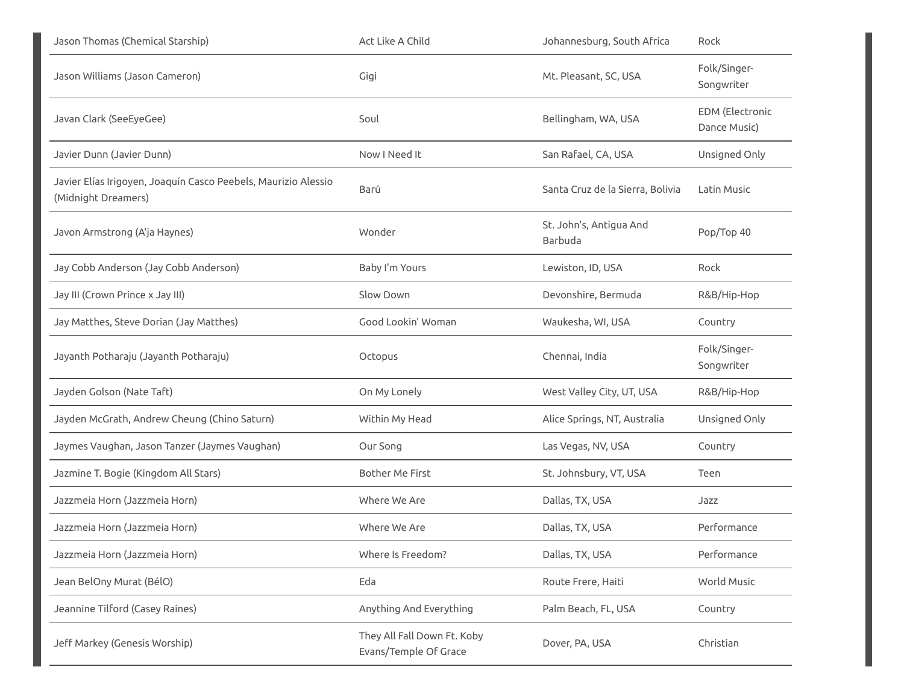| | | | |
|---|---|---|---|
| Jason Thomas (Chemical Starship) | Act Like A Child | Johannesburg, South Africa | Rock |
| Jason Williams (Jason Cameron) | Gigi | Mt. Pleasant, SC, USA | Folk/Singer-Songwriter |
| Javan Clark (SeeEyeGee) | Soul | Bellingham, WA, USA | EDM (Electronic Dance Music) |
| Javier Dunn (Javier Dunn) | Now I Need It | San Rafael, CA, USA | Unsigned Only |
| Javier Elías Irigoyen, Joaquín Casco Peebels, Maurizio Alessio (Midnight Dreamers) | Barú | Santa Cruz de la Sierra, Bolivia | Latin Music |
| Javon Armstrong (A'ja Haynes) | Wonder | St. John's, Antigua And Barbuda | Pop/Top 40 |
| Jay Cobb Anderson (Jay Cobb Anderson) | Baby I'm Yours | Lewiston, ID, USA | Rock |
| Jay III (Crown Prince x Jay III) | Slow Down | Devonshire, Bermuda | R&B/Hip-Hop |
| Jay Matthes, Steve Dorian (Jay Matthes) | Good Lookin' Woman | Waukesha, WI, USA | Country |
| Jayanth Potharaju (Jayanth Potharaju) | Octopus | Chennai, India | Folk/Singer-Songwriter |
| Jayden Golson (Nate Taft) | On My Lonely | West Valley City, UT, USA | R&B/Hip-Hop |
| Jayden McGrath, Andrew Cheung (Chino Saturn) | Within My Head | Alice Springs, NT, Australia | Unsigned Only |
| Jaymes Vaughan, Jason Tanzer (Jaymes Vaughan) | Our Song | Las Vegas, NV, USA | Country |
| Jazmine T. Bogie (Kingdom All Stars) | Bother Me First | St. Johnsbury, VT, USA | Teen |
| Jazzmeia Horn (Jazzmeia Horn) | Where We Are | Dallas, TX, USA | Jazz |
| Jazzmeia Horn (Jazzmeia Horn) | Where We Are | Dallas, TX, USA | Performance |
| Jazzmeia Horn (Jazzmeia Horn) | Where Is Freedom? | Dallas, TX, USA | Performance |
| Jean BelOny Murat (BélO) | Eda | Route Frere, Haiti | World Music |
| Jeannine Tilford (Casey Raines) | Anything And Everything | Palm Beach, FL, USA | Country |
| Jeff Markey (Genesis Worship) | They All Fall Down Ft. Koby Evans/Temple Of Grace | Dover, PA, USA | Christian |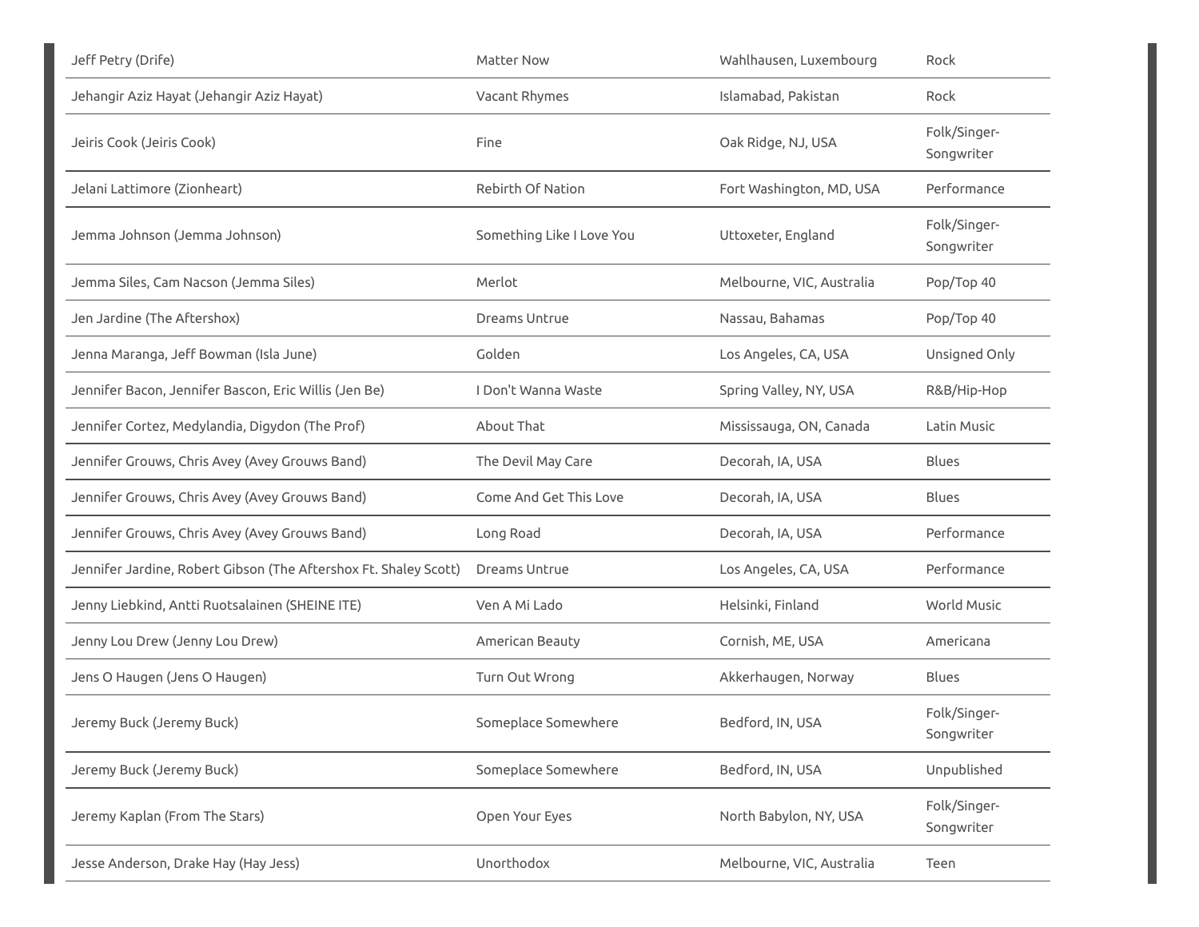| | | | |
|---|---|---|---|
| Jeff Petry (Drife) | Matter Now | Wahlhausen, Luxembourg | Rock |
| Jehangir Aziz Hayat (Jehangir Aziz Hayat) | Vacant Rhymes | Islamabad, Pakistan | Rock |
| Jeiris Cook (Jeiris Cook) | Fine | Oak Ridge, NJ, USA | Folk/Singer-Songwriter |
| Jelani Lattimore (Zionheart) | Rebirth Of Nation | Fort Washington, MD, USA | Performance |
| Jemma Johnson (Jemma Johnson) | Something Like I Love You | Uttoxeter, England | Folk/Singer-Songwriter |
| Jemma Siles, Cam Nacson (Jemma Siles) | Merlot | Melbourne, VIC, Australia | Pop/Top 40 |
| Jen Jardine (The Aftershox) | Dreams Untrue | Nassau, Bahamas | Pop/Top 40 |
| Jenna Maranga, Jeff Bowman (Isla June) | Golden | Los Angeles, CA, USA | Unsigned Only |
| Jennifer Bacon, Jennifer Bascon, Eric Willis (Jen Be) | I Don't Wanna Waste | Spring Valley, NY, USA | R&B/Hip-Hop |
| Jennifer Cortez, Medylandia, Digydon (The Prof) | About That | Mississauga, ON, Canada | Latin Music |
| Jennifer Grouws, Chris Avey (Avey Grouws Band) | The Devil May Care | Decorah, IA, USA | Blues |
| Jennifer Grouws, Chris Avey (Avey Grouws Band) | Come And Get This Love | Decorah, IA, USA | Blues |
| Jennifer Grouws, Chris Avey (Avey Grouws Band) | Long Road | Decorah, IA, USA | Performance |
| Jennifer Jardine, Robert Gibson (The Aftershox Ft. Shaley Scott) | Dreams Untrue | Los Angeles, CA, USA | Performance |
| Jenny Liebkind, Antti Ruotsalainen (SHEINE ITE) | Ven A Mi Lado | Helsinki, Finland | World Music |
| Jenny Lou Drew (Jenny Lou Drew) | American Beauty | Cornish, ME, USA | Americana |
| Jens O Haugen (Jens O Haugen) | Turn Out Wrong | Akkerhaugen, Norway | Blues |
| Jeremy Buck (Jeremy Buck) | Someplace Somewhere | Bedford, IN, USA | Folk/Singer-Songwriter |
| Jeremy Buck (Jeremy Buck) | Someplace Somewhere | Bedford, IN, USA | Unpublished |
| Jeremy Kaplan (From The Stars) | Open Your Eyes | North Babylon, NY, USA | Folk/Singer-Songwriter |
| Jesse Anderson, Drake Hay (Hay Jess) | Unorthodox | Melbourne, VIC, Australia | Teen |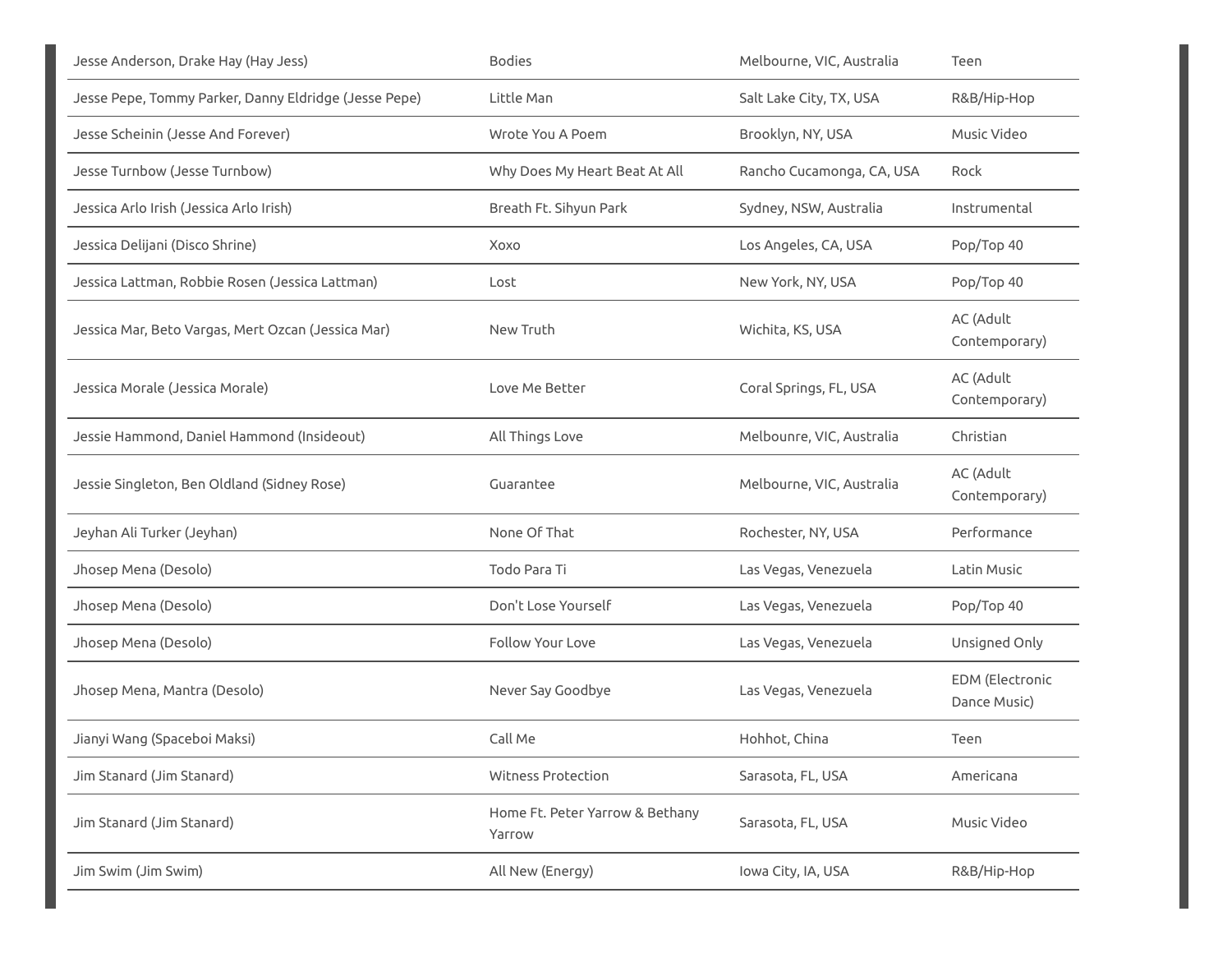| | | | |
|---|---|---|---|
| Jesse Anderson, Drake Hay (Hay Jess) | Bodies | Melbourne, VIC, Australia | Teen |
| Jesse Pepe, Tommy Parker, Danny Eldridge (Jesse Pepe) | Little Man | Salt Lake City, TX, USA | R&B/Hip-Hop |
| Jesse Scheinin (Jesse And Forever) | Wrote You A Poem | Brooklyn, NY, USA | Music Video |
| Jesse Turnbow (Jesse Turnbow) | Why Does My Heart Beat At All | Rancho Cucamonga, CA, USA | Rock |
| Jessica Arlo Irish (Jessica Arlo Irish) | Breath Ft. Sihyun Park | Sydney, NSW, Australia | Instrumental |
| Jessica Delijani (Disco Shrine) | Xoxo | Los Angeles, CA, USA | Pop/Top 40 |
| Jessica Lattman, Robbie Rosen (Jessica Lattman) | Lost | New York, NY, USA | Pop/Top 40 |
| Jessica Mar, Beto Vargas, Mert Ozcan (Jessica Mar) | New Truth | Wichita, KS, USA | AC (Adult Contemporary) |
| Jessica Morale (Jessica Morale) | Love Me Better | Coral Springs, FL, USA | AC (Adult Contemporary) |
| Jessie Hammond, Daniel Hammond (Insideout) | All Things Love | Melbounre, VIC, Australia | Christian |
| Jessie Singleton, Ben Oldland (Sidney Rose) | Guarantee | Melbourne, VIC, Australia | AC (Adult Contemporary) |
| Jeyhan Ali Turker (Jeyhan) | None Of That | Rochester, NY, USA | Performance |
| Jhosep Mena (Desolo) | Todo Para Ti | Las Vegas, Venezuela | Latin Music |
| Jhosep Mena (Desolo) | Don't Lose Yourself | Las Vegas, Venezuela | Pop/Top 40 |
| Jhosep Mena (Desolo) | Follow Your Love | Las Vegas, Venezuela | Unsigned Only |
| Jhosep Mena, Mantra (Desolo) | Never Say Goodbye | Las Vegas, Venezuela | EDM (Electronic Dance Music) |
| Jianyi Wang (Spaceboi Maksi) | Call Me | Hohhot, China | Teen |
| Jim Stanard (Jim Stanard) | Witness Protection | Sarasota, FL, USA | Americana |
| Jim Stanard (Jim Stanard) | Home Ft. Peter Yarrow & Bethany Yarrow | Sarasota, FL, USA | Music Video |
| Jim Swim (Jim Swim) | All New (Energy) | Iowa City, IA, USA | R&B/Hip-Hop |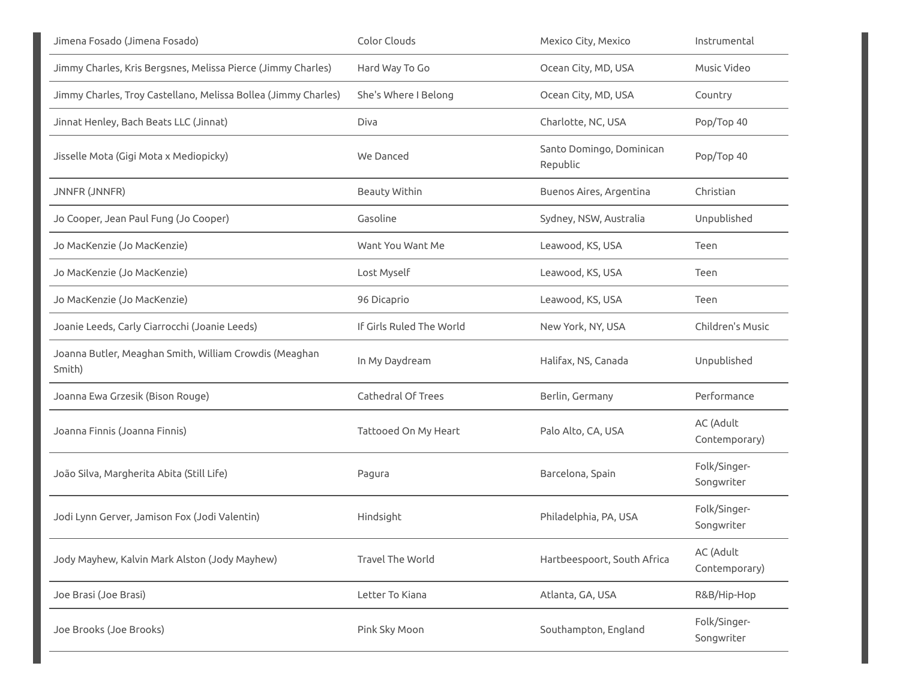| | | | |
|---|---|---|---|
| Jimena Fosado (Jimena Fosado) | Color Clouds | Mexico City, Mexico | Instrumental |
| Jimmy Charles, Kris Bergsnes, Melissa Pierce (Jimmy Charles) | Hard Way To Go | Ocean City, MD, USA | Music Video |
| Jimmy Charles, Troy Castellano, Melissa Bollea (Jimmy Charles) | She's Where I Belong | Ocean City, MD, USA | Country |
| Jinnat Henley, Bach Beats LLC (Jinnat) | Diva | Charlotte, NC, USA | Pop/Top 40 |
| Jisselle Mota (Gigi Mota x Mediopicky) | We Danced | Santo Domingo, Dominican Republic | Pop/Top 40 |
| JNNFR (JNNFR) | Beauty Within | Buenos Aires, Argentina | Christian |
| Jo Cooper, Jean Paul Fung (Jo Cooper) | Gasoline | Sydney, NSW, Australia | Unpublished |
| Jo MacKenzie (Jo MacKenzie) | Want You Want Me | Leawood, KS, USA | Teen |
| Jo MacKenzie (Jo MacKenzie) | Lost Myself | Leawood, KS, USA | Teen |
| Jo MacKenzie (Jo MacKenzie) | 96 Dicaprio | Leawood, KS, USA | Teen |
| Joanie Leeds, Carly Ciarrocchi (Joanie Leeds) | If Girls Ruled The World | New York, NY, USA | Children's Music |
| Joanna Butler, Meaghan Smith, William Crowdis (Meaghan Smith) | In My Daydream | Halifax, NS, Canada | Unpublished |
| Joanna Ewa Grzesik (Bison Rouge) | Cathedral Of Trees | Berlin, Germany | Performance |
| Joanna Finnis (Joanna Finnis) | Tattooed On My Heart | Palo Alto, CA, USA | AC (Adult Contemporary) |
| João Silva, Margherita Abita (Still Life) | Pagura | Barcelona, Spain | Folk/Singer-Songwriter |
| Jodi Lynn Gerver, Jamison Fox (Jodi Valentin) | Hindsight | Philadelphia, PA, USA | Folk/Singer-Songwriter |
| Jody Mayhew, Kalvin Mark Alston (Jody Mayhew) | Travel The World | Hartbeespoort, South Africa | AC (Adult Contemporary) |
| Joe Brasi (Joe Brasi) | Letter To Kiana | Atlanta, GA, USA | R&B/Hip-Hop |
| Joe Brooks (Joe Brooks) | Pink Sky Moon | Southampton, England | Folk/Singer-Songwriter |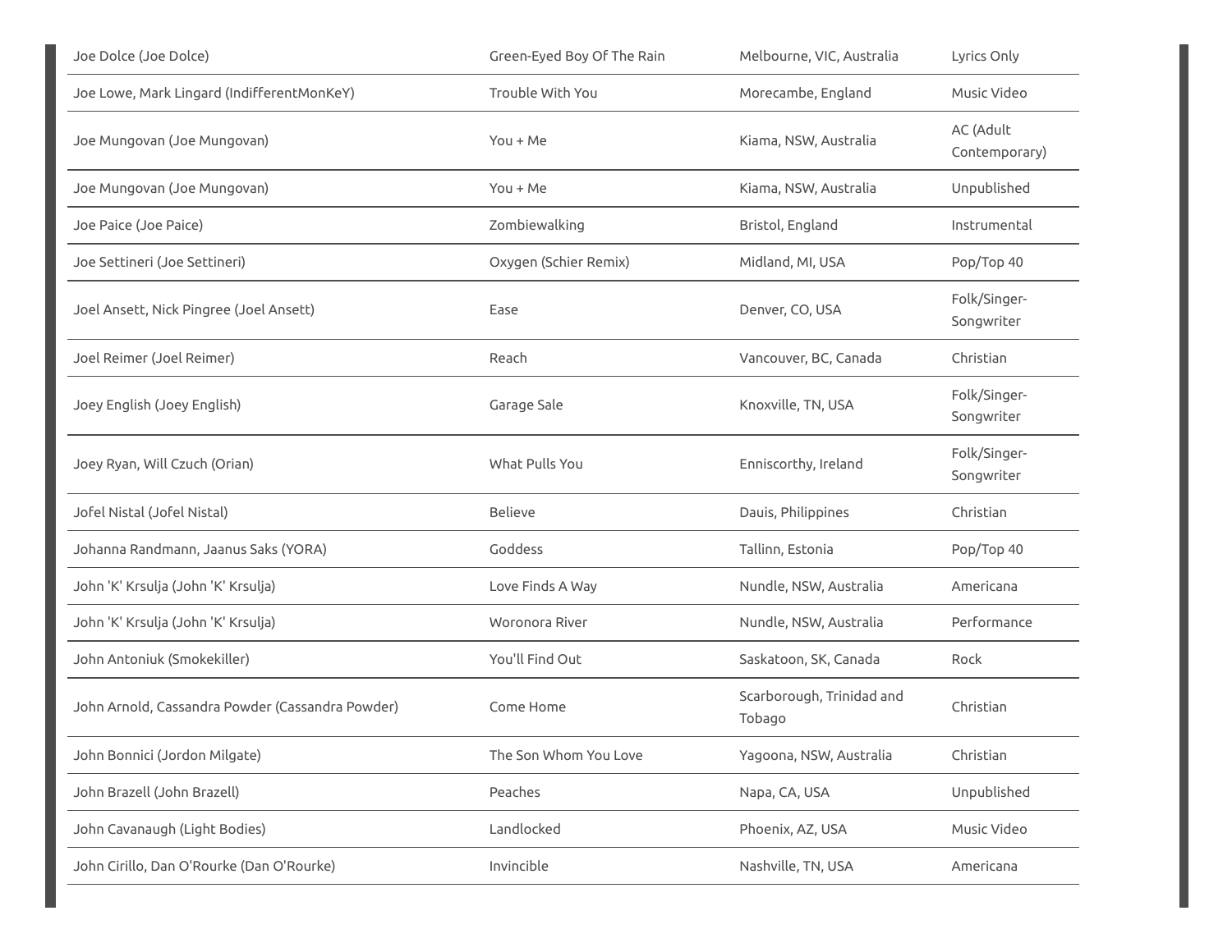| | | | |
|---|---|---|---|
| Joe Dolce (Joe Dolce) | Green-Eyed Boy Of The Rain | Melbourne, VIC, Australia | Lyrics Only |
| Joe Lowe, Mark Lingard (IndifferentMonKeY) | Trouble With You | Morecambe, England | Music Video |
| Joe Mungovan (Joe Mungovan) | You + Me | Kiama, NSW, Australia | AC (Adult Contemporary) |
| Joe Mungovan (Joe Mungovan) | You + Me | Kiama, NSW, Australia | Unpublished |
| Joe Paice (Joe Paice) | Zombiewalking | Bristol, England | Instrumental |
| Joe Settineri (Joe Settineri) | Oxygen (Schier Remix) | Midland, MI, USA | Pop/Top 40 |
| Joel Ansett, Nick Pingree (Joel Ansett) | Ease | Denver, CO, USA | Folk/Singer-Songwriter |
| Joel Reimer (Joel Reimer) | Reach | Vancouver, BC, Canada | Christian |
| Joey English (Joey English) | Garage Sale | Knoxville, TN, USA | Folk/Singer-Songwriter |
| Joey Ryan, Will Czuch (Orian) | What Pulls You | Enniscorthy, Ireland | Folk/Singer-Songwriter |
| Jofel Nistal (Jofel Nistal) | Believe | Dauis, Philippines | Christian |
| Johanna Randmann, Jaanus Saks (YORA) | Goddess | Tallinn, Estonia | Pop/Top 40 |
| John 'K' Krsulja (John 'K' Krsulja) | Love Finds A Way | Nundle, NSW, Australia | Americana |
| John 'K' Krsulja (John 'K' Krsulja) | Woronora River | Nundle, NSW, Australia | Performance |
| John Antoniuk (Smokekiller) | You'll Find Out | Saskatoon, SK, Canada | Rock |
| John Arnold, Cassandra Powder (Cassandra Powder) | Come Home | Scarborough, Trinidad and Tobago | Christian |
| John Bonnici (Jordon Milgate) | The Son Whom You Love | Yagoona, NSW, Australia | Christian |
| John Brazell (John Brazell) | Peaches | Napa, CA, USA | Unpublished |
| John Cavanaugh (Light Bodies) | Landlocked | Phoenix, AZ, USA | Music Video |
| John Cirillo, Dan O'Rourke (Dan O'Rourke) | Invincible | Nashville, TN, USA | Americana |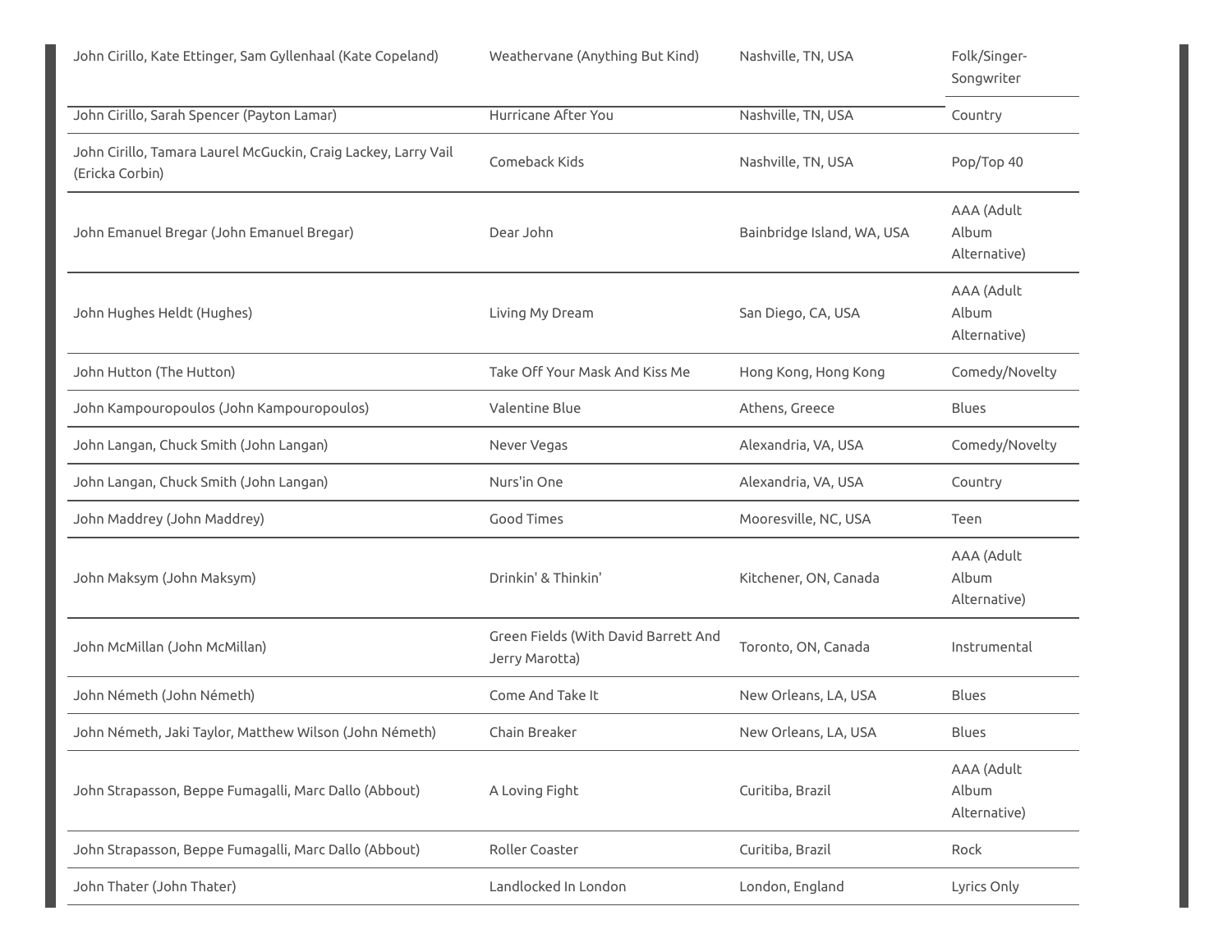| | | | |
|---|---|---|---|
| John Cirillo, Kate Ettinger, Sam Gyllenhaal (Kate Copeland) | Weathervane (Anything But Kind) | Nashville, TN, USA | Folk/Singer-Songwriter |
| John Cirillo, Sarah Spencer (Payton Lamar) | Hurricane After You | Nashville, TN, USA | Country |
| John Cirillo, Tamara Laurel McGuckin, Craig Lackey, Larry Vail (Ericka Corbin) | Comeback Kids | Nashville, TN, USA | Pop/Top 40 |
| John Emanuel Bregar (John Emanuel Bregar) | Dear John | Bainbridge Island, WA, USA | AAA (Adult Album Alternative) |
| John Hughes Heldt (Hughes) | Living My Dream | San Diego, CA, USA | AAA (Adult Album Alternative) |
| John Hutton (The Hutton) | Take Off Your Mask And Kiss Me | Hong Kong, Hong Kong | Comedy/Novelty |
| John Kampouropoulos (John Kampouropoulos) | Valentine Blue | Athens, Greece | Blues |
| John Langan, Chuck Smith (John Langan) | Never Vegas | Alexandria, VA, USA | Comedy/Novelty |
| John Langan, Chuck Smith (John Langan) | Nurs'in One | Alexandria, VA, USA | Country |
| John Maddrey (John Maddrey) | Good Times | Mooresville, NC, USA | Teen |
| John Maksym (John Maksym) | Drinkin' & Thinkin' | Kitchener, ON, Canada | AAA (Adult Album Alternative) |
| John McMillan (John McMillan) | Green Fields (With David Barrett And Jerry Marotta) | Toronto, ON, Canada | Instrumental |
| John Németh (John Németh) | Come And Take It | New Orleans, LA, USA | Blues |
| John Németh, Jaki Taylor, Matthew Wilson (John Németh) | Chain Breaker | New Orleans, LA, USA | Blues |
| John Strapasson, Beppe Fumagalli, Marc Dallo (Abbout) | A Loving Fight | Curitiba, Brazil | AAA (Adult Album Alternative) |
| John Strapasson, Beppe Fumagalli, Marc Dallo (Abbout) | Roller Coaster | Curitiba, Brazil | Rock |
| John Thater (John Thater) | Landlocked In London | London, England | Lyrics Only |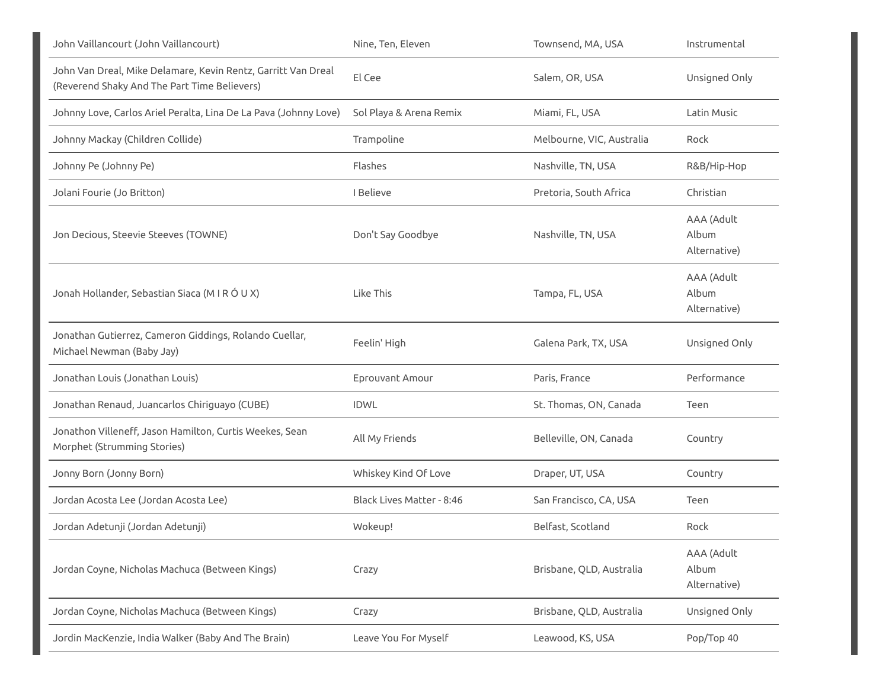| | | | |
|---|---|---|---|
| John Vaillancourt (John Vaillancourt) | Nine, Ten, Eleven | Townsend, MA, USA | Instrumental |
| John Van Dreal, Mike Delamare, Kevin Rentz, Garritt Van Dreal (Reverend Shaky And The Part Time Believers) | El Cee | Salem, OR, USA | Unsigned Only |
| Johnny Love, Carlos Ariel Peralta, Lina De La Pava (Johnny Love) | Sol Playa & Arena Remix | Miami, FL, USA | Latin Music |
| Johnny Mackay (Children Collide) | Trampoline | Melbourne, VIC, Australia | Rock |
| Johnny Pe (Johnny Pe) | Flashes | Nashville, TN, USA | R&B/Hip-Hop |
| Jolani Fourie (Jo Britton) | I Believe | Pretoria, South Africa | Christian |
| Jon Decious, Steevie Steeves (TOWNE) | Don't Say Goodbye | Nashville, TN, USA | AAA (Adult Album Alternative) |
| Jonah Hollander, Sebastian Siaca (M I R Ó U X) | Like This | Tampa, FL, USA | AAA (Adult Album Alternative) |
| Jonathan Gutierrez, Cameron Giddings, Rolando Cuellar, Michael Newman (Baby Jay) | Feelin' High | Galena Park, TX, USA | Unsigned Only |
| Jonathan Louis (Jonathan Louis) | Eprouvant Amour | Paris, France | Performance |
| Jonathan Renaud, Juancarlos Chiriguayo (CUBE) | IDWL | St. Thomas, ON, Canada | Teen |
| Jonathon Villeneff, Jason Hamilton, Curtis Weekes, Sean Morphet (Strumming Stories) | All My Friends | Belleville, ON, Canada | Country |
| Jonny Born (Jonny Born) | Whiskey Kind Of Love | Draper, UT, USA | Country |
| Jordan Acosta Lee (Jordan Acosta Lee) | Black Lives Matter - 8:46 | San Francisco, CA, USA | Teen |
| Jordan Adetunji (Jordan Adetunji) | Wokeup! | Belfast, Scotland | Rock |
| Jordan Coyne, Nicholas Machuca (Between Kings) | Crazy | Brisbane, QLD, Australia | AAA (Adult Album Alternative) |
| Jordan Coyne, Nicholas Machuca (Between Kings) | Crazy | Brisbane, QLD, Australia | Unsigned Only |
| Jordin MacKenzie, India Walker (Baby And The Brain) | Leave You For Myself | Leawood, KS, USA | Pop/Top 40 |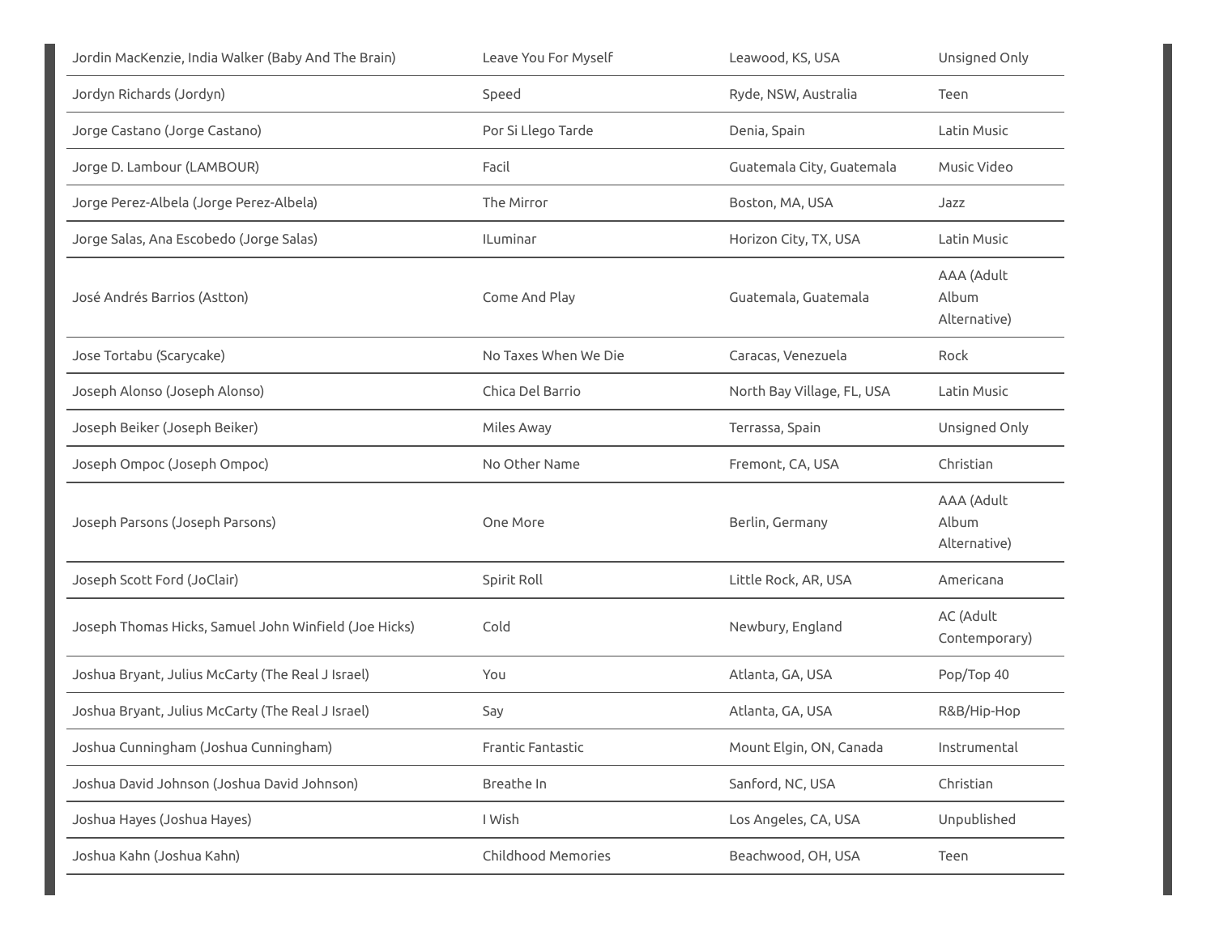| | | | |
|---|---|---|---|
| Jordin MacKenzie, India Walker (Baby And The Brain) | Leave You For Myself | Leawood, KS, USA | Unsigned Only |
| Jordyn Richards (Jordyn) | Speed | Ryde, NSW, Australia | Teen |
| Jorge Castano (Jorge Castano) | Por Si Llego Tarde | Denia, Spain | Latin Music |
| Jorge D. Lambour (LAMBOUR) | Facil | Guatemala City, Guatemala | Music Video |
| Jorge Perez-Albela (Jorge Perez-Albela) | The Mirror | Boston, MA, USA | Jazz |
| Jorge Salas, Ana Escobedo (Jorge Salas) | ILuminar | Horizon City, TX, USA | Latin Music |
| José Andrés Barrios (Astton) | Come And Play | Guatemala, Guatemala | AAA (Adult Album Alternative) |
| Jose Tortabu (Scarycake) | No Taxes When We Die | Caracas, Venezuela | Rock |
| Joseph Alonso (Joseph Alonso) | Chica Del Barrio | North Bay Village, FL, USA | Latin Music |
| Joseph Beiker (Joseph Beiker) | Miles Away | Terrassa, Spain | Unsigned Only |
| Joseph Ompoc (Joseph Ompoc) | No Other Name | Fremont, CA, USA | Christian |
| Joseph Parsons (Joseph Parsons) | One More | Berlin, Germany | AAA (Adult Album Alternative) |
| Joseph Scott Ford (JoClair) | Spirit Roll | Little Rock, AR, USA | Americana |
| Joseph Thomas Hicks, Samuel John Winfield (Joe Hicks) | Cold | Newbury, England | AC (Adult Contemporary) |
| Joshua Bryant, Julius McCarty (The Real J Israel) | You | Atlanta, GA, USA | Pop/Top 40 |
| Joshua Bryant, Julius McCarty (The Real J Israel) | Say | Atlanta, GA, USA | R&B/Hip-Hop |
| Joshua Cunningham (Joshua Cunningham) | Frantic Fantastic | Mount Elgin, ON, Canada | Instrumental |
| Joshua David Johnson (Joshua David Johnson) | Breathe In | Sanford, NC, USA | Christian |
| Joshua Hayes (Joshua Hayes) | I Wish | Los Angeles, CA, USA | Unpublished |
| Joshua Kahn (Joshua Kahn) | Childhood Memories | Beachwood, OH, USA | Teen |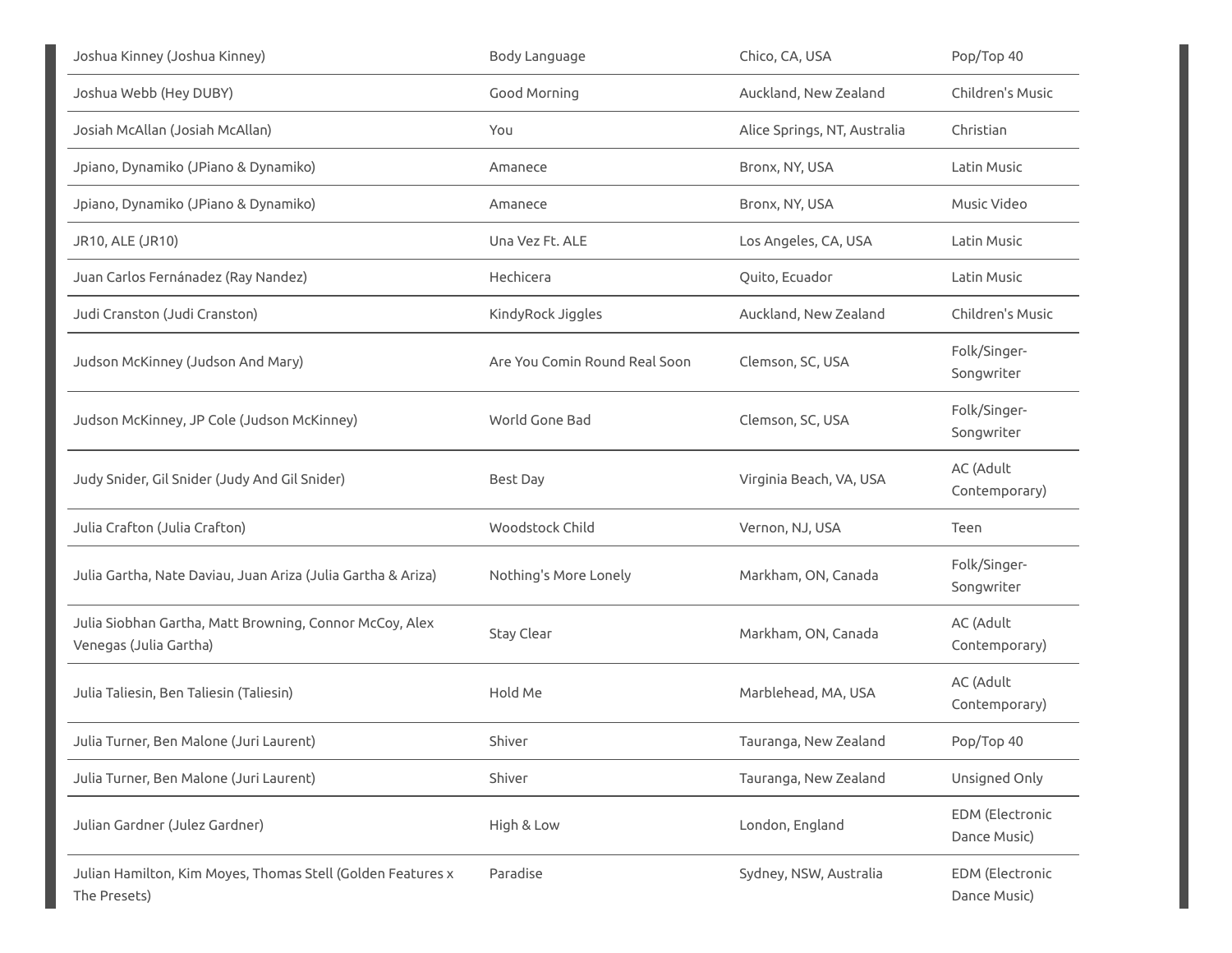| | | | |
|---|---|---|---|
| Joshua Kinney (Joshua Kinney) | Body Language | Chico, CA, USA | Pop/Top 40 |
| Joshua Webb (Hey DUBY) | Good Morning | Auckland, New Zealand | Children's Music |
| Josiah McAllan (Josiah McAllan) | You | Alice Springs, NT, Australia | Christian |
| Jpiano, Dynamiko (JPiano & Dynamiko) | Amanece | Bronx, NY, USA | Latin Music |
| Jpiano, Dynamiko (JPiano & Dynamiko) | Amanece | Bronx, NY, USA | Music Video |
| JR10, ALE (JR10) | Una Vez Ft. ALE | Los Angeles, CA, USA | Latin Music |
| Juan Carlos Fernánadez (Ray Nandez) | Hechicera | Quito, Ecuador | Latin Music |
| Judi Cranston (Judi Cranston) | KindyRock Jiggles | Auckland, New Zealand | Children's Music |
| Judson McKinney (Judson And Mary) | Are You Comin Round Real Soon | Clemson, SC, USA | Folk/Singer-Songwriter |
| Judson McKinney, JP Cole (Judson McKinney) | World Gone Bad | Clemson, SC, USA | Folk/Singer-Songwriter |
| Judy Snider, Gil Snider (Judy And Gil Snider) | Best Day | Virginia Beach, VA, USA | AC (Adult Contemporary) |
| Julia Crafton (Julia Crafton) | Woodstock Child | Vernon, NJ, USA | Teen |
| Julia Gartha, Nate Daviau, Juan Ariza (Julia Gartha & Ariza) | Nothing's More Lonely | Markham, ON, Canada | Folk/Singer-Songwriter |
| Julia Siobhan Gartha, Matt Browning, Connor McCoy, Alex Venegas (Julia Gartha) | Stay Clear | Markham, ON, Canada | AC (Adult Contemporary) |
| Julia Taliesin, Ben Taliesin (Taliesin) | Hold Me | Marblehead, MA, USA | AC (Adult Contemporary) |
| Julia Turner, Ben Malone (Juri Laurent) | Shiver | Tauranga, New Zealand | Pop/Top 40 |
| Julia Turner, Ben Malone (Juri Laurent) | Shiver | Tauranga, New Zealand | Unsigned Only |
| Julian Gardner (Julez Gardner) | High & Low | London, England | EDM (Electronic Dance Music) |
| Julian Hamilton, Kim Moyes, Thomas Stell (Golden Features x The Presets) | Paradise | Sydney, NSW, Australia | EDM (Electronic Dance Music) |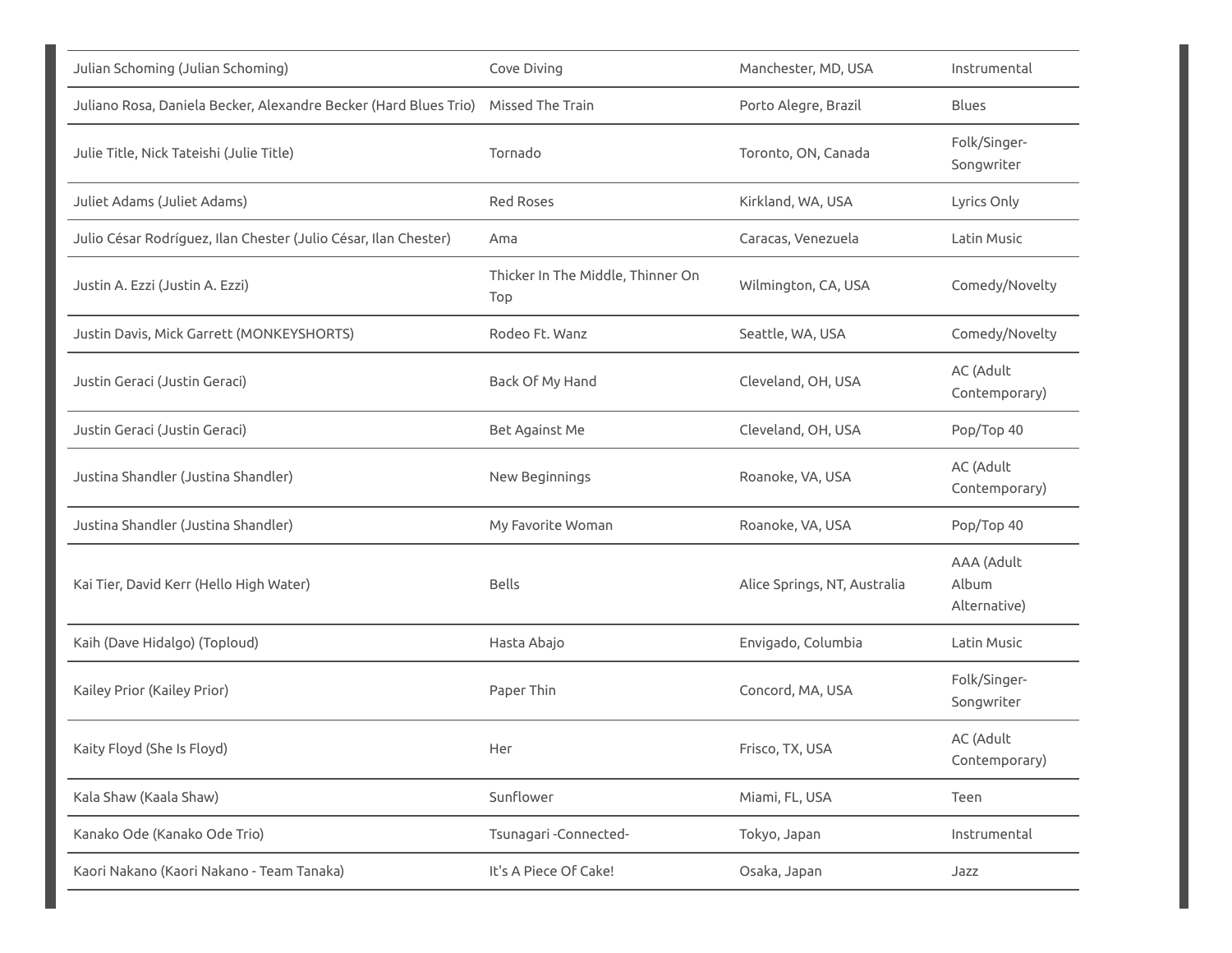| | | | |
|---|---|---|---|
| Julian Schoming (Julian Schoming) | Cove Diving | Manchester, MD, USA | Instrumental |
| Juliano Rosa, Daniela Becker, Alexandre Becker (Hard Blues Trio) | Missed The Train | Porto Alegre, Brazil | Blues |
| Julie Title, Nick Tateishi (Julie Title) | Tornado | Toronto, ON, Canada | Folk/Singer-Songwriter |
| Juliet Adams (Juliet Adams) | Red Roses | Kirkland, WA, USA | Lyrics Only |
| Julio César Rodríguez, Ilan Chester (Julio César, Ilan Chester) | Ama | Caracas, Venezuela | Latin Music |
| Justin A. Ezzi (Justin A. Ezzi) | Thicker In The Middle, Thinner On Top | Wilmington, CA, USA | Comedy/Novelty |
| Justin Davis, Mick Garrett (MONKEYSHORTS) | Rodeo Ft. Wanz | Seattle, WA, USA | Comedy/Novelty |
| Justin Geraci (Justin Geraci) | Back Of My Hand | Cleveland, OH, USA | AC (Adult Contemporary) |
| Justin Geraci (Justin Geraci) | Bet Against Me | Cleveland, OH, USA | Pop/Top 40 |
| Justina Shandler (Justina Shandler) | New Beginnings | Roanoke, VA, USA | AC (Adult Contemporary) |
| Justina Shandler (Justina Shandler) | My Favorite Woman | Roanoke, VA, USA | Pop/Top 40 |
| Kai Tier, David Kerr (Hello High Water) | Bells | Alice Springs, NT, Australia | AAA (Adult Album Alternative) |
| Kaih (Dave Hidalgo) (Toploud) | Hasta Abajo | Envigado, Columbia | Latin Music |
| Kailey Prior (Kailey Prior) | Paper Thin | Concord, MA, USA | Folk/Singer-Songwriter |
| Kaity Floyd (She Is Floyd) | Her | Frisco, TX, USA | AC (Adult Contemporary) |
| Kala Shaw (Kaala Shaw) | Sunflower | Miami, FL, USA | Teen |
| Kanako Ode (Kanako Ode Trio) | Tsunagari -Connected- | Tokyo, Japan | Instrumental |
| Kaori Nakano (Kaori Nakano - Team Tanaka) | It's A Piece Of Cake! | Osaka, Japan | Jazz |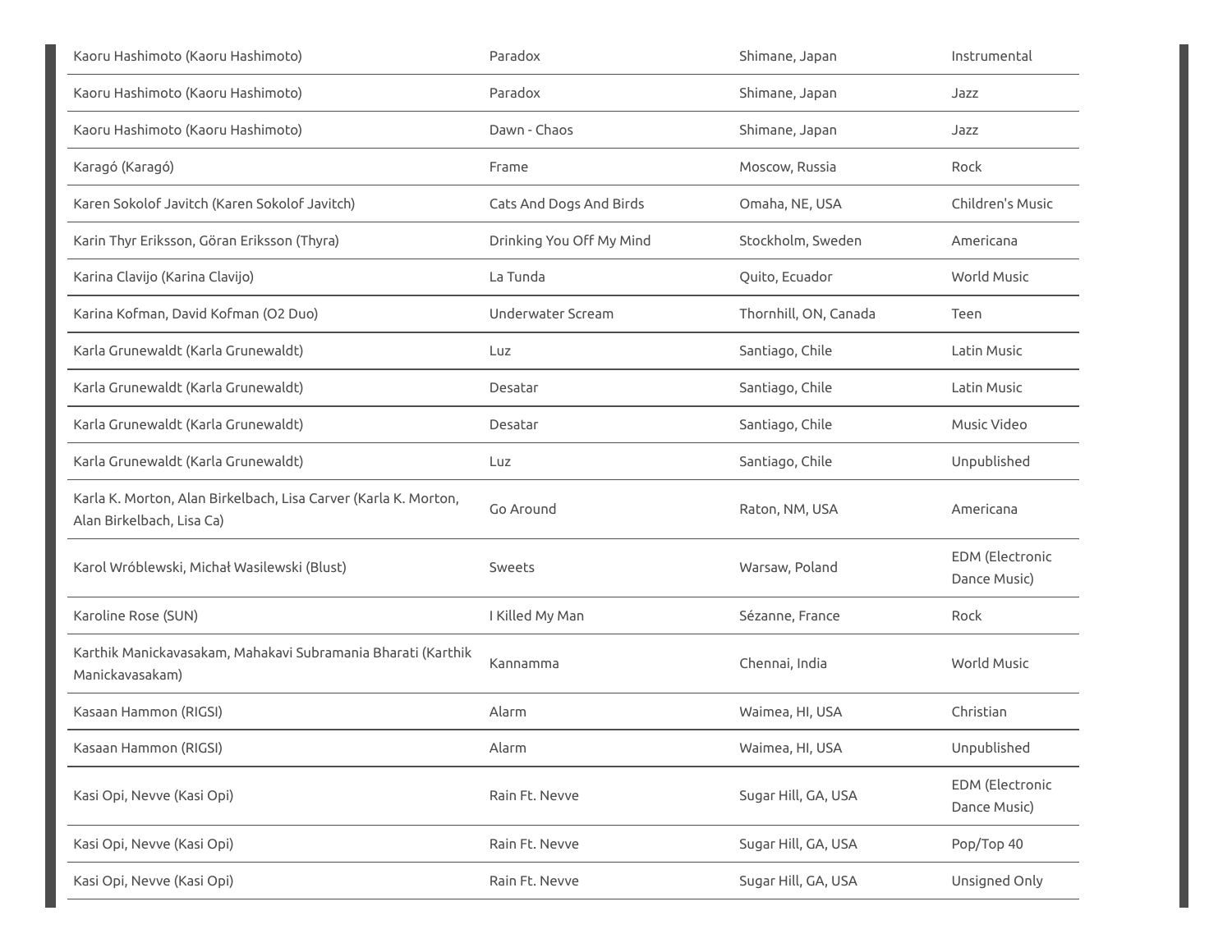| | | | |
|---|---|---|---|
| Kaoru Hashimoto (Kaoru Hashimoto) | Paradox | Shimane, Japan | Instrumental |
| Kaoru Hashimoto (Kaoru Hashimoto) | Paradox | Shimane, Japan | Jazz |
| Kaoru Hashimoto (Kaoru Hashimoto) | Dawn - Chaos | Shimane, Japan | Jazz |
| Karagó (Karagó) | Frame | Moscow, Russia | Rock |
| Karen Sokolof Javitch (Karen Sokolof Javitch) | Cats And Dogs And Birds | Omaha, NE, USA | Children's Music |
| Karin Thyr Eriksson, Göran Eriksson (Thyra) | Drinking You Off My Mind | Stockholm, Sweden | Americana |
| Karina Clavijo (Karina Clavijo) | La Tunda | Quito, Ecuador | World Music |
| Karina Kofman, David Kofman (O2 Duo) | Underwater Scream | Thornhill, ON, Canada | Teen |
| Karla Grunewaldt (Karla Grunewaldt) | Luz | Santiago, Chile | Latin Music |
| Karla Grunewaldt (Karla Grunewaldt) | Desatar | Santiago, Chile | Latin Music |
| Karla Grunewaldt (Karla Grunewaldt) | Desatar | Santiago, Chile | Music Video |
| Karla Grunewaldt (Karla Grunewaldt) | Luz | Santiago, Chile | Unpublished |
| Karla K. Morton, Alan Birkelbach, Lisa Carver (Karla K. Morton, Alan Birkelbach, Lisa Ca) | Go Around | Raton, NM, USA | Americana |
| Karol Wróblewski, Michał Wasilewski (Blust) | Sweets | Warsaw, Poland | EDM (Electronic Dance Music) |
| Karoline Rose (SUN) | I Killed My Man | Sézanne, France | Rock |
| Karthik Manickavasakam, Mahakavi Subramania Bharati (Karthik Manickavasakam) | Kannamma | Chennai, India | World Music |
| Kasaan Hammon (RIGSI) | Alarm | Waimea, HI, USA | Christian |
| Kasaan Hammon (RIGSI) | Alarm | Waimea, HI, USA | Unpublished |
| Kasi Opi, Nevve (Kasi Opi) | Rain Ft. Nevve | Sugar Hill, GA, USA | EDM (Electronic Dance Music) |
| Kasi Opi, Nevve (Kasi Opi) | Rain Ft. Nevve | Sugar Hill, GA, USA | Pop/Top 40 |
| Kasi Opi, Nevve (Kasi Opi) | Rain Ft. Nevve | Sugar Hill, GA, USA | Unsigned Only |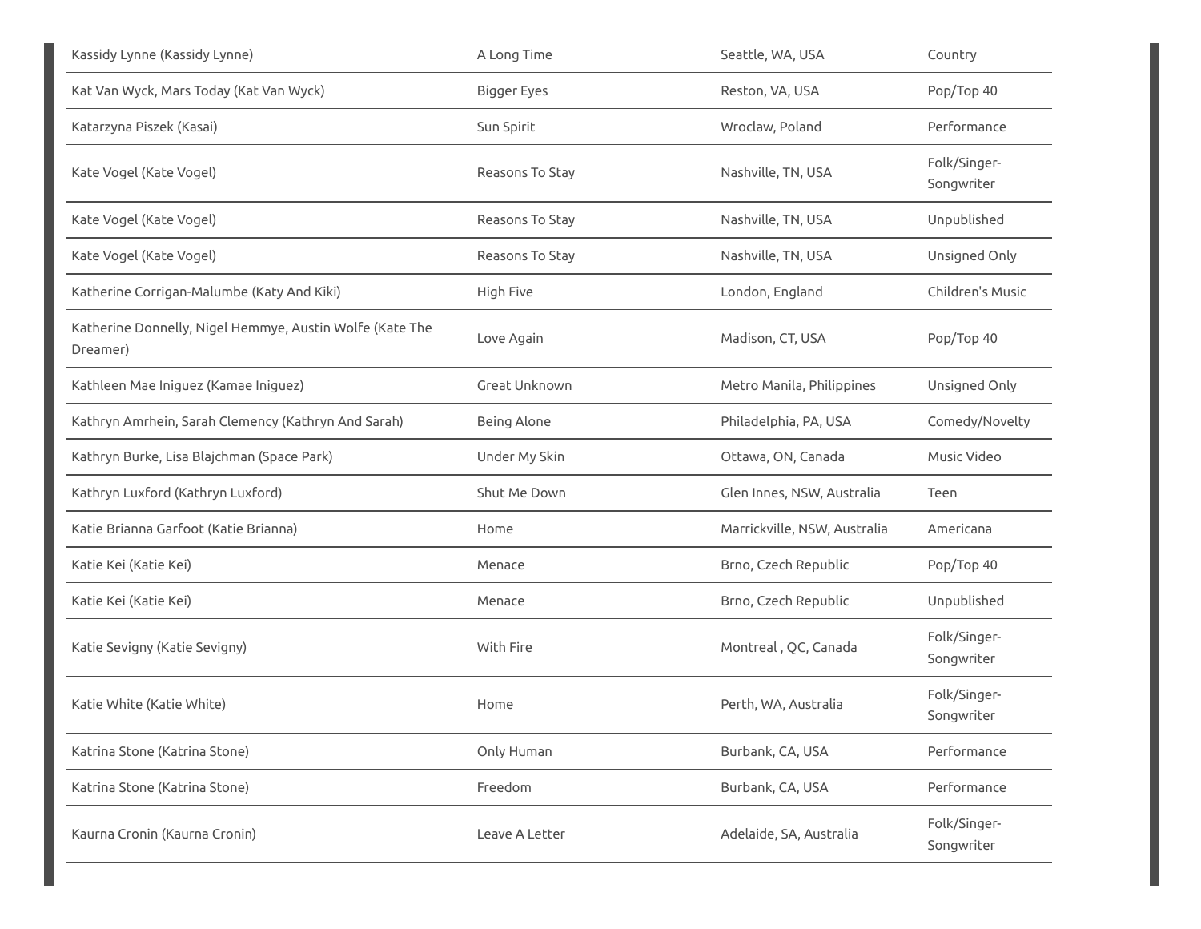| | | | |
|---|---|---|---|
| Kassidy Lynne (Kassidy Lynne) | A Long Time | Seattle, WA, USA | Country |
| Kat Van Wyck, Mars Today (Kat Van Wyck) | Bigger Eyes | Reston, VA, USA | Pop/Top 40 |
| Katarzyna Piszek (Kasai) | Sun Spirit | Wroclaw, Poland | Performance |
| Kate Vogel (Kate Vogel) | Reasons To Stay | Nashville, TN, USA | Folk/Singer-Songwriter |
| Kate Vogel (Kate Vogel) | Reasons To Stay | Nashville, TN, USA | Unpublished |
| Kate Vogel (Kate Vogel) | Reasons To Stay | Nashville, TN, USA | Unsigned Only |
| Katherine Corrigan-Malumbe (Katy And Kiki) | High Five | London, England | Children's Music |
| Katherine Donnelly, Nigel Hemmye, Austin Wolfe (Kate The Dreamer) | Love Again | Madison, CT, USA | Pop/Top 40 |
| Kathleen Mae Iniguez (Kamae Iniguez) | Great Unknown | Metro Manila, Philippines | Unsigned Only |
| Kathryn Amrhein, Sarah Clemency (Kathryn And Sarah) | Being Alone | Philadelphia, PA, USA | Comedy/Novelty |
| Kathryn Burke, Lisa Blajchman (Space Park) | Under My Skin | Ottawa, ON, Canada | Music Video |
| Kathryn Luxford (Kathryn Luxford) | Shut Me Down | Glen Innes, NSW, Australia | Teen |
| Katie Brianna Garfoot (Katie Brianna) | Home | Marrickville, NSW, Australia | Americana |
| Katie Kei (Katie Kei) | Menace | Brno, Czech Republic | Pop/Top 40 |
| Katie Kei (Katie Kei) | Menace | Brno, Czech Republic | Unpublished |
| Katie Sevigny (Katie Sevigny) | With Fire | Montreal , QC, Canada | Folk/Singer-Songwriter |
| Katie White (Katie White) | Home | Perth, WA, Australia | Folk/Singer-Songwriter |
| Katrina Stone (Katrina Stone) | Only Human | Burbank, CA, USA | Performance |
| Katrina Stone (Katrina Stone) | Freedom | Burbank, CA, USA | Performance |
| Kaurna Cronin (Kaurna Cronin) | Leave A Letter | Adelaide, SA, Australia | Folk/Singer-Songwriter |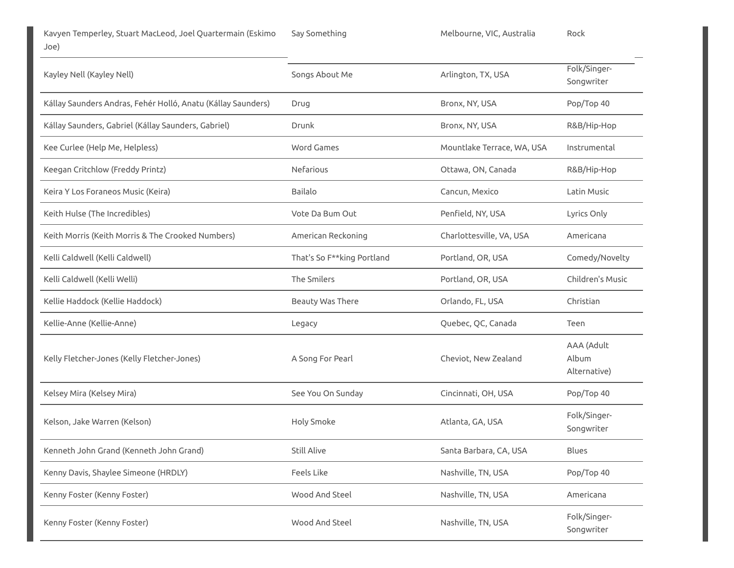| | | | |
|---|---|---|---|
| Kavyen Temperley, Stuart MacLeod, Joel Quartermain (Eskimo Joe) | Say Something | Melbourne, VIC, Australia | Rock |
| Kayley Nell (Kayley Nell) | Songs About Me | Arlington, TX, USA | Folk/Singer-Songwriter |
| Kállay Saunders Andras, Fehér Holló, Anatu (Kállay Saunders) | Drug | Bronx, NY, USA | Pop/Top 40 |
| Kállay Saunders, Gabriel (Kállay Saunders, Gabriel) | Drunk | Bronx, NY, USA | R&B/Hip-Hop |
| Kee Curlee (Help Me, Helpless) | Word Games | Mountlake Terrace, WA, USA | Instrumental |
| Keegan Critchlow (Freddy Printz) | Nefarious | Ottawa, ON, Canada | R&B/Hip-Hop |
| Keira Y Los Foraneos Music (Keira) | Bailalo | Cancun, Mexico | Latin Music |
| Keith Hulse (The Incredibles) | Vote Da Bum Out | Penfield, NY, USA | Lyrics Only |
| Keith Morris (Keith Morris & The Crooked Numbers) | American Reckoning | Charlottesville, VA, USA | Americana |
| Kelli Caldwell (Kelli Caldwell) | That's So F**king Portland | Portland, OR, USA | Comedy/Novelty |
| Kelli Caldwell (Kelli Welli) | The Smilers | Portland, OR, USA | Children's Music |
| Kellie Haddock (Kellie Haddock) | Beauty Was There | Orlando, FL, USA | Christian |
| Kellie-Anne (Kellie-Anne) | Legacy | Quebec, QC, Canada | Teen |
| Kelly Fletcher-Jones (Kelly Fletcher-Jones) | A Song For Pearl | Cheviot, New Zealand | AAA (Adult Album Alternative) |
| Kelsey Mira (Kelsey Mira) | See You On Sunday | Cincinnati, OH, USA | Pop/Top 40 |
| Kelson, Jake Warren (Kelson) | Holy Smoke | Atlanta, GA, USA | Folk/Singer-Songwriter |
| Kenneth John Grand (Kenneth John Grand) | Still Alive | Santa Barbara, CA, USA | Blues |
| Kenny Davis, Shaylee Simeone (HRDLY) | Feels Like | Nashville, TN, USA | Pop/Top 40 |
| Kenny Foster (Kenny Foster) | Wood And Steel | Nashville, TN, USA | Americana |
| Kenny Foster (Kenny Foster) | Wood And Steel | Nashville, TN, USA | Folk/Singer-Songwriter |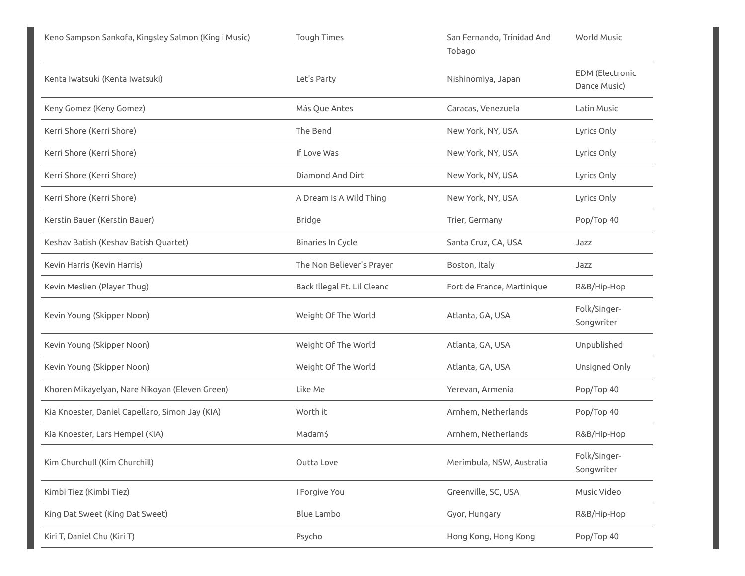| | | | |
|---|---|---|---|
| Keno Sampson Sankofa, Kingsley Salmon (King i Music) | Tough Times | San Fernando, Trinidad And Tobago | World Music |
| Kenta Iwatsuki (Kenta Iwatsuki) | Let's Party | Nishinomiya, Japan | EDM (Electronic Dance Music) |
| Keny Gomez (Keny Gomez) | Más Que Antes | Caracas, Venezuela | Latin Music |
| Kerri Shore (Kerri Shore) | The Bend | New York, NY, USA | Lyrics Only |
| Kerri Shore (Kerri Shore) | If Love Was | New York, NY, USA | Lyrics Only |
| Kerri Shore (Kerri Shore) | Diamond And Dirt | New York, NY, USA | Lyrics Only |
| Kerri Shore (Kerri Shore) | A Dream Is A Wild Thing | New York, NY, USA | Lyrics Only |
| Kerstin Bauer (Kerstin Bauer) | Bridge | Trier, Germany | Pop/Top 40 |
| Keshav Batish (Keshav Batish Quartet) | Binaries In Cycle | Santa Cruz, CA, USA | Jazz |
| Kevin Harris (Kevin Harris) | The Non Believer's Prayer | Boston, Italy | Jazz |
| Kevin Meslien (Player Thug) | Back Illegal Ft. Lil Cleanc | Fort de France, Martinique | R&B/Hip-Hop |
| Kevin Young (Skipper Noon) | Weight Of The World | Atlanta, GA, USA | Folk/Singer-Songwriter |
| Kevin Young (Skipper Noon) | Weight Of The World | Atlanta, GA, USA | Unpublished |
| Kevin Young (Skipper Noon) | Weight Of The World | Atlanta, GA, USA | Unsigned Only |
| Khoren Mikayelyan, Nare Nikoyan (Eleven Green) | Like Me | Yerevan, Armenia | Pop/Top 40 |
| Kia Knoester, Daniel Capellaro, Simon Jay (KIA) | Worth it | Arnhem, Netherlands | Pop/Top 40 |
| Kia Knoester, Lars Hempel (KIA) | Madam$ | Arnhem, Netherlands | R&B/Hip-Hop |
| Kim Churchull (Kim Churchill) | Outta Love | Merimbula, NSW, Australia | Folk/Singer-Songwriter |
| Kimbi Tiez (Kimbi Tiez) | I Forgive You | Greenville, SC, USA | Music Video |
| King Dat Sweet (King Dat Sweet) | Blue Lambo | Gyor, Hungary | R&B/Hip-Hop |
| Kiri T, Daniel Chu (Kiri T) | Psycho | Hong Kong, Hong Kong | Pop/Top 40 |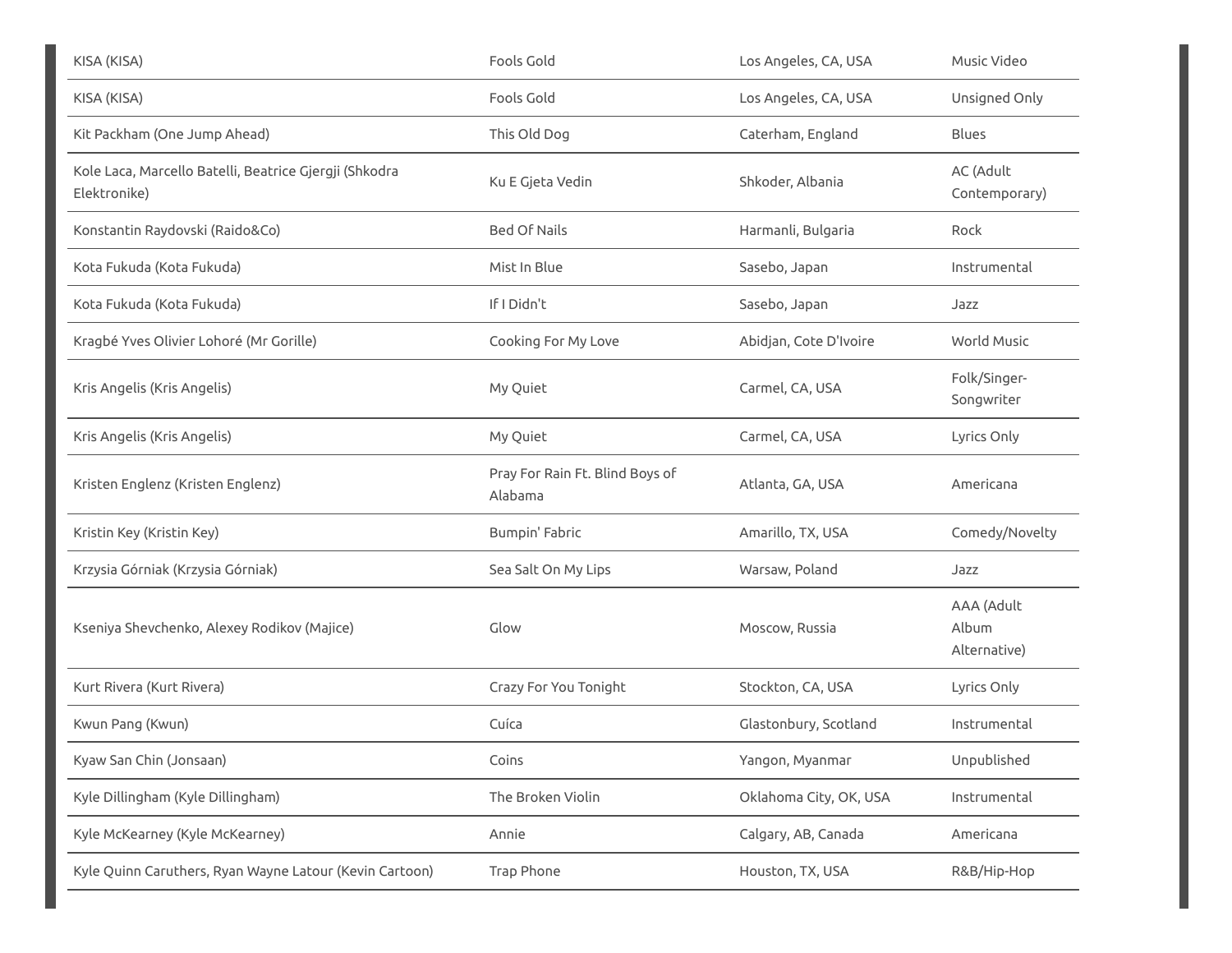| | | | |
|---|---|---|---|
| KISA (KISA) | Fools Gold | Los Angeles, CA, USA | Music Video |
| KISA (KISA) | Fools Gold | Los Angeles, CA, USA | Unsigned Only |
| Kit Packham (One Jump Ahead) | This Old Dog | Caterham, England | Blues |
| Kole Laca, Marcello Batelli, Beatrice Gjergji (Shkodra Elektronike) | Ku E Gjeta Vedin | Shkoder, Albania | AC (Adult Contemporary) |
| Konstantin Raydovski (Raido&Co) | Bed Of Nails | Harmanli, Bulgaria | Rock |
| Kota Fukuda (Kota Fukuda) | Mist In Blue | Sasebo, Japan | Instrumental |
| Kota Fukuda (Kota Fukuda) | If I Didn't | Sasebo, Japan | Jazz |
| Kragbé Yves Olivier Lohoré (Mr Gorille) | Cooking For My Love | Abidjan, Cote D'Ivoire | World Music |
| Kris Angelis (Kris Angelis) | My Quiet | Carmel, CA, USA | Folk/Singer-Songwriter |
| Kris Angelis (Kris Angelis) | My Quiet | Carmel, CA, USA | Lyrics Only |
| Kristen Englenz (Kristen Englenz) | Pray For Rain Ft. Blind Boys of Alabama | Atlanta, GA, USA | Americana |
| Kristin Key (Kristin Key) | Bumpin' Fabric | Amarillo, TX, USA | Comedy/Novelty |
| Krzysia Górniak (Krzysia Górniak) | Sea Salt On My Lips | Warsaw, Poland | Jazz |
| Kseniya Shevchenko, Alexey Rodikov (Majice) | Glow | Moscow, Russia | AAA (Adult Album Alternative) |
| Kurt Rivera (Kurt Rivera) | Crazy For You Tonight | Stockton, CA, USA | Lyrics Only |
| Kwun Pang (Kwun) | Cuíca | Glastonbury, Scotland | Instrumental |
| Kyaw San Chin (Jonsaan) | Coins | Yangon, Myanmar | Unpublished |
| Kyle Dillingham (Kyle Dillingham) | The Broken Violin | Oklahoma City, OK, USA | Instrumental |
| Kyle McKearney (Kyle McKearney) | Annie | Calgary, AB, Canada | Americana |
| Kyle Quinn Caruthers, Ryan Wayne Latour (Kevin Cartoon) | Trap Phone | Houston, TX, USA | R&B/Hip-Hop |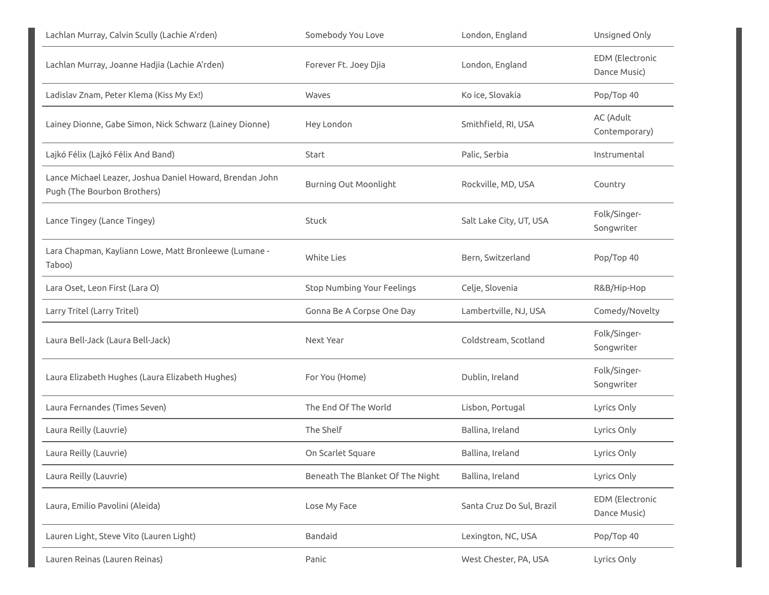| | | | |
|---|---|---|---|
| Lachlan Murray, Calvin Scully (Lachie A'rden) | Somebody You Love | London, England | Unsigned Only |
| Lachlan Murray, Joanne Hadjia (Lachie A'rden) | Forever Ft. Joey Djia | London, England | EDM (Electronic Dance Music) |
| Ladislav Znam, Peter Klema (Kiss My Ex!) | Waves | Ko ice, Slovakia | Pop/Top 40 |
| Lainey Dionne, Gabe Simon, Nick Schwarz (Lainey Dionne) | Hey London | Smithfield, RI, USA | AC (Adult Contemporary) |
| Lajkó Félix (Lajkó Félix And Band) | Start | Palic, Serbia | Instrumental |
| Lance Michael Leazer, Joshua Daniel Howard, Brendan John Pugh (The Bourbon Brothers) | Burning Out Moonlight | Rockville, MD, USA | Country |
| Lance Tingey (Lance Tingey) | Stuck | Salt Lake City, UT, USA | Folk/Singer-Songwriter |
| Lara Chapman, Kayliann Lowe, Matt Bronleewe (Lumane - Taboo) | White Lies | Bern, Switzerland | Pop/Top 40 |
| Lara Oset, Leon First (Lara O) | Stop Numbing Your Feelings | Celje, Slovenia | R&B/Hip-Hop |
| Larry Tritel (Larry Tritel) | Gonna Be A Corpse One Day | Lambertville, NJ, USA | Comedy/Novelty |
| Laura Bell-Jack (Laura Bell-Jack) | Next Year | Coldstream, Scotland | Folk/Singer-Songwriter |
| Laura Elizabeth Hughes (Laura Elizabeth Hughes) | For You (Home) | Dublin, Ireland | Folk/Singer-Songwriter |
| Laura Fernandes (Times Seven) | The End Of The World | Lisbon, Portugal | Lyrics Only |
| Laura Reilly (Lauvrie) | The Shelf | Ballina, Ireland | Lyrics Only |
| Laura Reilly (Lauvrie) | On Scarlet Square | Ballina, Ireland | Lyrics Only |
| Laura Reilly (Lauvrie) | Beneath The Blanket Of The Night | Ballina, Ireland | Lyrics Only |
| Laura, Emilio Pavolini (Aleida) | Lose My Face | Santa Cruz Do Sul, Brazil | EDM (Electronic Dance Music) |
| Lauren Light, Steve Vito (Lauren Light) | Bandaid | Lexington, NC, USA | Pop/Top 40 |
| Lauren Reinas (Lauren Reinas) | Panic | West Chester, PA, USA | Lyrics Only |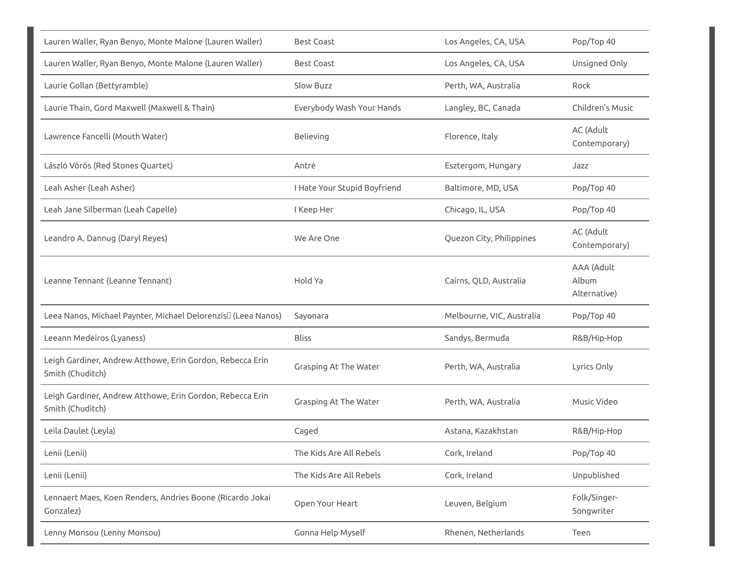| | | | |
|---|---|---|---|
| Lauren Waller, Ryan Benyo, Monte Malone (Lauren Waller) | Best Coast | Los Angeles, CA, USA | Pop/Top 40 |
| Lauren Waller, Ryan Benyo, Monte Malone (Lauren Waller) | Best Coast | Los Angeles, CA, USA | Unsigned Only |
| Laurie Gollan (Bettyramble) | Slow Buzz | Perth, WA, Australia | Rock |
| Laurie Thain, Gord Maxwell (Maxwell & Thain) | Everybody Wash Your Hands | Langley, BC, Canada | Children's Music |
| Lawrence Fancelli (Mouth Water) | Believing | Florence, Italy | AC (Adult Contemporary) |
| László Vörös (Red Stones Quartet) | Antré | Esztergom, Hungary | Jazz |
| Leah Asher (Leah Asher) | I Hate Your Stupid Boyfriend | Baltimore, MD, USA | Pop/Top 40 |
| Leah Jane Silberman (Leah Capelle) | I Keep Her | Chicago, IL, USA | Pop/Top 40 |
| Leandro A. Dannug (Daryl Reyes) | We Are One | Quezon City, Philippines | AC (Adult Contemporary) |
| Leanne Tennant (Leanne Tennant) | Hold Ya | Cairns, QLD, Australia | AAA (Adult Album Alternative) |
| Leea Nanos, Michael Paynter, Michael Delorenzis (Leea Nanos) | Sayonara | Melbourne, VIC, Australia | Pop/Top 40 |
| Leeann Medeiros (Lyaness) | Bliss | Sandys, Bermuda | R&B/Hip-Hop |
| Leigh Gardiner, Andrew Atthowe, Erin Gordon, Rebecca Erin Smith (Chuditch) | Grasping At The Water | Perth, WA, Australia | Lyrics Only |
| Leigh Gardiner, Andrew Atthowe, Erin Gordon, Rebecca Erin Smith (Chuditch) | Grasping At The Water | Perth, WA, Australia | Music Video |
| Leila Daulet (Leyla) | Caged | Astana, Kazakhstan | R&B/Hip-Hop |
| Lenii (Lenii) | The Kids Are All Rebels | Cork, Ireland | Pop/Top 40 |
| Lenii (Lenii) | The Kids Are All Rebels | Cork, Ireland | Unpublished |
| Lennaert Maes, Koen Renders, Andries Boone (Ricardo Jokai Gonzalez) | Open Your Heart | Leuven, Belgium | Folk/Singer-Songwriter |
| Lenny Monsou (Lenny Monsou) | Gonna Help Myself | Rhenen, Netherlands | Teen |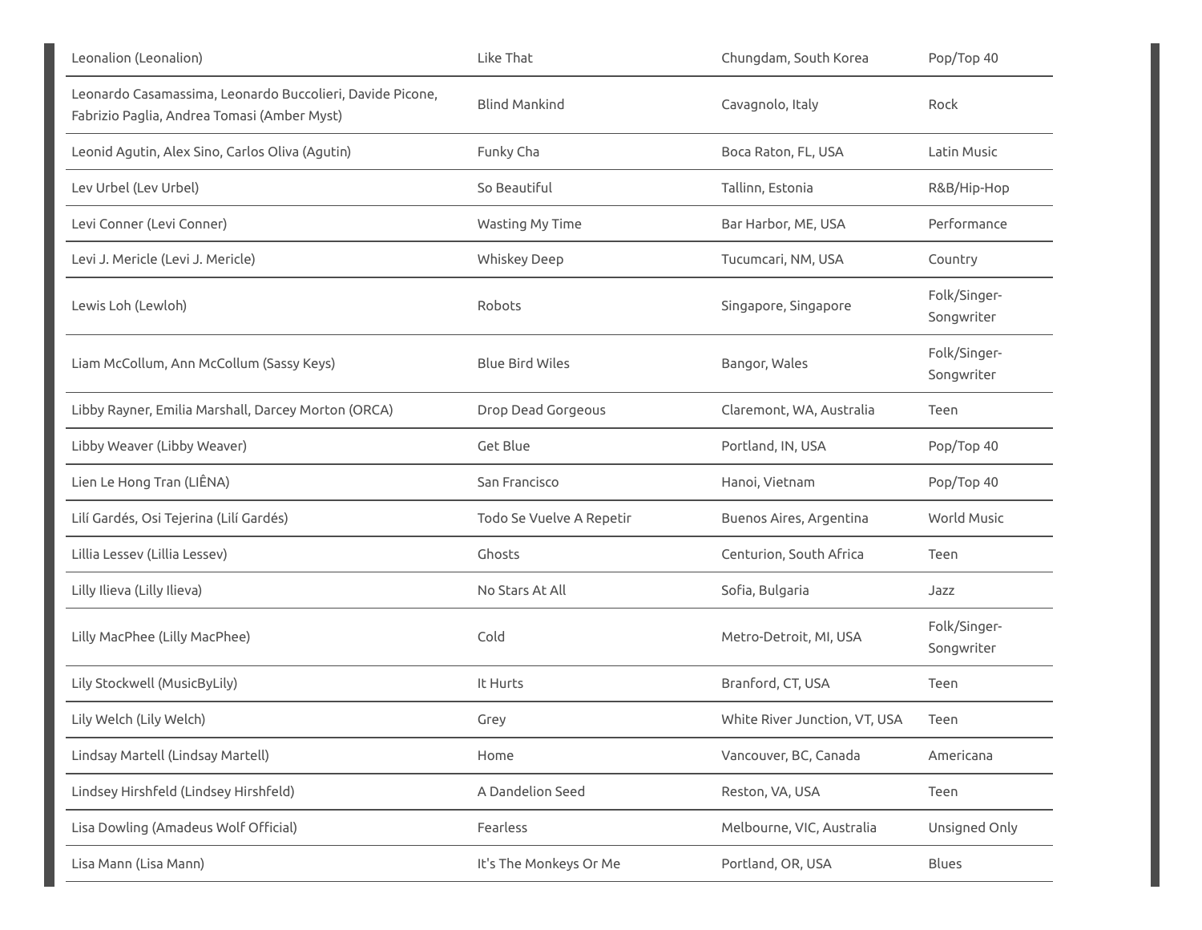| | | | |
|---|---|---|---|
| Leonalion (Leonalion) | Like That | Chungdam, South Korea | Pop/Top 40 |
| Leonardo Casamassima, Leonardo Buccolieri, Davide Picone, Fabrizio Paglia, Andrea Tomasi (Amber Myst) | Blind Mankind | Cavagnolo, Italy | Rock |
| Leonid Agutin, Alex Sino, Carlos Oliva (Agutin) | Funky Cha | Boca Raton, FL, USA | Latin Music |
| Lev Urbel (Lev Urbel) | So Beautiful | Tallinn, Estonia | R&B/Hip-Hop |
| Levi Conner (Levi Conner) | Wasting My Time | Bar Harbor, ME, USA | Performance |
| Levi J. Mericle (Levi J. Mericle) | Whiskey Deep | Tucumcari, NM, USA | Country |
| Lewis Loh (Lewloh) | Robots | Singapore, Singapore | Folk/Singer-Songwriter |
| Liam McCollum, Ann McCollum (Sassy Keys) | Blue Bird Wiles | Bangor, Wales | Folk/Singer-Songwriter |
| Libby Rayner, Emilia Marshall, Darcey Morton (ORCA) | Drop Dead Gorgeous | Claremont, WA, Australia | Teen |
| Libby Weaver (Libby Weaver) | Get Blue | Portland, IN, USA | Pop/Top 40 |
| Lien Le Hong Tran (LIÊNA) | San Francisco | Hanoi, Vietnam | Pop/Top 40 |
| Lilí Gardés, Osi Tejerina (Lilí Gardés) | Todo Se Vuelve A Repetir | Buenos Aires, Argentina | World Music |
| Lillia Lessev (Lillia Lessev) | Ghosts | Centurion, South Africa | Teen |
| Lilly Ilieva (Lilly Ilieva) | No Stars At All | Sofia, Bulgaria | Jazz |
| Lilly MacPhee (Lilly MacPhee) | Cold | Metro-Detroit, MI, USA | Folk/Singer-Songwriter |
| Lily Stockwell (MusicByLily) | It Hurts | Branford, CT, USA | Teen |
| Lily Welch (Lily Welch) | Grey | White River Junction, VT, USA | Teen |
| Lindsay Martell (Lindsay Martell) | Home | Vancouver, BC, Canada | Americana |
| Lindsey Hirshfeld (Lindsey Hirshfeld) | A Dandelion Seed | Reston, VA, USA | Teen |
| Lisa Dowling (Amadeus Wolf Official) | Fearless | Melbourne, VIC, Australia | Unsigned Only |
| Lisa Mann (Lisa Mann) | It's The Monkeys Or Me | Portland, OR, USA | Blues |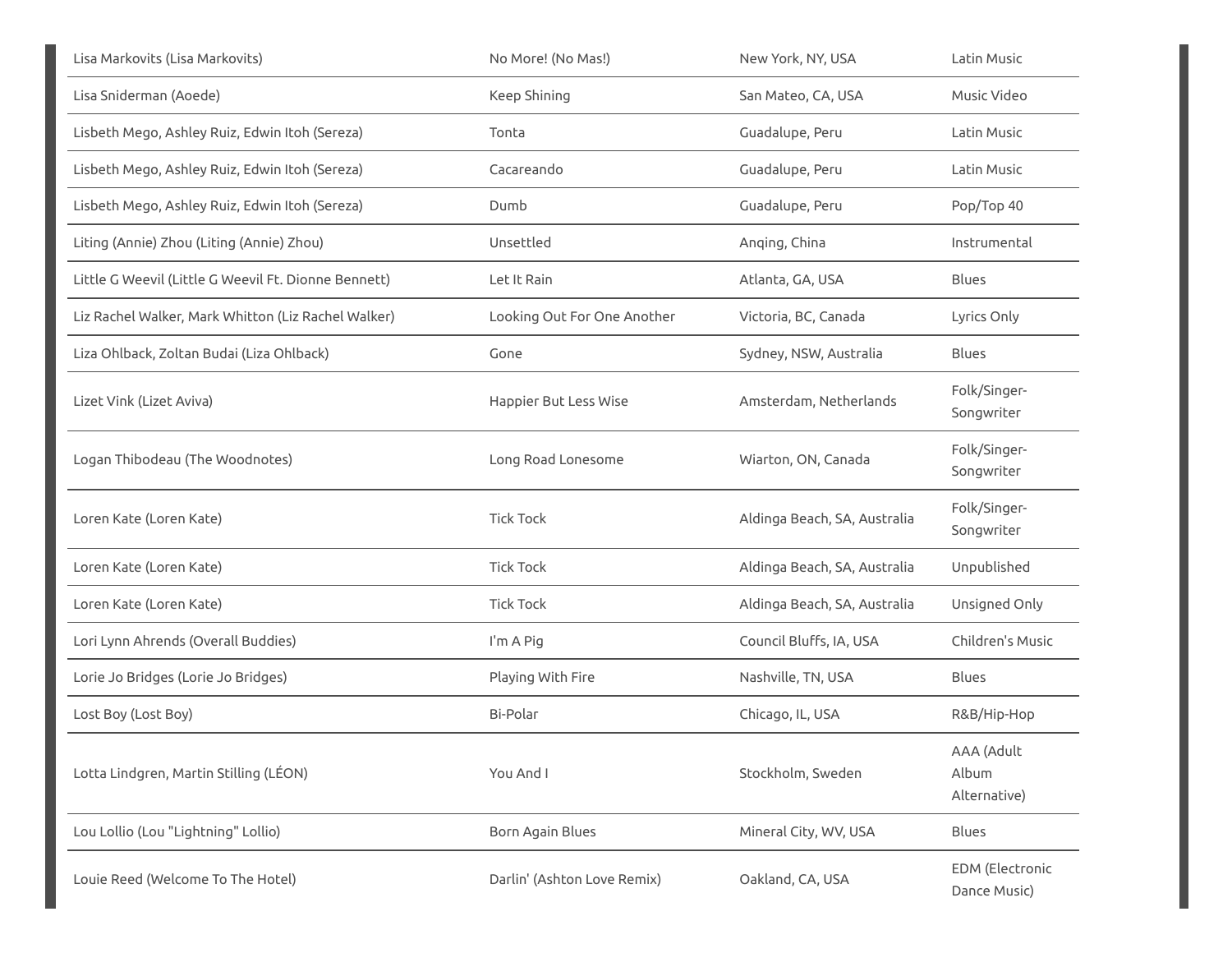| | | | |
|---|---|---|---|
| Lisa Markovits (Lisa Markovits) | No More! (No Mas!) | New York, NY, USA | Latin Music |
| Lisa Sniderman (Aoede) | Keep Shining | San Mateo, CA, USA | Music Video |
| Lisbeth Mego, Ashley Ruiz, Edwin Itoh (Sereza) | Tonta | Guadalupe, Peru | Latin Music |
| Lisbeth Mego, Ashley Ruiz, Edwin Itoh (Sereza) | Cacareando | Guadalupe, Peru | Latin Music |
| Lisbeth Mego, Ashley Ruiz, Edwin Itoh (Sereza) | Dumb | Guadalupe, Peru | Pop/Top 40 |
| Liting (Annie) Zhou (Liting (Annie) Zhou) | Unsettled | Anqing, China | Instrumental |
| Little G Weevil (Little G Weevil Ft. Dionne Bennett) | Let It Rain | Atlanta, GA, USA | Blues |
| Liz Rachel Walker, Mark Whitton (Liz Rachel Walker) | Looking Out For One Another | Victoria, BC, Canada | Lyrics Only |
| Liza Ohlback, Zoltan Budai (Liza Ohlback) | Gone | Sydney, NSW, Australia | Blues |
| Lizet Vink (Lizet Aviva) | Happier But Less Wise | Amsterdam, Netherlands | Folk/Singer-Songwriter |
| Logan Thibodeau (The Woodnotes) | Long Road Lonesome | Wiarton, ON, Canada | Folk/Singer-Songwriter |
| Loren Kate (Loren Kate) | Tick Tock | Aldinga Beach, SA, Australia | Folk/Singer-Songwriter |
| Loren Kate (Loren Kate) | Tick Tock | Aldinga Beach, SA, Australia | Unpublished |
| Loren Kate (Loren Kate) | Tick Tock | Aldinga Beach, SA, Australia | Unsigned Only |
| Lori Lynn Ahrends (Overall Buddies) | I'm A Pig | Council Bluffs, IA, USA | Children's Music |
| Lorie Jo Bridges (Lorie Jo Bridges) | Playing With Fire | Nashville, TN, USA | Blues |
| Lost Boy (Lost Boy) | Bi-Polar | Chicago, IL, USA | R&B/Hip-Hop |
| Lotta Lindgren, Martin Stilling (LÉON) | You And I | Stockholm, Sweden | AAA (Adult Album Alternative) |
| Lou Lollio (Lou "Lightning" Lollio) | Born Again Blues | Mineral City, WV, USA | Blues |
| Louie Reed (Welcome To The Hotel) | Darlin' (Ashton Love Remix) | Oakland, CA, USA | EDM (Electronic Dance Music) |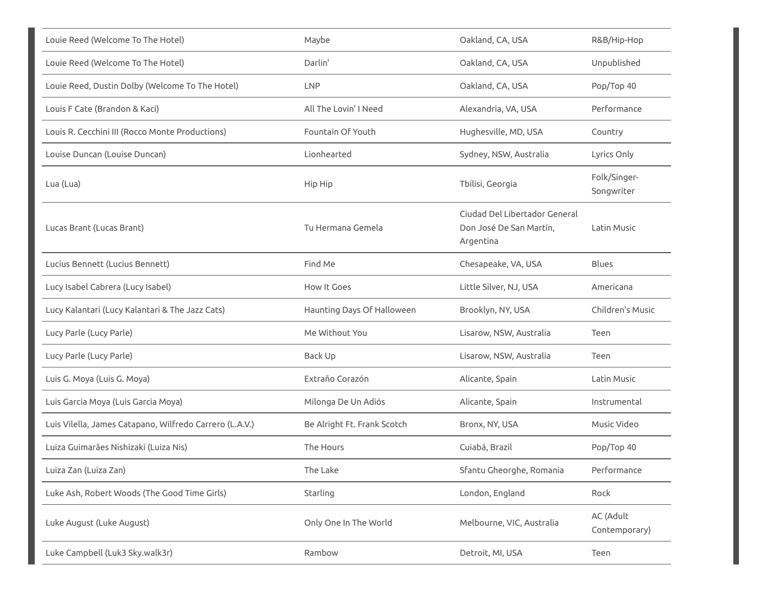| | | | |
|---|---|---|---|
| Louie Reed (Welcome To The Hotel) | Maybe | Oakland, CA, USA | R&B/Hip-Hop |
| Louie Reed (Welcome To The Hotel) | Darlin' | Oakland, CA, USA | Unpublished |
| Louie Reed, Dustin Dolby (Welcome To The Hotel) | LNP | Oakland, CA, USA | Pop/Top 40 |
| Louis F Cate (Brandon & Kaci) | All The Lovin' I Need | Alexandria, VA, USA | Performance |
| Louis R. Cecchini III (Rocco Monte Productions) | Fountain Of Youth | Hughesville, MD, USA | Country |
| Louise Duncan (Louise Duncan) | Lionhearted | Sydney, NSW, Australia | Lyrics Only |
| Lua (Lua) | Hip Hip | Tbilisi, Georgia | Folk/Singer-Songwriter |
| Lucas Brant (Lucas Brant) | Tu Hermana Gemela | Ciudad Del Libertador General Don José De San Martín, Argentina | Latin Music |
| Lucius Bennett (Lucius Bennett) | Find Me | Chesapeake, VA, USA | Blues |
| Lucy Isabel Cabrera (Lucy Isabel) | How It Goes | Little Silver, NJ, USA | Americana |
| Lucy Kalantari (Lucy Kalantari & The Jazz Cats) | Haunting Days Of Halloween | Brooklyn, NY, USA | Children's Music |
| Lucy Parle (Lucy Parle) | Me Without You | Lisarow, NSW, Australia | Teen |
| Lucy Parle (Lucy Parle) | Back Up | Lisarow, NSW, Australia | Teen |
| Luis G. Moya (Luis G. Moya) | Extraño Corazón | Alicante, Spain | Latin Music |
| Luis Garcia Moya (Luis Garcia Moya) | Milonga De Un Adiós | Alicante, Spain | Instrumental |
| Luis Vilella, James Catapano, Wilfredo Carrero (L.A.V.) | Be Alright Ft. Frank Scotch | Bronx, NY, USA | Music Video |
| Luiza Guimarães Nishizaki (Luiza Nis) | The Hours | Cuiabá, Brazil | Pop/Top 40 |
| Luiza Zan (Luiza Zan) | The Lake | Sfantu Gheorghe, Romania | Performance |
| Luke Ash, Robert Woods (The Good Time Girls) | Starling | London, England | Rock |
| Luke August (Luke August) | Only One In The World | Melbourne, VIC, Australia | AC (Adult Contemporary) |
| Luke Campbell (Luk3 Sky.walk3r) | Rambow | Detroit, MI, USA | Teen |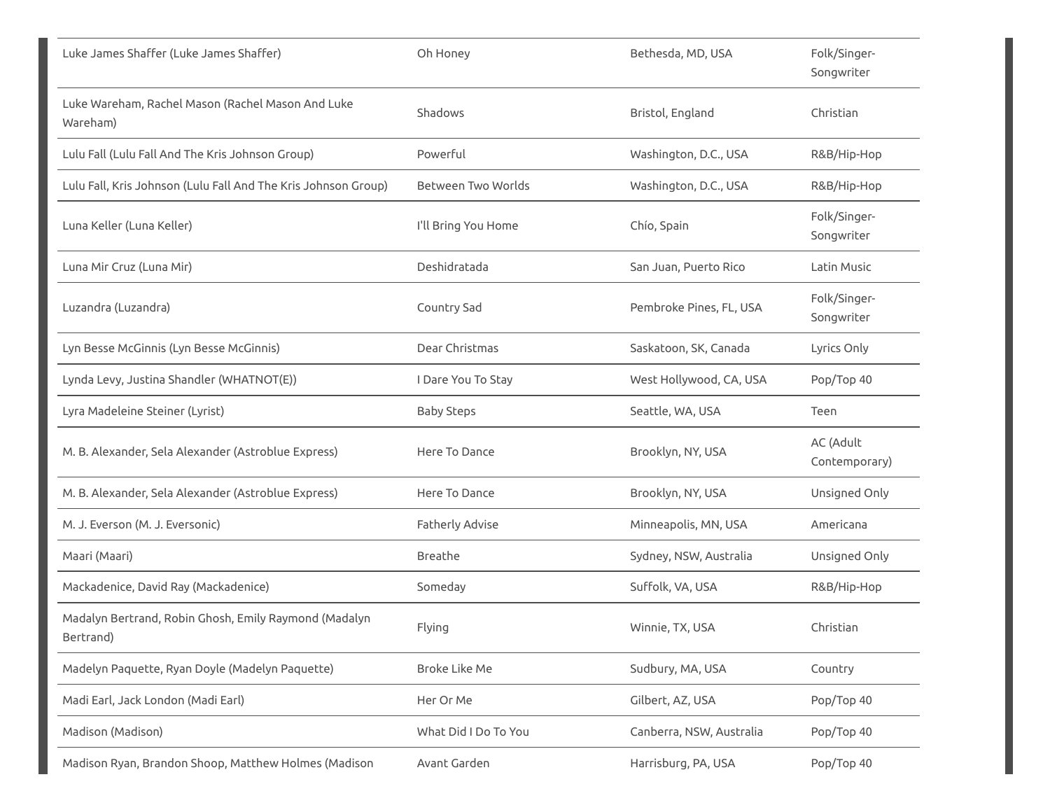| | | | |
|---|---|---|---|
| Luke James Shaffer (Luke James Shaffer) | Oh Honey | Bethesda, MD, USA | Folk/Singer-Songwriter |
| Luke Wareham, Rachel Mason (Rachel Mason And Luke Wareham) | Shadows | Bristol, England | Christian |
| Lulu Fall (Lulu Fall And The Kris Johnson Group) | Powerful | Washington, D.C., USA | R&B/Hip-Hop |
| Lulu Fall, Kris Johnson (Lulu Fall And The Kris Johnson Group) | Between Two Worlds | Washington, D.C., USA | R&B/Hip-Hop |
| Luna Keller (Luna Keller) | I'll Bring You Home | Chío, Spain | Folk/Singer-Songwriter |
| Luna Mir Cruz (Luna Mir) | Deshidratada | San Juan, Puerto Rico | Latin Music |
| Luzandra (Luzandra) | Country Sad | Pembroke Pines, FL, USA | Folk/Singer-Songwriter |
| Lyn Besse McGinnis (Lyn Besse McGinnis) | Dear Christmas | Saskatoon, SK, Canada | Lyrics Only |
| Lynda Levy, Justina Shandler (WHATNOT(E)) | I Dare You To Stay | West Hollywood, CA, USA | Pop/Top 40 |
| Lyra Madeleine Steiner (Lyrist) | Baby Steps | Seattle, WA, USA | Teen |
| M. B. Alexander, Sela Alexander (Astroblue Express) | Here To Dance | Brooklyn, NY, USA | AC (Adult Contemporary) |
| M. B. Alexander, Sela Alexander (Astroblue Express) | Here To Dance | Brooklyn, NY, USA | Unsigned Only |
| M. J. Everson (M. J. Eversonic) | Fatherly Advise | Minneapolis, MN, USA | Americana |
| Maari (Maari) | Breathe | Sydney, NSW, Australia | Unsigned Only |
| Mackadenice, David Ray (Mackadenice) | Someday | Suffolk, VA, USA | R&B/Hip-Hop |
| Madalyn Bertrand, Robin Ghosh, Emily Raymond (Madalyn Bertrand) | Flying | Winnie, TX, USA | Christian |
| Madelyn Paquette, Ryan Doyle (Madelyn Paquette) | Broke Like Me | Sudbury, MA, USA | Country |
| Madi Earl, Jack London (Madi Earl) | Her Or Me | Gilbert, AZ, USA | Pop/Top 40 |
| Madison (Madison) | What Did I Do To You | Canberra, NSW, Australia | Pop/Top 40 |
| Madison Ryan, Brandon Shoop, Matthew Holmes (Madison | Avant Garden | Harrisburg, PA, USA | Pop/Top 40 |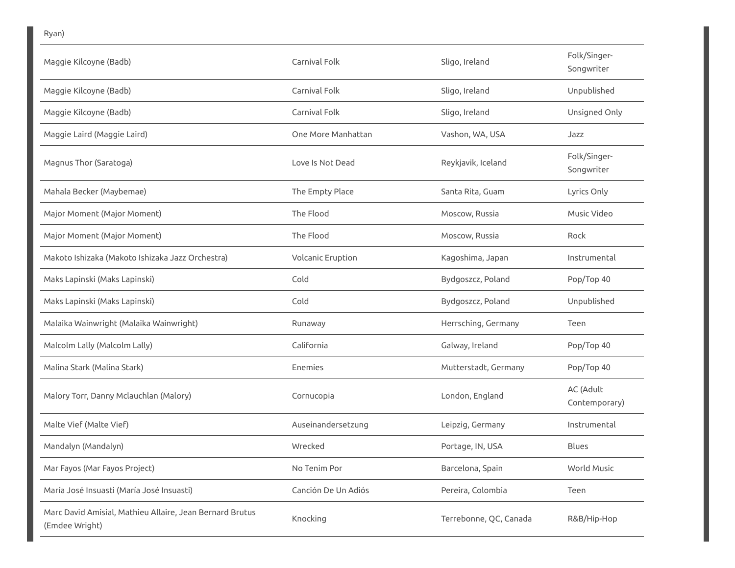| | | | |
|---|---|---|---|
| Ryan) | | | |
| Maggie Kilcoyne (Badb) | Carnival Folk | Sligo, Ireland | Folk/Singer-Songwriter |
| Maggie Kilcoyne (Badb) | Carnival Folk | Sligo, Ireland | Unpublished |
| Maggie Kilcoyne (Badb) | Carnival Folk | Sligo, Ireland | Unsigned Only |
| Maggie Laird (Maggie Laird) | One More Manhattan | Vashon, WA, USA | Jazz |
| Magnus Thor (Saratoga) | Love Is Not Dead | Reykjavik, Iceland | Folk/Singer-Songwriter |
| Mahala Becker (Maybemae) | The Empty Place | Santa Rita, Guam | Lyrics Only |
| Major Moment (Major Moment) | The Flood | Moscow, Russia | Music Video |
| Major Moment (Major Moment) | The Flood | Moscow, Russia | Rock |
| Makoto Ishizaka (Makoto Ishizaka Jazz Orchestra) | Volcanic Eruption | Kagoshima, Japan | Instrumental |
| Maks Lapinski (Maks Lapinski) | Cold | Bydgoszcz, Poland | Pop/Top 40 |
| Maks Lapinski (Maks Lapinski) | Cold | Bydgoszcz, Poland | Unpublished |
| Malaika Wainwright (Malaika Wainwright) | Runaway | Herrsching, Germany | Teen |
| Malcolm Lally (Malcolm Lally) | California | Galway, Ireland | Pop/Top 40 |
| Malina Stark (Malina Stark) | Enemies | Mutterstadt, Germany | Pop/Top 40 |
| Malory Torr, Danny Mclauchlan (Malory) | Cornucopia | London, England | AC (Adult Contemporary) |
| Malte Vief (Malte Vief) | Auseinandersetzung | Leipzig, Germany | Instrumental |
| Mandalyn (Mandalyn) | Wrecked | Portage, IN, USA | Blues |
| Mar Fayos (Mar Fayos Project) | No Tenim Por | Barcelona, Spain | World Music |
| María José Insuasti (María José Insuasti) | Canción De Un Adiós | Pereira, Colombia | Teen |
| Marc David Amisial, Mathieu Allaire, Jean Bernard Brutus (Emdee Wright) | Knocking | Terrebonne, QC, Canada | R&B/Hip-Hop |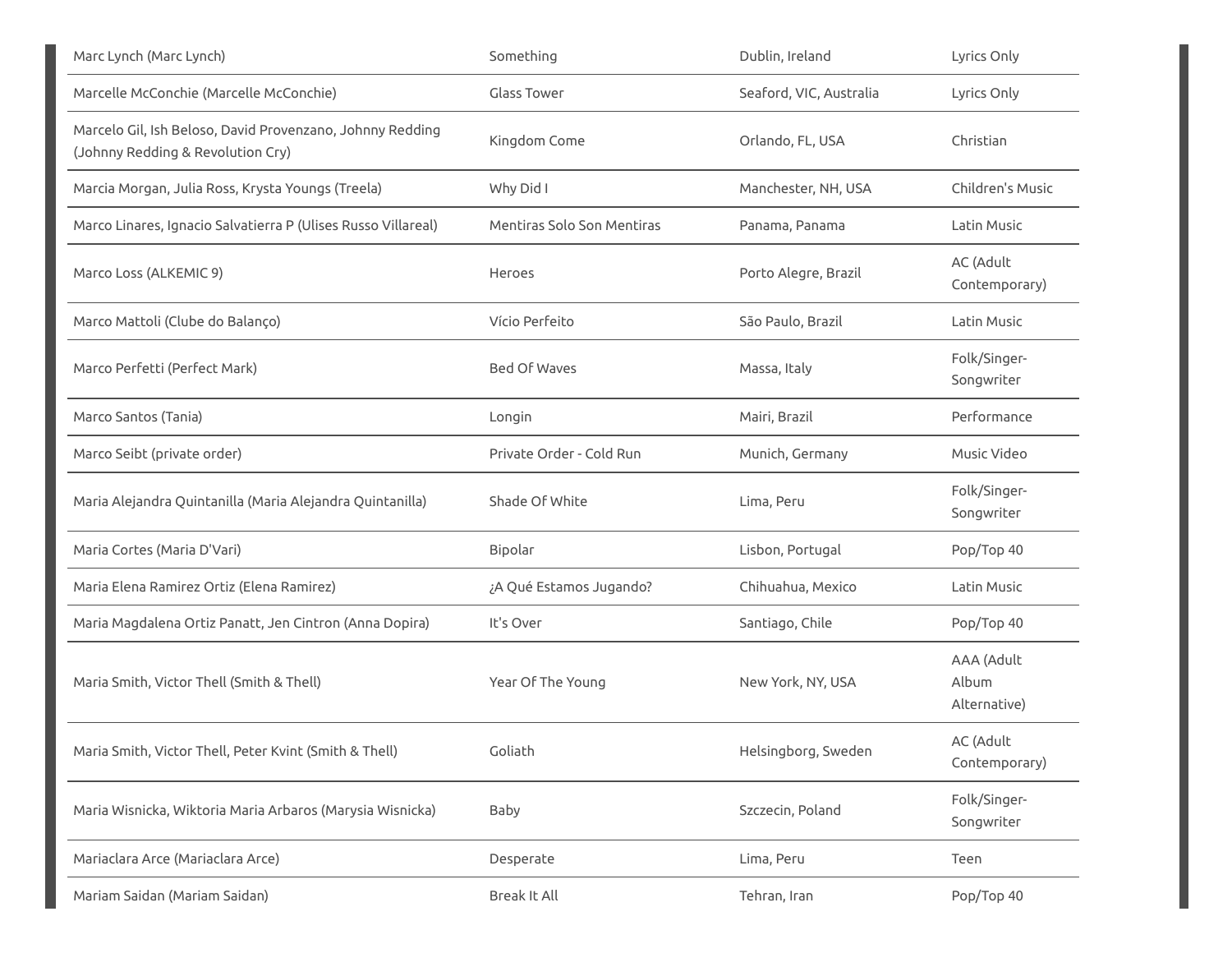| Marc Lynch (Marc Lynch) | Something | Dublin, Ireland | Lyrics Only |
|---|---|---|---|
| Marcelle McConchie (Marcelle McConchie) | Glass Tower | Seaford, VIC, Australia | Lyrics Only |
| Marcelo Gil, Ish Beloso, David Provenzano, Johnny Redding (Johnny Redding & Revolution Cry) | Kingdom Come | Orlando, FL, USA | Christian |
| Marcia Morgan, Julia Ross, Krysta Youngs (Treela) | Why Did I | Manchester, NH, USA | Children's Music |
| Marco Linares, Ignacio Salvatierra P (Ulises Russo Villareal) | Mentiras Solo Son Mentiras | Panama, Panama | Latin Music |
| Marco Loss (ALKEMIC 9) | Heroes | Porto Alegre, Brazil | AC (Adult Contemporary) |
| Marco Mattoli (Clube do Balanço) | Vício Perfeito | São Paulo, Brazil | Latin Music |
| Marco Perfetti (Perfect Mark) | Bed Of Waves | Massa, Italy | Folk/Singer-Songwriter |
| Marco Santos (Tania) | Longin | Mairi, Brazil | Performance |
| Marco Seibt (private order) | Private Order - Cold Run | Munich, Germany | Music Video |
| Maria Alejandra Quintanilla (Maria Alejandra Quintanilla) | Shade Of White | Lima, Peru | Folk/Singer-Songwriter |
| Maria Cortes (Maria D'Vari) | Bipolar | Lisbon, Portugal | Pop/Top 40 |
| Maria Elena Ramirez Ortiz (Elena Ramirez) | ¿A Qué Estamos Jugando? | Chihuahua, Mexico | Latin Music |
| Maria Magdalena Ortiz Panatt, Jen Cintron (Anna Dopira) | It's Over | Santiago, Chile | Pop/Top 40 |
| Maria Smith, Victor Thell (Smith & Thell) | Year Of The Young | New York, NY, USA | AAA (Adult Album Alternative) |
| Maria Smith, Victor Thell, Peter Kvint (Smith & Thell) | Goliath | Helsingborg, Sweden | AC (Adult Contemporary) |
| Maria Wisnicka, Wiktoria Maria Arbaros (Marysia Wisnicka) | Baby | Szczecin, Poland | Folk/Singer-Songwriter |
| Mariaclara Arce (Mariaclara Arce) | Desperate | Lima, Peru | Teen |
| Mariam Saidan (Mariam Saidan) | Break It All | Tehran, Iran | Pop/Top 40 |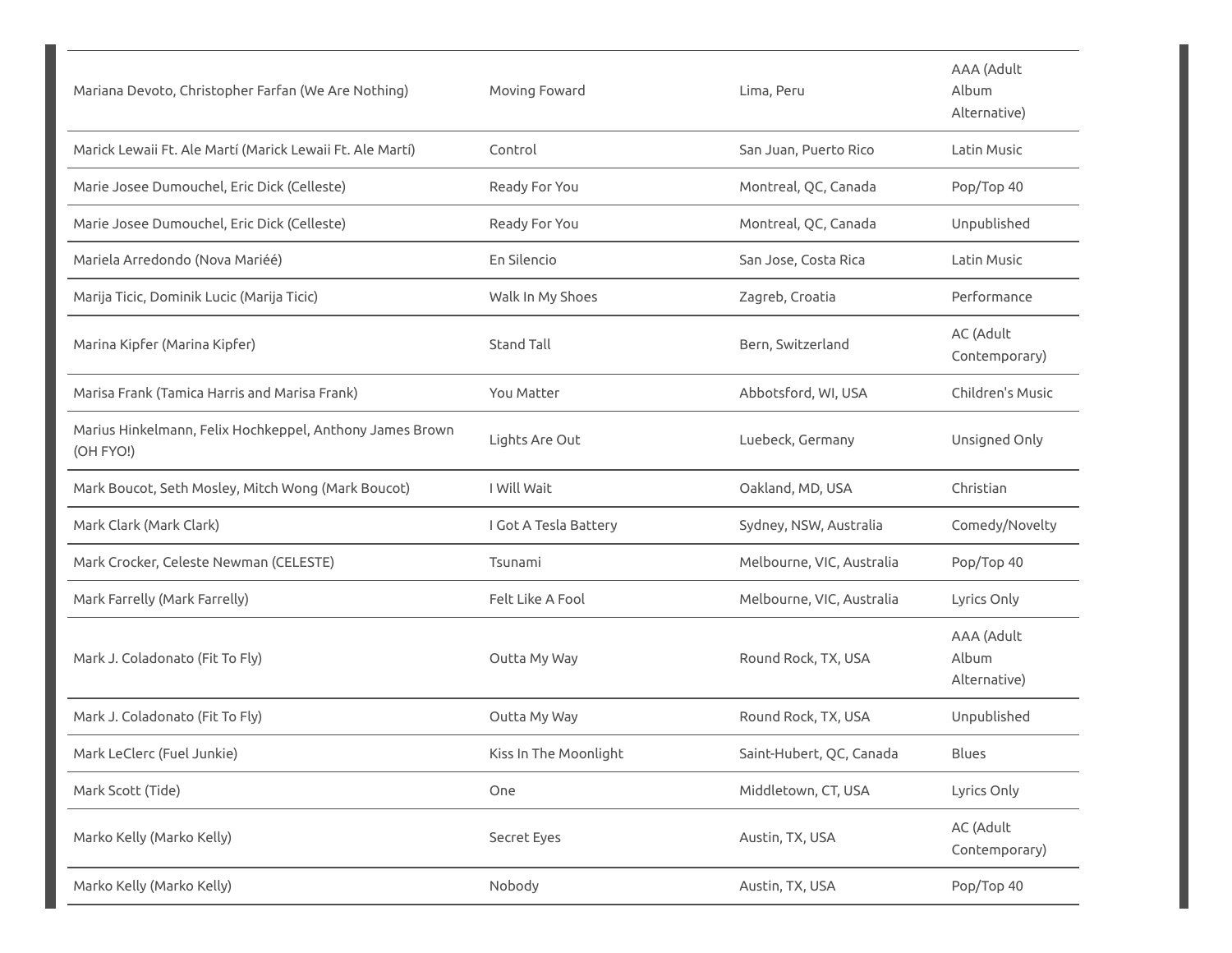| | | | |
|---|---|---|---|
| Mariana Devoto, Christopher Farfan (We Are Nothing) | Moving Foward | Lima, Peru | AAA (Adult Album Alternative) |
| Marick Lewaii Ft. Ale Martí (Marick Lewaii Ft. Ale Martí) | Control | San Juan, Puerto Rico | Latin Music |
| Marie Josee Dumouchel, Eric Dick (Celleste) | Ready For You | Montreal, QC, Canada | Pop/Top 40 |
| Marie Josee Dumouchel, Eric Dick (Celleste) | Ready For You | Montreal, QC, Canada | Unpublished |
| Mariela Arredondo (Nova Mariéé) | En Silencio | San Jose, Costa Rica | Latin Music |
| Marija Ticic, Dominik Lucic (Marija Ticic) | Walk In My Shoes | Zagreb, Croatia | Performance |
| Marina Kipfer (Marina Kipfer) | Stand Tall | Bern, Switzerland | AC (Adult Contemporary) |
| Marisa Frank (Tamica Harris and Marisa Frank) | You Matter | Abbotsford, WI, USA | Children's Music |
| Marius Hinkelmann, Felix Hochkeppel, Anthony James Brown (OH FYO!) | Lights Are Out | Luebeck, Germany | Unsigned Only |
| Mark Boucot, Seth Mosley, Mitch Wong (Mark Boucot) | I Will Wait | Oakland, MD, USA | Christian |
| Mark Clark (Mark Clark) | I Got A Tesla Battery | Sydney, NSW, Australia | Comedy/Novelty |
| Mark Crocker, Celeste Newman (CELESTE) | Tsunami | Melbourne, VIC, Australia | Pop/Top 40 |
| Mark Farrelly (Mark Farrelly) | Felt Like A Fool | Melbourne, VIC, Australia | Lyrics Only |
| Mark J. Coladonato (Fit To Fly) | Outta My Way | Round Rock, TX, USA | AAA (Adult Album Alternative) |
| Mark J. Coladonato (Fit To Fly) | Outta My Way | Round Rock, TX, USA | Unpublished |
| Mark LeClerc (Fuel Junkie) | Kiss In The Moonlight | Saint-Hubert, QC, Canada | Blues |
| Mark Scott (Tide) | One | Middletown, CT, USA | Lyrics Only |
| Marko Kelly (Marko Kelly) | Secret Eyes | Austin, TX, USA | AC (Adult Contemporary) |
| Marko Kelly (Marko Kelly) | Nobody | Austin, TX, USA | Pop/Top 40 |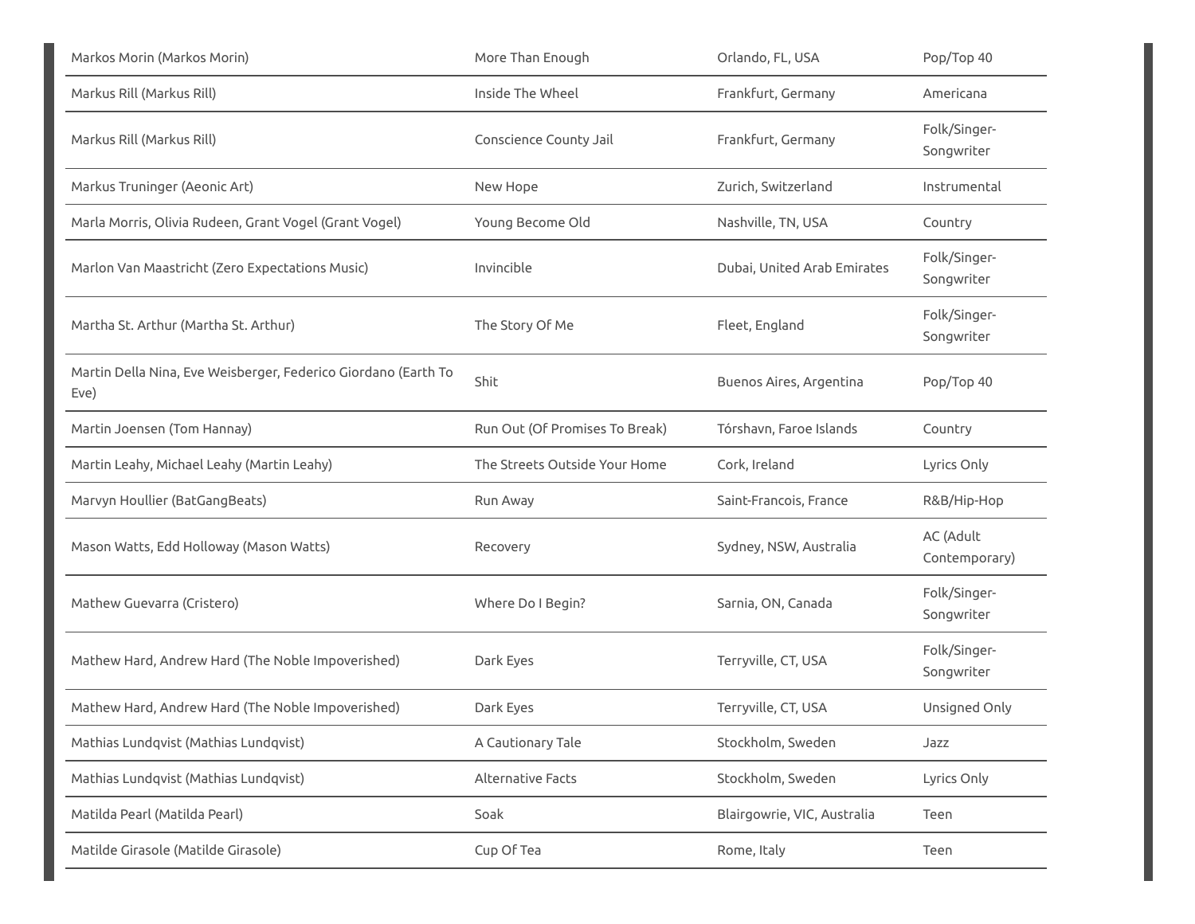| | | | |
|---|---|---|---|
| Markos Morin (Markos Morin) | More Than Enough | Orlando, FL, USA | Pop/Top 40 |
| Markus Rill (Markus Rill) | Inside The Wheel | Frankfurt, Germany | Americana |
| Markus Rill (Markus Rill) | Conscience County Jail | Frankfurt, Germany | Folk/Singer-Songwriter |
| Markus Truninger (Aeonic Art) | New Hope | Zurich, Switzerland | Instrumental |
| Marla Morris, Olivia Rudeen, Grant Vogel (Grant Vogel) | Young Become Old | Nashville, TN, USA | Country |
| Marlon Van Maastricht (Zero Expectations Music) | Invincible | Dubai, United Arab Emirates | Folk/Singer-Songwriter |
| Martha St. Arthur (Martha St. Arthur) | The Story Of Me | Fleet, England | Folk/Singer-Songwriter |
| Martin Della Nina, Eve Weisberger, Federico Giordano (Earth To Eve) | Shit | Buenos Aires, Argentina | Pop/Top 40 |
| Martin Joensen (Tom Hannay) | Run Out (Of Promises To Break) | Tórshavn, Faroe Islands | Country |
| Martin Leahy, Michael Leahy (Martin Leahy) | The Streets Outside Your Home | Cork, Ireland | Lyrics Only |
| Marvyn Houllier (BatGangBeats) | Run Away | Saint-Francois, France | R&B/Hip-Hop |
| Mason Watts, Edd Holloway (Mason Watts) | Recovery | Sydney, NSW, Australia | AC (Adult Contemporary) |
| Mathew Guevarra (Cristero) | Where Do I Begin? | Sarnia, ON, Canada | Folk/Singer-Songwriter |
| Mathew Hard, Andrew Hard (The Noble Impoverished) | Dark Eyes | Terryville, CT, USA | Folk/Singer-Songwriter |
| Mathew Hard, Andrew Hard (The Noble Impoverished) | Dark Eyes | Terryville, CT, USA | Unsigned Only |
| Mathias Lundqvist (Mathias Lundqvist) | A Cautionary Tale | Stockholm, Sweden | Jazz |
| Mathias Lundqvist (Mathias Lundqvist) | Alternative Facts | Stockholm, Sweden | Lyrics Only |
| Matilda Pearl (Matilda Pearl) | Soak | Blairgowrie, VIC, Australia | Teen |
| Matilde Girasole (Matilde Girasole) | Cup Of Tea | Rome, Italy | Teen |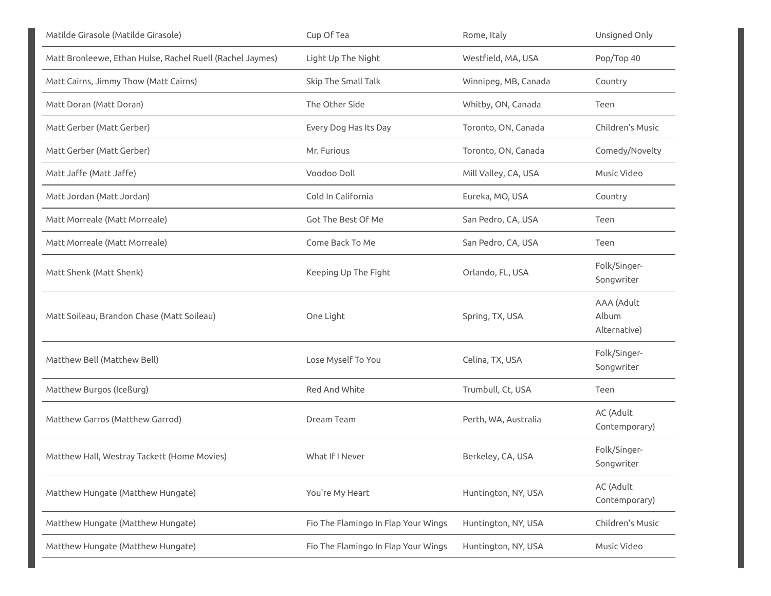| | | | |
|---|---|---|---|
| Matilde Girasole (Matilde Girasole) | Cup Of Tea | Rome, Italy | Unsigned Only |
| Matt Bronleewe, Ethan Hulse, Rachel Ruell (Rachel Jaymes) | Light Up The Night | Westfield, MA, USA | Pop/Top 40 |
| Matt Cairns, Jimmy Thow (Matt Cairns) | Skip The Small Talk | Winnipeg, MB, Canada | Country |
| Matt Doran (Matt Doran) | The Other Side | Whitby, ON, Canada | Teen |
| Matt Gerber (Matt Gerber) | Every Dog Has Its Day | Toronto, ON, Canada | Children's Music |
| Matt Gerber (Matt Gerber) | Mr. Furious | Toronto, ON, Canada | Comedy/Novelty |
| Matt Jaffe (Matt Jaffe) | Voodoo Doll | Mill Valley, CA, USA | Music Video |
| Matt Jordan (Matt Jordan) | Cold In California | Eureka, MO, USA | Country |
| Matt Morreale (Matt Morreale) | Got The Best Of Me | San Pedro, CA, USA | Teen |
| Matt Morreale (Matt Morreale) | Come Back To Me | San Pedro, CA, USA | Teen |
| Matt Shenk (Matt Shenk) | Keeping Up The Fight | Orlando, FL, USA | Folk/Singer-Songwriter |
| Matt Soileau, Brandon Chase (Matt Soileau) | One Light | Spring, TX, USA | AAA (Adult Album Alternative) |
| Matthew Bell (Matthew Bell) | Lose Myself To You | Celina, TX, USA | Folk/Singer-Songwriter |
| Matthew Burgos (Iceßurg) | Red And White | Trumbull, Ct, USA | Teen |
| Matthew Garros (Matthew Garrod) | Dream Team | Perth, WA, Australia | AC (Adult Contemporary) |
| Matthew Hall, Westray Tackett (Home Movies) | What If I Never | Berkeley, CA, USA | Folk/Singer-Songwriter |
| Matthew Hungate (Matthew Hungate) | You're My Heart | Huntington, NY, USA | AC (Adult Contemporary) |
| Matthew Hungate (Matthew Hungate) | Fio The Flamingo In Flap Your Wings | Huntington, NY, USA | Children's Music |
| Matthew Hungate (Matthew Hungate) | Fio The Flamingo In Flap Your Wings | Huntington, NY, USA | Music Video |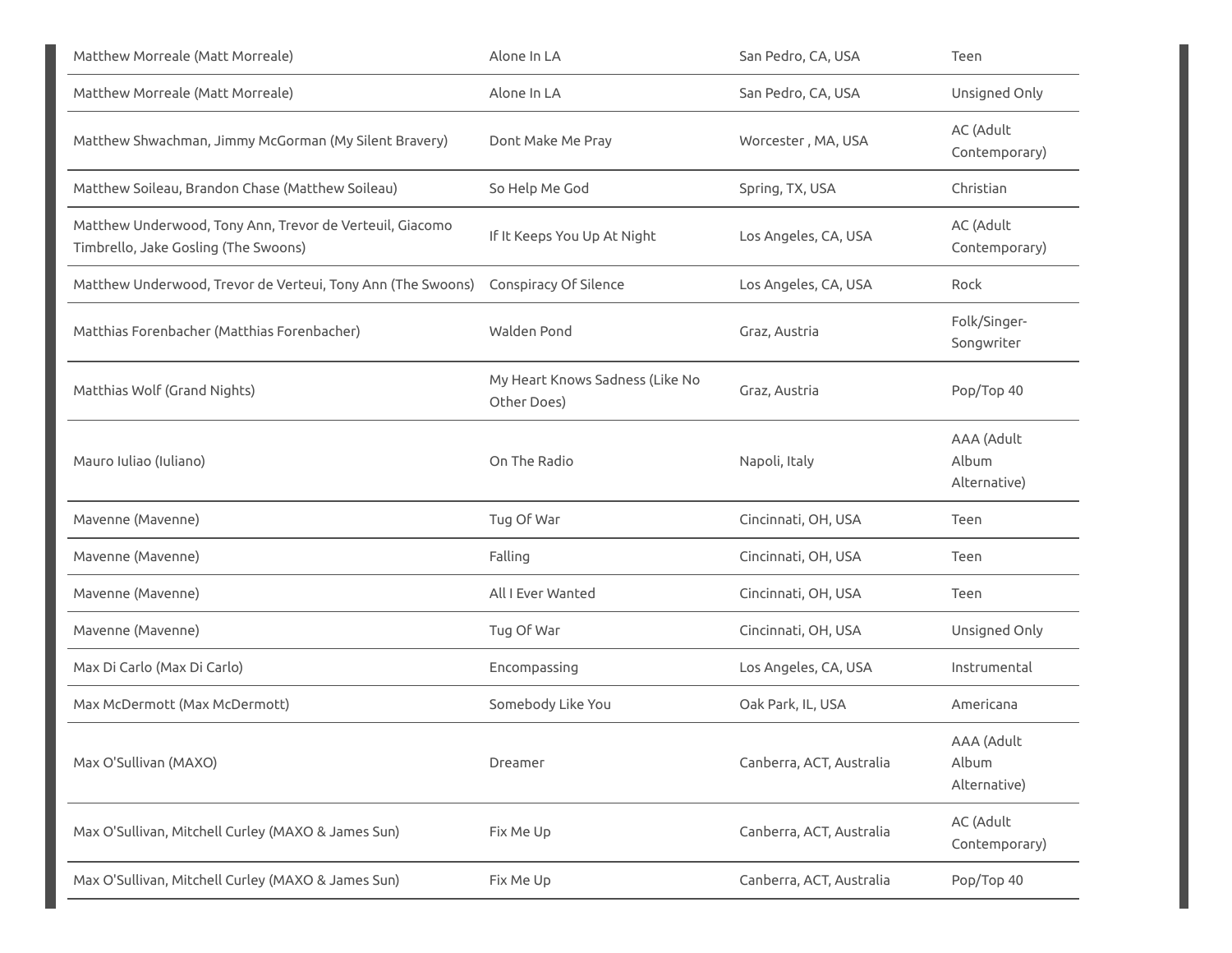| | | | |
|---|---|---|---|
| Matthew Morreale (Matt Morreale) | Alone In LA | San Pedro, CA, USA | Teen |
| Matthew Morreale (Matt Morreale) | Alone In LA | San Pedro, CA, USA | Unsigned Only |
| Matthew Shwachman, Jimmy McGorman (My Silent Bravery) | Dont Make Me Pray | Worcester , MA, USA | AC (Adult Contemporary) |
| Matthew Soileau, Brandon Chase (Matthew Soileau) | So Help Me God | Spring, TX, USA | Christian |
| Matthew Underwood, Tony Ann, Trevor de Verteuil, Giacomo Timbrello, Jake Gosling (The Swoons) | If It Keeps You Up At Night | Los Angeles, CA, USA | AC (Adult Contemporary) |
| Matthew Underwood, Trevor de Verteui, Tony Ann (The Swoons) | Conspiracy Of Silence | Los Angeles, CA, USA | Rock |
| Matthias Forenbacher (Matthias Forenbacher) | Walden Pond | Graz, Austria | Folk/Singer-Songwriter |
| Matthias Wolf (Grand Nights) | My Heart Knows Sadness (Like No Other Does) | Graz, Austria | Pop/Top 40 |
| Mauro Iuliao (Iuliano) | On The Radio | Napoli, Italy | AAA (Adult Album Alternative) |
| Mavenne (Mavenne) | Tug Of War | Cincinnati, OH, USA | Teen |
| Mavenne (Mavenne) | Falling | Cincinnati, OH, USA | Teen |
| Mavenne (Mavenne) | All I Ever Wanted | Cincinnati, OH, USA | Teen |
| Mavenne (Mavenne) | Tug Of War | Cincinnati, OH, USA | Unsigned Only |
| Max Di Carlo (Max Di Carlo) | Encompassing | Los Angeles, CA, USA | Instrumental |
| Max McDermott (Max McDermott) | Somebody Like You | Oak Park, IL, USA | Americana |
| Max O'Sullivan (MAXO) | Dreamer | Canberra, ACT, Australia | AAA (Adult Album Alternative) |
| Max O'Sullivan, Mitchell Curley (MAXO & James Sun) | Fix Me Up | Canberra, ACT, Australia | AC (Adult Contemporary) |
| Max O'Sullivan, Mitchell Curley (MAXO & James Sun) | Fix Me Up | Canberra, ACT, Australia | Pop/Top 40 |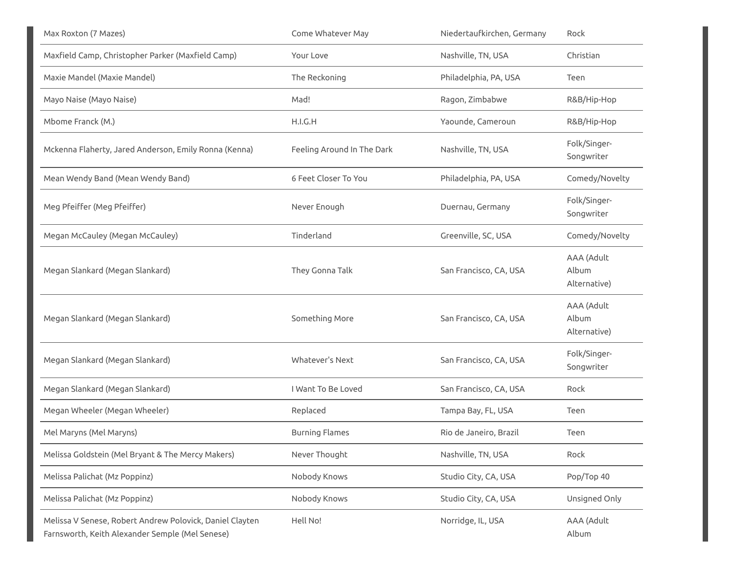| | | | |
|---|---|---|---|
| Max Roxton (7 Mazes) | Come Whatever May | Niedertaufkirchen, Germany | Rock |
| Maxfield Camp, Christopher Parker (Maxfield Camp) | Your Love | Nashville, TN, USA | Christian |
| Maxie Mandel (Maxie Mandel) | The Reckoning | Philadelphia, PA, USA | Teen |
| Mayo Naise (Mayo Naise) | Mad! | Ragon, Zimbabwe | R&B/Hip-Hop |
| Mbome Franck (M.) | H.I.G.H | Yaounde, Cameroun | R&B/Hip-Hop |
| Mckenna Flaherty, Jared Anderson, Emily Ronna (Kenna) | Feeling Around In The Dark | Nashville, TN, USA | Folk/Singer-Songwriter |
| Mean Wendy Band (Mean Wendy Band) | 6 Feet Closer To You | Philadelphia, PA, USA | Comedy/Novelty |
| Meg Pfeiffer (Meg Pfeiffer) | Never Enough | Duernau, Germany | Folk/Singer-Songwriter |
| Megan McCauley (Megan McCauley) | Tinderland | Greenville, SC, USA | Comedy/Novelty |
| Megan Slankard (Megan Slankard) | They Gonna Talk | San Francisco, CA, USA | AAA (Adult Album Alternative) |
| Megan Slankard (Megan Slankard) | Something More | San Francisco, CA, USA | AAA (Adult Album Alternative) |
| Megan Slankard (Megan Slankard) | Whatever's Next | San Francisco, CA, USA | Folk/Singer-Songwriter |
| Megan Slankard (Megan Slankard) | I Want To Be Loved | San Francisco, CA, USA | Rock |
| Megan Wheeler (Megan Wheeler) | Replaced | Tampa Bay, FL, USA | Teen |
| Mel Maryns (Mel Maryns) | Burning Flames | Rio de Janeiro, Brazil | Teen |
| Melissa Goldstein (Mel Bryant & The Mercy Makers) | Never Thought | Nashville, TN, USA | Rock |
| Melissa Palichat (Mz Poppinz) | Nobody Knows | Studio City, CA, USA | Pop/Top 40 |
| Melissa Palichat (Mz Poppinz) | Nobody Knows | Studio City, CA, USA | Unsigned Only |
| Melissa V Senese, Robert Andrew Polovick, Daniel Clayten Farnsworth, Keith Alexander Semple (Mel Senese) | Hell No! | Norridge, IL, USA | AAA (Adult Album |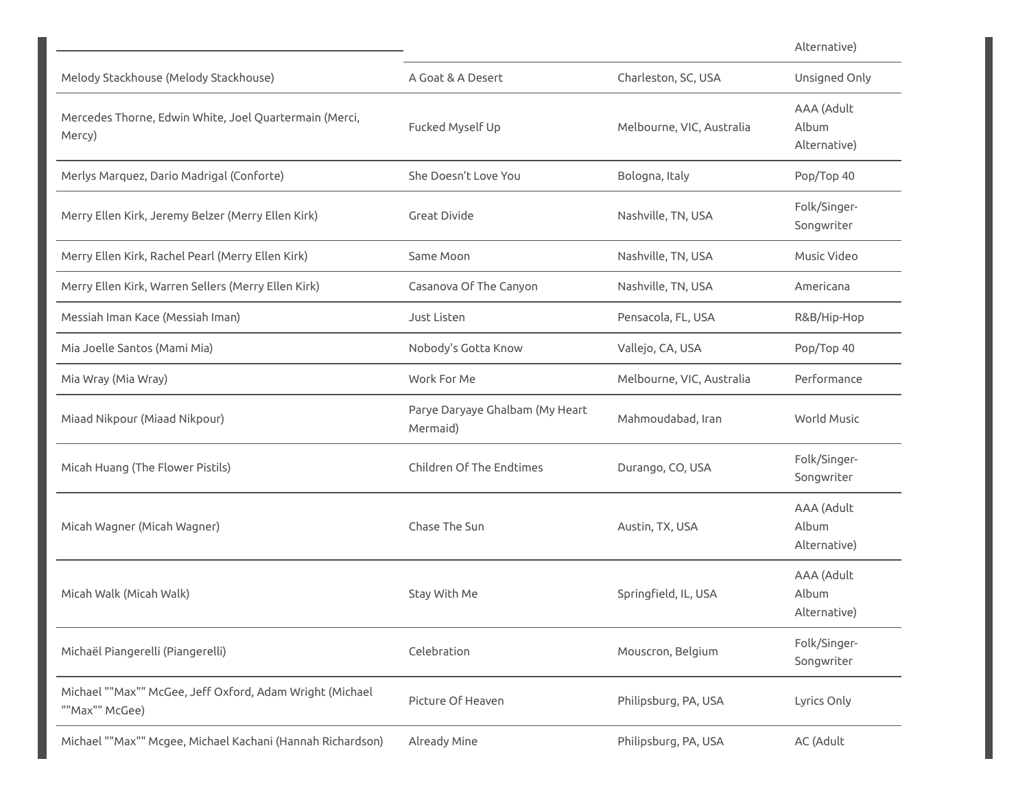| | | | Alternative) |
|---|---|---|---|
| Melody Stackhouse (Melody Stackhouse) | A Goat & A Desert | Charleston, SC, USA | Unsigned Only |
| Mercedes Thorne, Edwin White, Joel Quartermain (Merci, Mercy) | Fucked Myself Up | Melbourne, VIC, Australia | AAA (Adult Album Alternative) |
| Merlys Marquez, Dario Madrigal (Conforte) | She Doesn't Love You | Bologna, Italy | Pop/Top 40 |
| Merry Ellen Kirk, Jeremy Belzer (Merry Ellen Kirk) | Great Divide | Nashville, TN, USA | Folk/Singer-Songwriter |
| Merry Ellen Kirk, Rachel Pearl (Merry Ellen Kirk) | Same Moon | Nashville, TN, USA | Music Video |
| Merry Ellen Kirk, Warren Sellers (Merry Ellen Kirk) | Casanova Of The Canyon | Nashville, TN, USA | Americana |
| Messiah Iman Kace (Messiah Iman) | Just Listen | Pensacola, FL, USA | R&B/Hip-Hop |
| Mia Joelle Santos (Mami Mia) | Nobody's Gotta Know | Vallejo, CA, USA | Pop/Top 40 |
| Mia Wray (Mia Wray) | Work For Me | Melbourne, VIC, Australia | Performance |
| Miaad Nikpour (Miaad Nikpour) | Parye Daryaye Ghalbam (My Heart Mermaid) | Mahmoudabad, Iran | World Music |
| Micah Huang (The Flower Pistils) | Children Of The Endtimes | Durango, CO, USA | Folk/Singer-Songwriter |
| Micah Wagner (Micah Wagner) | Chase The Sun | Austin, TX, USA | AAA (Adult Album Alternative) |
| Micah Walk (Micah Walk) | Stay With Me | Springfield, IL, USA | AAA (Adult Album Alternative) |
| Michaël Piangerelli (Piangerelli) | Celebration | Mouscron, Belgium | Folk/Singer-Songwriter |
| Michael ""Max"" McGee, Jeff Oxford, Adam Wright (Michael ""Max"" McGee) | Picture Of Heaven | Philipsburg, PA, USA | Lyrics Only |
| Michael ""Max"" Mcgee, Michael Kachani (Hannah Richardson) | Already Mine | Philipsburg, PA, USA | AC (Adult |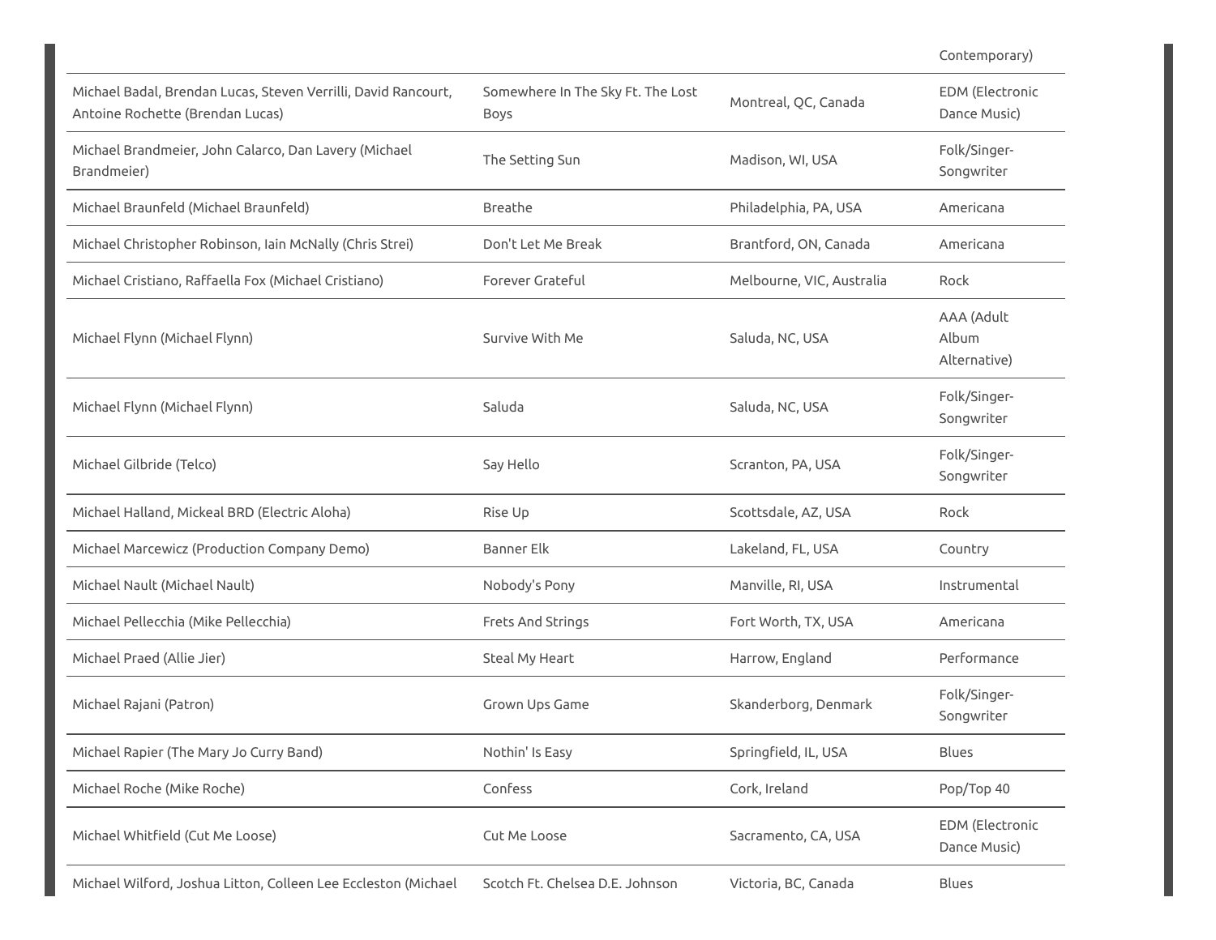| | | | |
|---|---|---|---|
| | | | Contemporary) |
| Michael Badal, Brendan Lucas, Steven Verrilli, David Rancourt, Antoine Rochette (Brendan Lucas) | Somewhere In The Sky Ft. The Lost Boys | Montreal, QC, Canada | EDM (Electronic Dance Music) |
| Michael Brandmeier, John Calarco, Dan Lavery (Michael Brandmeier) | The Setting Sun | Madison, WI, USA | Folk/Singer-Songwriter |
| Michael Braunfeld (Michael Braunfeld) | Breathe | Philadelphia, PA, USA | Americana |
| Michael Christopher Robinson, Iain McNally (Chris Strei) | Don't Let Me Break | Brantford, ON, Canada | Americana |
| Michael Cristiano, Raffaella Fox (Michael Cristiano) | Forever Grateful | Melbourne, VIC, Australia | Rock |
| Michael Flynn (Michael Flynn) | Survive With Me | Saluda, NC, USA | AAA (Adult Album Alternative) |
| Michael Flynn (Michael Flynn) | Saluda | Saluda, NC, USA | Folk/Singer-Songwriter |
| Michael Gilbride (Telco) | Say Hello | Scranton, PA, USA | Folk/Singer-Songwriter |
| Michael Halland, Mickeal BRD (Electric Aloha) | Rise Up | Scottsdale, AZ, USA | Rock |
| Michael Marcewicz (Production Company Demo) | Banner Elk | Lakeland, FL, USA | Country |
| Michael Nault (Michael Nault) | Nobody's Pony | Manville, RI, USA | Instrumental |
| Michael Pellecchia (Mike Pellecchia) | Frets And Strings | Fort Worth, TX, USA | Americana |
| Michael Praed (Allie Jier) | Steal My Heart | Harrow, England | Performance |
| Michael Rajani (Patron) | Grown Ups Game | Skanderborg, Denmark | Folk/Singer-Songwriter |
| Michael Rapier (The Mary Jo Curry Band) | Nothin' Is Easy | Springfield, IL, USA | Blues |
| Michael Roche (Mike Roche) | Confess | Cork, Ireland | Pop/Top 40 |
| Michael Whitfield (Cut Me Loose) | Cut Me Loose | Sacramento, CA, USA | EDM (Electronic Dance Music) |
| Michael Wilford, Joshua Litton, Colleen Lee Eccleston (Michael | Scotch Ft. Chelsea D.E. Johnson | Victoria, BC, Canada | Blues |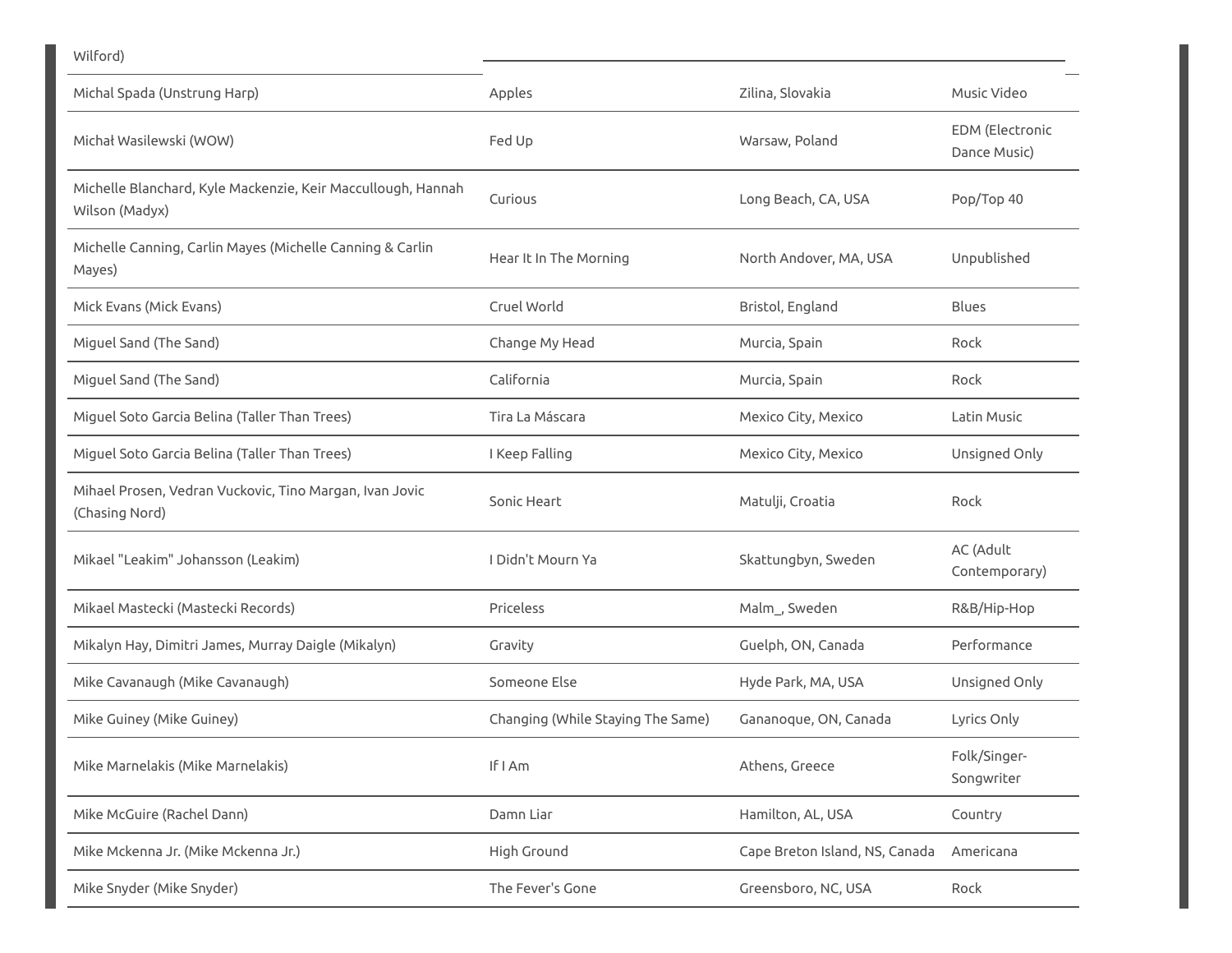| | | | |
|---|---|---|---|
| Wilford) | | | |
| Michal Spada (Unstrung Harp) | Apples | Zilina, Slovakia | Music Video |
| Michał Wasilewski (WOW) | Fed Up | Warsaw, Poland | EDM (Electronic Dance Music) |
| Michelle Blanchard, Kyle Mackenzie, Keir Maccullough, Hannah Wilson (Madyx) | Curious | Long Beach, CA, USA | Pop/Top 40 |
| Michelle Canning, Carlin Mayes (Michelle Canning & Carlin Mayes) | Hear It In The Morning | North Andover, MA, USA | Unpublished |
| Mick Evans (Mick Evans) | Cruel World | Bristol, England | Blues |
| Miguel Sand (The Sand) | Change My Head | Murcia, Spain | Rock |
| Miguel Sand (The Sand) | California | Murcia, Spain | Rock |
| Miguel Soto Garcia Belina (Taller Than Trees) | Tira La Máscara | Mexico City, Mexico | Latin Music |
| Miguel Soto Garcia Belina (Taller Than Trees) | I Keep Falling | Mexico City, Mexico | Unsigned Only |
| Mihael Prosen, Vedran Vuckovic, Tino Margan, Ivan Jovic (Chasing Nord) | Sonic Heart | Matulji, Croatia | Rock |
| Mikael "Leakim" Johansson (Leakim) | I Didn't Mourn Ya | Skattungbyn, Sweden | AC (Adult Contemporary) |
| Mikael Mastecki (Mastecki Records) | Priceless | Malm_, Sweden | R&B/Hip-Hop |
| Mikalyn Hay, Dimitri James, Murray Daigle (Mikalyn) | Gravity | Guelph, ON, Canada | Performance |
| Mike Cavanaugh (Mike Cavanaugh) | Someone Else | Hyde Park, MA, USA | Unsigned Only |
| Mike Guiney (Mike Guiney) | Changing (While Staying The Same) | Gananoque, ON, Canada | Lyrics Only |
| Mike Marnelakis (Mike Marnelakis) | If I Am | Athens, Greece | Folk/Singer-Songwriter |
| Mike McGuire (Rachel Dann) | Damn Liar | Hamilton, AL, USA | Country |
| Mike Mckenna Jr. (Mike Mckenna Jr.) | High Ground | Cape Breton Island, NS, Canada | Americana |
| Mike Snyder (Mike Snyder) | The Fever's Gone | Greensboro, NC, USA | Rock |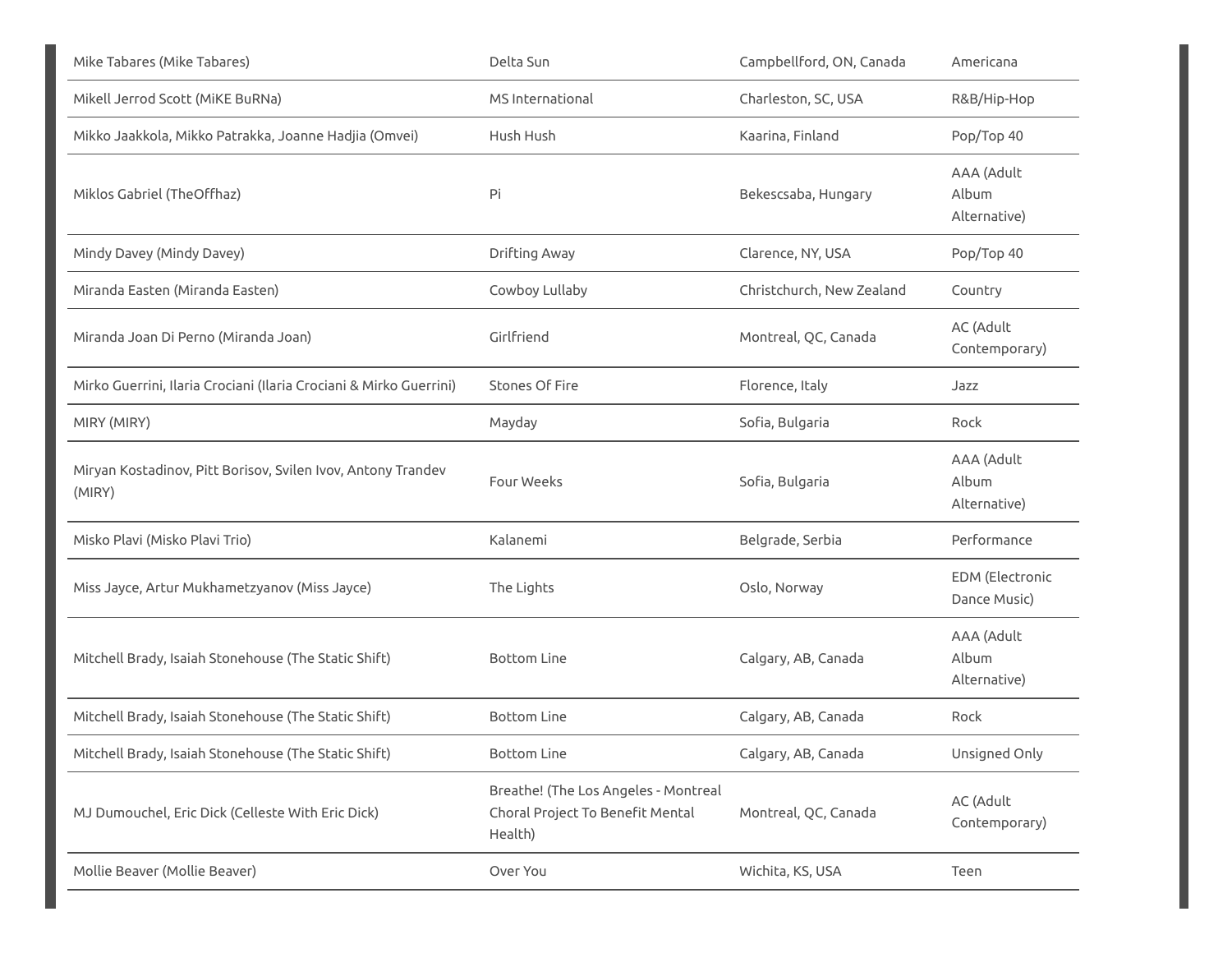| | | | |
|---|---|---|---|
| Mike Tabares (Mike Tabares) | Delta Sun | Campbellford, ON, Canada | Americana |
| Mikell Jerrod Scott (MiKE BuRNa) | MS International | Charleston, SC, USA | R&B/Hip-Hop |
| Mikko Jaakkola, Mikko Patrakka, Joanne Hadjia (Omvei) | Hush Hush | Kaarina, Finland | Pop/Top 40 |
| Miklos Gabriel (TheOffhaz) | Pi | Bekescsaba, Hungary | AAA (Adult Album Alternative) |
| Mindy Davey (Mindy Davey) | Drifting Away | Clarence, NY, USA | Pop/Top 40 |
| Miranda Easten (Miranda Easten) | Cowboy Lullaby | Christchurch, New Zealand | Country |
| Miranda Joan Di Perno (Miranda Joan) | Girlfriend | Montreal, QC, Canada | AC (Adult Contemporary) |
| Mirko Guerrini, Ilaria Crociani (Ilaria Crociani & Mirko Guerrini) | Stones Of Fire | Florence, Italy | Jazz |
| MIRY (MIRY) | Mayday | Sofia, Bulgaria | Rock |
| Miryan Kostadinov, Pitt Borisov, Svilen Ivov, Antony Trandev (MIRY) | Four Weeks | Sofia, Bulgaria | AAA (Adult Album Alternative) |
| Misko Plavi (Misko Plavi Trio) | Kalanemi | Belgrade, Serbia | Performance |
| Miss Jayce, Artur Mukhametzyanov (Miss Jayce) | The Lights | Oslo, Norway | EDM (Electronic Dance Music) |
| Mitchell Brady, Isaiah Stonehouse (The Static Shift) | Bottom Line | Calgary, AB, Canada | AAA (Adult Album Alternative) |
| Mitchell Brady, Isaiah Stonehouse (The Static Shift) | Bottom Line | Calgary, AB, Canada | Rock |
| Mitchell Brady, Isaiah Stonehouse (The Static Shift) | Bottom Line | Calgary, AB, Canada | Unsigned Only |
| MJ Dumouchel, Eric Dick (Celleste With Eric Dick) | Breathe! (The Los Angeles - Montreal Choral Project To Benefit Mental Health) | Montreal, QC, Canada | AC (Adult Contemporary) |
| Mollie Beaver (Mollie Beaver) | Over You | Wichita, KS, USA | Teen |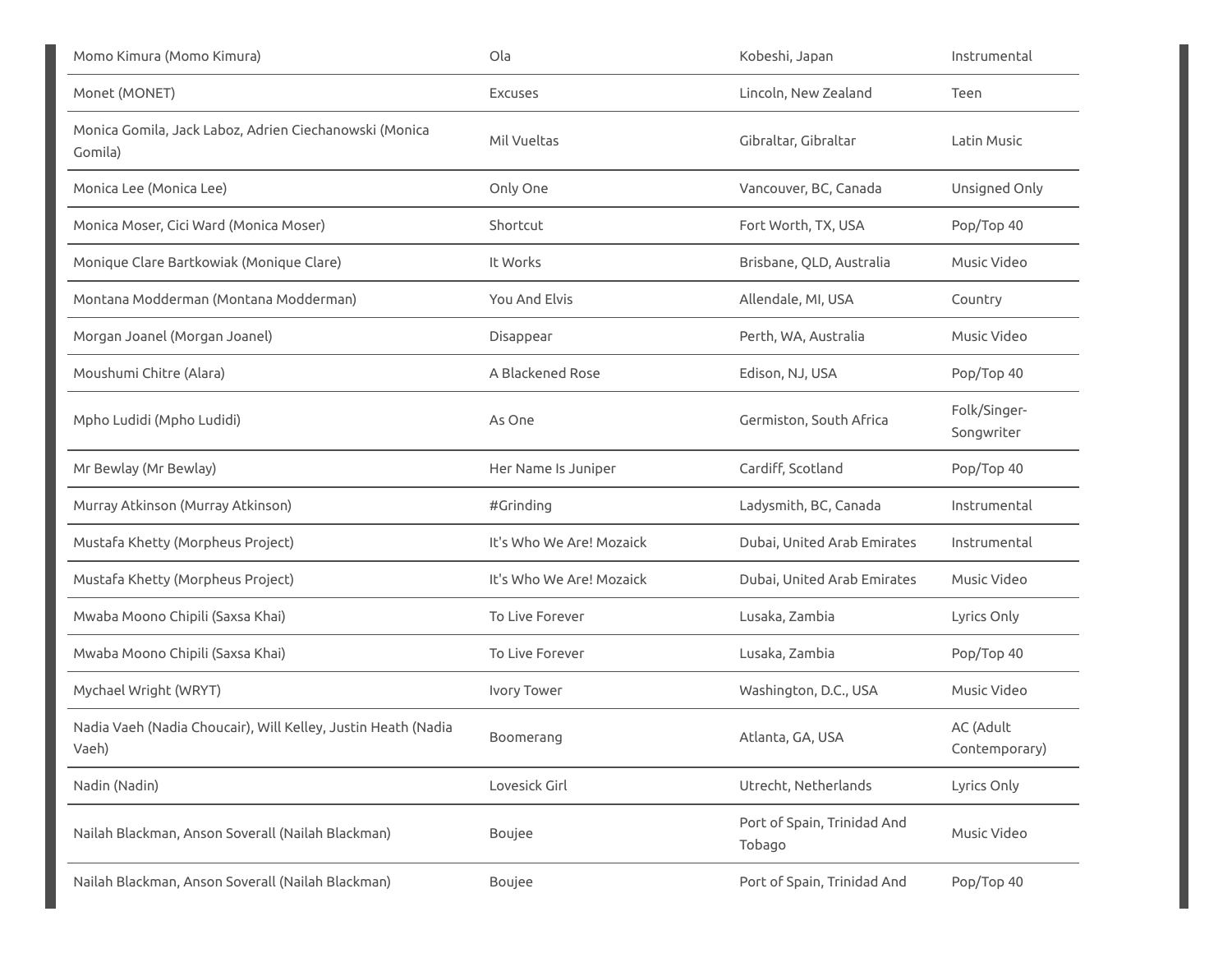| | | | |
|---|---|---|---|
| Momo Kimura (Momo Kimura) | Ola | Kobeshi, Japan | Instrumental |
| Monet (MONET) | Excuses | Lincoln, New Zealand | Teen |
| Monica Gomila, Jack Laboz, Adrien Ciechanowski (Monica Gomila) | Mil Vueltas | Gibraltar, Gibraltar | Latin Music |
| Monica Lee (Monica Lee) | Only One | Vancouver, BC, Canada | Unsigned Only |
| Monica Moser, Cici Ward (Monica Moser) | Shortcut | Fort Worth, TX, USA | Pop/Top 40 |
| Monique Clare Bartkowiak (Monique Clare) | It Works | Brisbane, QLD, Australia | Music Video |
| Montana Modderman (Montana Modderman) | You And Elvis | Allendale, MI, USA | Country |
| Morgan Joanel (Morgan Joanel) | Disappear | Perth, WA, Australia | Music Video |
| Moushumi Chitre (Alara) | A Blackened Rose | Edison, NJ, USA | Pop/Top 40 |
| Mpho Ludidi (Mpho Ludidi) | As One | Germiston, South Africa | Folk/Singer-Songwriter |
| Mr Bewlay (Mr Bewlay) | Her Name Is Juniper | Cardiff, Scotland | Pop/Top 40 |
| Murray Atkinson (Murray Atkinson) | #Grinding | Ladysmith, BC, Canada | Instrumental |
| Mustafa Khetty (Morpheus Project) | It's Who We Are! Mozaick | Dubai, United Arab Emirates | Instrumental |
| Mustafa Khetty (Morpheus Project) | It's Who We Are! Mozaick | Dubai, United Arab Emirates | Music Video |
| Mwaba Moono Chipili (Saxsa Khai) | To Live Forever | Lusaka, Zambia | Lyrics Only |
| Mwaba Moono Chipili (Saxsa Khai) | To Live Forever | Lusaka, Zambia | Pop/Top 40 |
| Mychael Wright (WRYT) | Ivory Tower | Washington, D.C., USA | Music Video |
| Nadia Vaeh (Nadia Choucair), Will Kelley, Justin Heath (Nadia Vaeh) | Boomerang | Atlanta, GA, USA | AC (Adult Contemporary) |
| Nadin (Nadin) | Lovesick Girl | Utrecht, Netherlands | Lyrics Only |
| Nailah Blackman, Anson Soverall (Nailah Blackman) | Boujee | Port of Spain, Trinidad And Tobago | Music Video |
| Nailah Blackman, Anson Soverall (Nailah Blackman) | Boujee | Port of Spain, Trinidad And | Pop/Top 40 |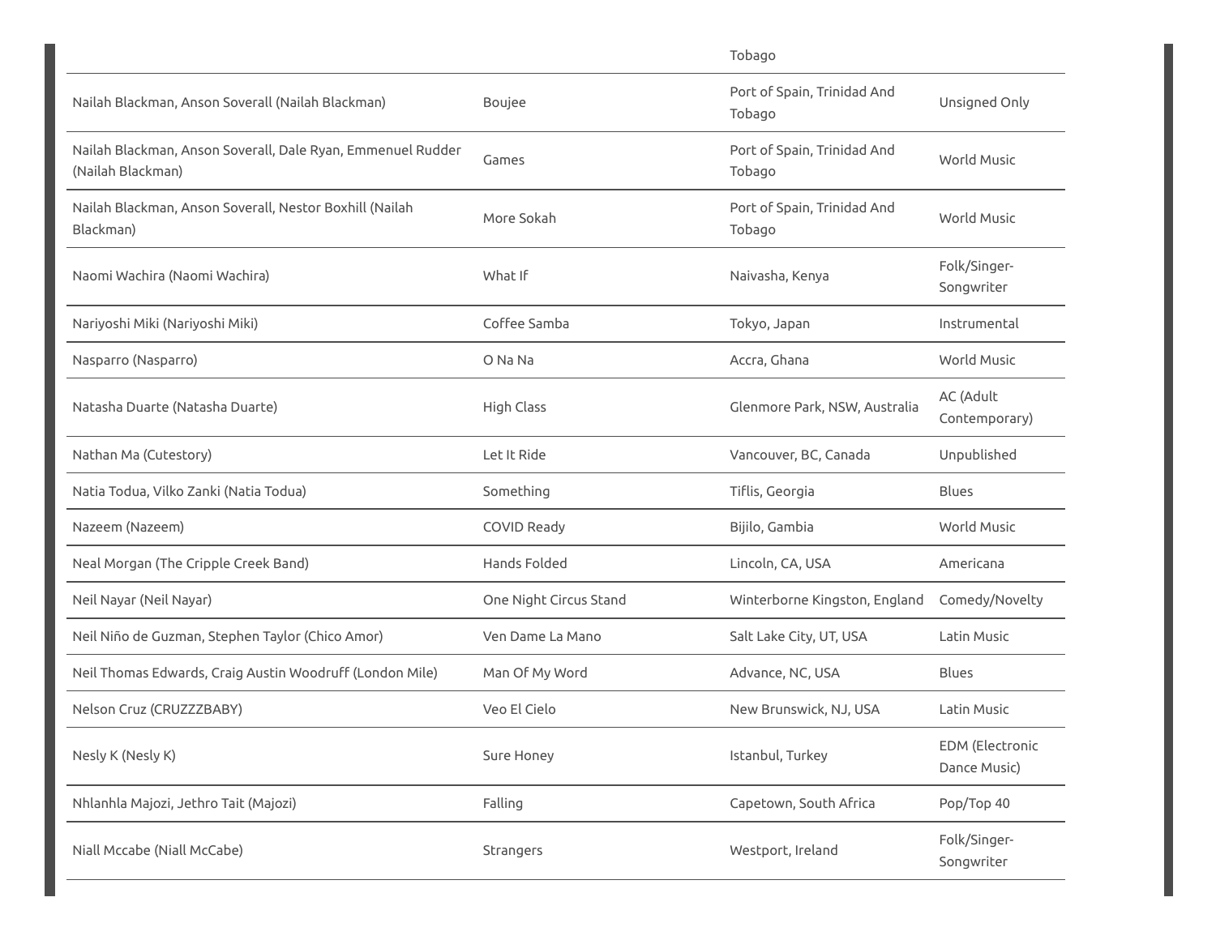| | | | |
|---|---|---|---|
| | | Tobago | |
| Nailah Blackman, Anson Soverall (Nailah Blackman) | Boujee | Port of Spain, Trinidad And Tobago | Unsigned Only |
| Nailah Blackman, Anson Soverall, Dale Ryan, Emmenuel Rudder (Nailah Blackman) | Games | Port of Spain, Trinidad And Tobago | World Music |
| Nailah Blackman, Anson Soverall, Nestor Boxhill (Nailah Blackman) | More Sokah | Port of Spain, Trinidad And Tobago | World Music |
| Naomi Wachira (Naomi Wachira) | What If | Naivasha, Kenya | Folk/Singer-Songwriter |
| Nariyoshi Miki (Nariyoshi Miki) | Coffee Samba | Tokyo, Japan | Instrumental |
| Nasparro (Nasparro) | O Na Na | Accra, Ghana | World Music |
| Natasha Duarte (Natasha Duarte) | High Class | Glenmore Park, NSW, Australia | AC (Adult Contemporary) |
| Nathan Ma (Cutestory) | Let It Ride | Vancouver, BC, Canada | Unpublished |
| Natia Todua, Vilko Zanki (Natia Todua) | Something | Tiflis, Georgia | Blues |
| Nazeem (Nazeem) | COVID Ready | Bijilo, Gambia | World Music |
| Neal Morgan (The Cripple Creek Band) | Hands Folded | Lincoln, CA, USA | Americana |
| Neil Nayar (Neil Nayar) | One Night Circus Stand | Winterborne Kingston, England | Comedy/Novelty |
| Neil Niño de Guzman, Stephen Taylor (Chico Amor) | Ven Dame La Mano | Salt Lake City, UT, USA | Latin Music |
| Neil Thomas Edwards, Craig Austin Woodruff (London Mile) | Man Of My Word | Advance, NC, USA | Blues |
| Nelson Cruz (CRUZZZBABY) | Veo El Cielo | New Brunswick, NJ, USA | Latin Music |
| Nesly K (Nesly K) | Sure Honey | Istanbul, Turkey | EDM (Electronic Dance Music) |
| Nhlanhla Majozi, Jethro Tait (Majozi) | Falling | Capetown, South Africa | Pop/Top 40 |
| Niall Mccabe (Niall McCabe) | Strangers | Westport, Ireland | Folk/Singer-Songwriter |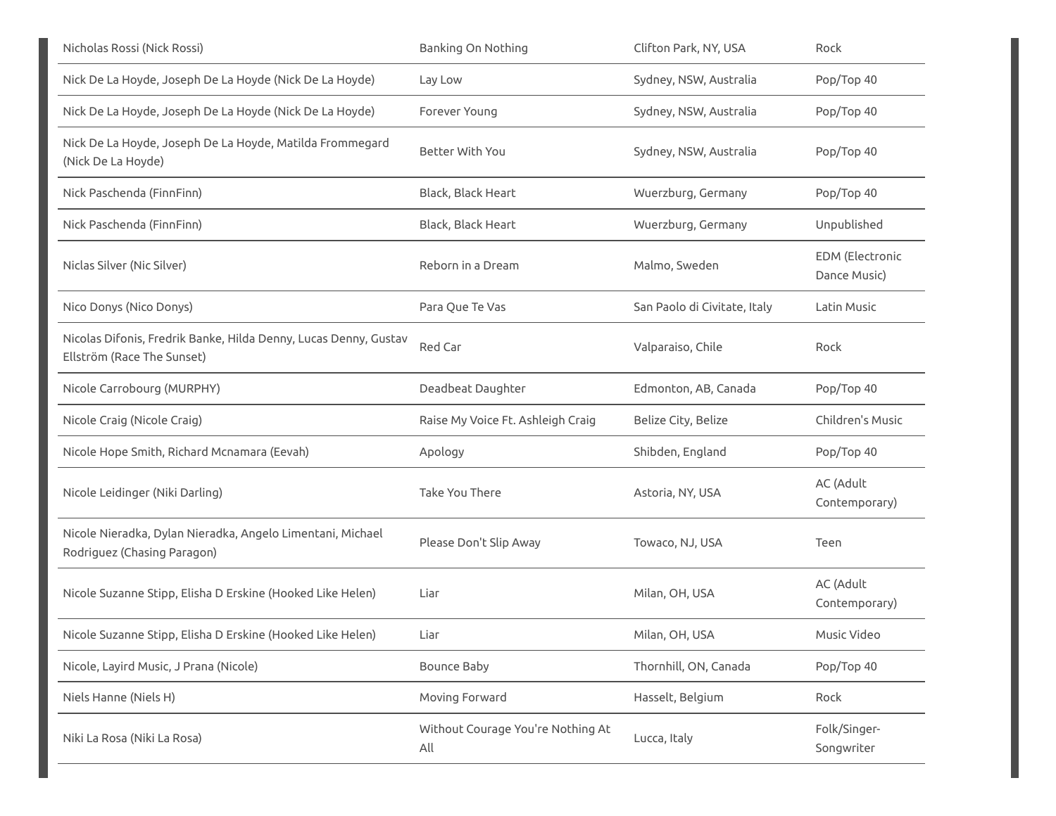| | | | |
|---|---|---|---|
| Nicholas Rossi (Nick Rossi) | Banking On Nothing | Clifton Park, NY, USA | Rock |
| Nick De La Hoyde, Joseph De La Hoyde (Nick De La Hoyde) | Lay Low | Sydney, NSW, Australia | Pop/Top 40 |
| Nick De La Hoyde, Joseph De La Hoyde (Nick De La Hoyde) | Forever Young | Sydney, NSW, Australia | Pop/Top 40 |
| Nick De La Hoyde, Joseph De La Hoyde, Matilda Frommegard (Nick De La Hoyde) | Better With You | Sydney, NSW, Australia | Pop/Top 40 |
| Nick Paschenda (FinnFinn) | Black, Black Heart | Wuerzburg, Germany | Pop/Top 40 |
| Nick Paschenda (FinnFinn) | Black, Black Heart | Wuerzburg, Germany | Unpublished |
| Niclas Silver (Nic Silver) | Reborn in a Dream | Malmo, Sweden | EDM (Electronic Dance Music) |
| Nico Donys (Nico Donys) | Para Que Te Vas | San Paolo di Civitate, Italy | Latin Music |
| Nicolas Difonis, Fredrik Banke, Hilda Denny, Lucas Denny, Gustav Ellström (Race The Sunset) | Red Car | Valparaiso, Chile | Rock |
| Nicole Carrobourg (MURPHY) | Deadbeat Daughter | Edmonton, AB, Canada | Pop/Top 40 |
| Nicole Craig (Nicole Craig) | Raise My Voice Ft. Ashleigh Craig | Belize City, Belize | Children's Music |
| Nicole Hope Smith, Richard Mcnamara (Eevah) | Apology | Shibden, England | Pop/Top 40 |
| Nicole Leidinger (Niki Darling) | Take You There | Astoria, NY, USA | AC (Adult Contemporary) |
| Nicole Nieradka, Dylan Nieradka, Angelo Limentani, Michael Rodriguez (Chasing Paragon) | Please Don't Slip Away | Towaco, NJ, USA | Teen |
| Nicole Suzanne Stipp, Elisha D Erskine (Hooked Like Helen) | Liar | Milan, OH, USA | AC (Adult Contemporary) |
| Nicole Suzanne Stipp, Elisha D Erskine (Hooked Like Helen) | Liar | Milan, OH, USA | Music Video |
| Nicole, Layird Music, J Prana (Nicole) | Bounce Baby | Thornhill, ON, Canada | Pop/Top 40 |
| Niels Hanne (Niels H) | Moving Forward | Hasselt, Belgium | Rock |
| Niki La Rosa (Niki La Rosa) | Without Courage You're Nothing At All | Lucca, Italy | Folk/Singer-Songwriter |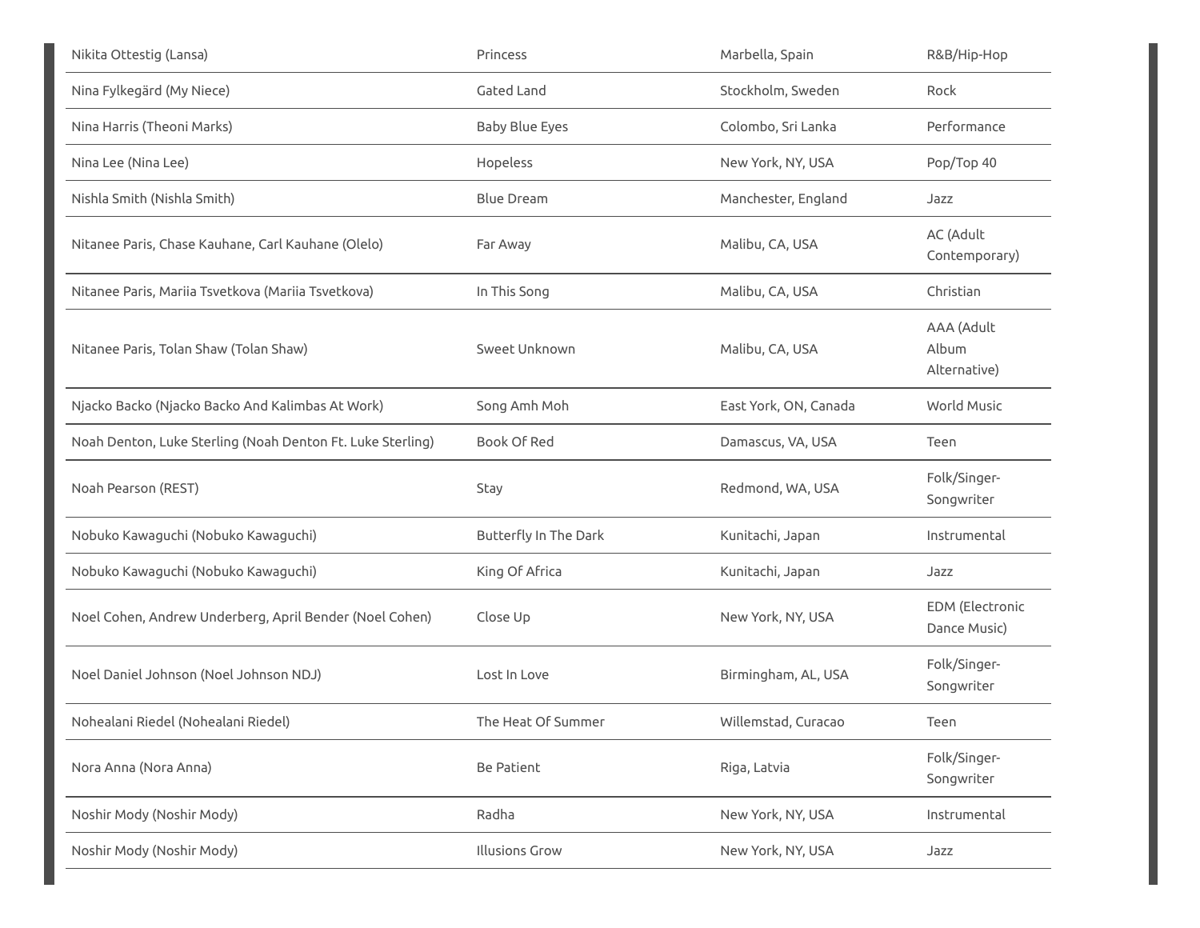| | | | |
|---|---|---|---|
| Nikita Ottestig (Lansa) | Princess | Marbella, Spain | R&B/Hip-Hop |
| Nina Fylkegärd (My Niece) | Gated Land | Stockholm, Sweden | Rock |
| Nina Harris (Theoni Marks) | Baby Blue Eyes | Colombo, Sri Lanka | Performance |
| Nina Lee (Nina Lee) | Hopeless | New York, NY, USA | Pop/Top 40 |
| Nishla Smith (Nishla Smith) | Blue Dream | Manchester, England | Jazz |
| Nitanee Paris, Chase Kauhane, Carl Kauhane (Olelo) | Far Away | Malibu, CA, USA | AC (Adult Contemporary) |
| Nitanee Paris, Mariia Tsvetkova (Mariia Tsvetkova) | In This Song | Malibu, CA, USA | Christian |
| Nitanee Paris, Tolan Shaw (Tolan Shaw) | Sweet Unknown | Malibu, CA, USA | AAA (Adult Album Alternative) |
| Njacko Backo (Njacko Backo And Kalimbas At Work) | Song Amh Moh | East York, ON, Canada | World Music |
| Noah Denton, Luke Sterling (Noah Denton Ft. Luke Sterling) | Book Of Red | Damascus, VA, USA | Teen |
| Noah Pearson (REST) | Stay | Redmond, WA, USA | Folk/Singer-Songwriter |
| Nobuko Kawaguchi (Nobuko Kawaguchi) | Butterfly In The Dark | Kunitachi, Japan | Instrumental |
| Nobuko Kawaguchi (Nobuko Kawaguchi) | King Of Africa | Kunitachi, Japan | Jazz |
| Noel Cohen, Andrew Underberg, April Bender (Noel Cohen) | Close Up | New York, NY, USA | EDM (Electronic Dance Music) |
| Noel Daniel Johnson (Noel Johnson NDJ) | Lost In Love | Birmingham, AL, USA | Folk/Singer-Songwriter |
| Nohealani Riedel (Nohealani Riedel) | The Heat Of Summer | Willemstad, Curacao | Teen |
| Nora Anna (Nora Anna) | Be Patient | Riga, Latvia | Folk/Singer-Songwriter |
| Noshir Mody (Noshir Mody) | Radha | New York, NY, USA | Instrumental |
| Noshir Mody (Noshir Mody) | Illusions Grow | New York, NY, USA | Jazz |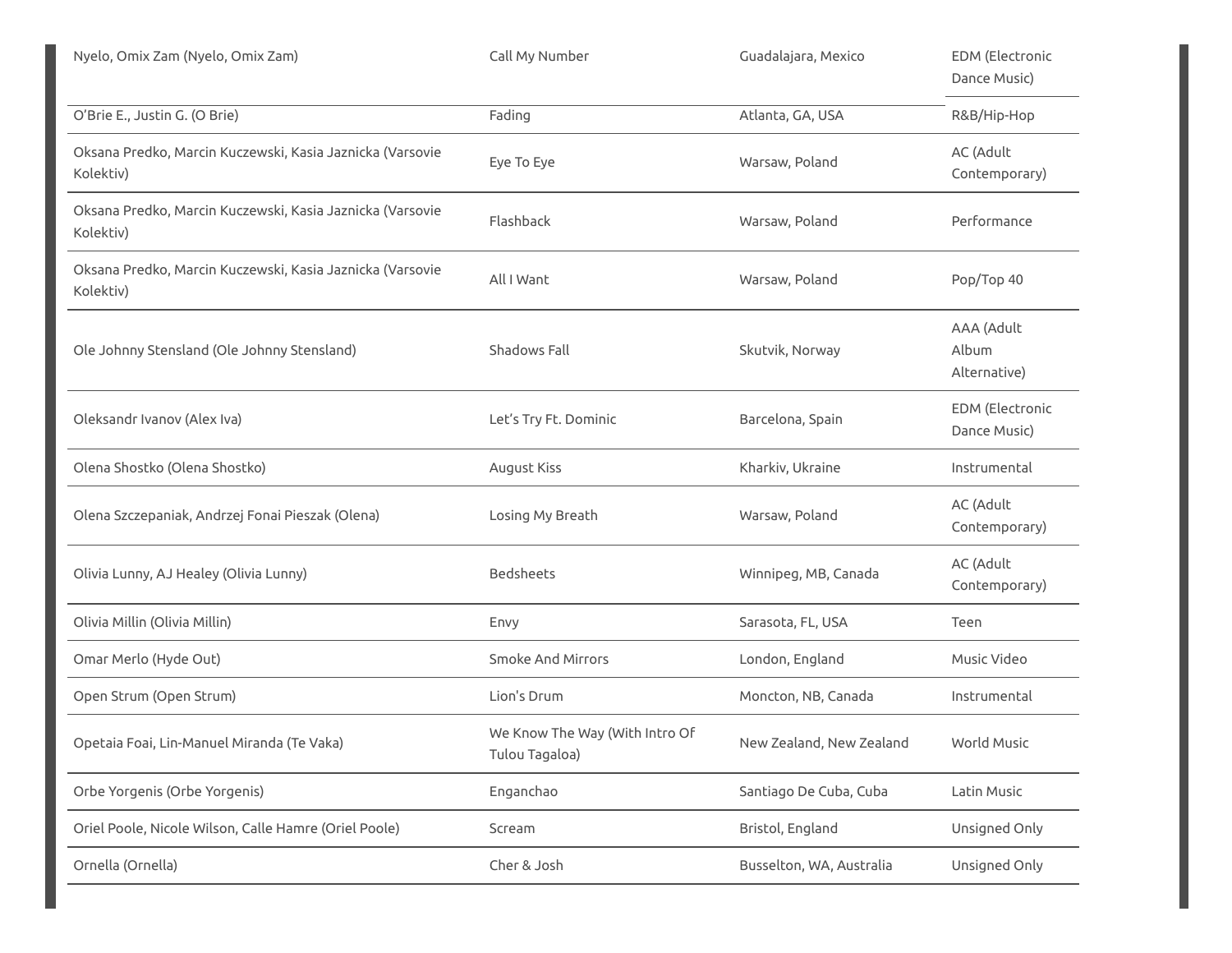| | | | |
|---|---|---|---|
| Nyelo, Omix Zam (Nyelo, Omix Zam) | Call My Number | Guadalajara, Mexico | EDM (Electronic Dance Music) |
| O'Brie E., Justin G. (O Brie) | Fading | Atlanta, GA, USA | R&B/Hip-Hop |
| Oksana Predko, Marcin Kuczewski, Kasia Jaznicka (Varsovie Kolektiv) | Eye To Eye | Warsaw, Poland | AC (Adult Contemporary) |
| Oksana Predko, Marcin Kuczewski, Kasia Jaznicka (Varsovie Kolektiv) | Flashback | Warsaw, Poland | Performance |
| Oksana Predko, Marcin Kuczewski, Kasia Jaznicka (Varsovie Kolektiv) | All I Want | Warsaw, Poland | Pop/Top 40 |
| Ole Johnny Stensland (Ole Johnny Stensland) | Shadows Fall | Skutvik, Norway | AAA (Adult Album Alternative) |
| Oleksandr Ivanov (Alex Iva) | Let's Try Ft. Dominic | Barcelona, Spain | EDM (Electronic Dance Music) |
| Olena Shostko (Olena Shostko) | August Kiss | Kharkiv, Ukraine | Instrumental |
| Olena Szczepaniak, Andrzej Fonai Pieszak (Olena) | Losing My Breath | Warsaw, Poland | AC (Adult Contemporary) |
| Olivia Lunny, AJ Healey (Olivia Lunny) | Bedsheets | Winnipeg, MB, Canada | AC (Adult Contemporary) |
| Olivia Millin (Olivia Millin) | Envy | Sarasota, FL, USA | Teen |
| Omar Merlo (Hyde Out) | Smoke And Mirrors | London, England | Music Video |
| Open Strum (Open Strum) | Lion's Drum | Moncton, NB, Canada | Instrumental |
| Opetaia Foai, Lin-Manuel Miranda (Te Vaka) | We Know The Way (With Intro Of Tulou Tagaloa) | New Zealand, New Zealand | World Music |
| Orbe Yorgenis (Orbe Yorgenis) | Enganchao | Santiago De Cuba, Cuba | Latin Music |
| Oriel Poole, Nicole Wilson, Calle Hamre (Oriel Poole) | Scream | Bristol, England | Unsigned Only |
| Ornella (Ornella) | Cher & Josh | Busselton, WA, Australia | Unsigned Only |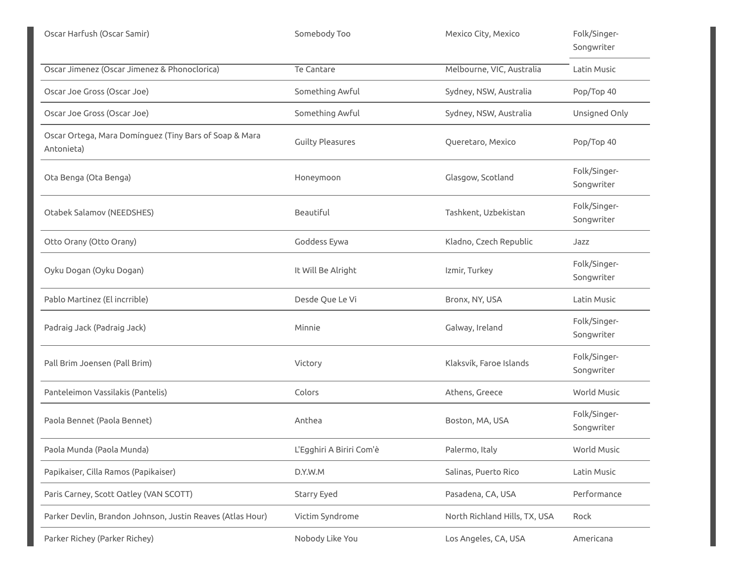| | | | |
|---|---|---|---|
| Oscar Harfush (Oscar Samir) | Somebody Too | Mexico City, Mexico | Folk/Singer-Songwriter |
| Oscar Jimenez (Oscar Jimenez & Phonoclorica) | Te Cantare | Melbourne, VIC, Australia | Latin Music |
| Oscar Joe Gross (Oscar Joe) | Something Awful | Sydney, NSW, Australia | Pop/Top 40 |
| Oscar Joe Gross (Oscar Joe) | Something Awful | Sydney, NSW, Australia | Unsigned Only |
| Oscar Ortega, Mara Domínguez (Tiny Bars of Soap & Mara Antonieta) | Guilty Pleasures | Queretaro, Mexico | Pop/Top 40 |
| Ota Benga (Ota Benga) | Honeymoon | Glasgow, Scotland | Folk/Singer-Songwriter |
| Otabek Salamov (NEEDSHES) | Beautiful | Tashkent, Uzbekistan | Folk/Singer-Songwriter |
| Otto Orany (Otto Orany) | Goddess Eywa | Kladno, Czech Republic | Jazz |
| Oyku Dogan (Oyku Dogan) | It Will Be Alright | Izmir, Turkey | Folk/Singer-Songwriter |
| Pablo Martinez (El incrrible) | Desde Que Le Vi | Bronx, NY, USA | Latin Music |
| Padraig Jack (Padraig Jack) | Minnie | Galway, Ireland | Folk/Singer-Songwriter |
| Pall Brim Joensen (Pall Brim) | Victory | Klaksvík, Faroe Islands | Folk/Singer-Songwriter |
| Panteleimon Vassilakis (Pantelis) | Colors | Athens, Greece | World Music |
| Paola Bennet (Paola Bennet) | Anthea | Boston, MA, USA | Folk/Singer-Songwriter |
| Paola Munda (Paola Munda) | L'Egghiri A Biriri Com'è | Palermo, Italy | World Music |
| Papikaiser, Cilla Ramos (Papikaiser) | D.Y.W.M | Salinas, Puerto Rico | Latin Music |
| Paris Carney, Scott Oatley (VAN SCOTT) | Starry Eyed | Pasadena, CA, USA | Performance |
| Parker Devlin, Brandon Johnson, Justin Reaves (Atlas Hour) | Victim Syndrome | North Richland Hills, TX, USA | Rock |
| Parker Richey (Parker Richey) | Nobody Like You | Los Angeles, CA, USA | Americana |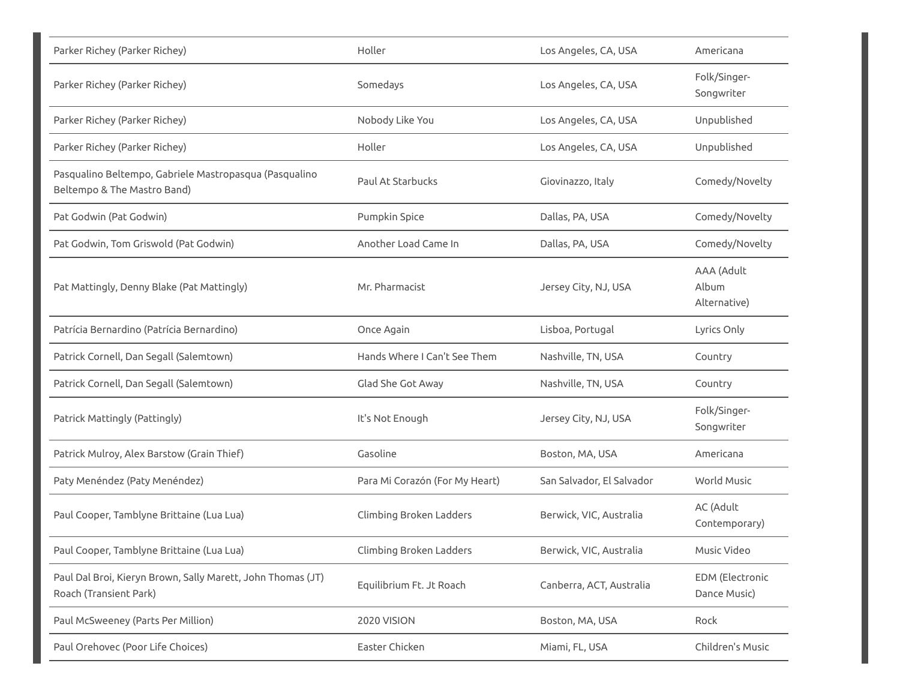| | | | |
|---|---|---|---|
| Parker Richey (Parker Richey) | Holler | Los Angeles, CA, USA | Americana |
| Parker Richey (Parker Richey) | Somedays | Los Angeles, CA, USA | Folk/Singer-Songwriter |
| Parker Richey (Parker Richey) | Nobody Like You | Los Angeles, CA, USA | Unpublished |
| Parker Richey (Parker Richey) | Holler | Los Angeles, CA, USA | Unpublished |
| Pasqualino Beltempo, Gabriele Mastropasqua (Pasqualino Beltempo & The Mastro Band) | Paul At Starbucks | Giovinazzo, Italy | Comedy/Novelty |
| Pat Godwin (Pat Godwin) | Pumpkin Spice | Dallas, PA, USA | Comedy/Novelty |
| Pat Godwin, Tom Griswold (Pat Godwin) | Another Load Came In | Dallas, PA, USA | Comedy/Novelty |
| Pat Mattingly, Denny Blake (Pat Mattingly) | Mr. Pharmacist | Jersey City, NJ, USA | AAA (Adult Album Alternative) |
| Patrícia Bernardino (Patrícia Bernardino) | Once Again | Lisboa, Portugal | Lyrics Only |
| Patrick Cornell, Dan Segall (Salemtown) | Hands Where I Can't See Them | Nashville, TN, USA | Country |
| Patrick Cornell, Dan Segall (Salemtown) | Glad She Got Away | Nashville, TN, USA | Country |
| Patrick Mattingly (Pattingly) | It's Not Enough | Jersey City, NJ, USA | Folk/Singer-Songwriter |
| Patrick Mulroy, Alex Barstow (Grain Thief) | Gasoline | Boston, MA, USA | Americana |
| Paty Menéndez (Paty Menéndez) | Para Mi Corazón (For My Heart) | San Salvador, El Salvador | World Music |
| Paul Cooper, Tamblyne Brittaine (Lua Lua) | Climbing Broken Ladders | Berwick, VIC, Australia | AC (Adult Contemporary) |
| Paul Cooper, Tamblyne Brittaine (Lua Lua) | Climbing Broken Ladders | Berwick, VIC, Australia | Music Video |
| Paul Dal Broi, Kieryn Brown, Sally Marett, John Thomas (JT) Roach (Transient Park) | Equilibrium Ft. Jt Roach | Canberra, ACT, Australia | EDM (Electronic Dance Music) |
| Paul McSweeney (Parts Per Million) | 2020 VISION | Boston, MA, USA | Rock |
| Paul Orehovec (Poor Life Choices) | Easter Chicken | Miami, FL, USA | Children's Music |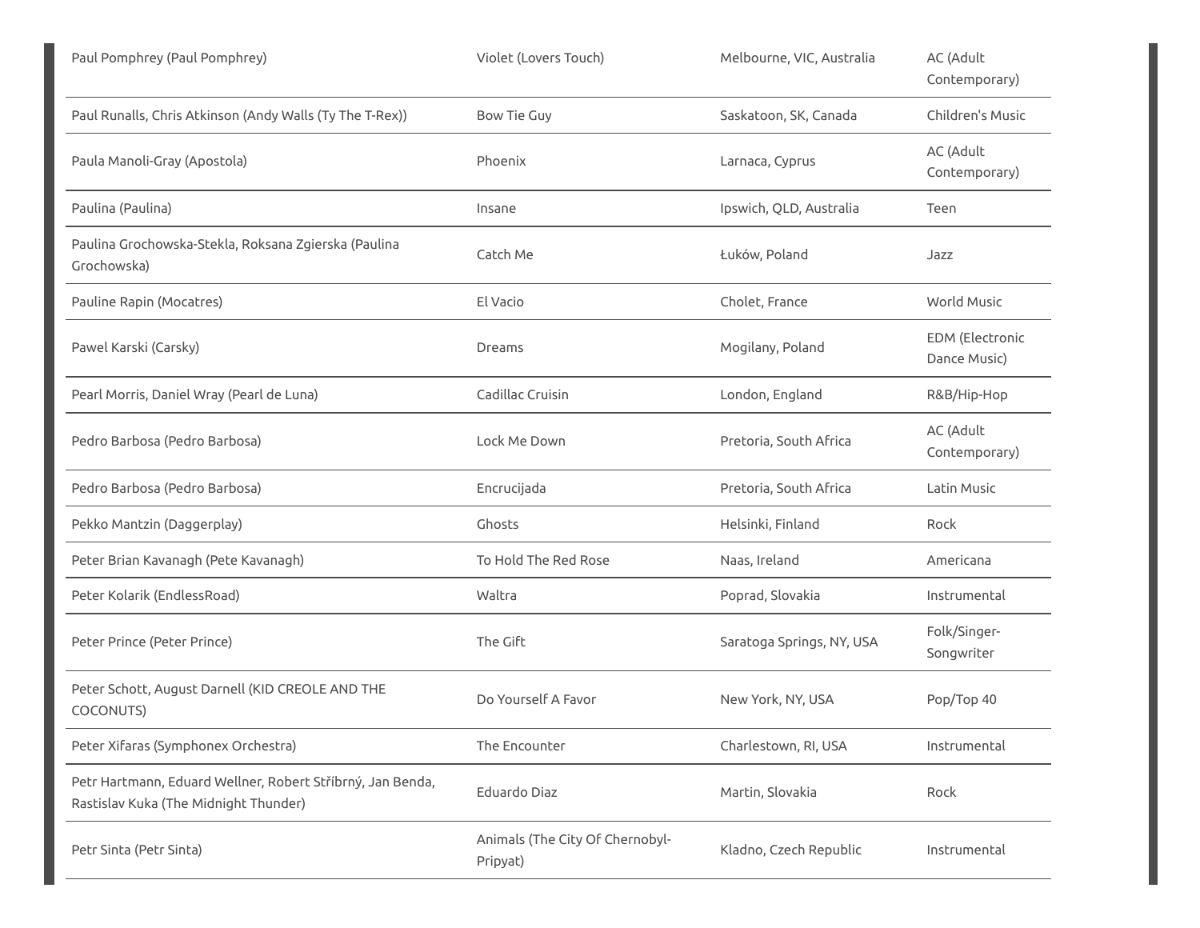| | | | |
|---|---|---|---|
| Paul Pomphrey (Paul Pomphrey) | Violet (Lovers Touch) | Melbourne, VIC, Australia | AC (Adult Contemporary) |
| Paul Runalls, Chris Atkinson (Andy Walls (Ty The T-Rex)) | Bow Tie Guy | Saskatoon, SK, Canada | Children's Music |
| Paula Manoli-Gray (Apostola) | Phoenix | Larnaca, Cyprus | AC (Adult Contemporary) |
| Paulina (Paulina) | Insane | Ipswich, QLD, Australia | Teen |
| Paulina Grochowska-Stekla, Roksana Zgierska (Paulina Grochowska) | Catch Me | Łuków, Poland | Jazz |
| Pauline Rapin (Mocatres) | El Vacio | Cholet, France | World Music |
| Pawel Karski (Carsky) | Dreams | Mogilany, Poland | EDM (Electronic Dance Music) |
| Pearl Morris, Daniel Wray (Pearl de Luna) | Cadillac Cruisin | London, England | R&B/Hip-Hop |
| Pedro Barbosa (Pedro Barbosa) | Lock Me Down | Pretoria, South Africa | AC (Adult Contemporary) |
| Pedro Barbosa (Pedro Barbosa) | Encrucijada | Pretoria, South Africa | Latin Music |
| Pekko Mantzin (Daggerplay) | Ghosts | Helsinki, Finland | Rock |
| Peter Brian Kavanagh (Pete Kavanagh) | To Hold The Red Rose | Naas, Ireland | Americana |
| Peter Kolarik (EndlessRoad) | Waltra | Poprad, Slovakia | Instrumental |
| Peter Prince (Peter Prince) | The Gift | Saratoga Springs, NY, USA | Folk/Singer-Songwriter |
| Peter Schott, August Darnell (KID CREOLE AND THE COCONUTS) | Do Yourself A Favor | New York, NY, USA | Pop/Top 40 |
| Peter Xifaras (Symphonex Orchestra) | The Encounter | Charlestown, RI, USA | Instrumental |
| Petr Hartmann, Eduard Wellner, Robert Stříbrný, Jan Benda, Rastislav Kuka (The Midnight Thunder) | Eduardo Diaz | Martin, Slovakia | Rock |
| Petr Sinta (Petr Sinta) | Animals (The City Of Chernobyl-Pripyat) | Kladno, Czech Republic | Instrumental |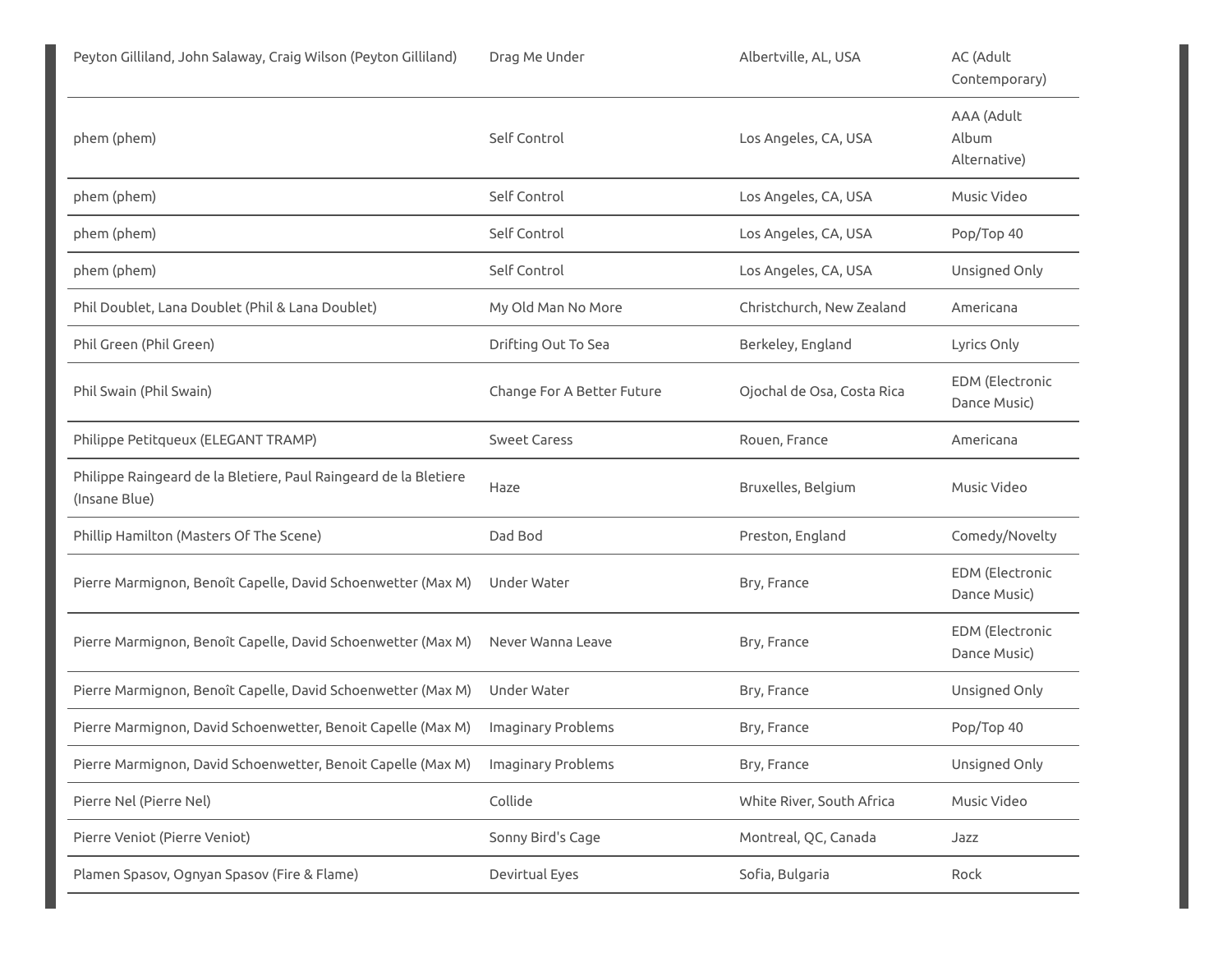| | | | |
|---|---|---|---|
| Peyton Gilliland, John Salaway, Craig Wilson (Peyton Gilliland) | Drag Me Under | Albertville, AL, USA | AC (Adult Contemporary) |
| phem (phem) | Self Control | Los Angeles, CA, USA | AAA (Adult Album Alternative) |
| phem (phem) | Self Control | Los Angeles, CA, USA | Music Video |
| phem (phem) | Self Control | Los Angeles, CA, USA | Pop/Top 40 |
| phem (phem) | Self Control | Los Angeles, CA, USA | Unsigned Only |
| Phil Doublet, Lana Doublet (Phil & Lana Doublet) | My Old Man No More | Christchurch, New Zealand | Americana |
| Phil Green (Phil Green) | Drifting Out To Sea | Berkeley, England | Lyrics Only |
| Phil Swain (Phil Swain) | Change For A Better Future | Ojochal de Osa, Costa Rica | EDM (Electronic Dance Music) |
| Philippe Petitqueux (ELEGANT TRAMP) | Sweet Caress | Rouen, France | Americana |
| Philippe Raingeard de la Bletiere, Paul Raingeard de la Bletiere (Insane Blue) | Haze | Bruxelles, Belgium | Music Video |
| Phillip Hamilton (Masters Of The Scene) | Dad Bod | Preston, England | Comedy/Novelty |
| Pierre Marmignon, Benoît Capelle, David Schoenwetter (Max M) | Under Water | Bry, France | EDM (Electronic Dance Music) |
| Pierre Marmignon, Benoît Capelle, David Schoenwetter (Max M) | Never Wanna Leave | Bry, France | EDM (Electronic Dance Music) |
| Pierre Marmignon, Benoît Capelle, David Schoenwetter (Max M) | Under Water | Bry, France | Unsigned Only |
| Pierre Marmignon, David Schoenwetter, Benoit Capelle (Max M) | Imaginary Problems | Bry, France | Pop/Top 40 |
| Pierre Marmignon, David Schoenwetter, Benoit Capelle (Max M) | Imaginary Problems | Bry, France | Unsigned Only |
| Pierre Nel (Pierre Nel) | Collide | White River, South Africa | Music Video |
| Pierre Veniot (Pierre Veniot) | Sonny Bird's Cage | Montreal, QC, Canada | Jazz |
| Plamen Spasov, Ognyan Spasov (Fire & Flame) | Devirtual Eyes | Sofia, Bulgaria | Rock |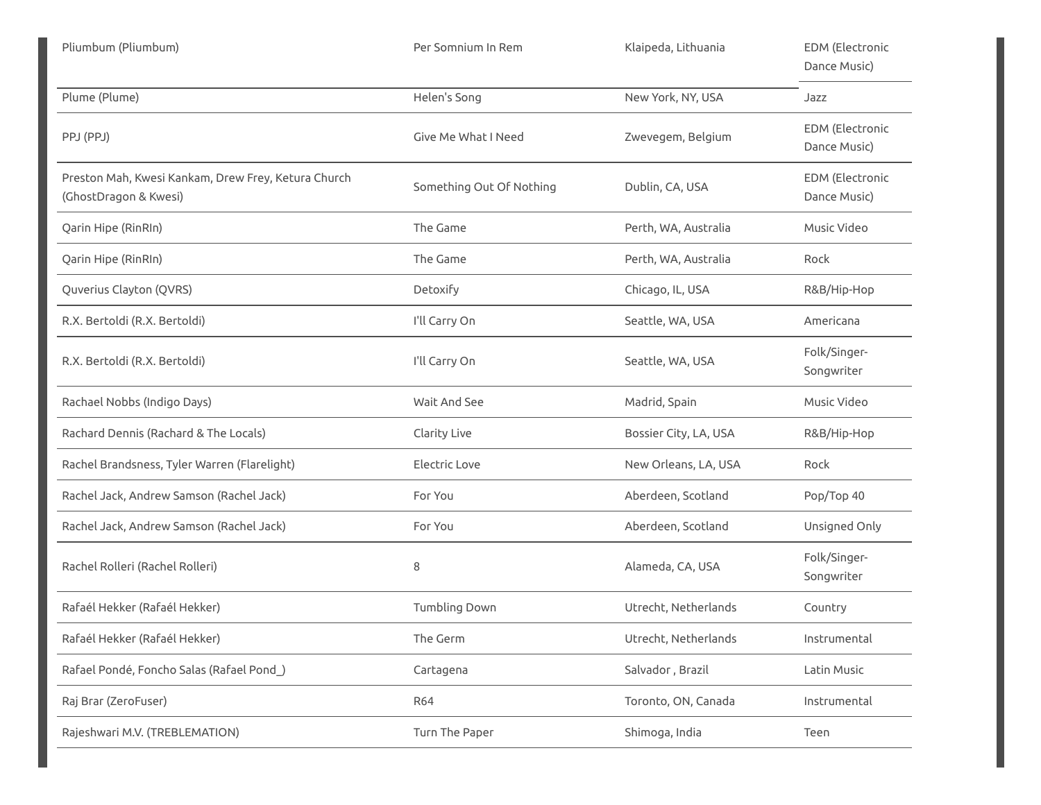| | | | |
|---|---|---|---|
| Pliumbum (Pliumbum) | Per Somnium In Rem | Klaipeda, Lithuania | EDM (Electronic Dance Music) |
| Plume (Plume) | Helen's Song | New York, NY, USA | Jazz |
| PPJ (PPJ) | Give Me What I Need | Zwevegem, Belgium | EDM (Electronic Dance Music) |
| Preston Mah, Kwesi Kankam, Drew Frey, Ketura Church (GhostDragon & Kwesi) | Something Out Of Nothing | Dublin, CA, USA | EDM (Electronic Dance Music) |
| Qarin Hipe (RinRIn) | The Game | Perth, WA, Australia | Music Video |
| Qarin Hipe (RinRIn) | The Game | Perth, WA, Australia | Rock |
| Quverius Clayton (QVRS) | Detoxify | Chicago, IL, USA | R&B/Hip-Hop |
| R.X. Bertoldi (R.X. Bertoldi) | I'll Carry On | Seattle, WA, USA | Americana |
| R.X. Bertoldi (R.X. Bertoldi) | I'll Carry On | Seattle, WA, USA | Folk/Singer-Songwriter |
| Rachael Nobbs (Indigo Days) | Wait And See | Madrid, Spain | Music Video |
| Rachard Dennis (Rachard & The Locals) | Clarity Live | Bossier City, LA, USA | R&B/Hip-Hop |
| Rachel Brandsness, Tyler Warren (Flarelight) | Electric Love | New Orleans, LA, USA | Rock |
| Rachel Jack, Andrew Samson (Rachel Jack) | For You | Aberdeen, Scotland | Pop/Top 40 |
| Rachel Jack, Andrew Samson (Rachel Jack) | For You | Aberdeen, Scotland | Unsigned Only |
| Rachel Rolleri (Rachel Rolleri) | 8 | Alameda, CA, USA | Folk/Singer-Songwriter |
| Rafaél Hekker (Rafaél Hekker) | Tumbling Down | Utrecht, Netherlands | Country |
| Rafaél Hekker (Rafaél Hekker) | The Germ | Utrecht, Netherlands | Instrumental |
| Rafael Pondé, Foncho Salas (Rafael Pond_) | Cartagena | Salvador , Brazil | Latin Music |
| Raj Brar (ZeroFuser) | R64 | Toronto, ON, Canada | Instrumental |
| Rajeshwari M.V. (TREBLEMATION) | Turn The Paper | Shimoga, India | Teen |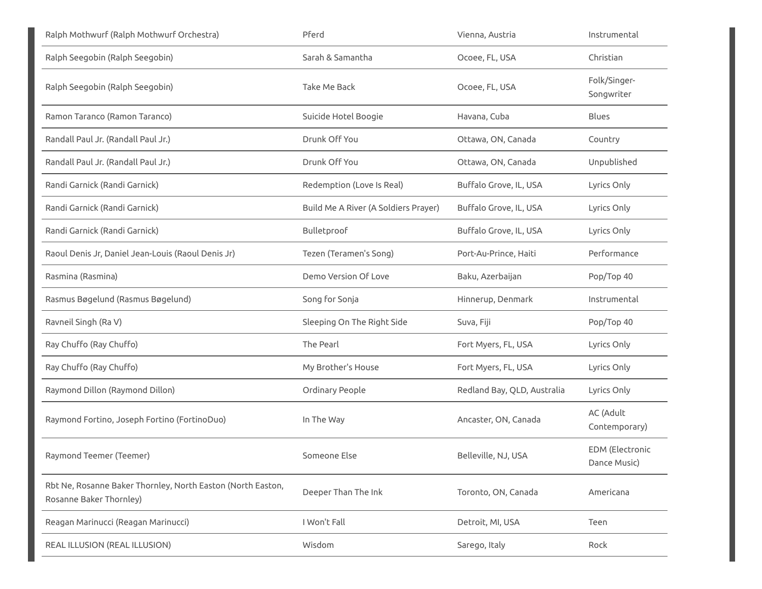| | | | |
|---|---|---|---|
| Ralph Mothwurf (Ralph Mothwurf Orchestra) | Pferd | Vienna, Austria | Instrumental |
| Ralph Seegobin (Ralph Seegobin) | Sarah & Samantha | Ocoee, FL, USA | Christian |
| Ralph Seegobin (Ralph Seegobin) | Take Me Back | Ocoee, FL, USA | Folk/Singer-Songwriter |
| Ramon Taranco (Ramon Taranco) | Suicide Hotel Boogie | Havana, Cuba | Blues |
| Randall Paul Jr. (Randall Paul Jr.) | Drunk Off You | Ottawa, ON, Canada | Country |
| Randall Paul Jr. (Randall Paul Jr.) | Drunk Off You | Ottawa, ON, Canada | Unpublished |
| Randi Garnick (Randi Garnick) | Redemption (Love Is Real) | Buffalo Grove, IL, USA | Lyrics Only |
| Randi Garnick (Randi Garnick) | Build Me A River (A Soldiers Prayer) | Buffalo Grove, IL, USA | Lyrics Only |
| Randi Garnick (Randi Garnick) | Bulletproof | Buffalo Grove, IL, USA | Lyrics Only |
| Raoul Denis Jr, Daniel Jean-Louis (Raoul Denis Jr) | Tezen (Teramen's Song) | Port-Au-Prince, Haiti | Performance |
| Rasmina (Rasmina) | Demo Version Of Love | Baku, Azerbaijan | Pop/Top 40 |
| Rasmus Bøgelund (Rasmus Bøgelund) | Song for Sonja | Hinnerup, Denmark | Instrumental |
| Ravneil Singh (Ra V) | Sleeping On The Right Side | Suva, Fiji | Pop/Top 40 |
| Ray Chuffo (Ray Chuffo) | The Pearl | Fort Myers, FL, USA | Lyrics Only |
| Ray Chuffo (Ray Chuffo) | My Brother's House | Fort Myers, FL, USA | Lyrics Only |
| Raymond Dillon (Raymond Dillon) | Ordinary People | Redland Bay, QLD, Australia | Lyrics Only |
| Raymond Fortino, Joseph Fortino (FortinoDuo) | In The Way | Ancaster, ON, Canada | AC (Adult Contemporary) |
| Raymond Teemer (Teemer) | Someone Else | Belleville, NJ, USA | EDM (Electronic Dance Music) |
| Rbt Ne, Rosanne Baker Thornley, North Easton (North Easton, Rosanne Baker Thornley) | Deeper Than The Ink | Toronto, ON, Canada | Americana |
| Reagan Marinucci (Reagan Marinucci) | I Won't Fall | Detroit, MI, USA | Teen |
| REAL ILLUSION (REAL ILLUSION) | Wisdom | Sarego, Italy | Rock |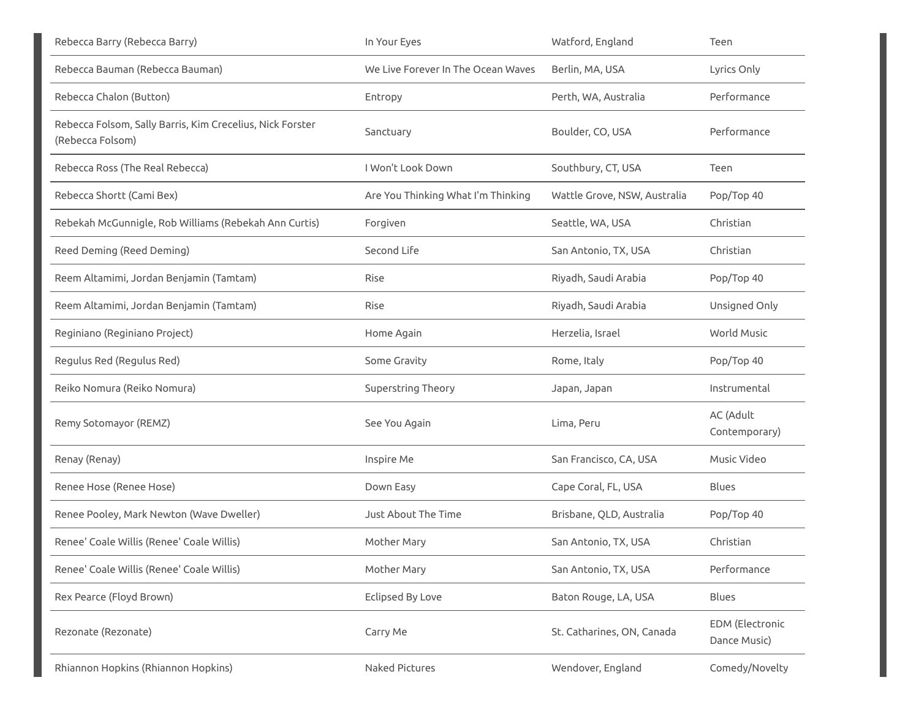| | | | |
|---|---|---|---|
| Rebecca Barry (Rebecca Barry) | In Your Eyes | Watford, England | Teen |
| Rebecca Bauman (Rebecca Bauman) | We Live Forever In The Ocean Waves | Berlin, MA, USA | Lyrics Only |
| Rebecca Chalon (Button) | Entropy | Perth, WA, Australia | Performance |
| Rebecca Folsom, Sally Barris, Kim Crecelius, Nick Forster (Rebecca Folsom) | Sanctuary | Boulder, CO, USA | Performance |
| Rebecca Ross (The Real Rebecca) | I Won't Look Down | Southbury, CT, USA | Teen |
| Rebecca Shortt (Cami Bex) | Are You Thinking What I'm Thinking | Wattle Grove, NSW, Australia | Pop/Top 40 |
| Rebekah McGunnigle, Rob Williams (Rebekah Ann Curtis) | Forgiven | Seattle, WA, USA | Christian |
| Reed Deming (Reed Deming) | Second Life | San Antonio, TX, USA | Christian |
| Reem Altamimi, Jordan Benjamin (Tamtam) | Rise | Riyadh, Saudi Arabia | Pop/Top 40 |
| Reem Altamimi, Jordan Benjamin (Tamtam) | Rise | Riyadh, Saudi Arabia | Unsigned Only |
| Reginiano (Reginiano Project) | Home Again | Herzelia, Israel | World Music |
| Regulus Red (Regulus Red) | Some Gravity | Rome, Italy | Pop/Top 40 |
| Reiko Nomura (Reiko Nomura) | Superstring Theory | Japan, Japan | Instrumental |
| Remy Sotomayor (REMZ) | See You Again | Lima, Peru | AC (Adult Contemporary) |
| Renay (Renay) | Inspire Me | San Francisco, CA, USA | Music Video |
| Renee Hose (Renee Hose) | Down Easy | Cape Coral, FL, USA | Blues |
| Renee Pooley, Mark Newton (Wave Dweller) | Just About The Time | Brisbane, QLD, Australia | Pop/Top 40 |
| Renee' Coale Willis (Renee' Coale Willis) | Mother Mary | San Antonio, TX, USA | Christian |
| Renee' Coale Willis (Renee' Coale Willis) | Mother Mary | San Antonio, TX, USA | Performance |
| Rex Pearce (Floyd Brown) | Eclipsed By Love | Baton Rouge, LA, USA | Blues |
| Rezonate (Rezonate) | Carry Me | St. Catharines, ON, Canada | EDM (Electronic Dance Music) |
| Rhiannon Hopkins (Rhiannon Hopkins) | Naked Pictures | Wendover, England | Comedy/Novelty |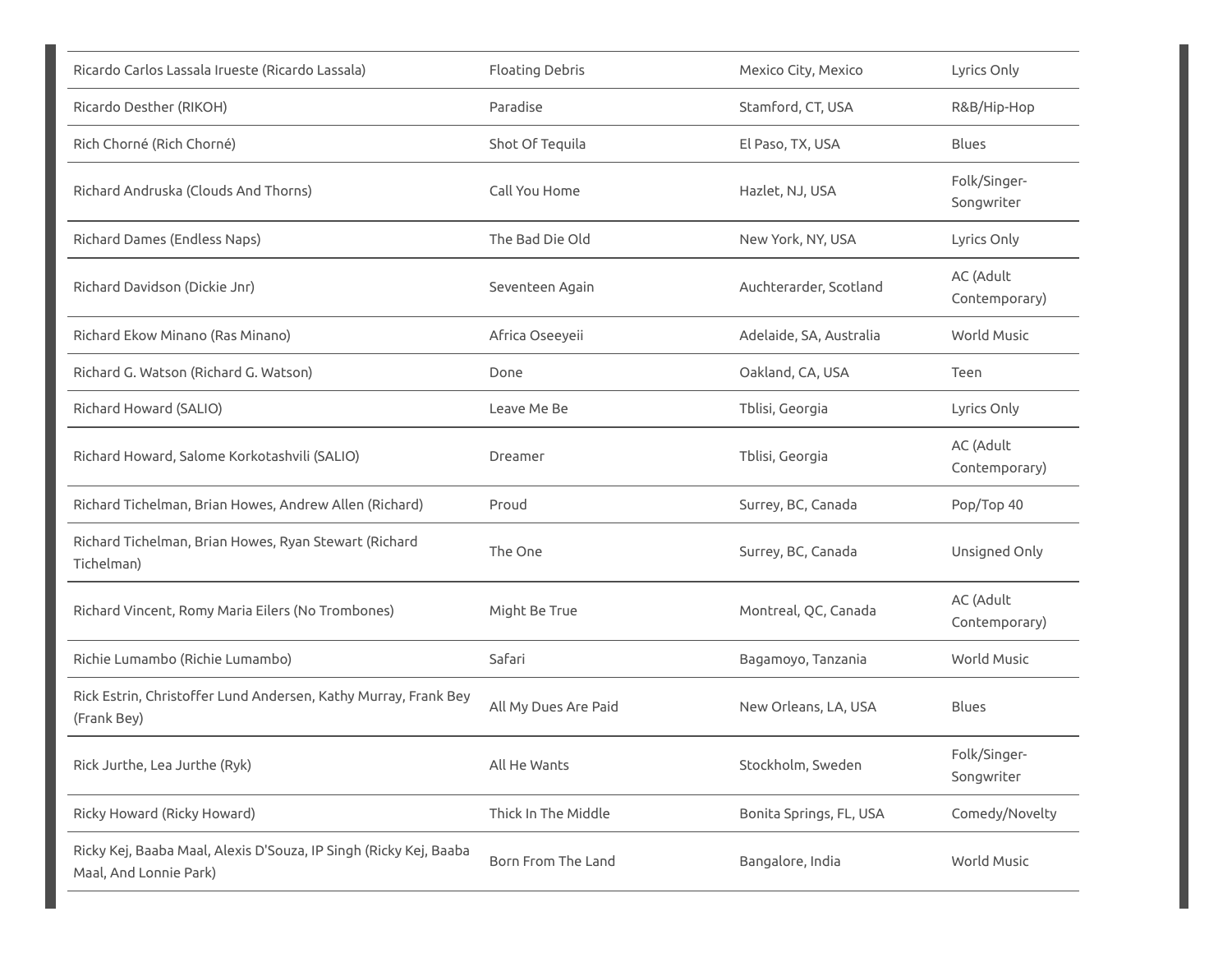| | | | |
|---|---|---|---|
| Ricardo Carlos Lassala Irueste (Ricardo Lassala) | Floating Debris | Mexico City, Mexico | Lyrics Only |
| Ricardo Desther (RIKOH) | Paradise | Stamford, CT, USA | R&B/Hip-Hop |
| Rich Chorné (Rich Chorné) | Shot Of Tequila | El Paso, TX, USA | Blues |
| Richard Andruska (Clouds And Thorns) | Call You Home | Hazlet, NJ, USA | Folk/Singer-Songwriter |
| Richard Dames (Endless Naps) | The Bad Die Old | New York, NY, USA | Lyrics Only |
| Richard Davidson (Dickie Jnr) | Seventeen Again | Auchterarder, Scotland | AC (Adult Contemporary) |
| Richard Ekow Minano (Ras Minano) | Africa Oseeyeii | Adelaide, SA, Australia | World Music |
| Richard G. Watson (Richard G. Watson) | Done | Oakland, CA, USA | Teen |
| Richard Howard (SALIO) | Leave Me Be | Tblisi, Georgia | Lyrics Only |
| Richard Howard, Salome Korkotashvili (SALIO) | Dreamer | Tblisi, Georgia | AC (Adult Contemporary) |
| Richard Tichelman, Brian Howes, Andrew Allen (Richard) | Proud | Surrey, BC, Canada | Pop/Top 40 |
| Richard Tichelman, Brian Howes, Ryan Stewart (Richard Tichelman) | The One | Surrey, BC, Canada | Unsigned Only |
| Richard Vincent, Romy Maria Eilers (No Trombones) | Might Be True | Montreal, QC, Canada | AC (Adult Contemporary) |
| Richie Lumambo (Richie Lumambo) | Safari | Bagamoyo, Tanzania | World Music |
| Rick Estrin, Christoffer Lund Andersen, Kathy Murray, Frank Bey (Frank Bey) | All My Dues Are Paid | New Orleans, LA, USA | Blues |
| Rick Jurthe, Lea Jurthe (Ryk) | All He Wants | Stockholm, Sweden | Folk/Singer-Songwriter |
| Ricky Howard (Ricky Howard) | Thick In The Middle | Bonita Springs, FL, USA | Comedy/Novelty |
| Ricky Kej, Baaba Maal, Alexis D'Souza, IP Singh (Ricky Kej, Baaba Maal, And Lonnie Park) | Born From The Land | Bangalore, India | World Music |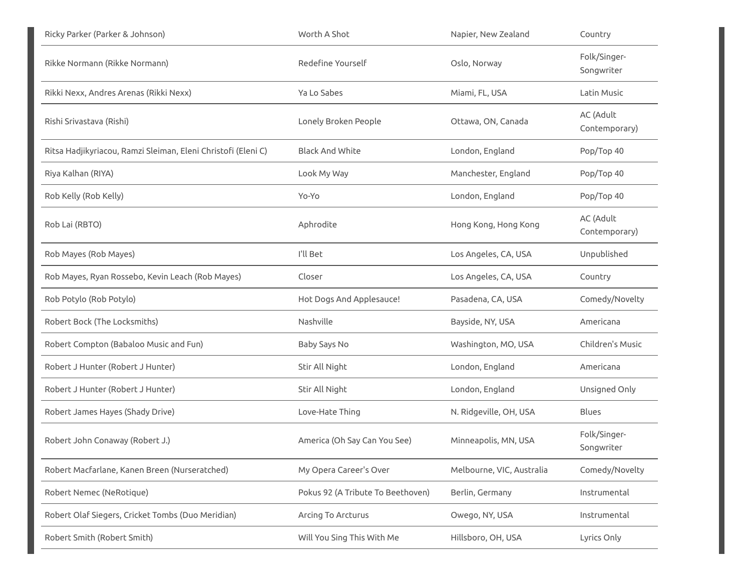| | | | |
|---|---|---|---|
| Ricky Parker (Parker & Johnson) | Worth A Shot | Napier, New Zealand | Country |
| Rikke Normann (Rikke Normann) | Redefine Yourself | Oslo, Norway | Folk/Singer-Songwriter |
| Rikki Nexx, Andres Arenas (Rikki Nexx) | Ya Lo Sabes | Miami, FL, USA | Latin Music |
| Rishi Srivastava (Rishi) | Lonely Broken People | Ottawa, ON, Canada | AC (Adult Contemporary) |
| Ritsa Hadjikyriacou, Ramzi Sleiman, Eleni Christofi (Eleni C) | Black And White | London, England | Pop/Top 40 |
| Riya Kalhan (RIYA) | Look My Way | Manchester, England | Pop/Top 40 |
| Rob Kelly (Rob Kelly) | Yo-Yo | London, England | Pop/Top 40 |
| Rob Lai (RBTO) | Aphrodite | Hong Kong, Hong Kong | AC (Adult Contemporary) |
| Rob Mayes (Rob Mayes) | I'll Bet | Los Angeles, CA, USA | Unpublished |
| Rob Mayes, Ryan Rossebo, Kevin Leach (Rob Mayes) | Closer | Los Angeles, CA, USA | Country |
| Rob Potylo (Rob Potylo) | Hot Dogs And Applesauce! | Pasadena, CA, USA | Comedy/Novelty |
| Robert Bock (The Locksmiths) | Nashville | Bayside, NY, USA | Americana |
| Robert Compton (Babaloo Music and Fun) | Baby Says No | Washington, MO, USA | Children's Music |
| Robert J Hunter (Robert J Hunter) | Stir All Night | London, England | Americana |
| Robert J Hunter (Robert J Hunter) | Stir All Night | London, England | Unsigned Only |
| Robert James Hayes (Shady Drive) | Love-Hate Thing | N. Ridgeville, OH, USA | Blues |
| Robert John Conaway (Robert J.) | America (Oh Say Can You See) | Minneapolis, MN, USA | Folk/Singer-Songwriter |
| Robert Macfarlane, Kanen Breen (Nurseratched) | My Opera Career's Over | Melbourne, VIC, Australia | Comedy/Novelty |
| Robert Nemec (NeRotique) | Pokus 92 (A Tribute To Beethoven) | Berlin, Germany | Instrumental |
| Robert Olaf Siegers, Cricket Tombs (Duo Meridian) | Arcing To Arcturus | Owego, NY, USA | Instrumental |
| Robert Smith (Robert Smith) | Will You Sing This With Me | Hillsboro, OH, USA | Lyrics Only |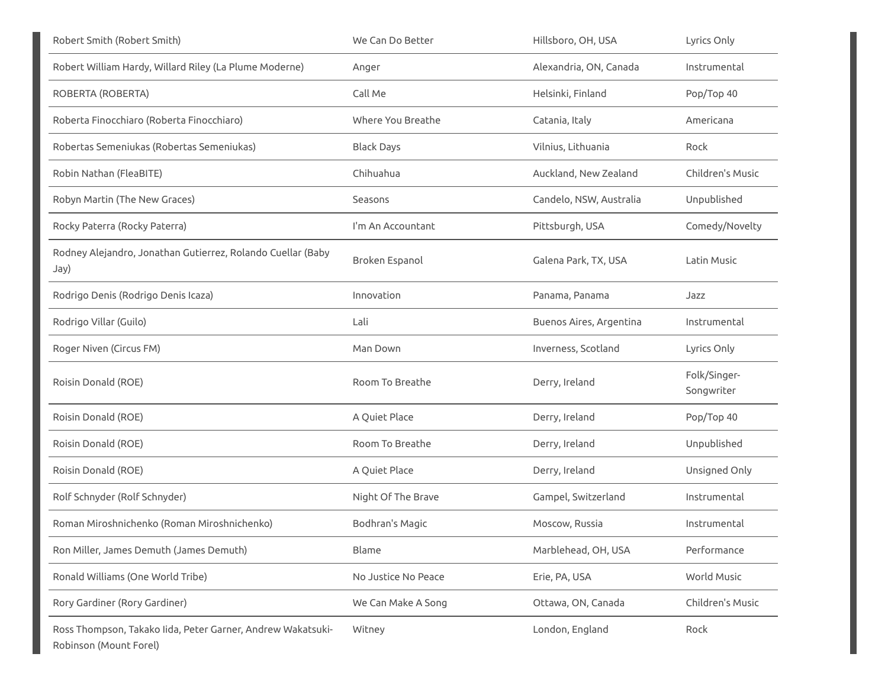| | | | |
|---|---|---|---|
| Robert Smith (Robert Smith) | We Can Do Better | Hillsboro, OH, USA | Lyrics Only |
| Robert William Hardy, Willard Riley (La Plume Moderne) | Anger | Alexandria, ON, Canada | Instrumental |
| ROBERTA (ROBERTA) | Call Me | Helsinki, Finland | Pop/Top 40 |
| Roberta Finocchiaro (Roberta Finocchiaro) | Where You Breathe | Catania, Italy | Americana |
| Robertas Semeniukas (Robertas Semeniukas) | Black Days | Vilnius, Lithuania | Rock |
| Robin Nathan (FleaBITE) | Chihuahua | Auckland, New Zealand | Children's Music |
| Robyn Martin (The New Graces) | Seasons | Candelo, NSW, Australia | Unpublished |
| Rocky Paterra (Rocky Paterra) | I'm An Accountant | Pittsburgh, USA | Comedy/Novelty |
| Rodney Alejandro, Jonathan Gutierrez, Rolando Cuellar (Baby Jay) | Broken Espanol | Galena Park, TX, USA | Latin Music |
| Rodrigo Denis (Rodrigo Denis Icaza) | Innovation | Panama, Panama | Jazz |
| Rodrigo Villar (Guilo) | Lali | Buenos Aires, Argentina | Instrumental |
| Roger Niven (Circus FM) | Man Down | Inverness, Scotland | Lyrics Only |
| Roisin Donald (ROE) | Room To Breathe | Derry, Ireland | Folk/Singer-Songwriter |
| Roisin Donald (ROE) | A Quiet Place | Derry, Ireland | Pop/Top 40 |
| Roisin Donald (ROE) | Room To Breathe | Derry, Ireland | Unpublished |
| Roisin Donald (ROE) | A Quiet Place | Derry, Ireland | Unsigned Only |
| Rolf Schnyder (Rolf Schnyder) | Night Of The Brave | Gampel, Switzerland | Instrumental |
| Roman Miroshnichenko (Roman Miroshnichenko) | Bodhran's Magic | Moscow, Russia | Instrumental |
| Ron Miller, James Demuth (James Demuth) | Blame | Marblehead, OH, USA | Performance |
| Ronald Williams (One World Tribe) | No Justice No Peace | Erie, PA, USA | World Music |
| Rory Gardiner (Rory Gardiner) | We Can Make A Song | Ottawa, ON, Canada | Children's Music |
| Ross Thompson, Takako Iida, Peter Garner, Andrew Wakatsuki-Robinson (Mount Forel) | Witney | London, England | Rock |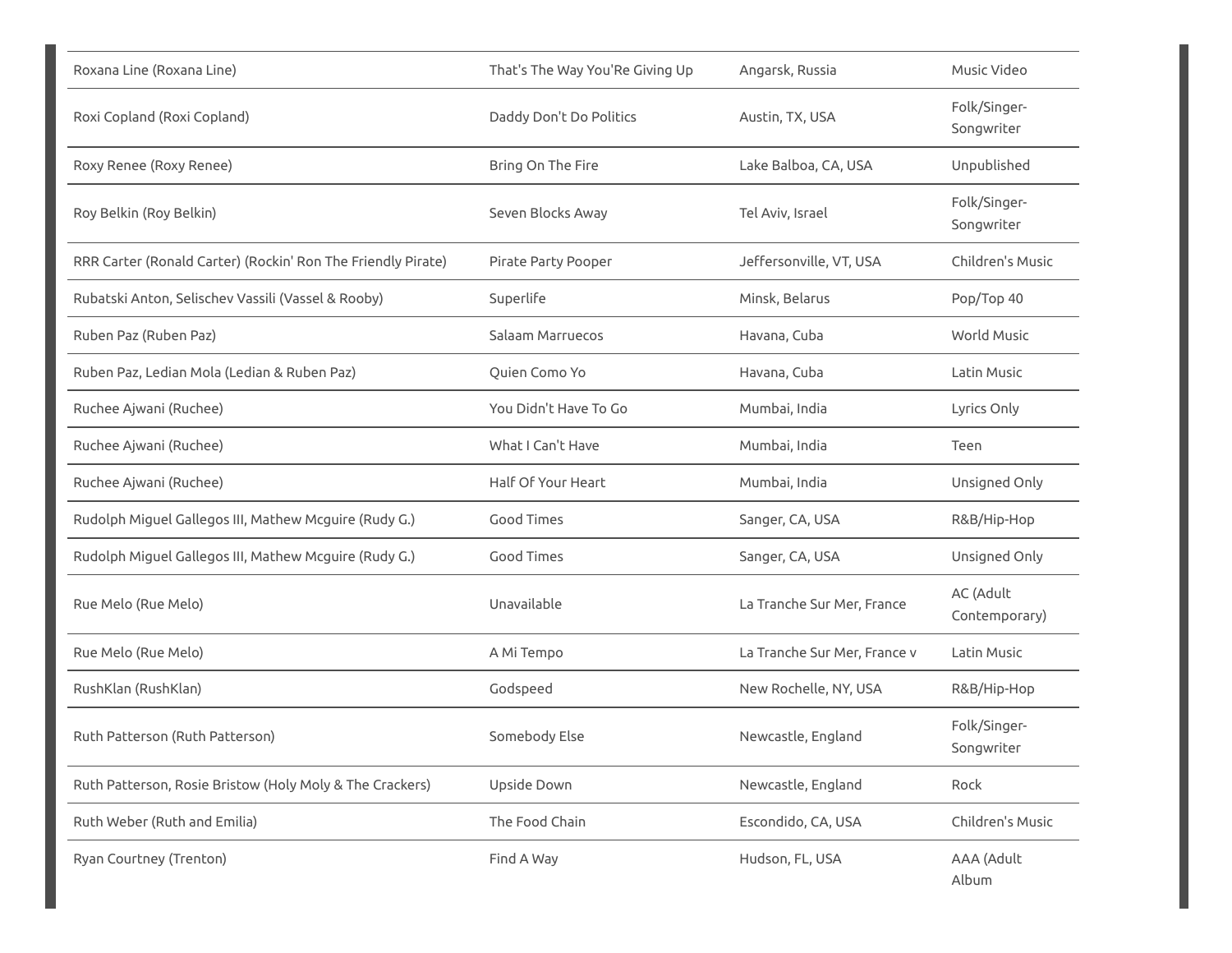| | | | |
|---|---|---|---|
| Roxana Line (Roxana Line) | That's The Way You'Re Giving Up | Angarsk, Russia | Music Video |
| Roxi Copland (Roxi Copland) | Daddy Don't Do Politics | Austin, TX, USA | Folk/Singer-Songwriter |
| Roxy Renee (Roxy Renee) | Bring On The Fire | Lake Balboa, CA, USA | Unpublished |
| Roy Belkin (Roy Belkin) | Seven Blocks Away | Tel Aviv, Israel | Folk/Singer-Songwriter |
| RRR Carter (Ronald Carter) (Rockin' Ron The Friendly Pirate) | Pirate Party Pooper | Jeffersonville, VT, USA | Children's Music |
| Rubatski Anton, Selischev Vassili (Vassel & Rooby) | Superlife | Minsk, Belarus | Pop/Top 40 |
| Ruben Paz (Ruben Paz) | Salaam Marruecos | Havana, Cuba | World Music |
| Ruben Paz, Ledian Mola (Ledian & Ruben Paz) | Quien Como Yo | Havana, Cuba | Latin Music |
| Ruchee Ajwani (Ruchee) | You Didn't Have To Go | Mumbai, India | Lyrics Only |
| Ruchee Ajwani (Ruchee) | What I Can't Have | Mumbai, India | Teen |
| Ruchee Ajwani (Ruchee) | Half Of Your Heart | Mumbai, India | Unsigned Only |
| Rudolph Miguel Gallegos III, Mathew Mcguire (Rudy G.) | Good Times | Sanger, CA, USA | R&B/Hip-Hop |
| Rudolph Miguel Gallegos III, Mathew Mcguire (Rudy G.) | Good Times | Sanger, CA, USA | Unsigned Only |
| Rue Melo (Rue Melo) | Unavailable | La Tranche Sur Mer, France | AC (Adult Contemporary) |
| Rue Melo (Rue Melo) | A Mi Tempo | La Tranche Sur Mer, France v | Latin Music |
| RushKlan (RushKlan) | Godspeed | New Rochelle, NY, USA | R&B/Hip-Hop |
| Ruth Patterson (Ruth Patterson) | Somebody Else | Newcastle, England | Folk/Singer-Songwriter |
| Ruth Patterson, Rosie Bristow (Holy Moly & The Crackers) | Upside Down | Newcastle, England | Rock |
| Ruth Weber (Ruth and Emilia) | The Food Chain | Escondido, CA, USA | Children's Music |
| Ryan Courtney (Trenton) | Find A Way | Hudson, FL, USA | AAA (Adult Album |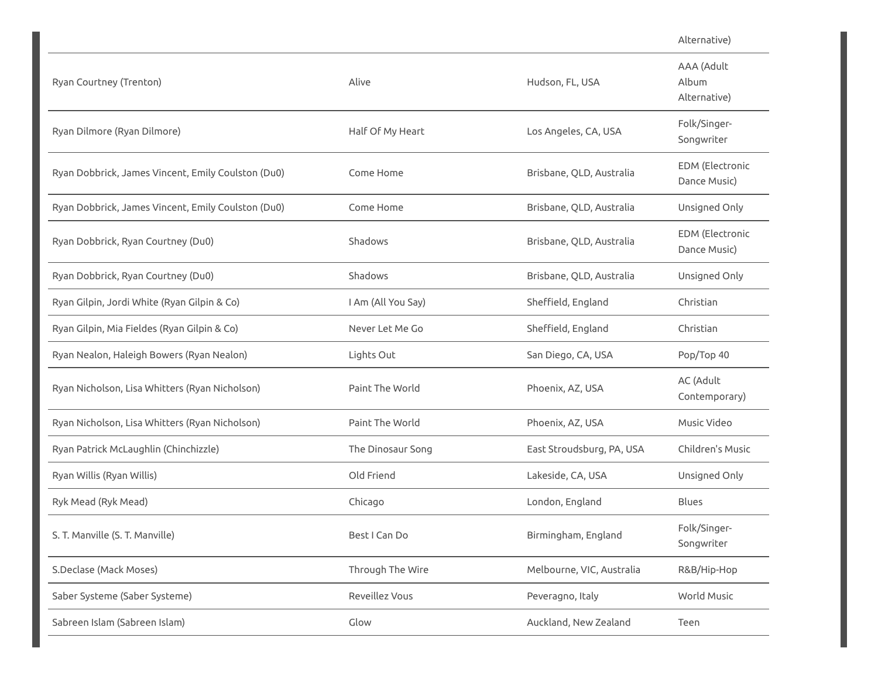| | | | Alternative) |
|---|---|---|---|
| Ryan Courtney (Trenton) | Alive | Hudson, FL, USA | AAA (Adult Album Alternative) |
| Ryan Dilmore (Ryan Dilmore) | Half Of My Heart | Los Angeles, CA, USA | Folk/Singer-Songwriter |
| Ryan Dobbrick, James Vincent, Emily Coulston (Du0) | Come Home | Brisbane, QLD, Australia | EDM (Electronic Dance Music) |
| Ryan Dobbrick, James Vincent, Emily Coulston (Du0) | Come Home | Brisbane, QLD, Australia | Unsigned Only |
| Ryan Dobbrick, Ryan Courtney (Du0) | Shadows | Brisbane, QLD, Australia | EDM (Electronic Dance Music) |
| Ryan Dobbrick, Ryan Courtney (Du0) | Shadows | Brisbane, QLD, Australia | Unsigned Only |
| Ryan Gilpin, Jordi White (Ryan Gilpin & Co) | I Am (All You Say) | Sheffield, England | Christian |
| Ryan Gilpin, Mia Fieldes (Ryan Gilpin & Co) | Never Let Me Go | Sheffield, England | Christian |
| Ryan Nealon, Haleigh Bowers (Ryan Nealon) | Lights Out | San Diego, CA, USA | Pop/Top 40 |
| Ryan Nicholson, Lisa Whitters (Ryan Nicholson) | Paint The World | Phoenix, AZ, USA | AC (Adult Contemporary) |
| Ryan Nicholson, Lisa Whitters (Ryan Nicholson) | Paint The World | Phoenix, AZ, USA | Music Video |
| Ryan Patrick McLaughlin (Chinchizzle) | The Dinosaur Song | East Stroudsburg, PA, USA | Children's Music |
| Ryan Willis (Ryan Willis) | Old Friend | Lakeside, CA, USA | Unsigned Only |
| Ryk Mead (Ryk Mead) | Chicago | London, England | Blues |
| S. T. Manville (S. T. Manville) | Best I Can Do | Birmingham, England | Folk/Singer-Songwriter |
| S.Declase (Mack Moses) | Through The Wire | Melbourne, VIC, Australia | R&B/Hip-Hop |
| Saber Systeme (Saber Systeme) | Reveillez Vous | Peveragno, Italy | World Music |
| Sabreen Islam (Sabreen Islam) | Glow | Auckland, New Zealand | Teen |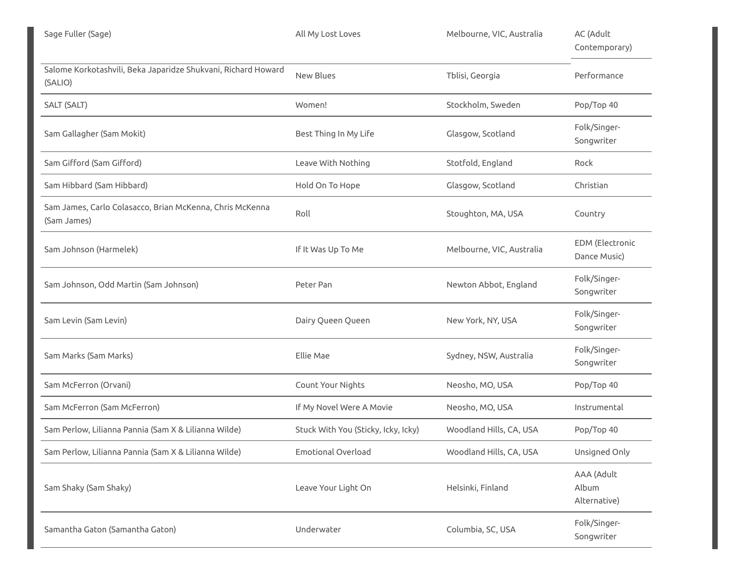| | | | |
|---|---|---|---|
| Sage Fuller (Sage) | All My Lost Loves | Melbourne, VIC, Australia | AC (Adult Contemporary) |
| Salome Korkotashvili, Beka Japaridze Shukvani, Richard Howard (SALIO) | New Blues | Tblisi, Georgia | Performance |
| SALT (SALT) | Women! | Stockholm, Sweden | Pop/Top 40 |
| Sam Gallagher (Sam Mokit) | Best Thing In My Life | Glasgow, Scotland | Folk/Singer-Songwriter |
| Sam Gifford (Sam Gifford) | Leave With Nothing | Stotfold, England | Rock |
| Sam Hibbard (Sam Hibbard) | Hold On To Hope | Glasgow, Scotland | Christian |
| Sam James, Carlo Colasacco, Brian McKenna, Chris McKenna (Sam James) | Roll | Stoughton, MA, USA | Country |
| Sam Johnson (Harmelek) | If It Was Up To Me | Melbourne, VIC, Australia | EDM (Electronic Dance Music) |
| Sam Johnson, Odd Martin (Sam Johnson) | Peter Pan | Newton Abbot, England | Folk/Singer-Songwriter |
| Sam Levin (Sam Levin) | Dairy Queen Queen | New York, NY, USA | Folk/Singer-Songwriter |
| Sam Marks (Sam Marks) | Ellie Mae | Sydney, NSW, Australia | Folk/Singer-Songwriter |
| Sam McFerron (Orvani) | Count Your Nights | Neosho, MO, USA | Pop/Top 40 |
| Sam McFerron (Sam McFerron) | If My Novel Were A Movie | Neosho, MO, USA | Instrumental |
| Sam Perlow, Lilianna Pannia (Sam X & Lilianna Wilde) | Stuck With You (Sticky, Icky, Icky) | Woodland Hills, CA, USA | Pop/Top 40 |
| Sam Perlow, Lilianna Pannia (Sam X & Lilianna Wilde) | Emotional Overload | Woodland Hills, CA, USA | Unsigned Only |
| Sam Shaky (Sam Shaky) | Leave Your Light On | Helsinki, Finland | AAA (Adult Album Alternative) |
| Samantha Gaton (Samantha Gaton) | Underwater | Columbia, SC, USA | Folk/Singer-Songwriter |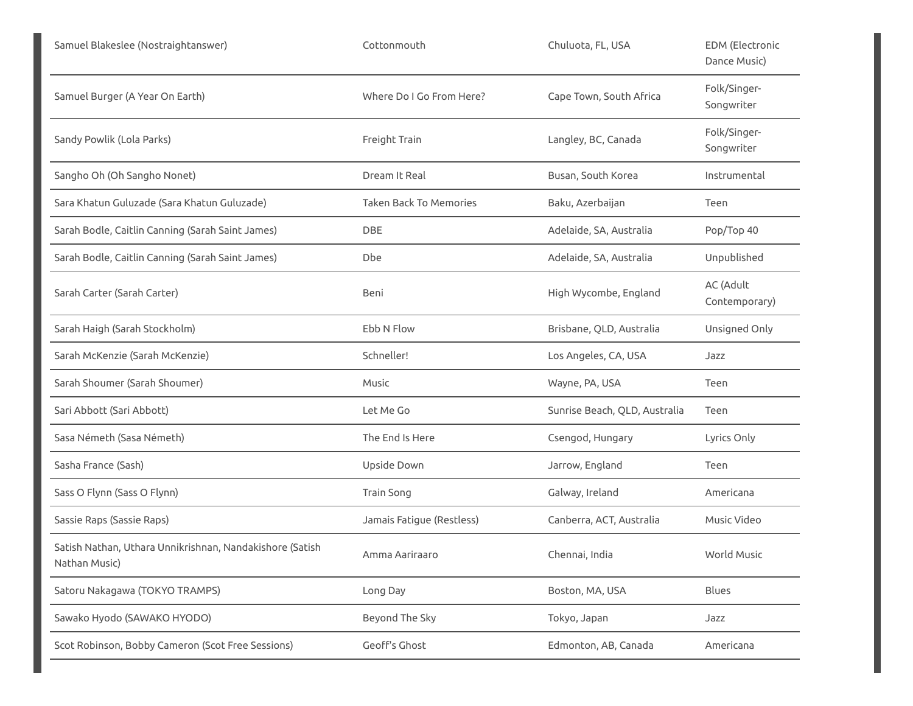| | | | |
|---|---|---|---|
| Samuel Blakeslee (Nostraightanswer) | Cottonmouth | Chuluota, FL, USA | EDM (Electronic Dance Music) |
| Samuel Burger (A Year On Earth) | Where Do I Go From Here? | Cape Town, South Africa | Folk/Singer-Songwriter |
| Sandy Powlik (Lola Parks) | Freight Train | Langley, BC, Canada | Folk/Singer-Songwriter |
| Sangho Oh (Oh Sangho Nonet) | Dream It Real | Busan, South Korea | Instrumental |
| Sara Khatun Guluzade (Sara Khatun Guluzade) | Taken Back To Memories | Baku, Azerbaijan | Teen |
| Sarah Bodle, Caitlin Canning (Sarah Saint James) | DBE | Adelaide, SA, Australia | Pop/Top 40 |
| Sarah Bodle, Caitlin Canning (Sarah Saint James) | Dbe | Adelaide, SA, Australia | Unpublished |
| Sarah Carter (Sarah Carter) | Beni | High Wycombe, England | AC (Adult Contemporary) |
| Sarah Haigh (Sarah Stockholm) | Ebb N Flow | Brisbane, QLD, Australia | Unsigned Only |
| Sarah McKenzie (Sarah McKenzie) | Schneller! | Los Angeles, CA, USA | Jazz |
| Sarah Shoumer (Sarah Shoumer) | Music | Wayne, PA, USA | Teen |
| Sari Abbott (Sari Abbott) | Let Me Go | Sunrise Beach, QLD, Australia | Teen |
| Sasa Németh (Sasa Németh) | The End Is Here | Csengod, Hungary | Lyrics Only |
| Sasha France (Sash) | Upside Down | Jarrow, England | Teen |
| Sass O Flynn (Sass O Flynn) | Train Song | Galway, Ireland | Americana |
| Sassie Raps (Sassie Raps) | Jamais Fatigue (Restless) | Canberra, ACT, Australia | Music Video |
| Satish Nathan, Uthara Unnikrishnan, Nandakishore (Satish Nathan Music) | Amma Aariraaro | Chennai, India | World Music |
| Satoru Nakagawa (TOKYO TRAMPS) | Long Day | Boston, MA, USA | Blues |
| Sawako Hyodo (SAWAKO HYODO) | Beyond The Sky | Tokyo, Japan | Jazz |
| Scot Robinson, Bobby Cameron (Scot Free Sessions) | Geoff's Ghost | Edmonton, AB, Canada | Americana |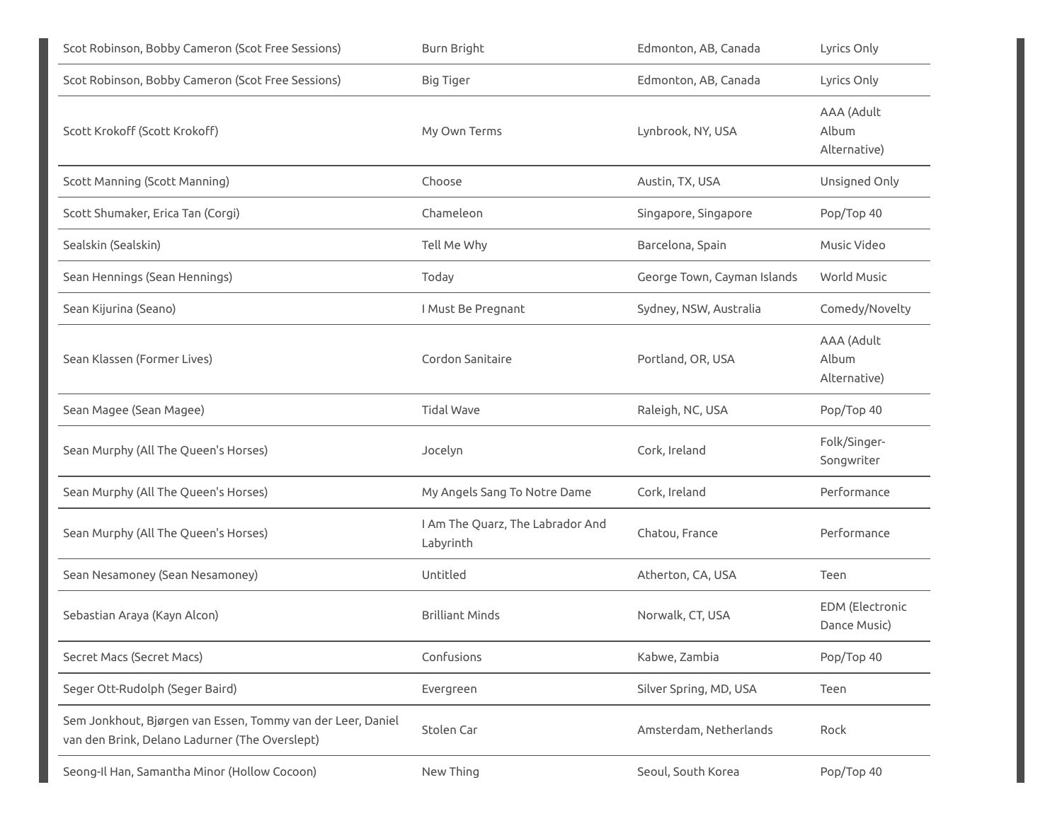| | | | |
|---|---|---|---|
| Scot Robinson, Bobby Cameron (Scot Free Sessions) | Burn Bright | Edmonton, AB, Canada | Lyrics Only |
| Scot Robinson, Bobby Cameron (Scot Free Sessions) | Big Tiger | Edmonton, AB, Canada | Lyrics Only |
| Scott Krokoff (Scott Krokoff) | My Own Terms | Lynbrook, NY, USA | AAA (Adult Album Alternative) |
| Scott Manning (Scott Manning) | Choose | Austin, TX, USA | Unsigned Only |
| Scott Shumaker, Erica Tan (Corgi) | Chameleon | Singapore, Singapore | Pop/Top 40 |
| Sealskin (Sealskin) | Tell Me Why | Barcelona, Spain | Music Video |
| Sean Hennings (Sean Hennings) | Today | George Town, Cayman Islands | World Music |
| Sean Kijurina (Seano) | I Must Be Pregnant | Sydney, NSW, Australia | Comedy/Novelty |
| Sean Klassen (Former Lives) | Cordon Sanitaire | Portland, OR, USA | AAA (Adult Album Alternative) |
| Sean Magee (Sean Magee) | Tidal Wave | Raleigh, NC, USA | Pop/Top 40 |
| Sean Murphy (All The Queen's Horses) | Jocelyn | Cork, Ireland | Folk/Singer-Songwriter |
| Sean Murphy (All The Queen's Horses) | My Angels Sang To Notre Dame | Cork, Ireland | Performance |
| Sean Murphy (All The Queen's Horses) | I Am The Quarz, The Labrador And Labyrinth | Chatou, France | Performance |
| Sean Nesamoney (Sean Nesamoney) | Untitled | Atherton, CA, USA | Teen |
| Sebastian Araya (Kayn Alcon) | Brilliant Minds | Norwalk, CT, USA | EDM (Electronic Dance Music) |
| Secret Macs (Secret Macs) | Confusions | Kabwe, Zambia | Pop/Top 40 |
| Seger Ott-Rudolph (Seger Baird) | Evergreen | Silver Spring, MD, USA | Teen |
| Sem Jonkhout, Bjørgen van Essen, Tommy van der Leer, Daniel van den Brink, Delano Ladurner (The Overslept) | Stolen Car | Amsterdam, Netherlands | Rock |
| Seong-Il Han, Samantha Minor (Hollow Cocoon) | New Thing | Seoul, South Korea | Pop/Top 40 |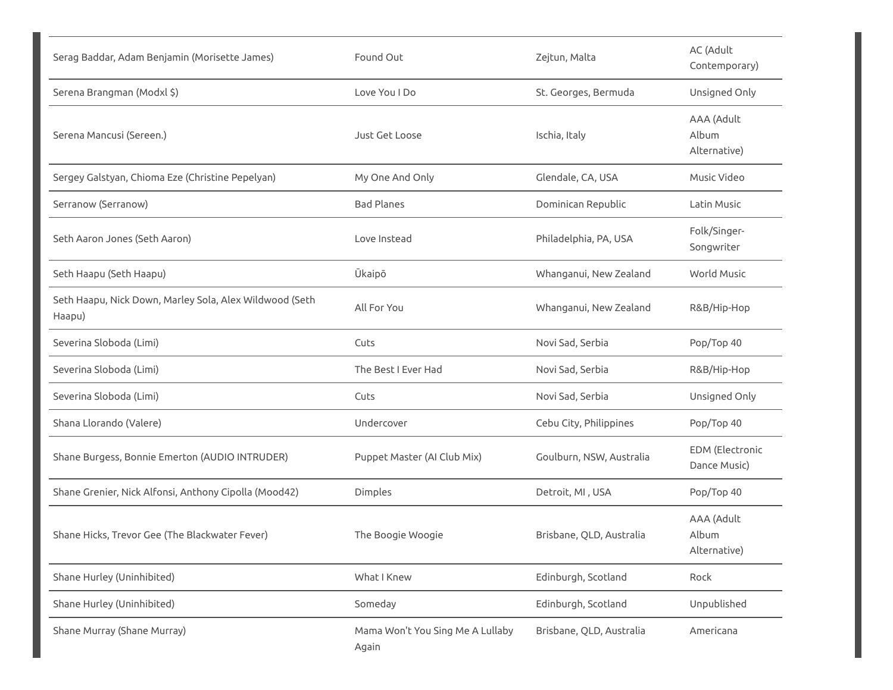| | | | |
|---|---|---|---|
| Serag Baddar, Adam Benjamin (Morisette James) | Found Out | Zejtun, Malta | AC (Adult Contemporary) |
| Serena Brangman (Modxl $) | Love You I Do | St. Georges, Bermuda | Unsigned Only |
| Serena Mancusi (Sereen.) | Just Get Loose | Ischia, Italy | AAA (Adult Album Alternative) |
| Sergey Galstyan, Chioma Eze (Christine Pepelyan) | My One And Only | Glendale, CA, USA | Music Video |
| Serranow (Serranow) | Bad Planes | Dominican Republic | Latin Music |
| Seth Aaron Jones (Seth Aaron) | Love Instead | Philadelphia, PA, USA | Folk/Singer-Songwriter |
| Seth Haapu (Seth Haapu) | Ūkaipō | Whanganui, New Zealand | World Music |
| Seth Haapu, Nick Down, Marley Sola, Alex Wildwood (Seth Haapu) | All For You | Whanganui, New Zealand | R&B/Hip-Hop |
| Severina Sloboda (Limi) | Cuts | Novi Sad, Serbia | Pop/Top 40 |
| Severina Sloboda (Limi) | The Best I Ever Had | Novi Sad, Serbia | R&B/Hip-Hop |
| Severina Sloboda (Limi) | Cuts | Novi Sad, Serbia | Unsigned Only |
| Shana Llorando (Valere) | Undercover | Cebu City, Philippines | Pop/Top 40 |
| Shane Burgess, Bonnie Emerton (AUDIO INTRUDER) | Puppet Master (AI Club Mix) | Goulburn, NSW, Australia | EDM (Electronic Dance Music) |
| Shane Grenier, Nick Alfonsi, Anthony Cipolla (Mood42) | Dimples | Detroit, MI , USA | Pop/Top 40 |
| Shane Hicks, Trevor Gee (The Blackwater Fever) | The Boogie Woogie | Brisbane, QLD, Australia | AAA (Adult Album Alternative) |
| Shane Hurley (Uninhibited) | What I Knew | Edinburgh, Scotland | Rock |
| Shane Hurley (Uninhibited) | Someday | Edinburgh, Scotland | Unpublished |
| Shane Murray (Shane Murray) | Mama Won't You Sing Me A Lullaby Again | Brisbane, QLD, Australia | Americana |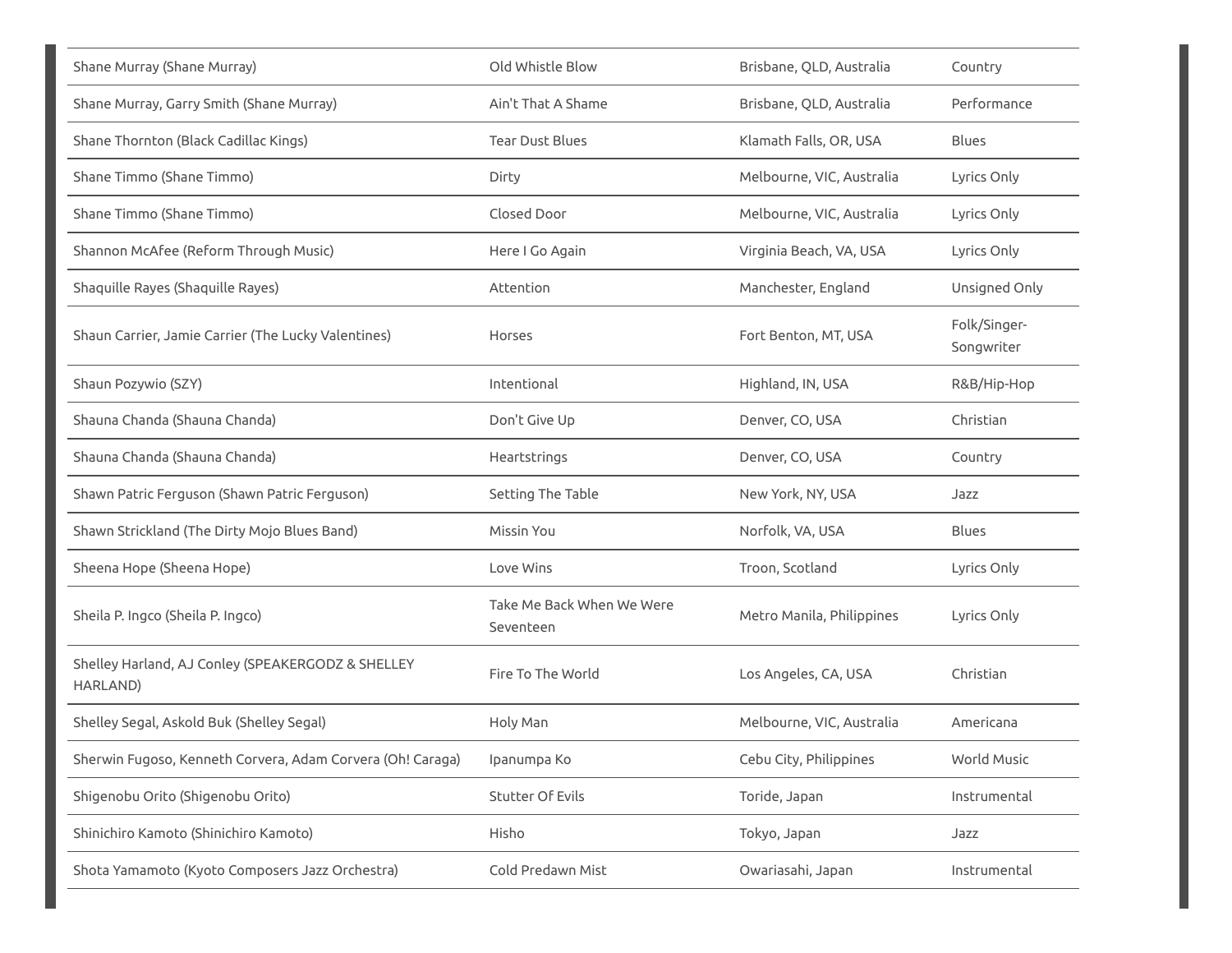| | | | |
|---|---|---|---|
| Shane Murray (Shane Murray) | Old Whistle Blow | Brisbane, QLD, Australia | Country |
| Shane Murray, Garry Smith (Shane Murray) | Ain't That A Shame | Brisbane, QLD, Australia | Performance |
| Shane Thornton (Black Cadillac Kings) | Tear Dust Blues | Klamath Falls, OR, USA | Blues |
| Shane Timmo (Shane Timmo) | Dirty | Melbourne, VIC, Australia | Lyrics Only |
| Shane Timmo (Shane Timmo) | Closed Door | Melbourne, VIC, Australia | Lyrics Only |
| Shannon McAfee (Reform Through Music) | Here I Go Again | Virginia Beach, VA, USA | Lyrics Only |
| Shaquille Rayes (Shaquille Rayes) | Attention | Manchester, England | Unsigned Only |
| Shaun Carrier, Jamie Carrier (The Lucky Valentines) | Horses | Fort Benton, MT, USA | Folk/Singer-Songwriter |
| Shaun Pozywio (SZY) | Intentional | Highland, IN, USA | R&B/Hip-Hop |
| Shauna Chanda (Shauna Chanda) | Don't Give Up | Denver, CO, USA | Christian |
| Shauna Chanda (Shauna Chanda) | Heartstrings | Denver, CO, USA | Country |
| Shawn Patric Ferguson (Shawn Patric Ferguson) | Setting The Table | New York, NY, USA | Jazz |
| Shawn Strickland (The Dirty Mojo Blues Band) | Missin You | Norfolk, VA, USA | Blues |
| Sheena Hope (Sheena Hope) | Love Wins | Troon, Scotland | Lyrics Only |
| Sheila P. Ingco (Sheila P. Ingco) | Take Me Back When We Were Seventeen | Metro Manila, Philippines | Lyrics Only |
| Shelley Harland, AJ Conley (SPEAKERGODZ & SHELLEY HARLAND) | Fire To The World | Los Angeles, CA, USA | Christian |
| Shelley Segal, Askold Buk (Shelley Segal) | Holy Man | Melbourne, VIC, Australia | Americana |
| Sherwin Fugoso, Kenneth Corvera, Adam Corvera (Oh! Caraga) | Ipanumpa Ko | Cebu City, Philippines | World Music |
| Shigenobu Orito (Shigenobu Orito) | Stutter Of Evils | Toride, Japan | Instrumental |
| Shinichiro Kamoto (Shinichiro Kamoto) | Hisho | Tokyo, Japan | Jazz |
| Shota Yamamoto (Kyoto Composers Jazz Orchestra) | Cold Predawn Mist | Owariasahi, Japan | Instrumental |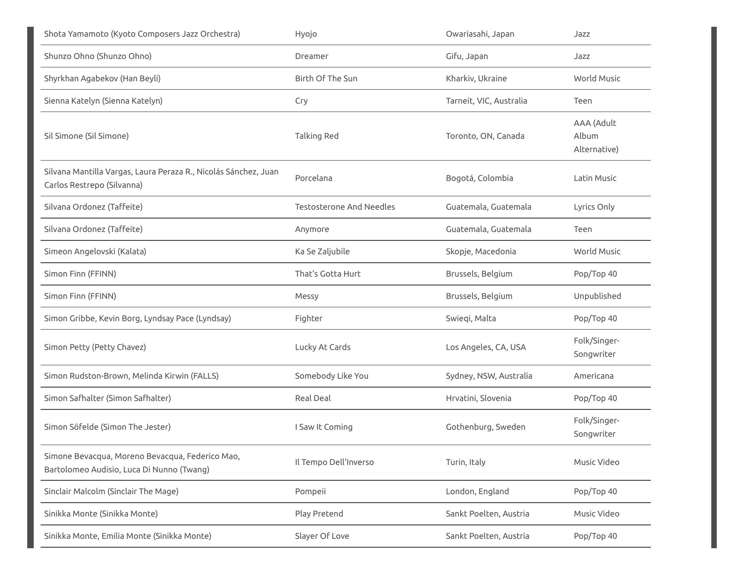| | | | |
|---|---|---|---|
| Shota Yamamoto (Kyoto Composers Jazz Orchestra) | Hyojo | Owariasahi, Japan | Jazz |
| Shunzo Ohno (Shunzo Ohno) | Dreamer | Gifu, Japan | Jazz |
| Shyrkhan Agabekov (Han Beyli) | Birth Of The Sun | Kharkiv, Ukraine | World Music |
| Sienna Katelyn (Sienna Katelyn) | Cry | Tarneit, VIC, Australia | Teen |
| Sil Simone (Sil Simone) | Talking Red | Toronto, ON, Canada | AAA (Adult Album Alternative) |
| Silvana Mantilla Vargas, Laura Peraza R., Nicolás Sánchez, Juan Carlos Restrepo (Silvanna) | Porcelana | Bogotá, Colombia | Latin Music |
| Silvana Ordonez (Taffeite) | Testosterone And Needles | Guatemala, Guatemala | Lyrics Only |
| Silvana Ordonez (Taffeite) | Anymore | Guatemala, Guatemala | Teen |
| Simeon Angelovski (Kalata) | Ka Se Zaljubile | Skopje, Macedonia | World Music |
| Simon Finn (FFINN) | That's Gotta Hurt | Brussels, Belgium | Pop/Top 40 |
| Simon Finn (FFINN) | Messy | Brussels, Belgium | Unpublished |
| Simon Gribbe, Kevin Borg, Lyndsay Pace (Lyndsay) | Fighter | Swieqi, Malta | Pop/Top 40 |
| Simon Petty (Petty Chavez) | Lucky At Cards | Los Angeles, CA, USA | Folk/Singer-Songwriter |
| Simon Rudston-Brown, Melinda Kirwin (FALLS) | Somebody Like You | Sydney, NSW, Australia | Americana |
| Simon Safhalter (Simon Safhalter) | Real Deal | Hrvatini, Slovenia | Pop/Top 40 |
| Simon Söfelde (Simon The Jester) | I Saw It Coming | Gothenburg, Sweden | Folk/Singer-Songwriter |
| Simone Bevacqua, Moreno Bevacqua, Federico Mao, Bartolomeo Audisio, Luca Di Nunno (Twang) | Il Tempo Dell'Inverso | Turin, Italy | Music Video |
| Sinclair Malcolm (Sinclair The Mage) | Pompeii | London, England | Pop/Top 40 |
| Sinikka Monte (Sinikka Monte) | Play Pretend | Sankt Poelten, Austria | Music Video |
| Sinikka Monte, Emilia Monte (Sinikka Monte) | Slayer Of Love | Sankt Poelten, Austria | Pop/Top 40 |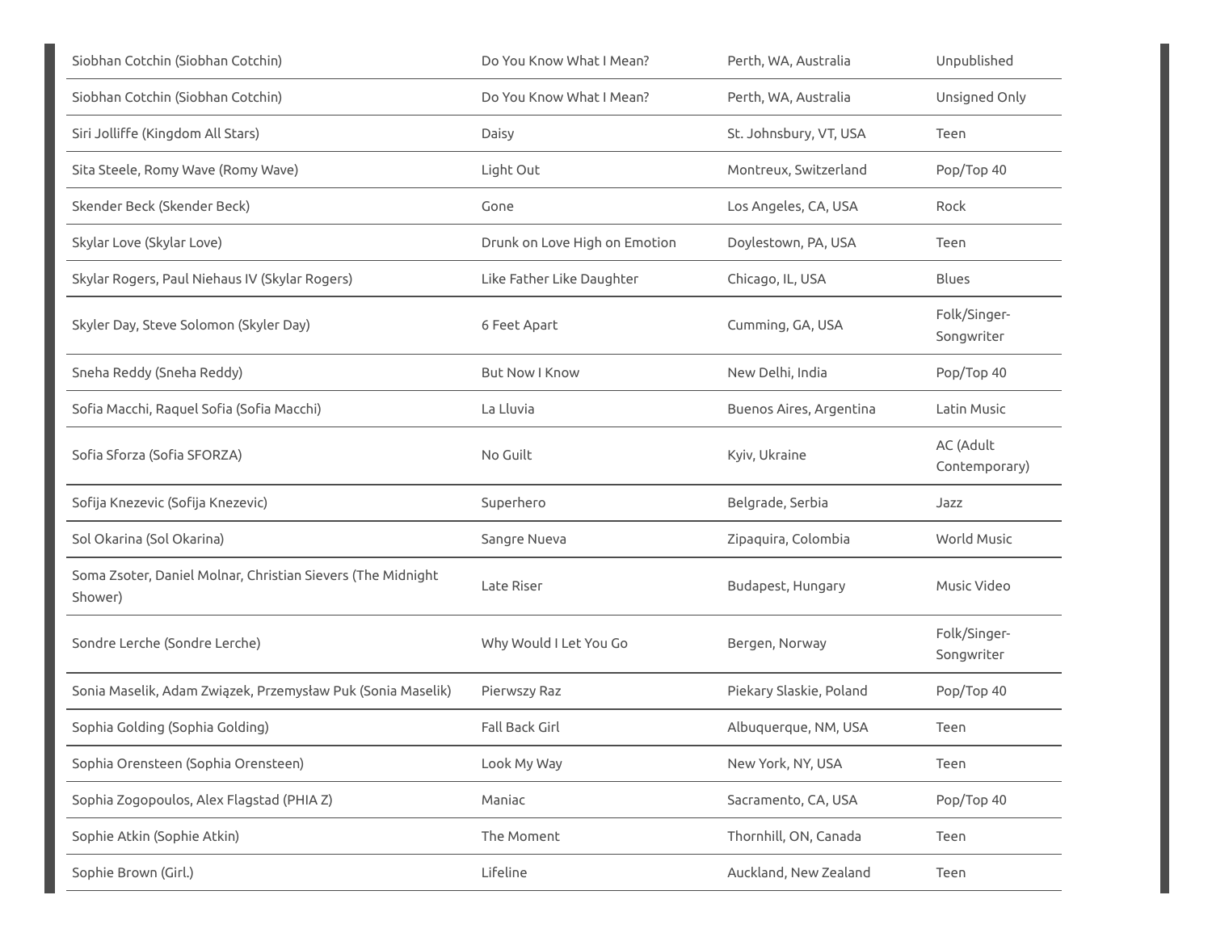| | | | |
|---|---|---|---|
| Siobhan Cotchin (Siobhan Cotchin) | Do You Know What I Mean? | Perth, WA, Australia | Unpublished |
| Siobhan Cotchin (Siobhan Cotchin) | Do You Know What I Mean? | Perth, WA, Australia | Unsigned Only |
| Siri Jolliffe (Kingdom All Stars) | Daisy | St. Johnsbury, VT, USA | Teen |
| Sita Steele, Romy Wave (Romy Wave) | Light Out | Montreux, Switzerland | Pop/Top 40 |
| Skender Beck (Skender Beck) | Gone | Los Angeles, CA, USA | Rock |
| Skylar Love (Skylar Love) | Drunk on Love High on Emotion | Doylestown, PA, USA | Teen |
| Skylar Rogers, Paul Niehaus IV (Skylar Rogers) | Like Father Like Daughter | Chicago, IL, USA | Blues |
| Skyler Day, Steve Solomon (Skyler Day) | 6 Feet Apart | Cumming, GA, USA | Folk/Singer-Songwriter |
| Sneha Reddy (Sneha Reddy) | But Now I Know | New Delhi, India | Pop/Top 40 |
| Sofia Macchi, Raquel Sofia (Sofia Macchi) | La Lluvia | Buenos Aires, Argentina | Latin Music |
| Sofia Sforza (Sofia SFORZA) | No Guilt | Kyiv, Ukraine | AC (Adult Contemporary) |
| Sofija Knezevic (Sofija Knezevic) | Superhero | Belgrade, Serbia | Jazz |
| Sol Okarina (Sol Okarina) | Sangre Nueva | Zipaquira, Colombia | World Music |
| Soma Zsoter, Daniel Molnar, Christian Sievers (The Midnight Shower) | Late Riser | Budapest, Hungary | Music Video |
| Sondre Lerche (Sondre Lerche) | Why Would I Let You Go | Bergen, Norway | Folk/Singer-Songwriter |
| Sonia Maselik, Adam Związek, Przemysław Puk (Sonia Maselik) | Pierwszy Raz | Piekary Slaskie, Poland | Pop/Top 40 |
| Sophia Golding (Sophia Golding) | Fall Back Girl | Albuquerque, NM, USA | Teen |
| Sophia Orensteen (Sophia Orensteen) | Look My Way | New York, NY, USA | Teen |
| Sophia Zogopoulos, Alex Flagstad (PHIA Z) | Maniac | Sacramento, CA, USA | Pop/Top 40 |
| Sophie Atkin (Sophie Atkin) | The Moment | Thornhill, ON, Canada | Teen |
| Sophie Brown (Girl.) | Lifeline | Auckland, New Zealand | Teen |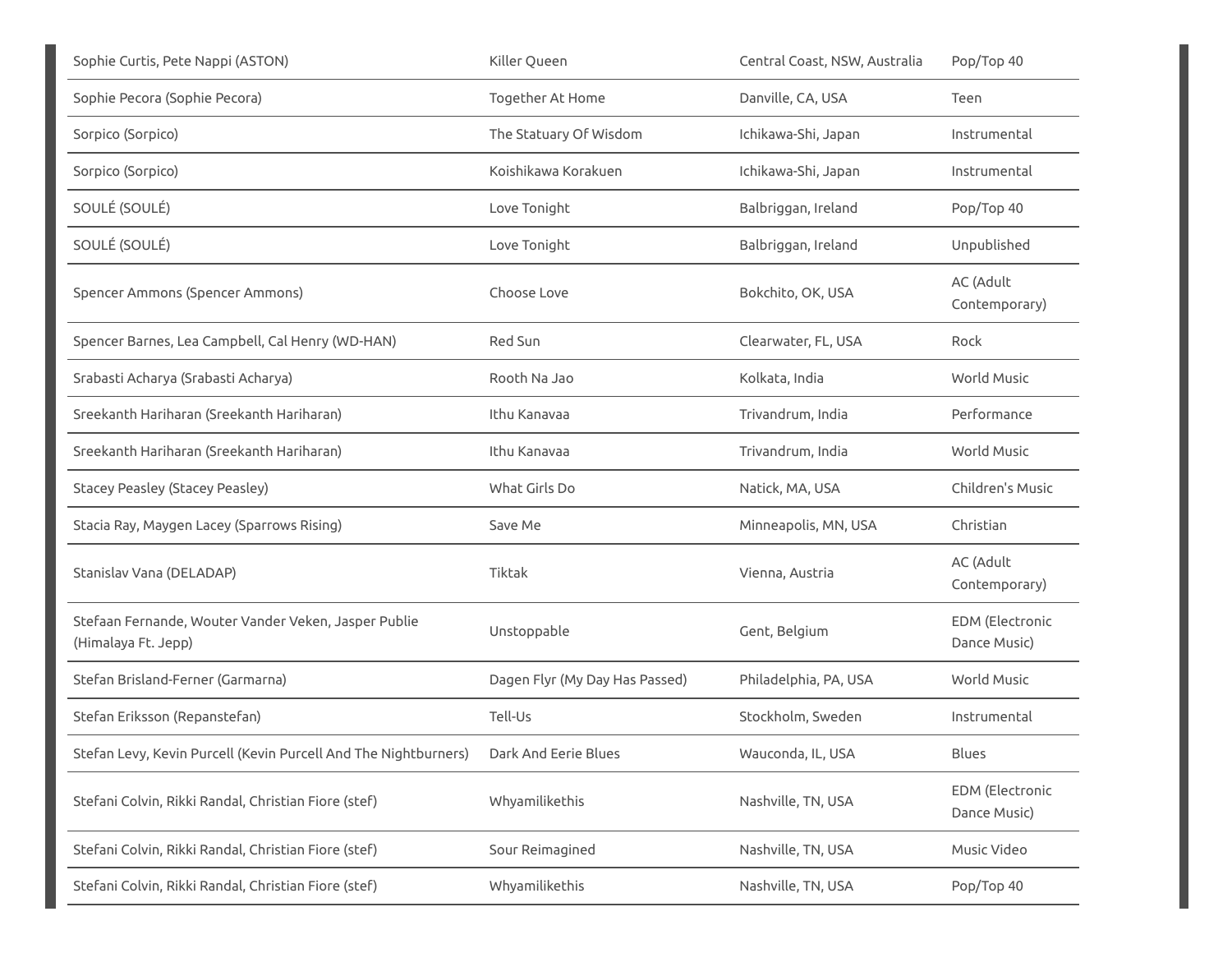| | | | |
|---|---|---|---|
| Sophie Curtis, Pete Nappi (ASTON) | Killer Queen | Central Coast, NSW, Australia | Pop/Top 40 |
| Sophie Pecora (Sophie Pecora) | Together At Home | Danville, CA, USA | Teen |
| Sorpico (Sorpico) | The Statuary Of Wisdom | Ichikawa-Shi, Japan | Instrumental |
| Sorpico (Sorpico) | Koishikawa Korakuen | Ichikawa-Shi, Japan | Instrumental |
| SOULÉ (SOULÉ) | Love Tonight | Balbriggan, Ireland | Pop/Top 40 |
| SOULÉ (SOULÉ) | Love Tonight | Balbriggan, Ireland | Unpublished |
| Spencer Ammons (Spencer Ammons) | Choose Love | Bokchito, OK, USA | AC (Adult Contemporary) |
| Spencer Barnes, Lea Campbell, Cal Henry (WD-HAN) | Red Sun | Clearwater, FL, USA | Rock |
| Srabasti Acharya (Srabasti Acharya) | Rooth Na Jao | Kolkata, India | World Music |
| Sreekanth Hariharan (Sreekanth Hariharan) | Ithu Kanavaa | Trivandrum, India | Performance |
| Sreekanth Hariharan (Sreekanth Hariharan) | Ithu Kanavaa | Trivandrum, India | World Music |
| Stacey Peasley (Stacey Peasley) | What Girls Do | Natick, MA, USA | Children's Music |
| Stacia Ray, Maygen Lacey (Sparrows Rising) | Save Me | Minneapolis, MN, USA | Christian |
| Stanislav Vana (DELADAP) | Tiktak | Vienna, Austria | AC (Adult Contemporary) |
| Stefaan Fernande, Wouter Vander Veken, Jasper Publie (Himalaya Ft. Jepp) | Unstoppable | Gent, Belgium | EDM (Electronic Dance Music) |
| Stefan Brisland-Ferner (Garmarna) | Dagen Flyr (My Day Has Passed) | Philadelphia, PA, USA | World Music |
| Stefan Eriksson (Repanstefan) | Tell-Us | Stockholm, Sweden | Instrumental |
| Stefan Levy, Kevin Purcell (Kevin Purcell And The Nightburners) | Dark And Eerie Blues | Wauconda, IL, USA | Blues |
| Stefani Colvin, Rikki Randal, Christian Fiore (stef) | Whyamilikethis | Nashville, TN, USA | EDM (Electronic Dance Music) |
| Stefani Colvin, Rikki Randal, Christian Fiore (stef) | Sour Reimagined | Nashville, TN, USA | Music Video |
| Stefani Colvin, Rikki Randal, Christian Fiore (stef) | Whyamilikethis | Nashville, TN, USA | Pop/Top 40 |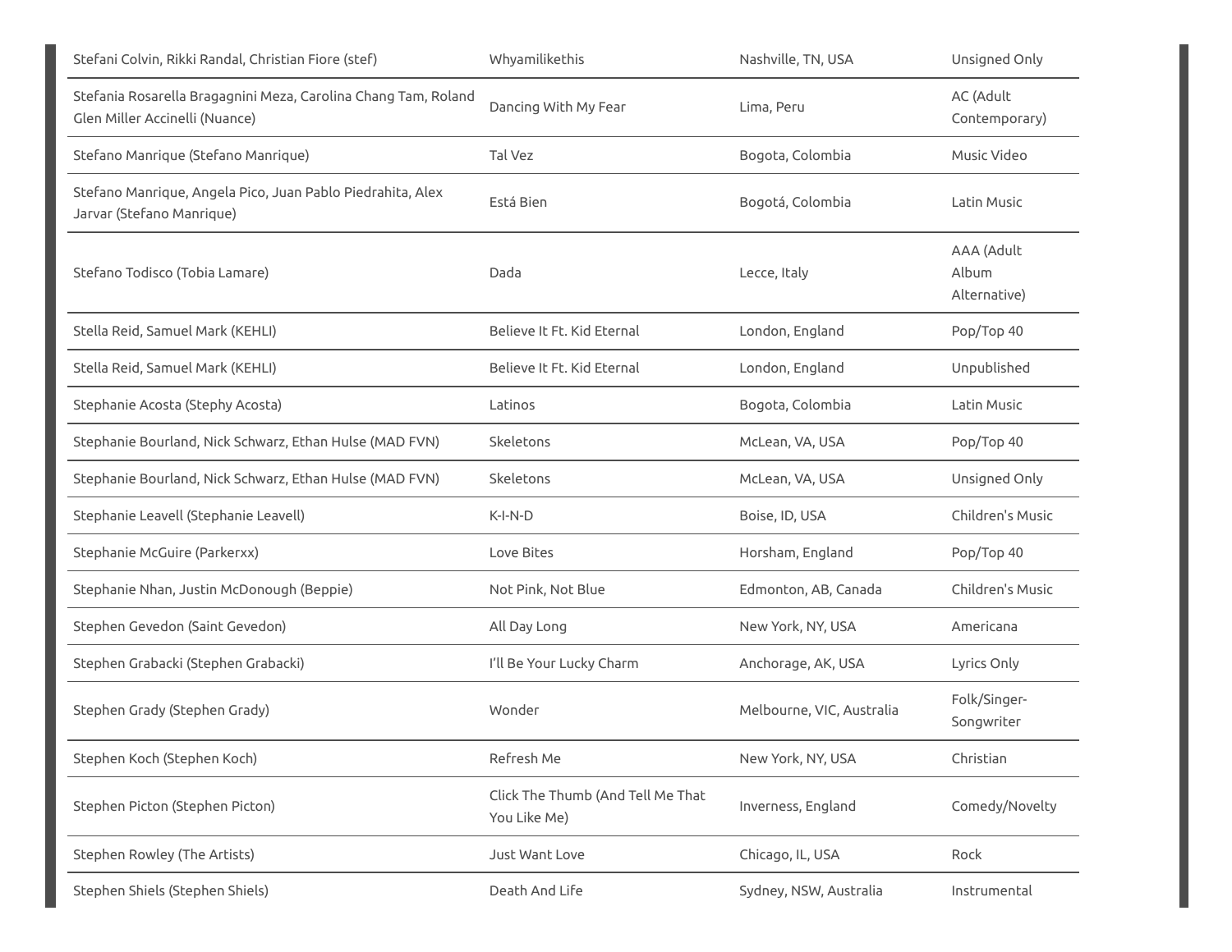| | | | |
|---|---|---|---|
| Stefani Colvin, Rikki Randal, Christian Fiore (stef) | Whyamilikethis | Nashville, TN, USA | Unsigned Only |
| Stefania Rosarella Bragagnini Meza, Carolina Chang Tam, Roland Glen Miller Accinelli (Nuance) | Dancing With My Fear | Lima, Peru | AC (Adult Contemporary) |
| Stefano Manrique (Stefano Manrique) | Tal Vez | Bogota, Colombia | Music Video |
| Stefano Manrique, Angela Pico, Juan Pablo Piedrahita, Alex Jarvar (Stefano Manrique) | Está Bien | Bogotá, Colombia | Latin Music |
| Stefano Todisco (Tobia Lamare) | Dada | Lecce, Italy | AAA (Adult Album Alternative) |
| Stella Reid, Samuel Mark (KEHLI) | Believe It Ft. Kid Eternal | London, England | Pop/Top 40 |
| Stella Reid, Samuel Mark (KEHLI) | Believe It Ft. Kid Eternal | London, England | Unpublished |
| Stephanie Acosta (Stephy Acosta) | Latinos | Bogota, Colombia | Latin Music |
| Stephanie Bourland, Nick Schwarz, Ethan Hulse (MAD FVN) | Skeletons | McLean, VA, USA | Pop/Top 40 |
| Stephanie Bourland, Nick Schwarz, Ethan Hulse (MAD FVN) | Skeletons | McLean, VA, USA | Unsigned Only |
| Stephanie Leavell (Stephanie Leavell) | K-I-N-D | Boise, ID, USA | Children's Music |
| Stephanie McGuire (Parkerxx) | Love Bites | Horsham, England | Pop/Top 40 |
| Stephanie Nhan, Justin McDonough (Beppie) | Not Pink, Not Blue | Edmonton, AB, Canada | Children's Music |
| Stephen Gevedon (Saint Gevedon) | All Day Long | New York, NY, USA | Americana |
| Stephen Grabacki (Stephen Grabacki) | I'll Be Your Lucky Charm | Anchorage, AK, USA | Lyrics Only |
| Stephen Grady (Stephen Grady) | Wonder | Melbourne, VIC, Australia | Folk/Singer-Songwriter |
| Stephen Koch (Stephen Koch) | Refresh Me | New York, NY, USA | Christian |
| Stephen Picton (Stephen Picton) | Click The Thumb (And Tell Me That You Like Me) | Inverness, England | Comedy/Novelty |
| Stephen Rowley (The Artists) | Just Want Love | Chicago, IL, USA | Rock |
| Stephen Shiels (Stephen Shiels) | Death And Life | Sydney, NSW, Australia | Instrumental |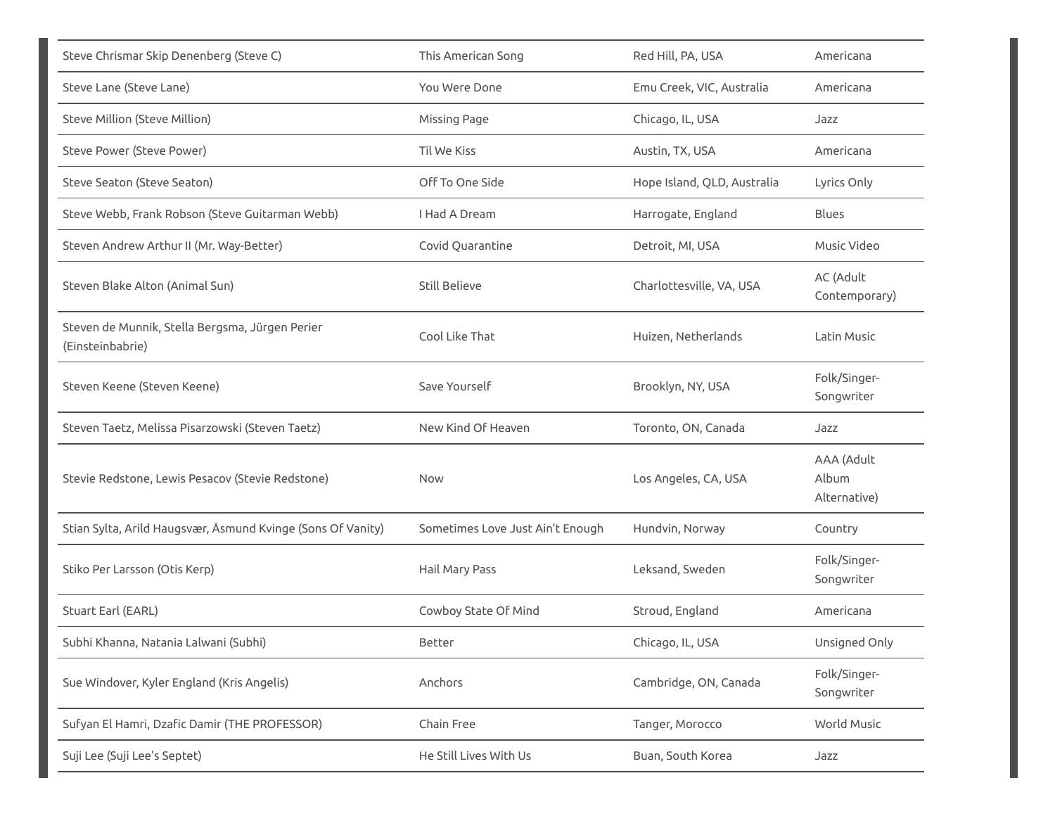| | | | |
|---|---|---|---|
| Steve Chrismar Skip Denenberg (Steve C) | This American Song | Red Hill, PA, USA | Americana |
| Steve Lane (Steve Lane) | You Were Done | Emu Creek, VIC, Australia | Americana |
| Steve Million (Steve Million) | Missing Page | Chicago, IL, USA | Jazz |
| Steve Power (Steve Power) | Til We Kiss | Austin, TX, USA | Americana |
| Steve Seaton (Steve Seaton) | Off To One Side | Hope Island, QLD, Australia | Lyrics Only |
| Steve Webb, Frank Robson (Steve Guitarman Webb) | I Had A Dream | Harrogate, England | Blues |
| Steven Andrew Arthur II (Mr. Way-Better) | Covid Quarantine | Detroit, MI, USA | Music Video |
| Steven Blake Alton (Animal Sun) | Still Believe | Charlottesville, VA, USA | AC (Adult Contemporary) |
| Steven de Munnik, Stella Bergsma, Jürgen Perier (Einsteinbabrie) | Cool Like That | Huizen, Netherlands | Latin Music |
| Steven Keene (Steven Keene) | Save Yourself | Brooklyn, NY, USA | Folk/Singer-Songwriter |
| Steven Taetz, Melissa Pisarzowski (Steven Taetz) | New Kind Of Heaven | Toronto, ON, Canada | Jazz |
| Stevie Redstone, Lewis Pesacov (Stevie Redstone) | Now | Los Angeles, CA, USA | AAA (Adult Album Alternative) |
| Stian Sylta, Arild Haugsvær, Åsmund Kvinge (Sons Of Vanity) | Sometimes Love Just Ain't Enough | Hundvin, Norway | Country |
| Stiko Per Larsson (Otis Kerp) | Hail Mary Pass | Leksand, Sweden | Folk/Singer-Songwriter |
| Stuart Earl (EARL) | Cowboy State Of Mind | Stroud, England | Americana |
| Subhi Khanna, Natania Lalwani (Subhi) | Better | Chicago, IL, USA | Unsigned Only |
| Sue Windover, Kyler England (Kris Angelis) | Anchors | Cambridge, ON, Canada | Folk/Singer-Songwriter |
| Sufyan El Hamri, Dzafic Damir (THE PROFESSOR) | Chain Free | Tanger, Morocco | World Music |
| Suji Lee (Suji Lee's Septet) | He Still Lives With Us | Buan, South Korea | Jazz |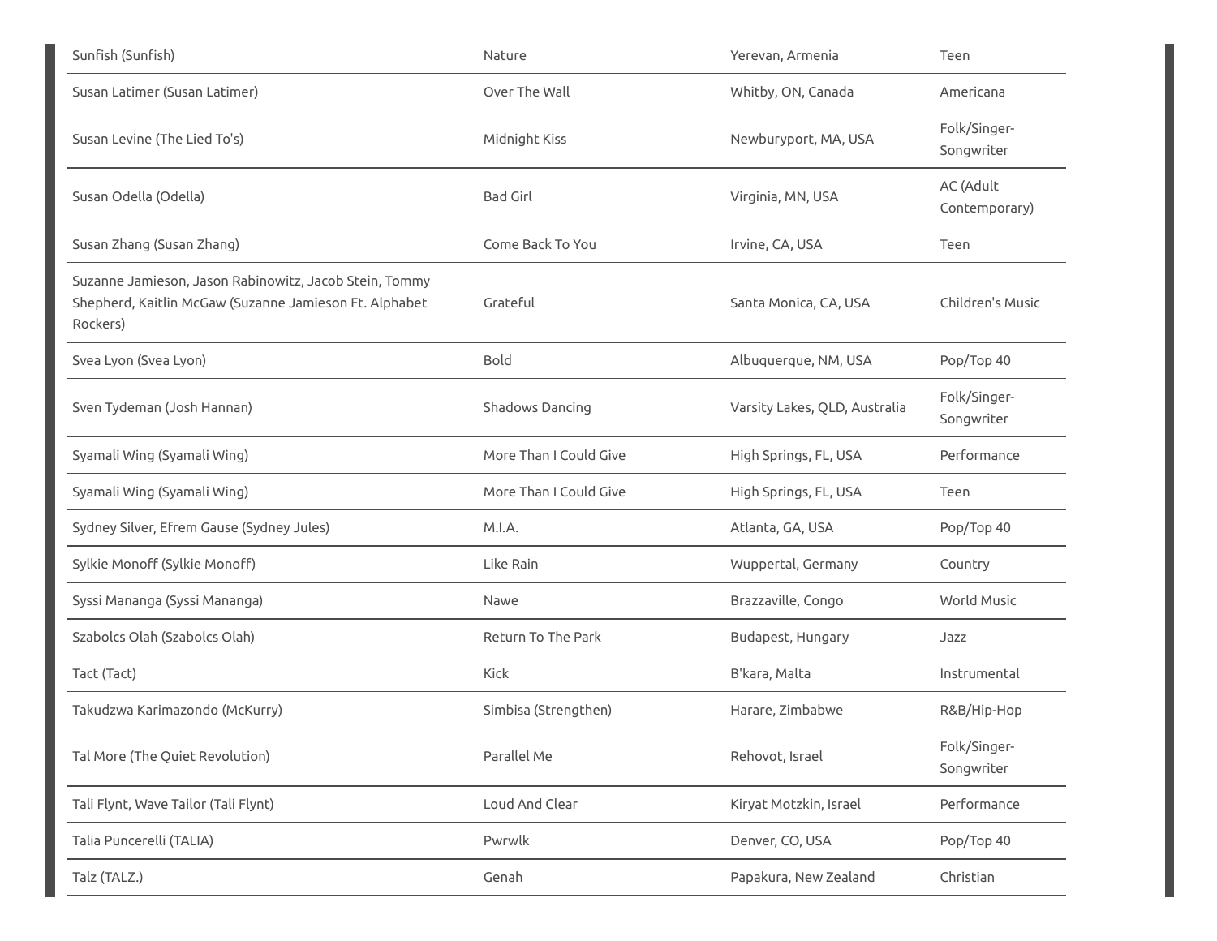| | | | |
|---|---|---|---|
| Sunfish (Sunfish) | Nature | Yerevan, Armenia | Teen |
| Susan Latimer (Susan Latimer) | Over The Wall | Whitby, ON, Canada | Americana |
| Susan Levine (The Lied To's) | Midnight Kiss | Newburyport, MA, USA | Folk/Singer-Songwriter |
| Susan Odella (Odella) | Bad Girl | Virginia, MN, USA | AC (Adult Contemporary) |
| Susan Zhang (Susan Zhang) | Come Back To You | Irvine, CA, USA | Teen |
| Suzanne Jamieson, Jason Rabinowitz, Jacob Stein, Tommy Shepherd, Kaitlin McGaw (Suzanne Jamieson Ft. Alphabet Rockers) | Grateful | Santa Monica, CA, USA | Children's Music |
| Svea Lyon (Svea Lyon) | Bold | Albuquerque, NM, USA | Pop/Top 40 |
| Sven Tydeman (Josh Hannan) | Shadows Dancing | Varsity Lakes, QLD, Australia | Folk/Singer-Songwriter |
| Syamali Wing (Syamali Wing) | More Than I Could Give | High Springs, FL, USA | Performance |
| Syamali Wing (Syamali Wing) | More Than I Could Give | High Springs, FL, USA | Teen |
| Sydney Silver, Efrem Gause (Sydney Jules) | M.I.A. | Atlanta, GA, USA | Pop/Top 40 |
| Sylkie Monoff (Sylkie Monoff) | Like Rain | Wuppertal, Germany | Country |
| Syssi Mananga (Syssi Mananga) | Nawe | Brazzaville, Congo | World Music |
| Szabolcs Olah (Szabolcs Olah) | Return To The Park | Budapest, Hungary | Jazz |
| Tact (Tact) | Kick | B'kara, Malta | Instrumental |
| Takudzwa Karimazondo (McKurry) | Simbisa (Strengthen) | Harare, Zimbabwe | R&B/Hip-Hop |
| Tal More (The Quiet Revolution) | Parallel Me | Rehovot, Israel | Folk/Singer-Songwriter |
| Tali Flynt, Wave Tailor (Tali Flynt) | Loud And Clear | Kiryat Motzkin, Israel | Performance |
| Talia Puncerelli (TALIA) | Pwrwlk | Denver, CO, USA | Pop/Top 40 |
| Talz (TALZ.) | Genah | Papakura, New Zealand | Christian |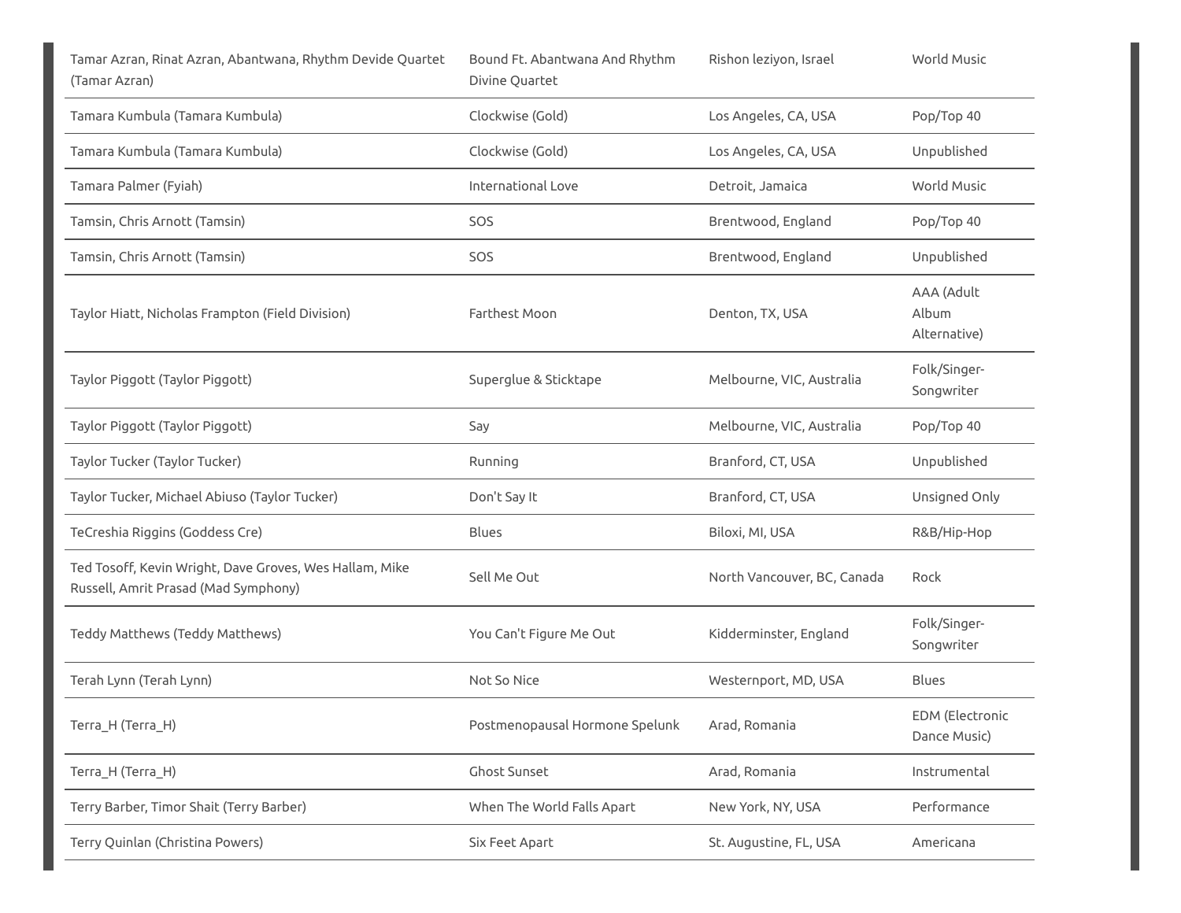| | | | |
|---|---|---|---|
| Tamar Azran, Rinat Azran, Abantwana, Rhythm Devide Quartet (Tamar Azran) | Bound Ft. Abantwana And Rhythm Divine Quartet | Rishon leziyon, Israel | World Music |
| Tamara Kumbula (Tamara Kumbula) | Clockwise (Gold) | Los Angeles, CA, USA | Pop/Top 40 |
| Tamara Kumbula (Tamara Kumbula) | Clockwise (Gold) | Los Angeles, CA, USA | Unpublished |
| Tamara Palmer (Fyiah) | International Love | Detroit, Jamaica | World Music |
| Tamsin, Chris Arnott (Tamsin) | SOS | Brentwood, England | Pop/Top 40 |
| Tamsin, Chris Arnott (Tamsin) | SOS | Brentwood, England | Unpublished |
| Taylor Hiatt, Nicholas Frampton (Field Division) | Farthest Moon | Denton, TX, USA | AAA (Adult Album Alternative) |
| Taylor Piggott (Taylor Piggott) | Superglue & Sticktape | Melbourne, VIC, Australia | Folk/Singer-Songwriter |
| Taylor Piggott (Taylor Piggott) | Say | Melbourne, VIC, Australia | Pop/Top 40 |
| Taylor Tucker (Taylor Tucker) | Running | Branford, CT, USA | Unpublished |
| Taylor Tucker, Michael Abiuso (Taylor Tucker) | Don't Say It | Branford, CT, USA | Unsigned Only |
| TeCreshia Riggins (Goddess Cre) | Blues | Biloxi, MI, USA | R&B/Hip-Hop |
| Ted Tosoff, Kevin Wright, Dave Groves, Wes Hallam, Mike Russell, Amrit Prasad (Mad Symphony) | Sell Me Out | North Vancouver, BC, Canada | Rock |
| Teddy Matthews (Teddy Matthews) | You Can't Figure Me Out | Kidderminster, England | Folk/Singer-Songwriter |
| Terah Lynn (Terah Lynn) | Not So Nice | Westernport, MD, USA | Blues |
| Terra_H (Terra_H) | Postmenopausal Hormone Spelunk | Arad, Romania | EDM (Electronic Dance Music) |
| Terra_H (Terra_H) | Ghost Sunset | Arad, Romania | Instrumental |
| Terry Barber, Timor Shait (Terry Barber) | When The World Falls Apart | New York, NY, USA | Performance |
| Terry Quinlan (Christina Powers) | Six Feet Apart | St. Augustine, FL, USA | Americana |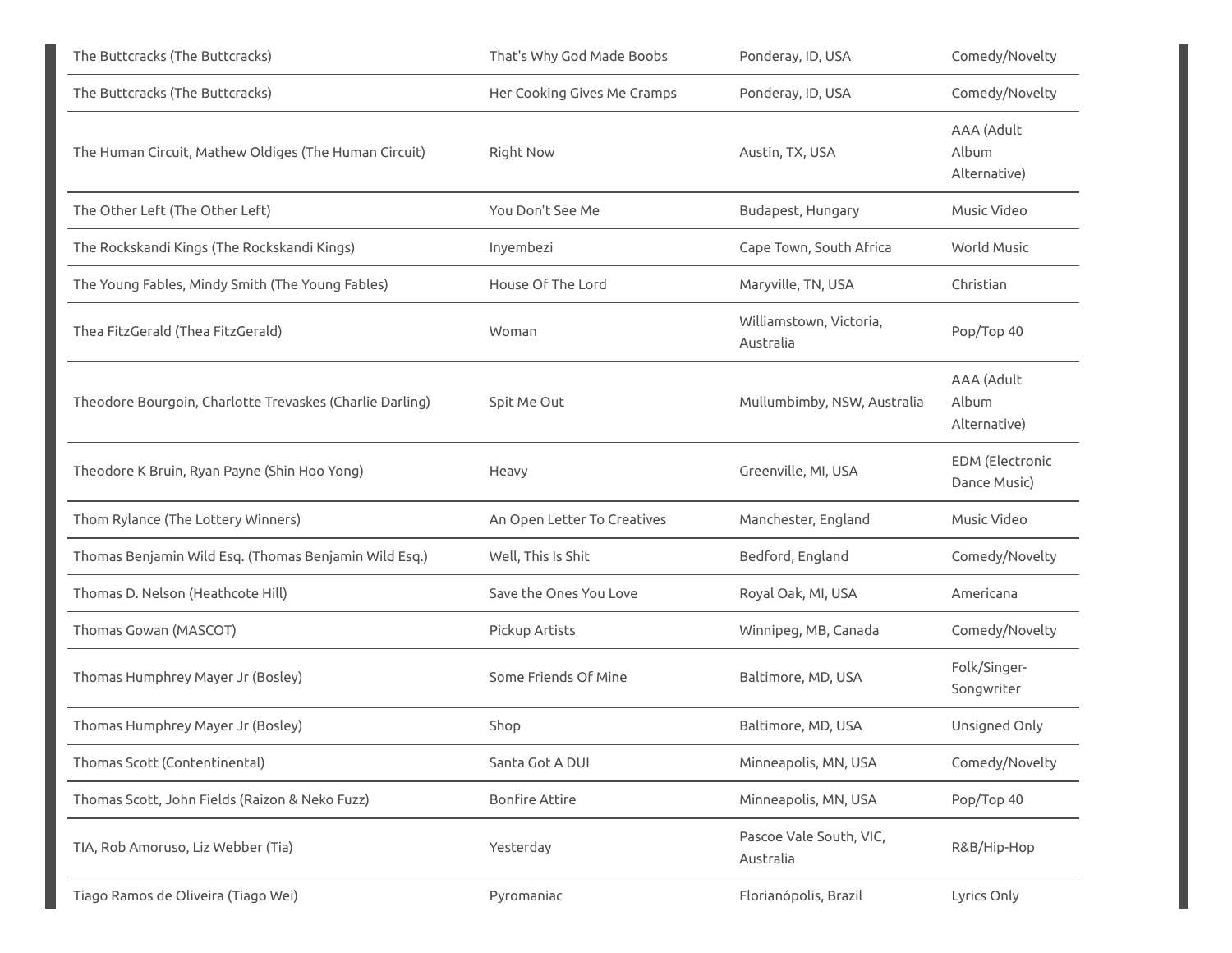| | | | |
|---|---|---|---|
| The Buttcracks (The Buttcracks) | That's Why God Made Boobs | Ponderay, ID, USA | Comedy/Novelty |
| The Buttcracks (The Buttcracks) | Her Cooking Gives Me Cramps | Ponderay, ID, USA | Comedy/Novelty |
| The Human Circuit, Mathew Oldiges (The Human Circuit) | Right Now | Austin, TX, USA | AAA (Adult Album Alternative) |
| The Other Left (The Other Left) | You Don't See Me | Budapest, Hungary | Music Video |
| The Rockskandi Kings (The Rockskandi Kings) | Inyembezi | Cape Town, South Africa | World Music |
| The Young Fables, Mindy Smith (The Young Fables) | House Of The Lord | Maryville, TN, USA | Christian |
| Thea FitzGerald (Thea FitzGerald) | Woman | Williamstown, Victoria, Australia | Pop/Top 40 |
| Theodore Bourgoin, Charlotte Trevaskes (Charlie Darling) | Spit Me Out | Mullumbimby, NSW, Australia | AAA (Adult Album Alternative) |
| Theodore K Bruin, Ryan Payne (Shin Hoo Yong) | Heavy | Greenville, MI, USA | EDM (Electronic Dance Music) |
| Thom Rylance (The Lottery Winners) | An Open Letter To Creatives | Manchester, England | Music Video |
| Thomas Benjamin Wild Esq. (Thomas Benjamin Wild Esq.) | Well, This Is Shit | Bedford, England | Comedy/Novelty |
| Thomas D. Nelson (Heathcote Hill) | Save the Ones You Love | Royal Oak, MI, USA | Americana |
| Thomas Gowan (MASCOT) | Pickup Artists | Winnipeg, MB, Canada | Comedy/Novelty |
| Thomas Humphrey Mayer Jr (Bosley) | Some Friends Of Mine | Baltimore, MD, USA | Folk/Singer-Songwriter |
| Thomas Humphrey Mayer Jr (Bosley) | Shop | Baltimore, MD, USA | Unsigned Only |
| Thomas Scott (Contentinental) | Santa Got A DUI | Minneapolis, MN, USA | Comedy/Novelty |
| Thomas Scott, John Fields (Raizon & Neko Fuzz) | Bonfire Attire | Minneapolis, MN, USA | Pop/Top 40 |
| TIA, Rob Amoruso, Liz Webber (Tia) | Yesterday | Pascoe Vale South, VIC, Australia | R&B/Hip-Hop |
| Tiago Ramos de Oliveira (Tiago Wei) | Pyromaniac | Florianópolis, Brazil | Lyrics Only |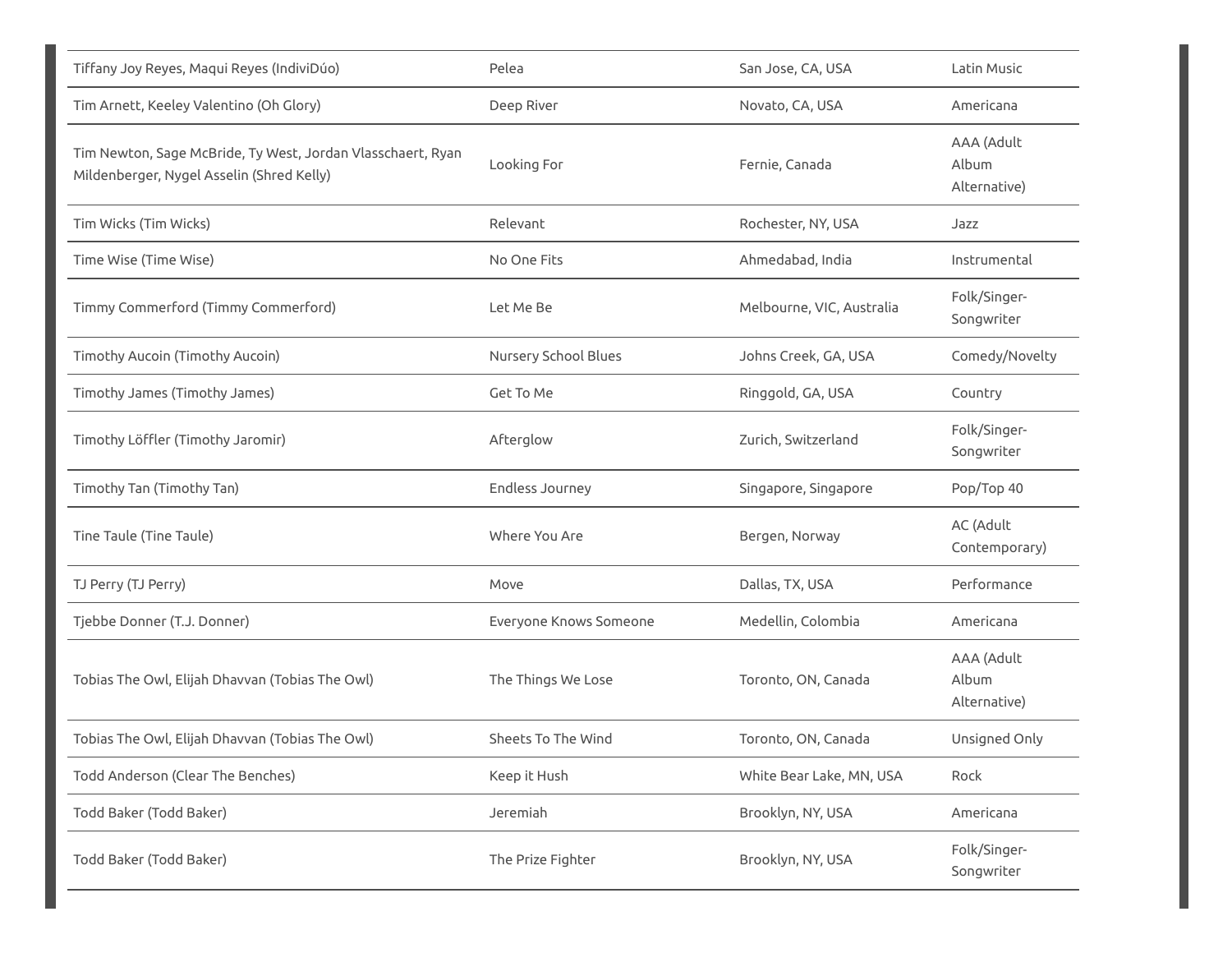| | | | |
|---|---|---|---|
| Tiffany Joy Reyes, Maqui Reyes (IndiviDúo) | Pelea | San Jose, CA, USA | Latin Music |
| Tim Arnett, Keeley Valentino (Oh Glory) | Deep River | Novato, CA, USA | Americana |
| Tim Newton, Sage McBride, Ty West, Jordan Vlasschaert, Ryan Mildenberger, Nygel Asselin (Shred Kelly) | Looking For | Fernie, Canada | AAA (Adult Album Alternative) |
| Tim Wicks (Tim Wicks) | Relevant | Rochester, NY, USA | Jazz |
| Time Wise (Time Wise) | No One Fits | Ahmedabad, India | Instrumental |
| Timmy Commerford (Timmy Commerford) | Let Me Be | Melbourne, VIC, Australia | Folk/Singer-Songwriter |
| Timothy Aucoin (Timothy Aucoin) | Nursery School Blues | Johns Creek, GA, USA | Comedy/Novelty |
| Timothy James (Timothy James) | Get To Me | Ringgold, GA, USA | Country |
| Timothy Löffler (Timothy Jaromir) | Afterglow | Zurich, Switzerland | Folk/Singer-Songwriter |
| Timothy Tan (Timothy Tan) | Endless Journey | Singapore, Singapore | Pop/Top 40 |
| Tine Taule (Tine Taule) | Where You Are | Bergen, Norway | AC (Adult Contemporary) |
| TJ Perry (TJ Perry) | Move | Dallas, TX, USA | Performance |
| Tjebbe Donner (T.J. Donner) | Everyone Knows Someone | Medellin, Colombia | Americana |
| Tobias The Owl, Elijah Dhavvan (Tobias The Owl) | The Things We Lose | Toronto, ON, Canada | AAA (Adult Album Alternative) |
| Tobias The Owl, Elijah Dhavvan (Tobias The Owl) | Sheets To The Wind | Toronto, ON, Canada | Unsigned Only |
| Todd Anderson (Clear The Benches) | Keep it Hush | White Bear Lake, MN, USA | Rock |
| Todd Baker (Todd Baker) | Jeremiah | Brooklyn, NY, USA | Americana |
| Todd Baker (Todd Baker) | The Prize Fighter | Brooklyn, NY, USA | Folk/Singer-Songwriter |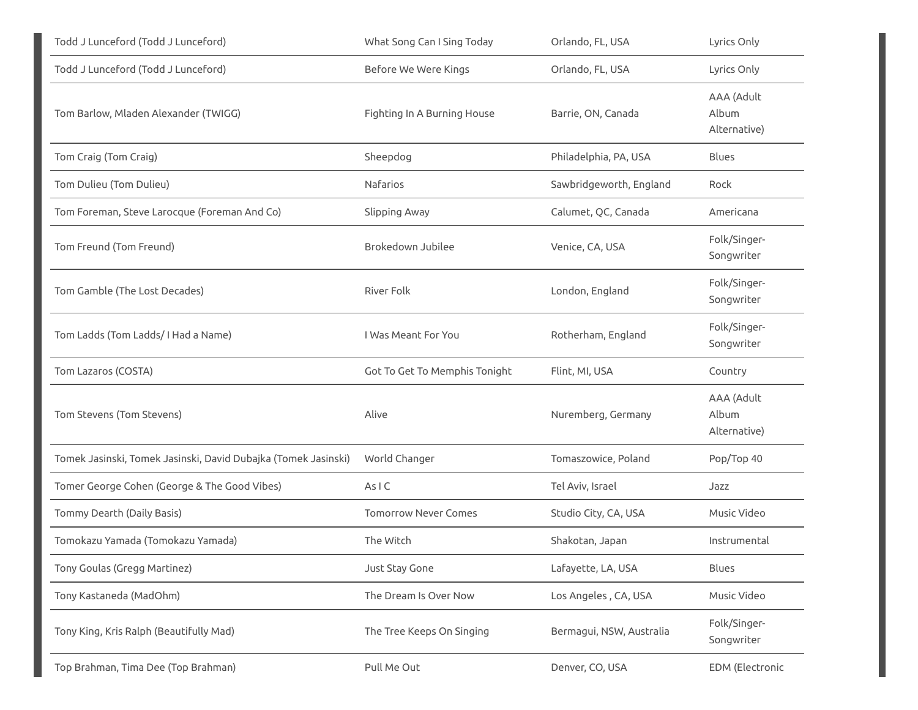| | | | |
|---|---|---|---|
| Todd J Lunceford (Todd J Lunceford) | What Song Can I Sing Today | Orlando, FL, USA | Lyrics Only |
| Todd J Lunceford (Todd J Lunceford) | Before We Were Kings | Orlando, FL, USA | Lyrics Only |
| Tom Barlow, Mladen Alexander (TWIGG) | Fighting In A Burning House | Barrie, ON, Canada | AAA (Adult Album Alternative) |
| Tom Craig (Tom Craig) | Sheepdog | Philadelphia, PA, USA | Blues |
| Tom Dulieu (Tom Dulieu) | Nafarios | Sawbridgeworth, England | Rock |
| Tom Foreman, Steve Larocque (Foreman And Co) | Slipping Away | Calumet, QC, Canada | Americana |
| Tom Freund (Tom Freund) | Brokedown Jubilee | Venice, CA, USA | Folk/Singer-Songwriter |
| Tom Gamble (The Lost Decades) | River Folk | London, England | Folk/Singer-Songwriter |
| Tom Ladds (Tom Ladds/ I Had a Name) | I Was Meant For You | Rotherham, England | Folk/Singer-Songwriter |
| Tom Lazaros (COSTA) | Got To Get To Memphis Tonight | Flint, MI, USA | Country |
| Tom Stevens (Tom Stevens) | Alive | Nuremberg, Germany | AAA (Adult Album Alternative) |
| Tomek Jasinski, Tomek Jasinski, David Dubajka (Tomek Jasinski) | World Changer | Tomaszowice, Poland | Pop/Top 40 |
| Tomer George Cohen (George & The Good Vibes) | As I C | Tel Aviv, Israel | Jazz |
| Tommy Dearth (Daily Basis) | Tomorrow Never Comes | Studio City, CA, USA | Music Video |
| Tomokazu Yamada (Tomokazu Yamada) | The Witch | Shakotan, Japan | Instrumental |
| Tony Goulas (Gregg Martinez) | Just Stay Gone | Lafayette, LA, USA | Blues |
| Tony Kastaneda (MadOhm) | The Dream Is Over Now | Los Angeles , CA, USA | Music Video |
| Tony King, Kris Ralph (Beautifully Mad) | The Tree Keeps On Singing | Bermagui, NSW, Australia | Folk/Singer-Songwriter |
| Top Brahman, Tima Dee (Top Brahman) | Pull Me Out | Denver, CO, USA | EDM (Electronic |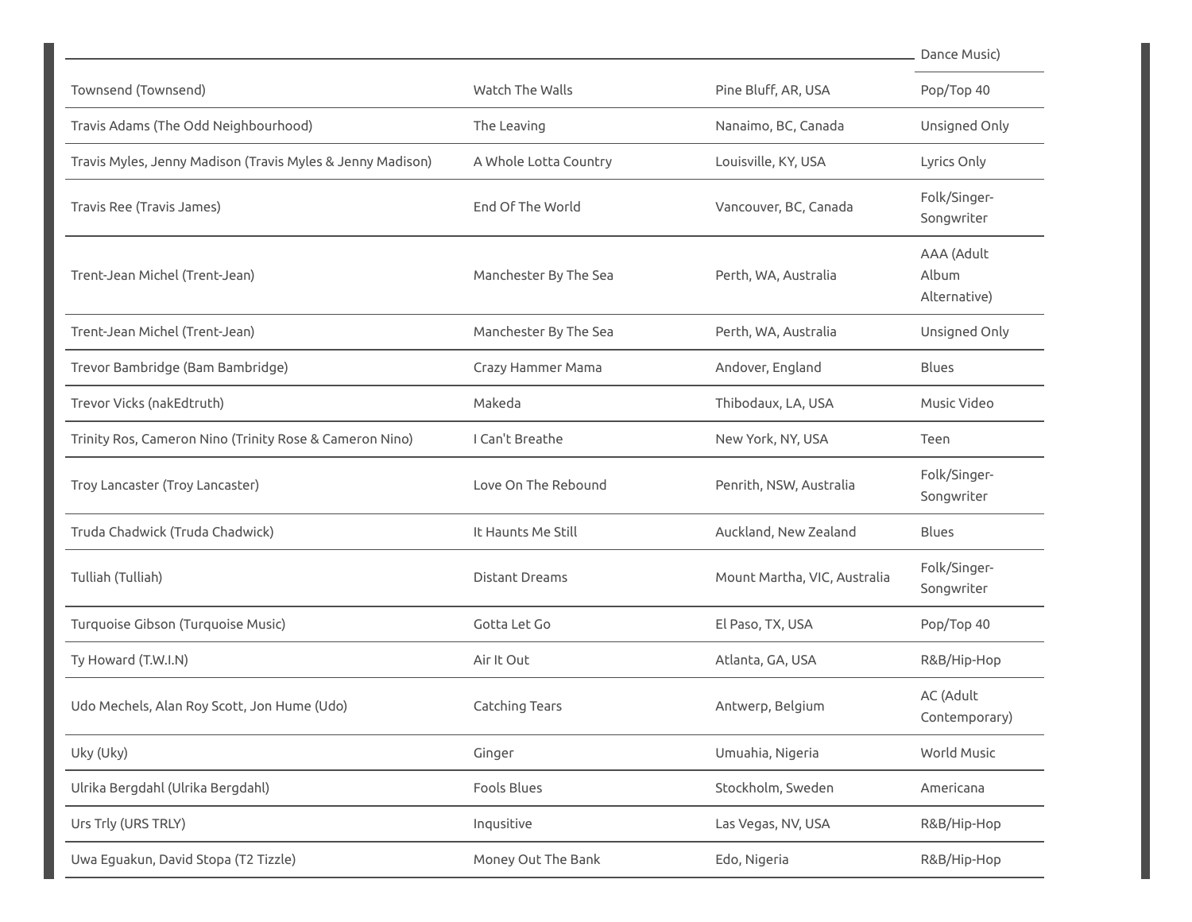| | | | Dance Music) |
|---|---|---|---|
| Townsend (Townsend) | Watch The Walls | Pine Bluff, AR, USA | Pop/Top 40 |
| Travis Adams (The Odd Neighbourhood) | The Leaving | Nanaimo, BC, Canada | Unsigned Only |
| Travis Myles, Jenny Madison (Travis Myles & Jenny Madison) | A Whole Lotta Country | Louisville, KY, USA | Lyrics Only |
| Travis Ree (Travis James) | End Of The World | Vancouver, BC, Canada | Folk/Singer-Songwriter |
| Trent-Jean Michel (Trent-Jean) | Manchester By The Sea | Perth, WA, Australia | AAA (Adult Album Alternative) |
| Trent-Jean Michel (Trent-Jean) | Manchester By The Sea | Perth, WA, Australia | Unsigned Only |
| Trevor Bambridge (Bam Bambridge) | Crazy Hammer Mama | Andover, England | Blues |
| Trevor Vicks (nakEdtruth) | Makeda | Thibodaux, LA, USA | Music Video |
| Trinity Ros, Cameron Nino (Trinity Rose & Cameron Nino) | I Can't Breathe | New York, NY, USA | Teen |
| Troy Lancaster (Troy Lancaster) | Love On The Rebound | Penrith, NSW, Australia | Folk/Singer-Songwriter |
| Truda Chadwick (Truda Chadwick) | It Haunts Me Still | Auckland, New Zealand | Blues |
| Tulliah (Tulliah) | Distant Dreams | Mount Martha, VIC, Australia | Folk/Singer-Songwriter |
| Turquoise Gibson (Turquoise Music) | Gotta Let Go | El Paso, TX, USA | Pop/Top 40 |
| Ty Howard (T.W.I.N) | Air It Out | Atlanta, GA, USA | R&B/Hip-Hop |
| Udo Mechels, Alan Roy Scott, Jon Hume (Udo) | Catching Tears | Antwerp, Belgium | AC (Adult Contemporary) |
| Uky (Uky) | Ginger | Umuahia, Nigeria | World Music |
| Ulrika Bergdahl (Ulrika Bergdahl) | Fools Blues | Stockholm, Sweden | Americana |
| Urs Trly (URS TRLY) | Inqusitive | Las Vegas, NV, USA | R&B/Hip-Hop |
| Uwa Eguakun, David Stopa (T2 Tizzle) | Money Out The Bank | Edo, Nigeria | R&B/Hip-Hop |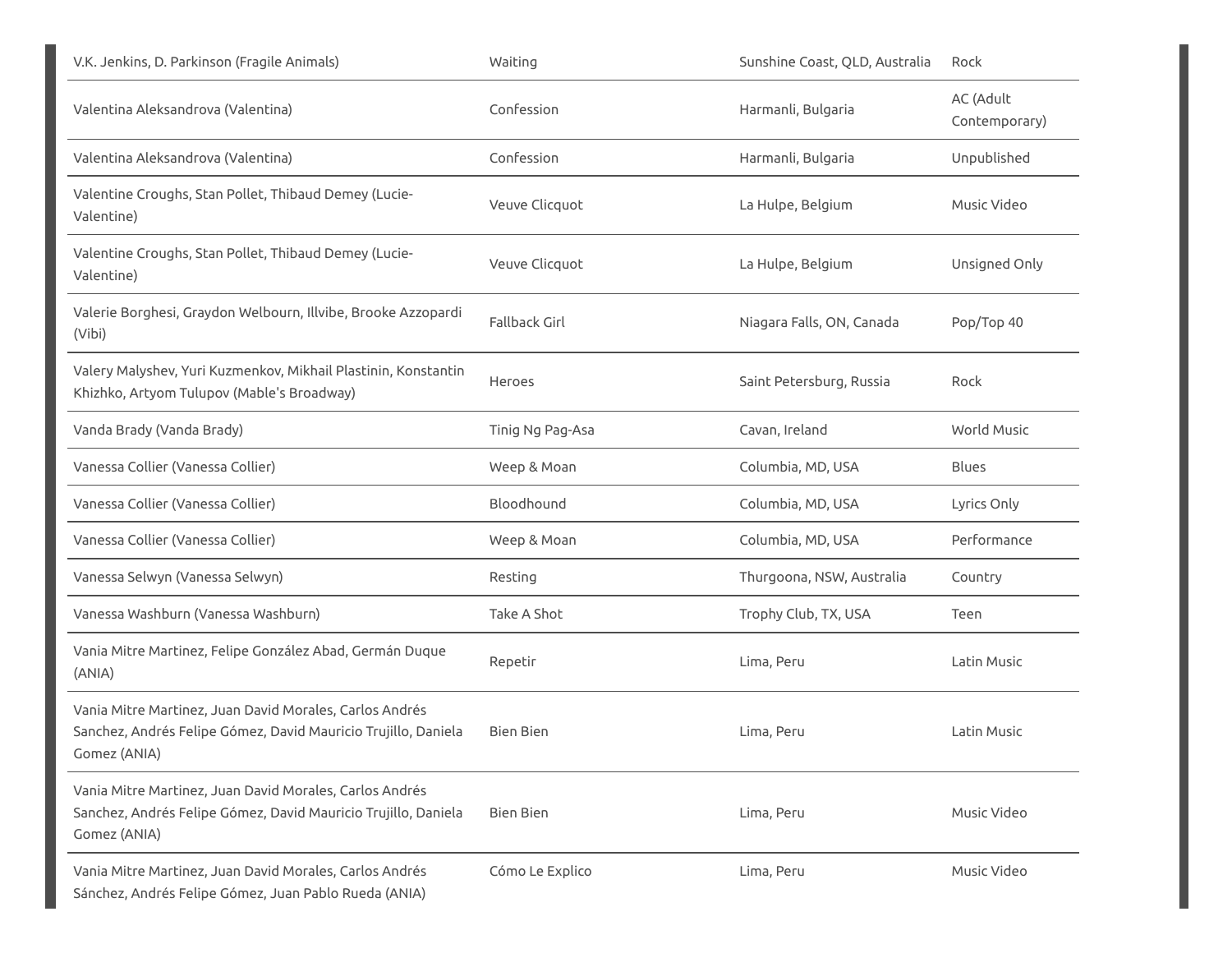| | | | |
|---|---|---|---|
| V.K. Jenkins, D. Parkinson (Fragile Animals) | Waiting | Sunshine Coast, QLD, Australia | Rock |
| Valentina Aleksandrova (Valentina) | Confession | Harmanli, Bulgaria | AC (Adult Contemporary) |
| Valentina Aleksandrova (Valentina) | Confession | Harmanli, Bulgaria | Unpublished |
| Valentine Croughs, Stan Pollet, Thibaud Demey (Lucie-Valentine) | Veuve Clicquot | La Hulpe, Belgium | Music Video |
| Valentine Croughs, Stan Pollet, Thibaud Demey (Lucie-Valentine) | Veuve Clicquot | La Hulpe, Belgium | Unsigned Only |
| Valerie Borghesi, Graydon Welbourn, Illvibe, Brooke Azzopardi (Vibi) | Fallback Girl | Niagara Falls, ON, Canada | Pop/Top 40 |
| Valery Malyshev, Yuri Kuzmenkov, Mikhail Plastinin, Konstantin Khizhko, Artyom Tulupov (Mable's Broadway) | Heroes | Saint Petersburg, Russia | Rock |
| Vanda Brady (Vanda Brady) | Tinig Ng Pag-Asa | Cavan, Ireland | World Music |
| Vanessa Collier (Vanessa Collier) | Weep & Moan | Columbia, MD, USA | Blues |
| Vanessa Collier (Vanessa Collier) | Bloodhound | Columbia, MD, USA | Lyrics Only |
| Vanessa Collier (Vanessa Collier) | Weep & Moan | Columbia, MD, USA | Performance |
| Vanessa Selwyn (Vanessa Selwyn) | Resting | Thurgoona, NSW, Australia | Country |
| Vanessa Washburn (Vanessa Washburn) | Take A Shot | Trophy Club, TX, USA | Teen |
| Vania Mitre Martinez, Felipe González Abad, Germán Duque (ANIA) | Repetir | Lima, Peru | Latin Music |
| Vania Mitre Martinez, Juan David Morales, Carlos Andrés Sanchez, Andrés Felipe Gómez, David Mauricio Trujillo, Daniela Gomez (ANIA) | Bien Bien | Lima, Peru | Latin Music |
| Vania Mitre Martinez, Juan David Morales, Carlos Andrés Sanchez, Andrés Felipe Gómez, David Mauricio Trujillo, Daniela Gomez (ANIA) | Bien Bien | Lima, Peru | Music Video |
| Vania Mitre Martinez, Juan David Morales, Carlos Andrés Sánchez, Andrés Felipe Gómez, Juan Pablo Rueda (ANIA) | Cómo Le Explico | Lima, Peru | Music Video |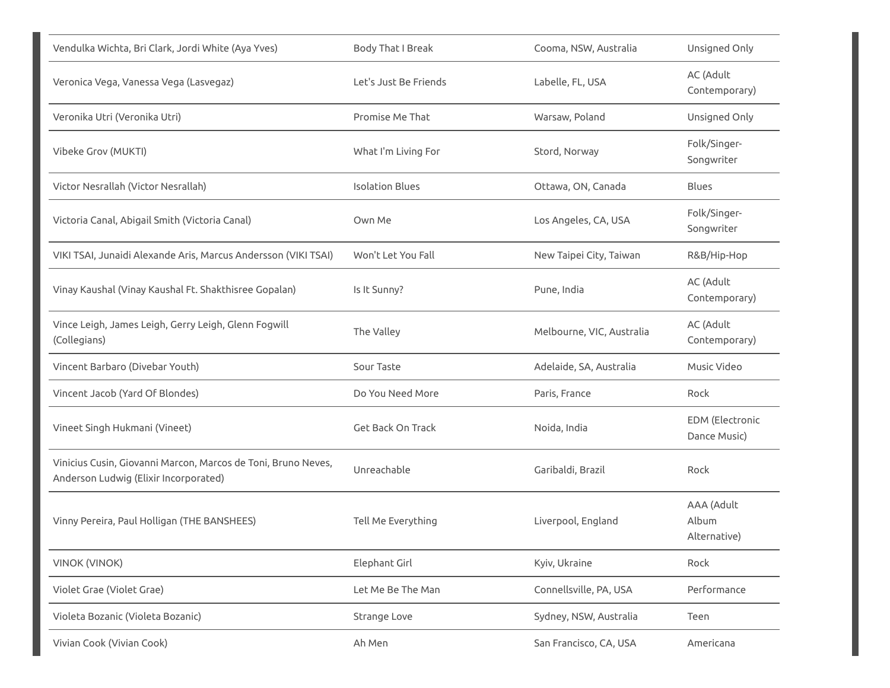| | | | |
|---|---|---|---|
| Vendulka Wichta, Bri Clark, Jordi White (Aya Yves) | Body That I Break | Cooma, NSW, Australia | Unsigned Only |
| Veronica Vega, Vanessa Vega (Lasvegaz) | Let's Just Be Friends | Labelle, FL, USA | AC (Adult Contemporary) |
| Veronika Utri (Veronika Utri) | Promise Me That | Warsaw, Poland | Unsigned Only |
| Vibeke Grov (MUKTI) | What I'm Living For | Stord, Norway | Folk/Singer-Songwriter |
| Victor Nesrallah (Victor Nesrallah) | Isolation Blues | Ottawa, ON, Canada | Blues |
| Victoria Canal, Abigail Smith (Victoria Canal) | Own Me | Los Angeles, CA, USA | Folk/Singer-Songwriter |
| VIKI TSAI, Junaidi Alexande Aris, Marcus Andersson (VIKI TSAI) | Won't Let You Fall | New Taipei City, Taiwan | R&B/Hip-Hop |
| Vinay Kaushal (Vinay Kaushal Ft. Shakthisree Gopalan) | Is It Sunny? | Pune, India | AC (Adult Contemporary) |
| Vince Leigh, James Leigh, Gerry Leigh, Glenn Fogwill (Collegians) | The Valley | Melbourne, VIC, Australia | AC (Adult Contemporary) |
| Vincent Barbaro (Divebar Youth) | Sour Taste | Adelaide, SA, Australia | Music Video |
| Vincent Jacob (Yard Of Blondes) | Do You Need More | Paris, France | Rock |
| Vineet Singh Hukmani (Vineet) | Get Back On Track | Noida, India | EDM (Electronic Dance Music) |
| Vinicius Cusin, Giovanni Marcon, Marcos de Toni, Bruno Neves, Anderson Ludwig (Elixir Incorporated) | Unreachable | Garibaldi, Brazil | Rock |
| Vinny Pereira, Paul Holligan (THE BANSHEES) | Tell Me Everything | Liverpool, England | AAA (Adult Album Alternative) |
| VINOK (VINOK) | Elephant Girl | Kyiv, Ukraine | Rock |
| Violet Grae (Violet Grae) | Let Me Be The Man | Connellsville, PA, USA | Performance |
| Violeta Bozanic (Violeta Bozanic) | Strange Love | Sydney, NSW, Australia | Teen |
| Vivian Cook (Vivian Cook) | Ah Men | San Francisco, CA, USA | Americana |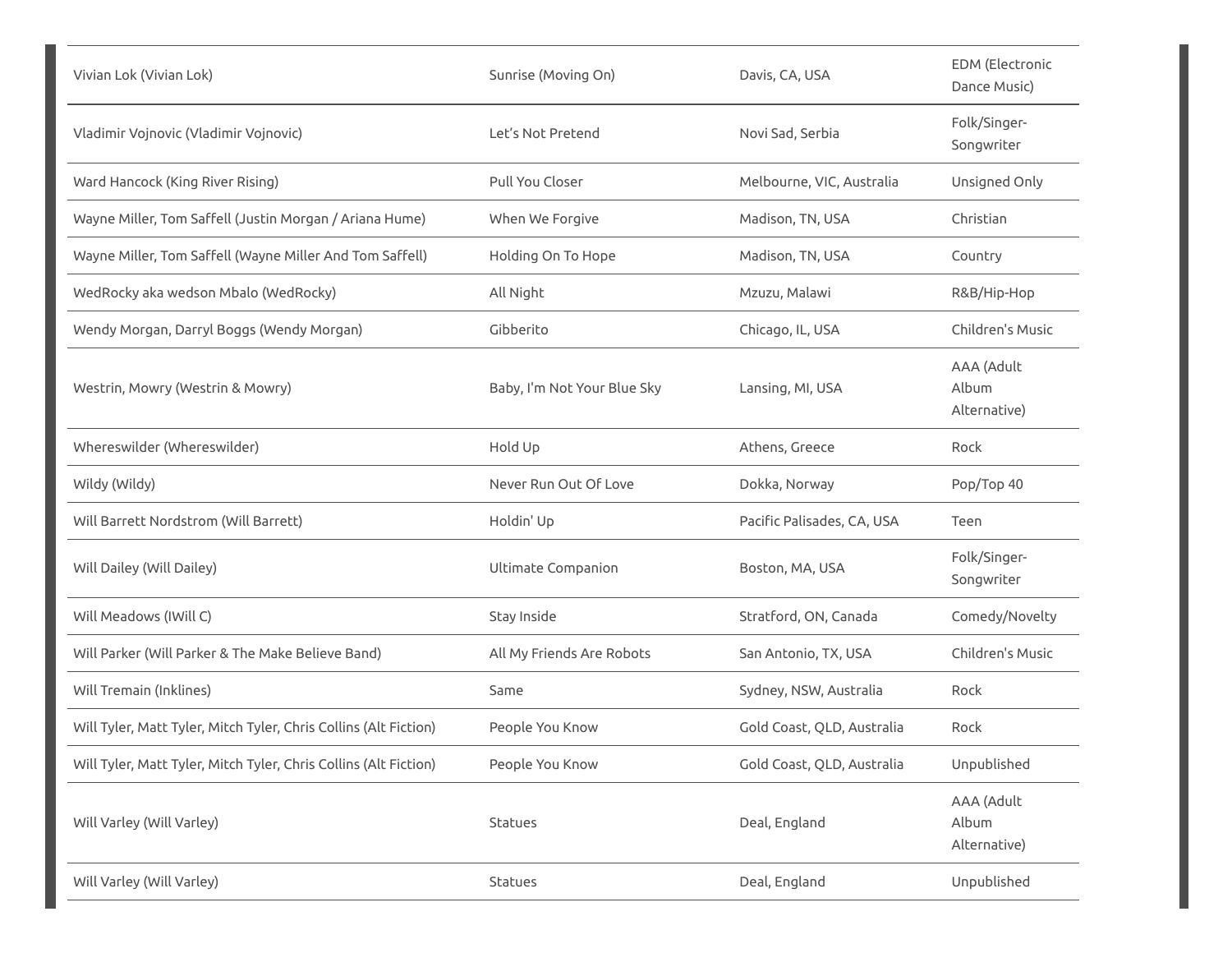| | | | |
|---|---|---|---|
| Vivian Lok (Vivian Lok) | Sunrise (Moving On) | Davis, CA, USA | EDM (Electronic Dance Music) |
| Vladimir Vojnovic (Vladimir Vojnovic) | Let's Not Pretend | Novi Sad, Serbia | Folk/Singer-Songwriter |
| Ward Hancock (King River Rising) | Pull You Closer | Melbourne, VIC, Australia | Unsigned Only |
| Wayne Miller, Tom Saffell (Justin Morgan / Ariana Hume) | When We Forgive | Madison, TN, USA | Christian |
| Wayne Miller, Tom Saffell (Wayne Miller And Tom Saffell) | Holding On To Hope | Madison, TN, USA | Country |
| WedRocky aka wedson Mbalo (WedRocky) | All Night | Mzuzu, Malawi | R&B/Hip-Hop |
| Wendy Morgan, Darryl Boggs (Wendy Morgan) | Gibberito | Chicago, IL, USA | Children's Music |
| Westrin, Mowry (Westrin & Mowry) | Baby, I'm Not Your Blue Sky | Lansing, MI, USA | AAA (Adult Album Alternative) |
| Whereswilder (Whereswilder) | Hold Up | Athens, Greece | Rock |
| Wildy (Wildy) | Never Run Out Of Love | Dokka, Norway | Pop/Top 40 |
| Will Barrett Nordstrom (Will Barrett) | Holdin' Up | Pacific Palisades, CA, USA | Teen |
| Will Dailey (Will Dailey) | Ultimate Companion | Boston, MA, USA | Folk/Singer-Songwriter |
| Will Meadows (IWill C) | Stay Inside | Stratford, ON, Canada | Comedy/Novelty |
| Will Parker (Will Parker & The Make Believe Band) | All My Friends Are Robots | San Antonio, TX, USA | Children's Music |
| Will Tremain (Inklines) | Same | Sydney, NSW, Australia | Rock |
| Will Tyler, Matt Tyler, Mitch Tyler, Chris Collins (Alt Fiction) | People You Know | Gold Coast, QLD, Australia | Rock |
| Will Tyler, Matt Tyler, Mitch Tyler, Chris Collins (Alt Fiction) | People You Know | Gold Coast, QLD, Australia | Unpublished |
| Will Varley (Will Varley) | Statues | Deal, England | AAA (Adult Album Alternative) |
| Will Varley (Will Varley) | Statues | Deal, England | Unpublished |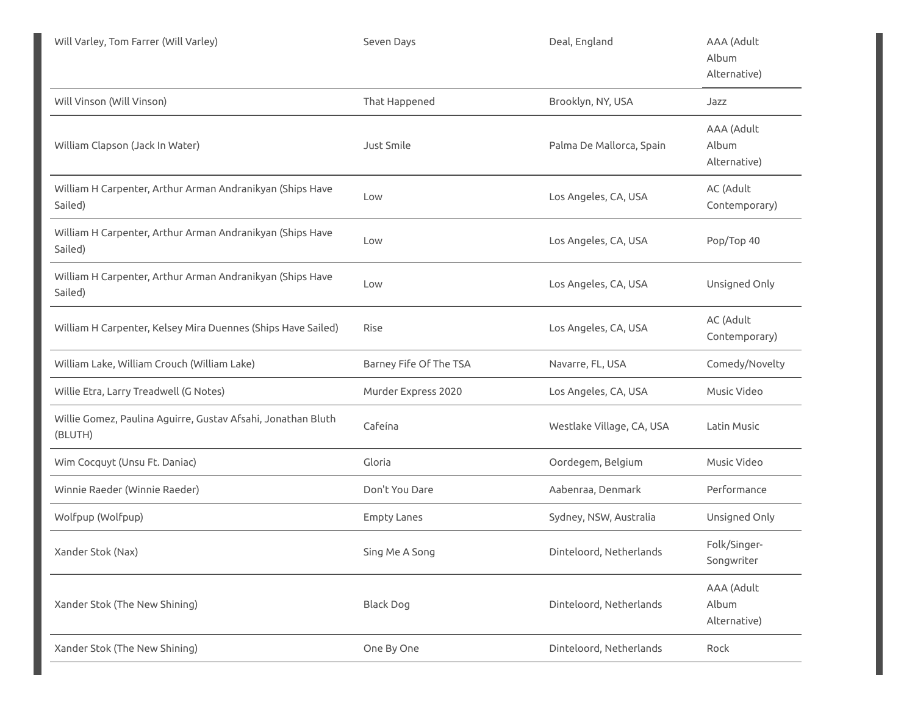| | | | |
|---|---|---|---|
| Will Varley, Tom Farrer (Will Varley) | Seven Days | Deal, England | AAA (Adult Album Alternative) |
| Will Vinson (Will Vinson) | That Happened | Brooklyn, NY, USA | Jazz |
| William Clapson (Jack In Water) | Just Smile | Palma De Mallorca, Spain | AAA (Adult Album Alternative) |
| William H Carpenter, Arthur Arman Andranikyan (Ships Have Sailed) | Low | Los Angeles, CA, USA | AC (Adult Contemporary) |
| William H Carpenter, Arthur Arman Andranikyan (Ships Have Sailed) | Low | Los Angeles, CA, USA | Pop/Top 40 |
| William H Carpenter, Arthur Arman Andranikyan (Ships Have Sailed) | Low | Los Angeles, CA, USA | Unsigned Only |
| William H Carpenter, Kelsey Mira Duennes (Ships Have Sailed) | Rise | Los Angeles, CA, USA | AC (Adult Contemporary) |
| William Lake, William Crouch (William Lake) | Barney Fife Of The TSA | Navarre, FL, USA | Comedy/Novelty |
| Willie Etra, Larry Treadwell (G Notes) | Murder Express 2020 | Los Angeles, CA, USA | Music Video |
| Willie Gomez, Paulina Aguirre, Gustav Afsahi, Jonathan Bluth (BLUTH) | Cafeína | Westlake Village, CA, USA | Latin Music |
| Wim Cocquyt (Unsu Ft. Daniac) | Gloria | Oordegem, Belgium | Music Video |
| Winnie Raeder (Winnie Raeder) | Don't You Dare | Aabenraa, Denmark | Performance |
| Wolfpup (Wolfpup) | Empty Lanes | Sydney, NSW, Australia | Unsigned Only |
| Xander Stok (Nax) | Sing Me A Song | Dinteloord, Netherlands | Folk/Singer-Songwriter |
| Xander Stok (The New Shining) | Black Dog | Dinteloord, Netherlands | AAA (Adult Album Alternative) |
| Xander Stok (The New Shining) | One By One | Dinteloord, Netherlands | Rock |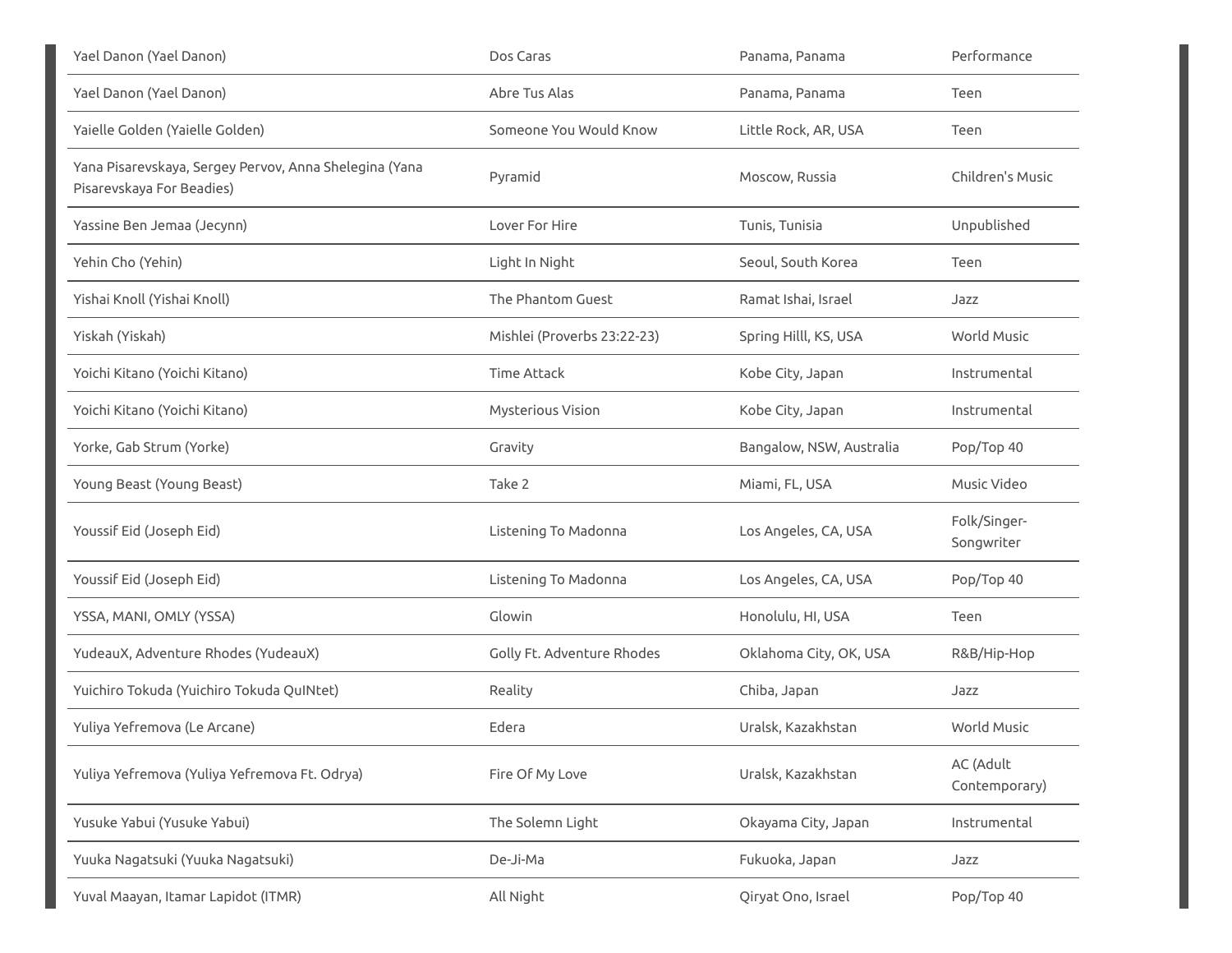| | | | |
|---|---|---|---|
| Yael Danon (Yael Danon) | Dos Caras | Panama, Panama | Performance |
| Yael Danon (Yael Danon) | Abre Tus Alas | Panama, Panama | Teen |
| Yaielle Golden (Yaielle Golden) | Someone You Would Know | Little Rock, AR, USA | Teen |
| Yana Pisarevskaya, Sergey Pervov, Anna Shelegina (Yana Pisarevskaya For Beadies) | Pyramid | Moscow, Russia | Children's Music |
| Yassine Ben Jemaa (Jecynn) | Lover For Hire | Tunis, Tunisia | Unpublished |
| Yehin Cho (Yehin) | Light In Night | Seoul, South Korea | Teen |
| Yishai Knoll (Yishai Knoll) | The Phantom Guest | Ramat Ishai, Israel | Jazz |
| Yiskah (Yiskah) | Mishlei (Proverbs 23:22-23) | Spring Hilll, KS, USA | World Music |
| Yoichi Kitano (Yoichi Kitano) | Time Attack | Kobe City, Japan | Instrumental |
| Yoichi Kitano (Yoichi Kitano) | Mysterious Vision | Kobe City, Japan | Instrumental |
| Yorke, Gab Strum (Yorke) | Gravity | Bangalow, NSW, Australia | Pop/Top 40 |
| Young Beast (Young Beast) | Take 2 | Miami, FL, USA | Music Video |
| Youssif Eid (Joseph Eid) | Listening To Madonna | Los Angeles, CA, USA | Folk/Singer-Songwriter |
| Youssif Eid (Joseph Eid) | Listening To Madonna | Los Angeles, CA, USA | Pop/Top 40 |
| YSSA, MANI, OMLY (YSSA) | Glowin | Honolulu, HI, USA | Teen |
| YudeauX, Adventure Rhodes (YudeauX) | Golly Ft. Adventure Rhodes | Oklahoma City, OK, USA | R&B/Hip-Hop |
| Yuichiro Tokuda (Yuichiro Tokuda QuINtet) | Reality | Chiba, Japan | Jazz |
| Yuliya Yefremova (Le Arcane) | Edera | Uralsk, Kazakhstan | World Music |
| Yuliya Yefremova (Yuliya Yefremova Ft. Odrya) | Fire Of My Love | Uralsk, Kazakhstan | AC (Adult Contemporary) |
| Yusuke Yabui (Yusuke Yabui) | The Solemn Light | Okayama City, Japan | Instrumental |
| Yuuka Nagatsuki (Yuuka Nagatsuki) | De-Ji-Ma | Fukuoka, Japan | Jazz |
| Yuval Maayan, Itamar Lapidot (ITMR) | All Night | Qiryat Ono, Israel | Pop/Top 40 |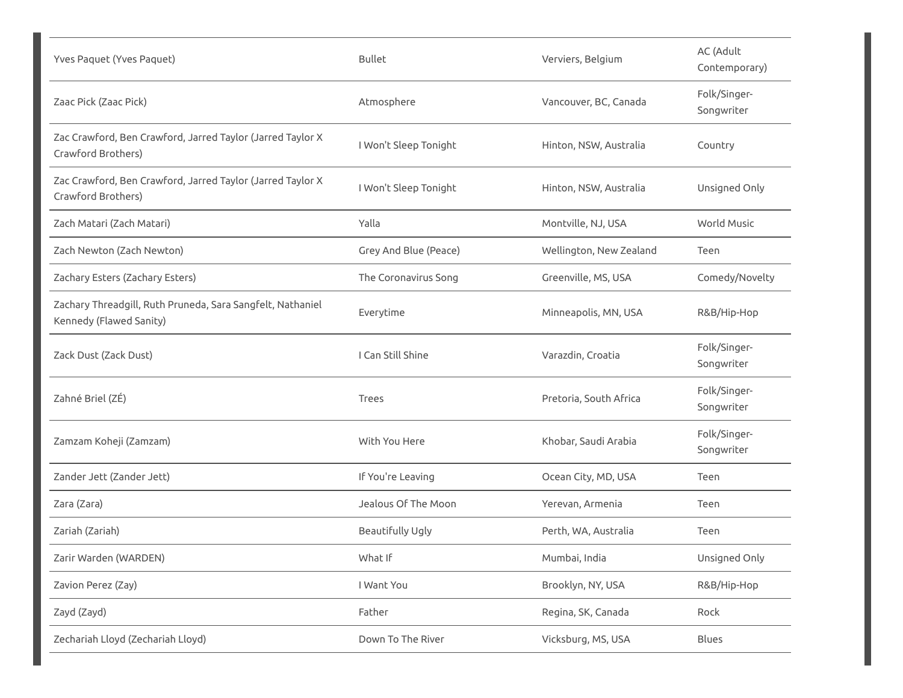| | | | |
|---|---|---|---|
| Yves Paquet (Yves Paquet) | Bullet | Verviers, Belgium | AC (Adult Contemporary) |
| Zaac Pick (Zaac Pick) | Atmosphere | Vancouver, BC, Canada | Folk/Singer-Songwriter |
| Zac Crawford, Ben Crawford, Jarred Taylor (Jarred Taylor X Crawford Brothers) | I Won't Sleep Tonight | Hinton, NSW, Australia | Country |
| Zac Crawford, Ben Crawford, Jarred Taylor (Jarred Taylor X Crawford Brothers) | I Won't Sleep Tonight | Hinton, NSW, Australia | Unsigned Only |
| Zach Matari (Zach Matari) | Yalla | Montville, NJ, USA | World Music |
| Zach Newton (Zach Newton) | Grey And Blue (Peace) | Wellington, New Zealand | Teen |
| Zachary Esters (Zachary Esters) | The Coronavirus Song | Greenville, MS, USA | Comedy/Novelty |
| Zachary Threadgill, Ruth Pruneda, Sara Sangfelt, Nathaniel Kennedy (Flawed Sanity) | Everytime | Minneapolis, MN, USA | R&B/Hip-Hop |
| Zack Dust (Zack Dust) | I Can Still Shine | Varazdin, Croatia | Folk/Singer-Songwriter |
| Zahné Briel (ZÉ) | Trees | Pretoria, South Africa | Folk/Singer-Songwriter |
| Zamzam Koheji (Zamzam) | With You Here | Khobar, Saudi Arabia | Folk/Singer-Songwriter |
| Zander Jett (Zander Jett) | If You're Leaving | Ocean City, MD, USA | Teen |
| Zara (Zara) | Jealous Of The Moon | Yerevan, Armenia | Teen |
| Zariah (Zariah) | Beautifully Ugly | Perth, WA, Australia | Teen |
| Zarir Warden (WARDEN) | What If | Mumbai, India | Unsigned Only |
| Zavion Perez (Zay) | I Want You | Brooklyn, NY, USA | R&B/Hip-Hop |
| Zayd (Zayd) | Father | Regina, SK, Canada | Rock |
| Zechariah Lloyd (Zechariah Lloyd) | Down To The River | Vicksburg, MS, USA | Blues |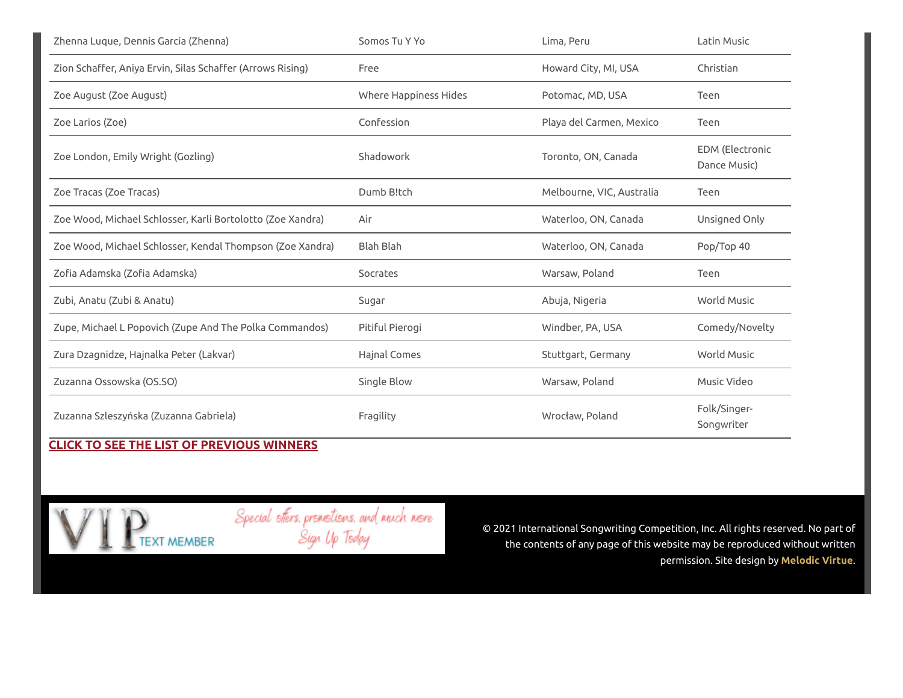| | | | |
|---|---|---|---|
| Zhenna Luque, Dennis Garcia (Zhenna) | Somos Tu Y Yo | Lima, Peru | Latin Music |
| Zion Schaffer, Aniya Ervin, Silas Schaffer (Arrows Rising) | Free | Howard City, MI, USA | Christian |
| Zoe August (Zoe August) | Where Happiness Hides | Potomac, MD, USA | Teen |
| Zoe Larios (Zoe) | Confession | Playa del Carmen, Mexico | Teen |
| Zoe London, Emily Wright (Gozling) | Shadowork | Toronto, ON, Canada | EDM (Electronic Dance Music) |
| Zoe Tracas (Zoe Tracas) | Dumb B!tch | Melbourne, VIC, Australia | Teen |
| Zoe Wood, Michael Schlosser, Karli Bortolotto (Zoe Xandra) | Air | Waterloo, ON, Canada | Unsigned Only |
| Zoe Wood, Michael Schlosser, Kendal Thompson (Zoe Xandra) | Blah Blah | Waterloo, ON, Canada | Pop/Top 40 |
| Zofia Adamska (Zofia Adamska) | Socrates | Warsaw, Poland | Teen |
| Zubi, Anatu (Zubi & Anatu) | Sugar | Abuja, Nigeria | World Music |
| Zupe, Michael L Popovich (Zupe And The Polka Commandos) | Pitiful Pierogi | Windber, PA, USA | Comedy/Novelty |
| Zura Dzagnidze, Hajnalka Peter (Lakvar) | Hajnal Comes | Stuttgart, Germany | World Music |
| Zuzanna Ossowska (OS.SO) | Single Blow | Warsaw, Poland | Music Video |
| Zuzanna Szleszyńska (Zuzanna Gabriela) | Fragility | Wrocław, Poland | Folk/Singer-Songwriter |

**CLICK TO SEE THE LIST OF PREVIOUS WINNERS**

VIP TEXT MEMBER — Special offers, promotions, and much more. Sign Up Today

© 2021 International Songwriting Competition, Inc. All rights reserved. No part of the contents of any page of this website may be reproduced without written permission. Site design by **Melodic Virtue**.